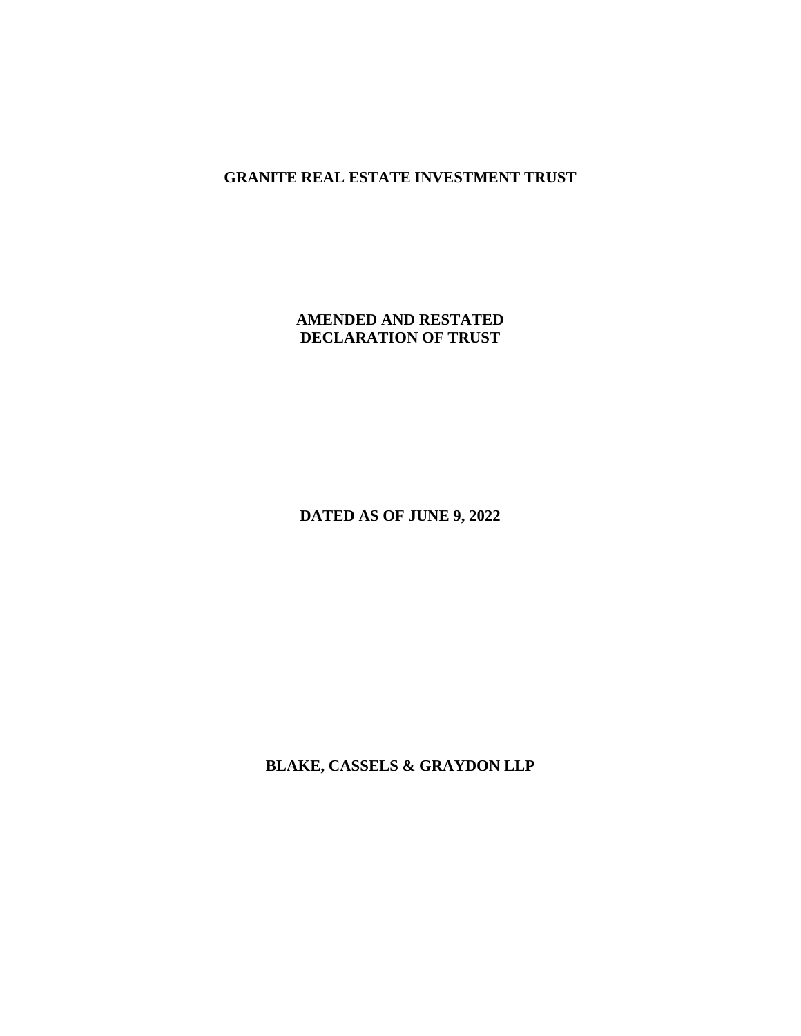**GRANITE REAL ESTATE INVESTMENT TRUST**

**AMENDED AND RESTATED**
**DECLARATION OF TRUST**

**DATED AS OF JUNE 9, 2022**

**BLAKE, CASSELS & GRAYDON LLP**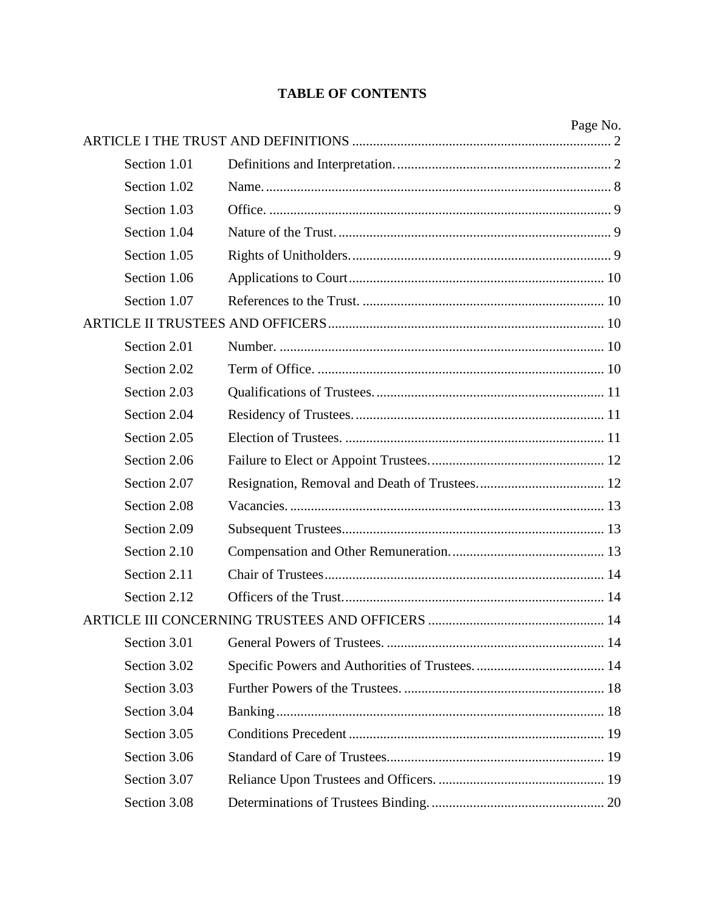# TABLE OF CONTENTS

| | | Page No. |
|---|---|---|
| ARTICLE I THE TRUST AND DEFINITIONS | | 2 |
| Section 1.01 | Definitions and Interpretation. | 2 |
| Section 1.02 | Name. | 8 |
| Section 1.03 | Office. | 9 |
| Section 1.04 | Nature of the Trust. | 9 |
| Section 1.05 | Rights of Unitholders. | 9 |
| Section 1.06 | Applications to Court | 10 |
| Section 1.07 | References to the Trust. | 10 |
| ARTICLE II TRUSTEES AND OFFICERS | | 10 |
| Section 2.01 | Number. | 10 |
| Section 2.02 | Term of Office. | 10 |
| Section 2.03 | Qualifications of Trustees. | 11 |
| Section 2.04 | Residency of Trustees. | 11 |
| Section 2.05 | Election of Trustees. | 11 |
| Section 2.06 | Failure to Elect or Appoint Trustees. | 12 |
| Section 2.07 | Resignation, Removal and Death of Trustees. | 12 |
| Section 2.08 | Vacancies. | 13 |
| Section 2.09 | Subsequent Trustees | 13 |
| Section 2.10 | Compensation and Other Remuneration. | 13 |
| Section 2.11 | Chair of Trustees | 14 |
| Section 2.12 | Officers of the Trust. | 14 |
| ARTICLE III CONCERNING TRUSTEES AND OFFICERS | | 14 |
| Section 3.01 | General Powers of Trustees. | 14 |
| Section 3.02 | Specific Powers and Authorities of Trustees. | 14 |
| Section 3.03 | Further Powers of the Trustees. | 18 |
| Section 3.04 | Banking | 18 |
| Section 3.05 | Conditions Precedent | 19 |
| Section 3.06 | Standard of Care of Trustees. | 19 |
| Section 3.07 | Reliance Upon Trustees and Officers. | 19 |
| Section 3.08 | Determinations of Trustees Binding. | 20 |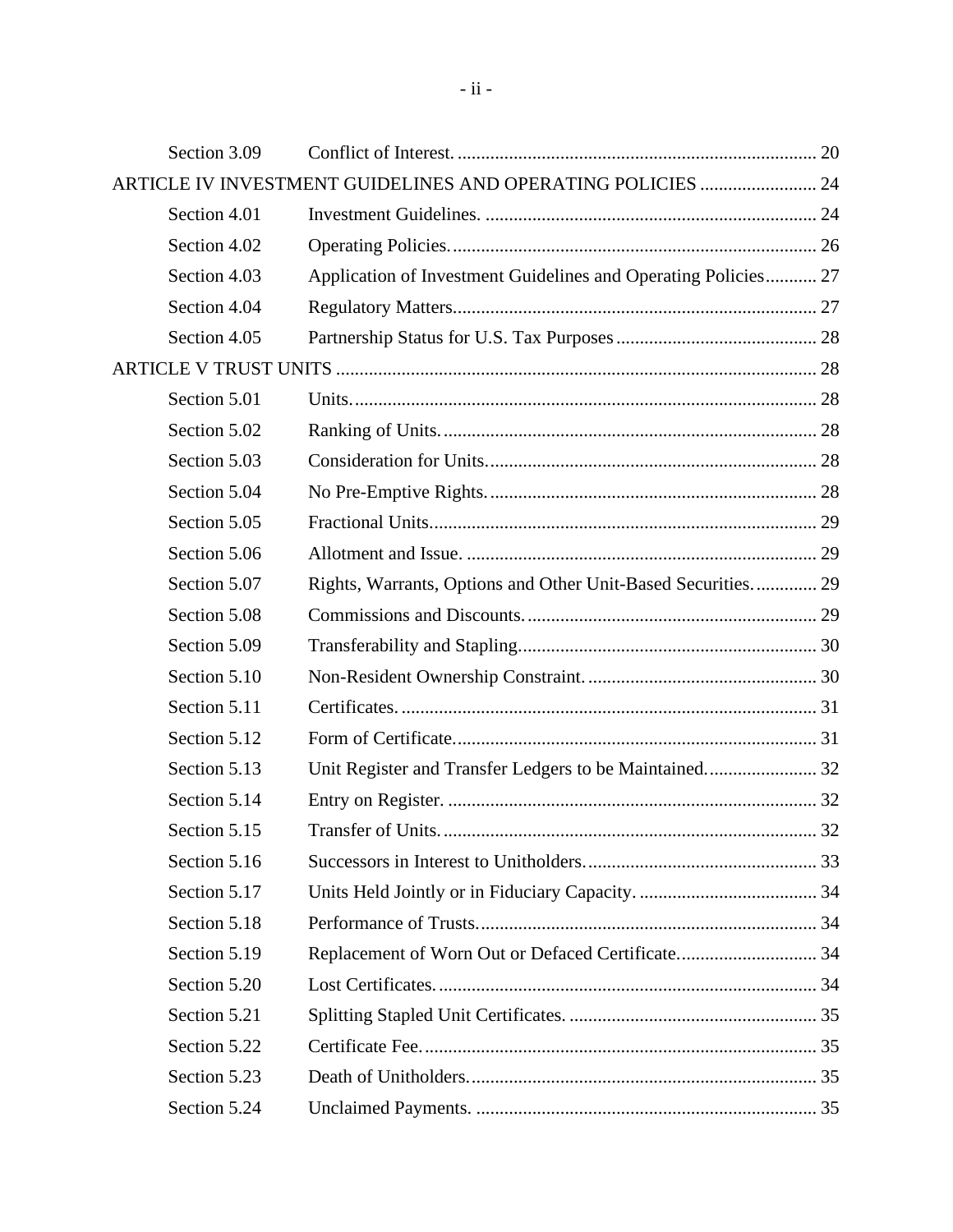| | | |
|---|---|---|
| Section 3.09 | Conflict of Interest. | 20 |
| ARTICLE IV INVESTMENT GUIDELINES AND OPERATING POLICIES | | 24 |
| Section 4.01 | Investment Guidelines. | 24 |
| Section 4.02 | Operating Policies. | 26 |
| Section 4.03 | Application of Investment Guidelines and Operating Policies | 27 |
| Section 4.04 | Regulatory Matters. | 27 |
| Section 4.05 | Partnership Status for U.S. Tax Purposes | 28 |
| ARTICLE V TRUST UNITS | | 28 |
| Section 5.01 | Units. | 28 |
| Section 5.02 | Ranking of Units. | 28 |
| Section 5.03 | Consideration for Units. | 28 |
| Section 5.04 | No Pre-Emptive Rights. | 28 |
| Section 5.05 | Fractional Units. | 29 |
| Section 5.06 | Allotment and Issue. | 29 |
| Section 5.07 | Rights, Warrants, Options and Other Unit-Based Securities. | 29 |
| Section 5.08 | Commissions and Discounts. | 29 |
| Section 5.09 | Transferability and Stapling. | 30 |
| Section 5.10 | Non-Resident Ownership Constraint. | 30 |
| Section 5.11 | Certificates. | 31 |
| Section 5.12 | Form of Certificate. | 31 |
| Section 5.13 | Unit Register and Transfer Ledgers to be Maintained. | 32 |
| Section 5.14 | Entry on Register. | 32 |
| Section 5.15 | Transfer of Units. | 32 |
| Section 5.16 | Successors in Interest to Unitholders. | 33 |
| Section 5.17 | Units Held Jointly or in Fiduciary Capacity. | 34 |
| Section 5.18 | Performance of Trusts. | 34 |
| Section 5.19 | Replacement of Worn Out or Defaced Certificate. | 34 |
| Section 5.20 | Lost Certificates. | 34 |
| Section 5.21 | Splitting Stapled Unit Certificates. | 35 |
| Section 5.22 | Certificate Fee. | 35 |
| Section 5.23 | Death of Unitholders. | 35 |
| Section 5.24 | Unclaimed Payments. | 35 |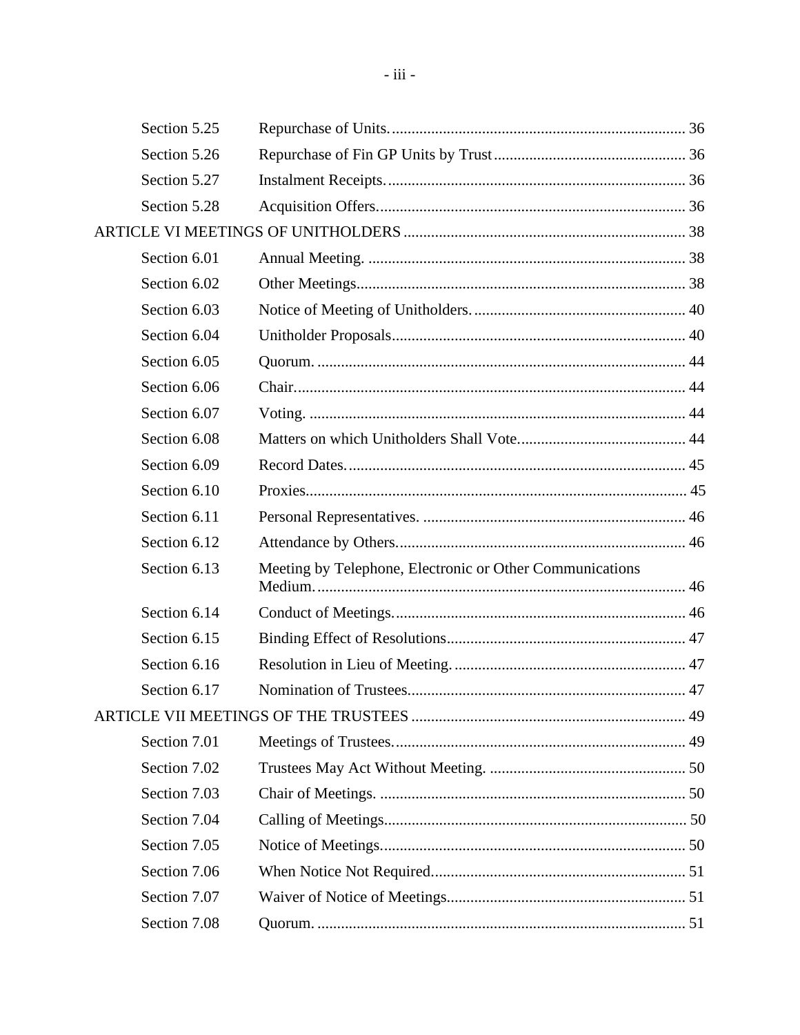| | | |
|---|---|---|
| Section 5.25 | Repurchase of Units. | 36 |
| Section 5.26 | Repurchase of Fin GP Units by Trust | 36 |
| Section 5.27 | Instalment Receipts. | 36 |
| Section 5.28 | Acquisition Offers. | 36 |
| ARTICLE VI MEETINGS OF UNITHOLDERS | | 38 |
| Section 6.01 | Annual Meeting. | 38 |
| Section 6.02 | Other Meetings | 38 |
| Section 6.03 | Notice of Meeting of Unitholders. | 40 |
| Section 6.04 | Unitholder Proposals | 40 |
| Section 6.05 | Quorum. | 44 |
| Section 6.06 | Chair. | 44 |
| Section 6.07 | Voting. | 44 |
| Section 6.08 | Matters on which Unitholders Shall Vote. | 44 |
| Section 6.09 | Record Dates. | 45 |
| Section 6.10 | Proxies | 45 |
| Section 6.11 | Personal Representatives. | 46 |
| Section 6.12 | Attendance by Others. | 46 |
| Section 6.13 | Meeting by Telephone, Electronic or Other Communications Medium. | 46 |
| Section 6.14 | Conduct of Meetings. | 46 |
| Section 6.15 | Binding Effect of Resolutions | 47 |
| Section 6.16 | Resolution in Lieu of Meeting. | 47 |
| Section 6.17 | Nomination of Trustees. | 47 |
| ARTICLE VII MEETINGS OF THE TRUSTEES | | 49 |
| Section 7.01 | Meetings of Trustees. | 49 |
| Section 7.02 | Trustees May Act Without Meeting. | 50 |
| Section 7.03 | Chair of Meetings. | 50 |
| Section 7.04 | Calling of Meetings | 50 |
| Section 7.05 | Notice of Meetings. | 50 |
| Section 7.06 | When Notice Not Required. | 51 |
| Section 7.07 | Waiver of Notice of Meetings. | 51 |
| Section 7.08 | Quorum. | 51 |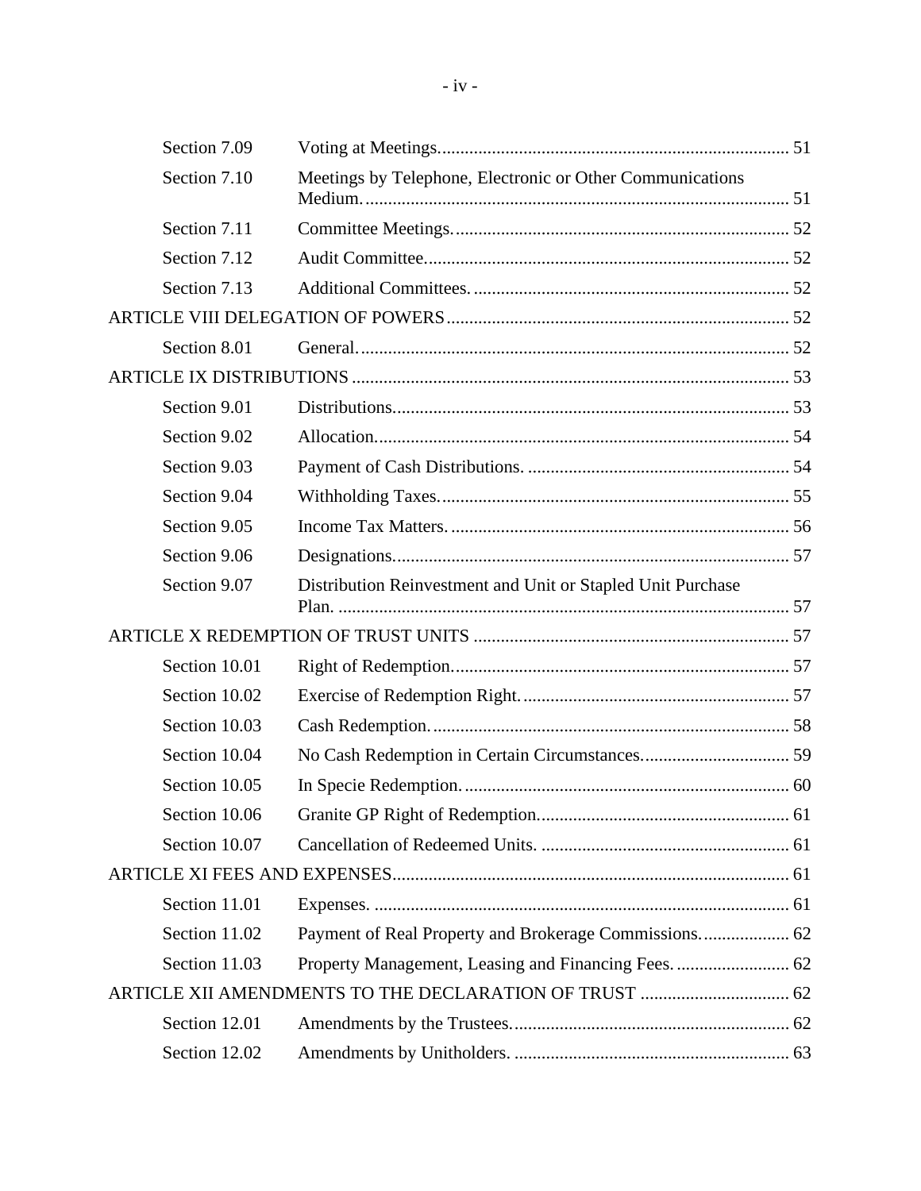| | | |
|---|---|---|
| Section 7.09 | Voting at Meetings. | 51 |
| Section 7.10 | Meetings by Telephone, Electronic or Other Communications Medium. | 51 |
| Section 7.11 | Committee Meetings. | 52 |
| Section 7.12 | Audit Committee. | 52 |
| Section 7.13 | Additional Committees. | 52 |
| ARTICLE VIII DELEGATION OF POWERS | | 52 |
| Section 8.01 | General. | 52 |
| ARTICLE IX DISTRIBUTIONS | | 53 |
| Section 9.01 | Distributions. | 53 |
| Section 9.02 | Allocation. | 54 |
| Section 9.03 | Payment of Cash Distributions. | 54 |
| Section 9.04 | Withholding Taxes. | 55 |
| Section 9.05 | Income Tax Matters. | 56 |
| Section 9.06 | Designations. | 57 |
| Section 9.07 | Distribution Reinvestment and Unit or Stapled Unit Purchase Plan. | 57 |
| ARTICLE X REDEMPTION OF TRUST UNITS | | 57 |
| Section 10.01 | Right of Redemption. | 57 |
| Section 10.02 | Exercise of Redemption Right. | 57 |
| Section 10.03 | Cash Redemption. | 58 |
| Section 10.04 | No Cash Redemption in Certain Circumstances. | 59 |
| Section 10.05 | In Specie Redemption. | 60 |
| Section 10.06 | Granite GP Right of Redemption. | 61 |
| Section 10.07 | Cancellation of Redeemed Units. | 61 |
| ARTICLE XI FEES AND EXPENSES | | 61 |
| Section 11.01 | Expenses. | 61 |
| Section 11.02 | Payment of Real Property and Brokerage Commissions. | 62 |
| Section 11.03 | Property Management, Leasing and Financing Fees. | 62 |
| ARTICLE XII AMENDMENTS TO THE DECLARATION OF TRUST | | 62 |
| Section 12.01 | Amendments by the Trustees. | 62 |
| Section 12.02 | Amendments by Unitholders. | 63 |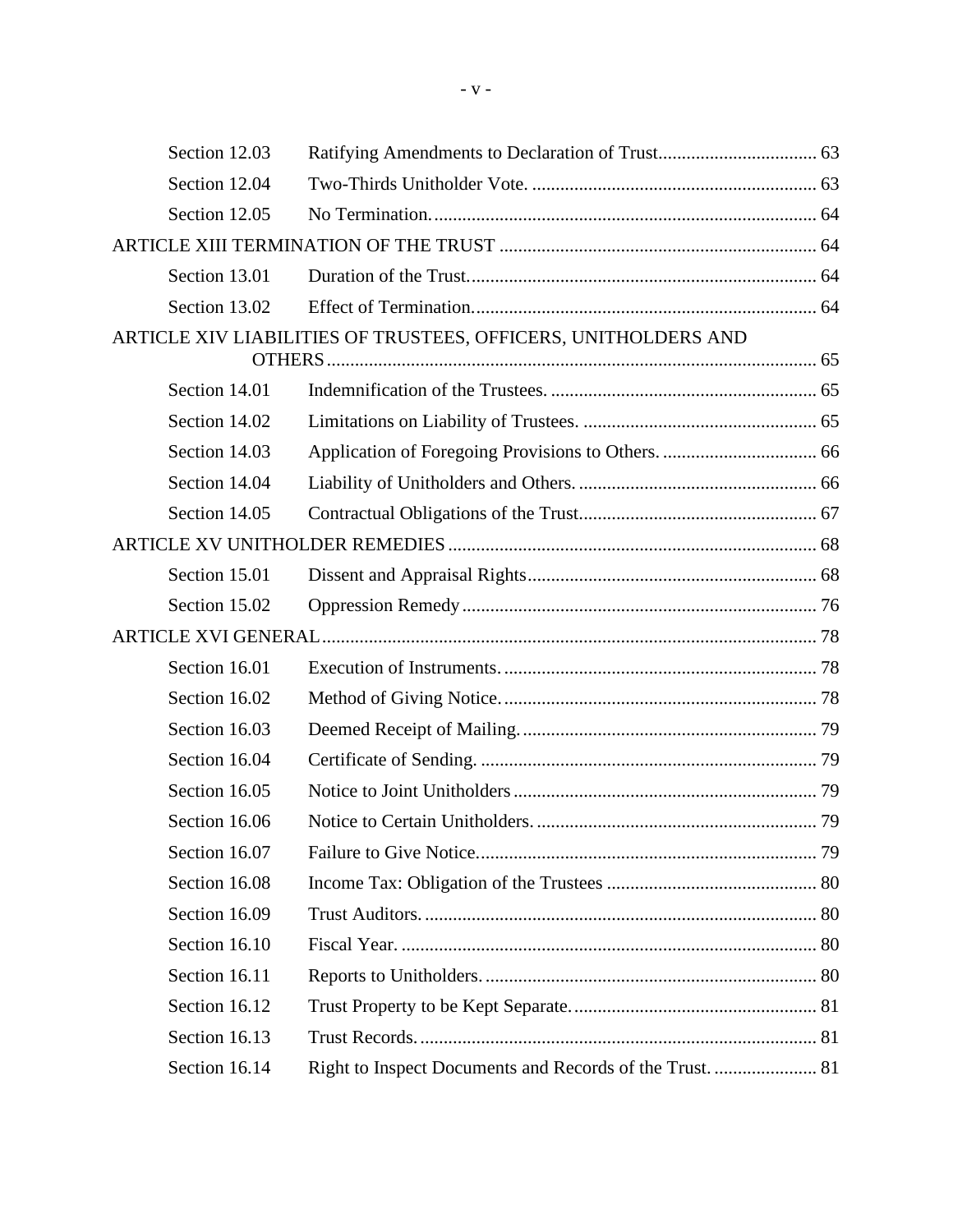| | | |
|---|---|---|
| Section 12.03 | Ratifying Amendments to Declaration of Trust | 63 |
| Section 12.04 | Two-Thirds Unitholder Vote. | 63 |
| Section 12.05 | No Termination. | 64 |
| ARTICLE XIII TERMINATION OF THE TRUST | | 64 |
| Section 13.01 | Duration of the Trust. | 64 |
| Section 13.02 | Effect of Termination. | 64 |
| ARTICLE XIV LIABILITIES OF TRUSTEES, OFFICERS, UNITHOLDERS AND OTHERS | | 65 |
| Section 14.01 | Indemnification of the Trustees. | 65 |
| Section 14.02 | Limitations on Liability of Trustees. | 65 |
| Section 14.03 | Application of Foregoing Provisions to Others. | 66 |
| Section 14.04 | Liability of Unitholders and Others. | 66 |
| Section 14.05 | Contractual Obligations of the Trust. | 67 |
| ARTICLE XV UNITHOLDER REMEDIES | | 68 |
| Section 15.01 | Dissent and Appraisal Rights | 68 |
| Section 15.02 | Oppression Remedy | 76 |
| ARTICLE XVI GENERAL | | 78 |
| Section 16.01 | Execution of Instruments. | 78 |
| Section 16.02 | Method of Giving Notice. | 78 |
| Section 16.03 | Deemed Receipt of Mailing. | 79 |
| Section 16.04 | Certificate of Sending. | 79 |
| Section 16.05 | Notice to Joint Unitholders | 79 |
| Section 16.06 | Notice to Certain Unitholders. | 79 |
| Section 16.07 | Failure to Give Notice. | 79 |
| Section 16.08 | Income Tax: Obligation of the Trustees | 80 |
| Section 16.09 | Trust Auditors. | 80 |
| Section 16.10 | Fiscal Year. | 80 |
| Section 16.11 | Reports to Unitholders. | 80 |
| Section 16.12 | Trust Property to be Kept Separate. | 81 |
| Section 16.13 | Trust Records. | 81 |
| Section 16.14 | Right to Inspect Documents and Records of the Trust. | 81 |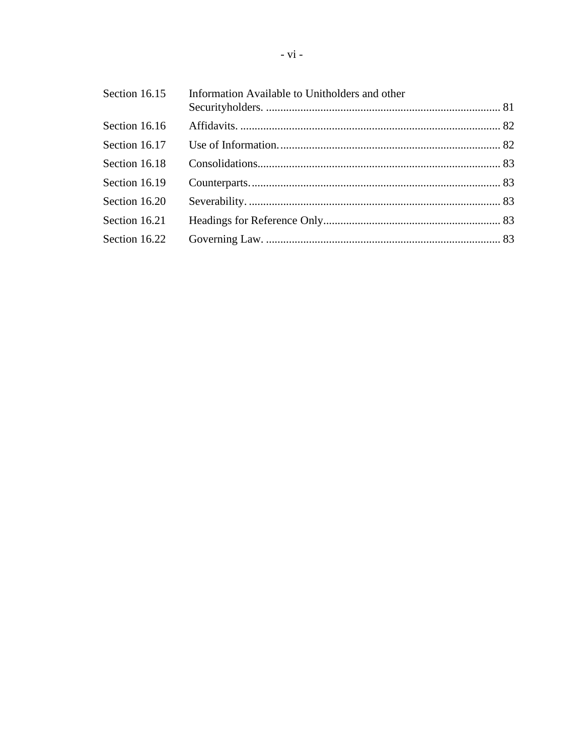| | | |
|---|---|---|
| Section 16.15 | Information Available to Unitholders and other Securityholders. | 81 |
| Section 16.16 | Affidavits. | 82 |
| Section 16.17 | Use of Information. | 82 |
| Section 16.18 | Consolidations. | 83 |
| Section 16.19 | Counterparts. | 83 |
| Section 16.20 | Severability. | 83 |
| Section 16.21 | Headings for Reference Only. | 83 |
| Section 16.22 | Governing Law. | 83 |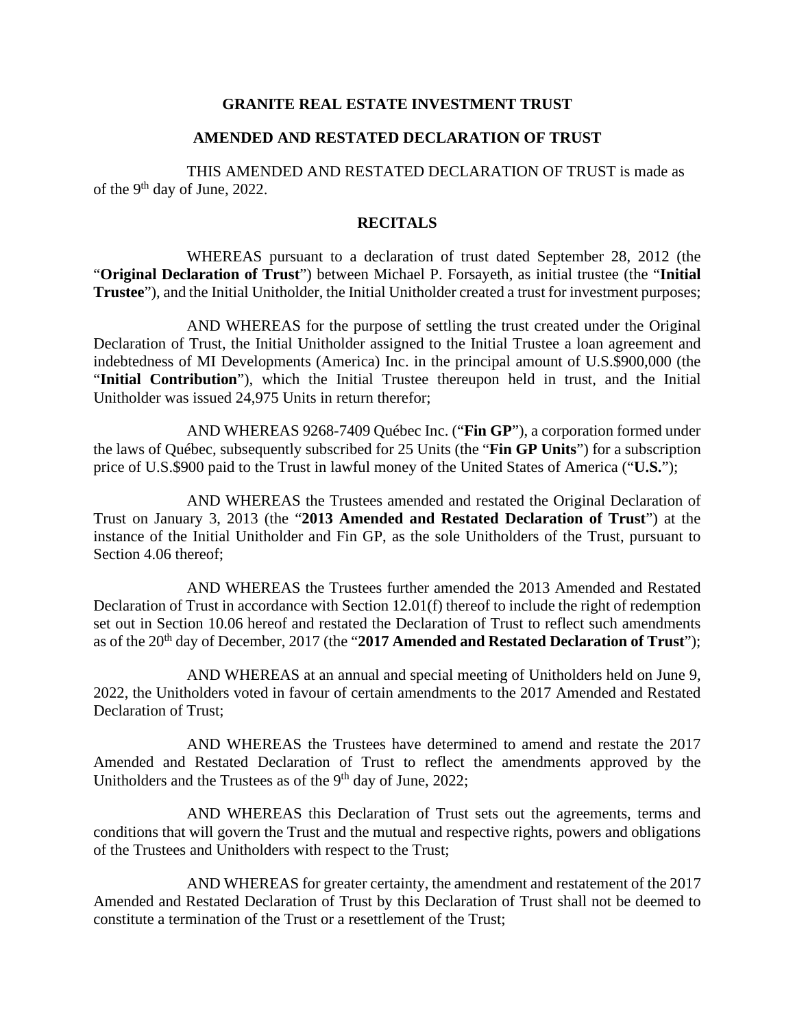**GRANITE REAL ESTATE INVESTMENT TRUST**

**AMENDED AND RESTATED DECLARATION OF TRUST**

THIS AMENDED AND RESTATED DECLARATION OF TRUST is made as of the 9th day of June, 2022.

**RECITALS**

WHEREAS pursuant to a declaration of trust dated September 28, 2012 (the "**Original Declaration of Trust**") between Michael P. Forsayeth, as initial trustee (the "**Initial Trustee**"), and the Initial Unitholder, the Initial Unitholder created a trust for investment purposes;

AND WHEREAS for the purpose of settling the trust created under the Original Declaration of Trust, the Initial Unitholder assigned to the Initial Trustee a loan agreement and indebtedness of MI Developments (America) Inc. in the principal amount of U.S.$900,000 (the "**Initial Contribution**"), which the Initial Trustee thereupon held in trust, and the Initial Unitholder was issued 24,975 Units in return therefor;

AND WHEREAS 9268-7409 Québec Inc. ("**Fin GP**"), a corporation formed under the laws of Québec, subsequently subscribed for 25 Units (the "**Fin GP Units**") for a subscription price of U.S.$900 paid to the Trust in lawful money of the United States of America ("**U.S.**");

AND WHEREAS the Trustees amended and restated the Original Declaration of Trust on January 3, 2013 (the "**2013 Amended and Restated Declaration of Trust**") at the instance of the Initial Unitholder and Fin GP, as the sole Unitholders of the Trust, pursuant to Section 4.06 thereof;

AND WHEREAS the Trustees further amended the 2013 Amended and Restated Declaration of Trust in accordance with Section 12.01(f) thereof to include the right of redemption set out in Section 10.06 hereof and restated the Declaration of Trust to reflect such amendments as of the 20th day of December, 2017 (the "**2017 Amended and Restated Declaration of Trust**");

AND WHEREAS at an annual and special meeting of Unitholders held on June 9, 2022, the Unitholders voted in favour of certain amendments to the 2017 Amended and Restated Declaration of Trust;

AND WHEREAS the Trustees have determined to amend and restate the 2017 Amended and Restated Declaration of Trust to reflect the amendments approved by the Unitholders and the Trustees as of the 9th day of June, 2022;

AND WHEREAS this Declaration of Trust sets out the agreements, terms and conditions that will govern the Trust and the mutual and respective rights, powers and obligations of the Trustees and Unitholders with respect to the Trust;

AND WHEREAS for greater certainty, the amendment and restatement of the 2017 Amended and Restated Declaration of Trust by this Declaration of Trust shall not be deemed to constitute a termination of the Trust or a resettlement of the Trust;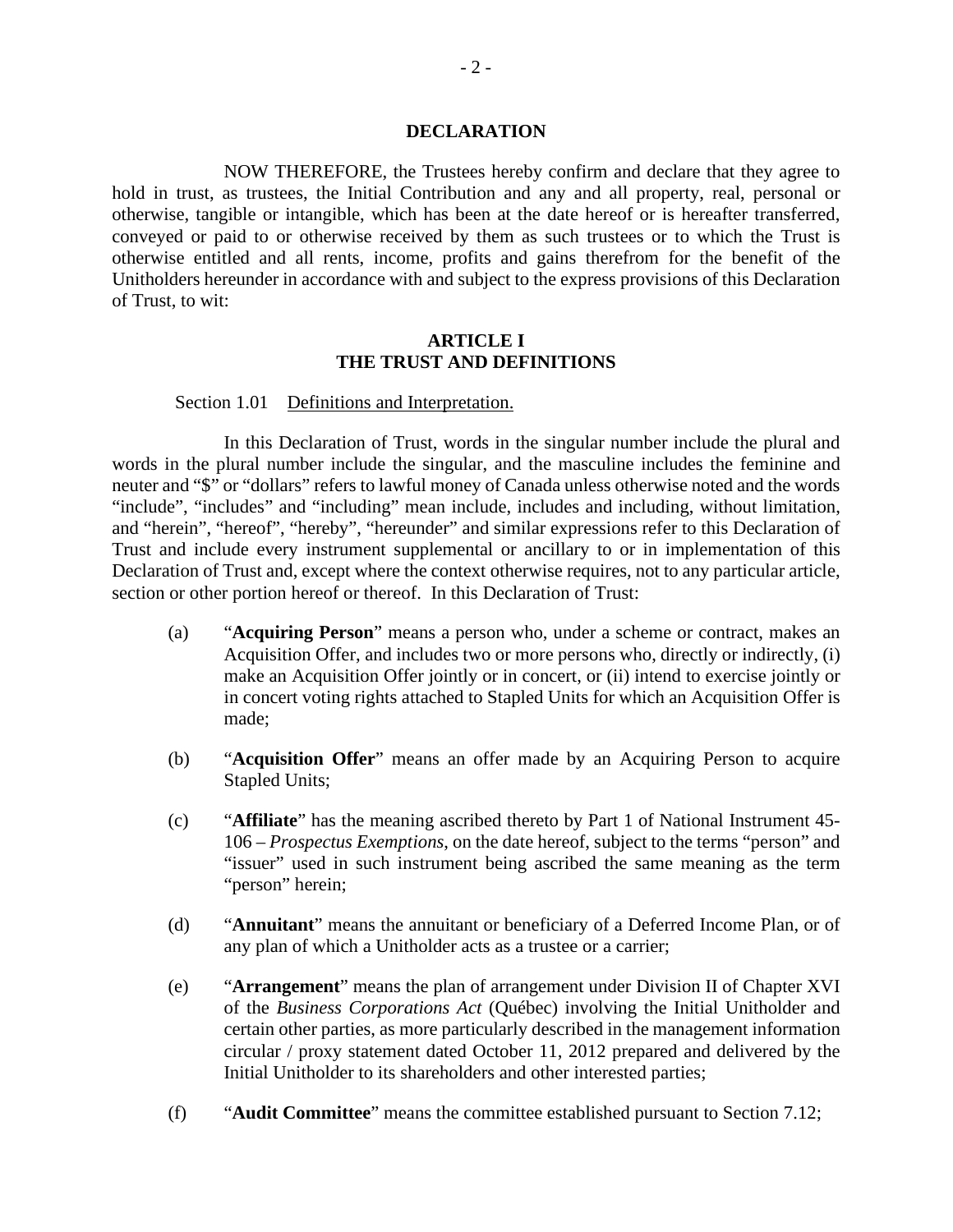## DECLARATION

NOW THEREFORE, the Trustees hereby confirm and declare that they agree to hold in trust, as trustees, the Initial Contribution and any and all property, real, personal or otherwise, tangible or intangible, which has been at the date hereof or is hereafter transferred, conveyed or paid to or otherwise received by them as such trustees or to which the Trust is otherwise entitled and all rents, income, profits and gains therefrom for the benefit of the Unitholders hereunder in accordance with and subject to the express provisions of this Declaration of Trust, to wit:

## ARTICLE I
## THE TRUST AND DEFINITIONS

Section 1.01 Definitions and Interpretation.

In this Declaration of Trust, words in the singular number include the plural and words in the plural number include the singular, and the masculine includes the feminine and neuter and "$" or "dollars" refers to lawful money of Canada unless otherwise noted and the words "include", "includes" and "including" mean include, includes and including, without limitation, and "herein", "hereof", "hereby", "hereunder" and similar expressions refer to this Declaration of Trust and include every instrument supplemental or ancillary to or in implementation of this Declaration of Trust and, except where the context otherwise requires, not to any particular article, section or other portion hereof or thereof. In this Declaration of Trust:

(a) "**Acquiring Person**" means a person who, under a scheme or contract, makes an Acquisition Offer, and includes two or more persons who, directly or indirectly, (i) make an Acquisition Offer jointly or in concert, or (ii) intend to exercise jointly or in concert voting rights attached to Stapled Units for which an Acquisition Offer is made;

(b) "**Acquisition Offer**" means an offer made by an Acquiring Person to acquire Stapled Units;

(c) "**Affiliate**" has the meaning ascribed thereto by Part 1 of National Instrument 45-106 – *Prospectus Exemptions*, on the date hereof, subject to the terms "person" and "issuer" used in such instrument being ascribed the same meaning as the term "person" herein;

(d) "**Annuitant**" means the annuitant or beneficiary of a Deferred Income Plan, or of any plan of which a Unitholder acts as a trustee or a carrier;

(e) "**Arrangement**" means the plan of arrangement under Division II of Chapter XVI of the *Business Corporations Act* (Québec) involving the Initial Unitholder and certain other parties, as more particularly described in the management information circular / proxy statement dated October 11, 2012 prepared and delivered by the Initial Unitholder to its shareholders and other interested parties;

(f) "**Audit Committee**" means the committee established pursuant to Section 7.12;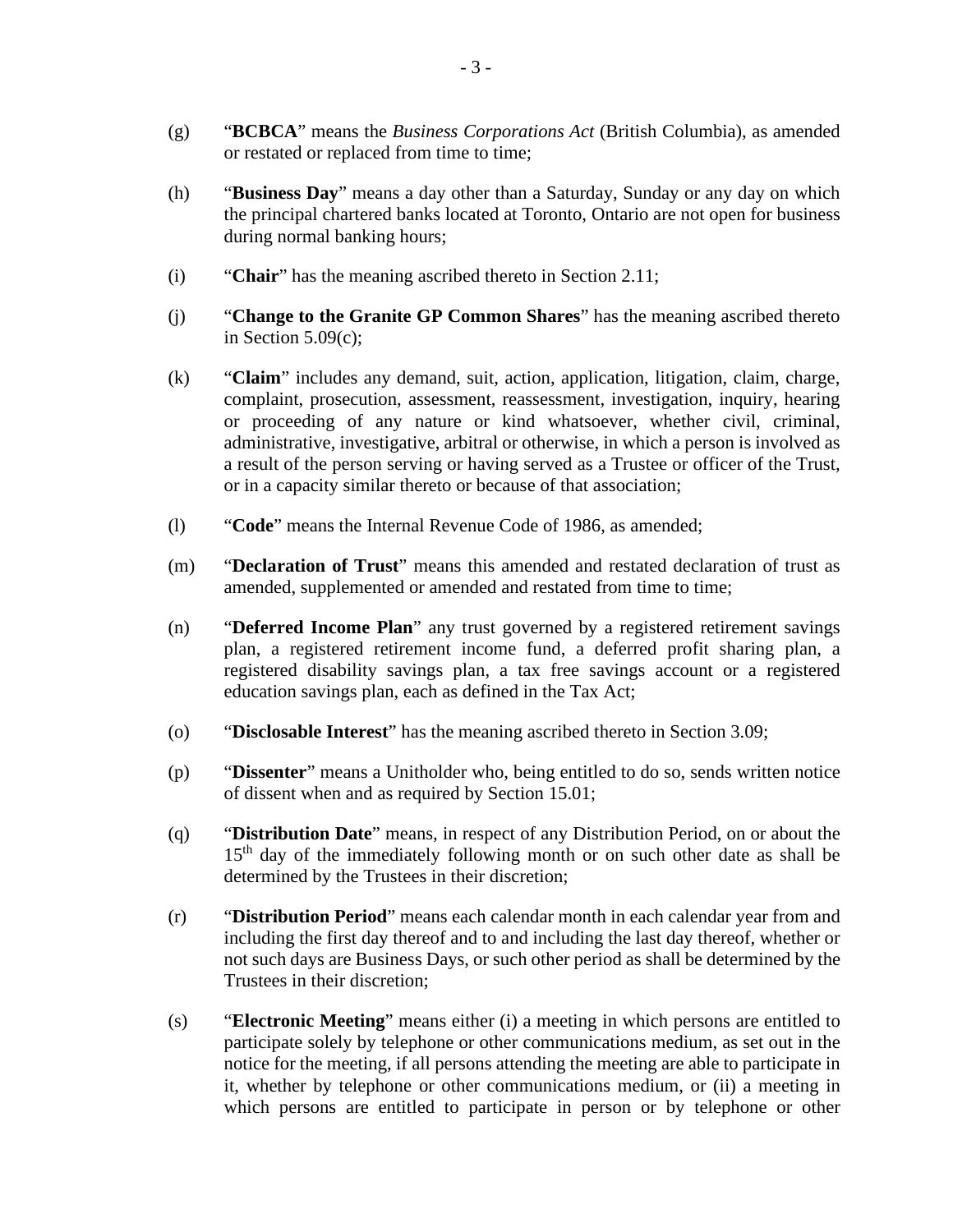(g) “**BCBCA**” means the *Business Corporations Act* (British Columbia), as amended or restated or replaced from time to time;

(h) “**Business Day**” means a day other than a Saturday, Sunday or any day on which the principal chartered banks located at Toronto, Ontario are not open for business during normal banking hours;

(i) “**Chair**” has the meaning ascribed thereto in Section 2.11;

(j) “**Change to the Granite GP Common Shares**” has the meaning ascribed thereto in Section 5.09(c);

(k) “**Claim**” includes any demand, suit, action, application, litigation, claim, charge, complaint, prosecution, assessment, reassessment, investigation, inquiry, hearing or proceeding of any nature or kind whatsoever, whether civil, criminal, administrative, investigative, arbitral or otherwise, in which a person is involved as a result of the person serving or having served as a Trustee or officer of the Trust, or in a capacity similar thereto or because of that association;

(l) “**Code**” means the Internal Revenue Code of 1986, as amended;

(m) “**Declaration of Trust**” means this amended and restated declaration of trust as amended, supplemented or amended and restated from time to time;

(n) “**Deferred Income Plan**” any trust governed by a registered retirement savings plan, a registered retirement income fund, a deferred profit sharing plan, a registered disability savings plan, a tax free savings account or a registered education savings plan, each as defined in the Tax Act;

(o) “**Disclosable Interest**” has the meaning ascribed thereto in Section 3.09;

(p) “**Dissenter**” means a Unitholder who, being entitled to do so, sends written notice of dissent when and as required by Section 15.01;

(q) “**Distribution Date**” means, in respect of any Distribution Period, on or about the 15th day of the immediately following month or on such other date as shall be determined by the Trustees in their discretion;

(r) “**Distribution Period**” means each calendar month in each calendar year from and including the first day thereof and to and including the last day thereof, whether or not such days are Business Days, or such other period as shall be determined by the Trustees in their discretion;

(s) “**Electronic Meeting**” means either (i) a meeting in which persons are entitled to participate solely by telephone or other communications medium, as set out in the notice for the meeting, if all persons attending the meeting are able to participate in it, whether by telephone or other communications medium, or (ii) a meeting in which persons are entitled to participate in person or by telephone or other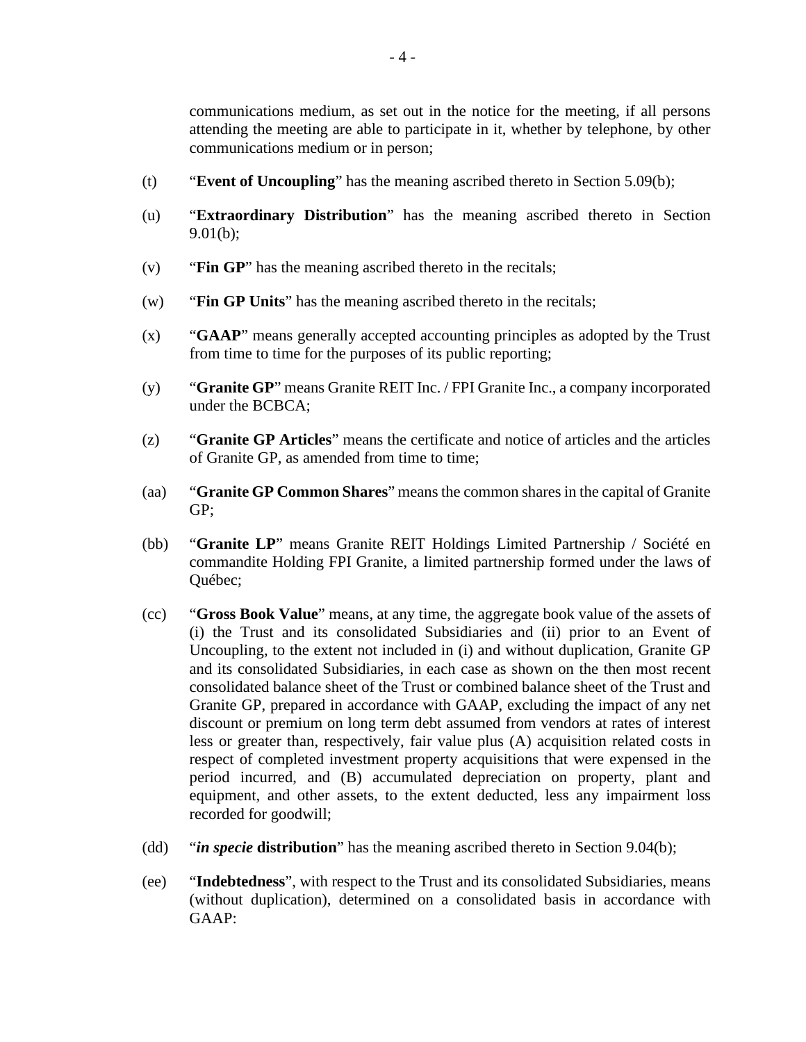communications medium, as set out in the notice for the meeting, if all persons attending the meeting are able to participate in it, whether by telephone, by other communications medium or in person;

(t) "**Event of Uncoupling**" has the meaning ascribed thereto in Section 5.09(b);

(u) "**Extraordinary Distribution**" has the meaning ascribed thereto in Section 9.01(b);

(v) "**Fin GP**" has the meaning ascribed thereto in the recitals;

(w) "**Fin GP Units**" has the meaning ascribed thereto in the recitals;

(x) "**GAAP**" means generally accepted accounting principles as adopted by the Trust from time to time for the purposes of its public reporting;

(y) "**Granite GP**" means Granite REIT Inc. / FPI Granite Inc., a company incorporated under the BCBCA;

(z) "**Granite GP Articles**" means the certificate and notice of articles and the articles of Granite GP, as amended from time to time;

(aa) "**Granite GP Common Shares**" means the common shares in the capital of Granite GP;

(bb) "**Granite LP**" means Granite REIT Holdings Limited Partnership / Société en commandite Holding FPI Granite, a limited partnership formed under the laws of Québec;

(cc) "**Gross Book Value**" means, at any time, the aggregate book value of the assets of (i) the Trust and its consolidated Subsidiaries and (ii) prior to an Event of Uncoupling, to the extent not included in (i) and without duplication, Granite GP and its consolidated Subsidiaries, in each case as shown on the then most recent consolidated balance sheet of the Trust or combined balance sheet of the Trust and Granite GP, prepared in accordance with GAAP, excluding the impact of any net discount or premium on long term debt assumed from vendors at rates of interest less or greater than, respectively, fair value plus (A) acquisition related costs in respect of completed investment property acquisitions that were expensed in the period incurred, and (B) accumulated depreciation on property, plant and equipment, and other assets, to the extent deducted, less any impairment loss recorded for goodwill;

(dd) "***in specie* distribution**" has the meaning ascribed thereto in Section 9.04(b);

(ee) "**Indebtedness**", with respect to the Trust and its consolidated Subsidiaries, means (without duplication), determined on a consolidated basis in accordance with GAAP: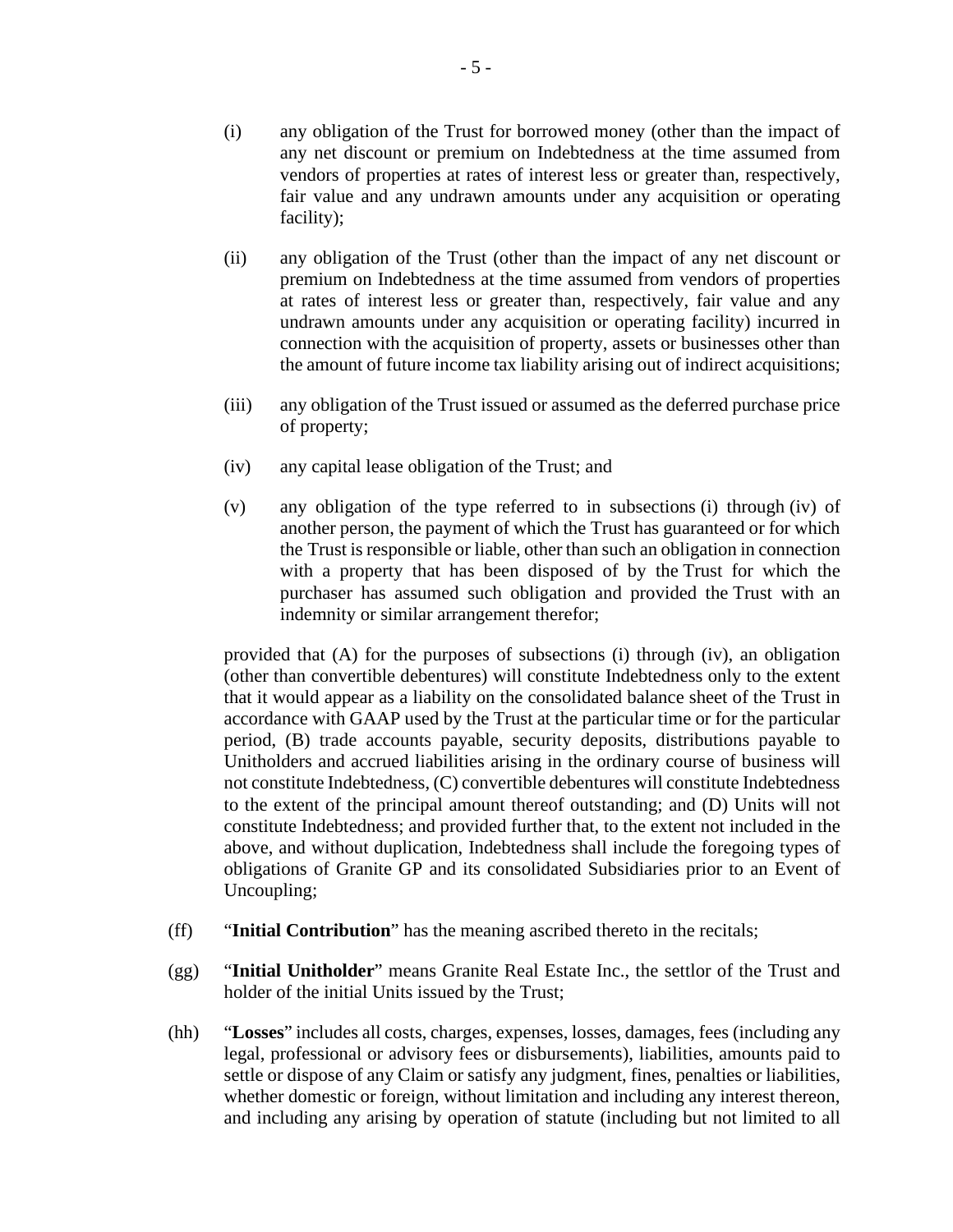(i) any obligation of the Trust for borrowed money (other than the impact of any net discount or premium on Indebtedness at the time assumed from vendors of properties at rates of interest less or greater than, respectively, fair value and any undrawn amounts under any acquisition or operating facility);

(ii) any obligation of the Trust (other than the impact of any net discount or premium on Indebtedness at the time assumed from vendors of properties at rates of interest less or greater than, respectively, fair value and any undrawn amounts under any acquisition or operating facility) incurred in connection with the acquisition of property, assets or businesses other than the amount of future income tax liability arising out of indirect acquisitions;

(iii) any obligation of the Trust issued or assumed as the deferred purchase price of property;

(iv) any capital lease obligation of the Trust; and

(v) any obligation of the type referred to in subsections (i) through (iv) of another person, the payment of which the Trust has guaranteed or for which the Trust is responsible or liable, other than such an obligation in connection with a property that has been disposed of by the Trust for which the purchaser has assumed such obligation and provided the Trust with an indemnity or similar arrangement therefor;

provided that (A) for the purposes of subsections (i) through (iv), an obligation (other than convertible debentures) will constitute Indebtedness only to the extent that it would appear as a liability on the consolidated balance sheet of the Trust in accordance with GAAP used by the Trust at the particular time or for the particular period, (B) trade accounts payable, security deposits, distributions payable to Unitholders and accrued liabilities arising in the ordinary course of business will not constitute Indebtedness, (C) convertible debentures will constitute Indebtedness to the extent of the principal amount thereof outstanding; and (D) Units will not constitute Indebtedness; and provided further that, to the extent not included in the above, and without duplication, Indebtedness shall include the foregoing types of obligations of Granite GP and its consolidated Subsidiaries prior to an Event of Uncoupling;

(ff) "**Initial Contribution**" has the meaning ascribed thereto in the recitals;

(gg) "**Initial Unitholder**" means Granite Real Estate Inc., the settlor of the Trust and holder of the initial Units issued by the Trust;

(hh) "**Losses**" includes all costs, charges, expenses, losses, damages, fees (including any legal, professional or advisory fees or disbursements), liabilities, amounts paid to settle or dispose of any Claim or satisfy any judgment, fines, penalties or liabilities, whether domestic or foreign, without limitation and including any interest thereon, and including any arising by operation of statute (including but not limited to all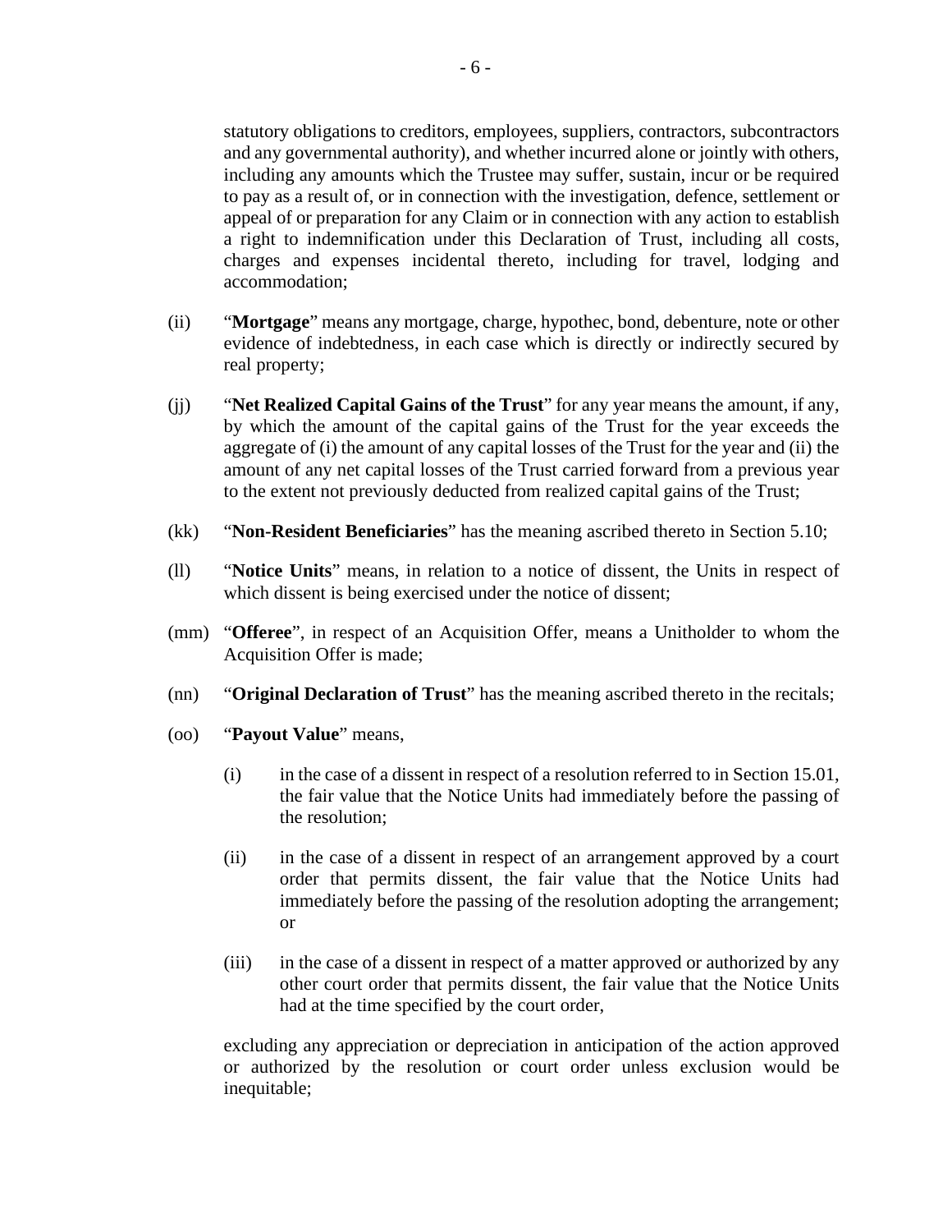statutory obligations to creditors, employees, suppliers, contractors, subcontractors and any governmental authority), and whether incurred alone or jointly with others, including any amounts which the Trustee may suffer, sustain, incur or be required to pay as a result of, or in connection with the investigation, defence, settlement or appeal of or preparation for any Claim or in connection with any action to establish a right to indemnification under this Declaration of Trust, including all costs, charges and expenses incidental thereto, including for travel, lodging and accommodation;

(ii) "**Mortgage**" means any mortgage, charge, hypothec, bond, debenture, note or other evidence of indebtedness, in each case which is directly or indirectly secured by real property;

(jj) "**Net Realized Capital Gains of the Trust**" for any year means the amount, if any, by which the amount of the capital gains of the Trust for the year exceeds the aggregate of (i) the amount of any capital losses of the Trust for the year and (ii) the amount of any net capital losses of the Trust carried forward from a previous year to the extent not previously deducted from realized capital gains of the Trust;

(kk) "**Non-Resident Beneficiaries**" has the meaning ascribed thereto in Section 5.10;

(ll) "**Notice Units**" means, in relation to a notice of dissent, the Units in respect of which dissent is being exercised under the notice of dissent;

(mm) "**Offeree**", in respect of an Acquisition Offer, means a Unitholder to whom the Acquisition Offer is made;

(nn) "**Original Declaration of Trust**" has the meaning ascribed thereto in the recitals;

(oo) "**Payout Value**" means,

(i) in the case of a dissent in respect of a resolution referred to in Section 15.01, the fair value that the Notice Units had immediately before the passing of the resolution;

(ii) in the case of a dissent in respect of an arrangement approved by a court order that permits dissent, the fair value that the Notice Units had immediately before the passing of the resolution adopting the arrangement; or

(iii) in the case of a dissent in respect of a matter approved or authorized by any other court order that permits dissent, the fair value that the Notice Units had at the time specified by the court order,

excluding any appreciation or depreciation in anticipation of the action approved or authorized by the resolution or court order unless exclusion would be inequitable;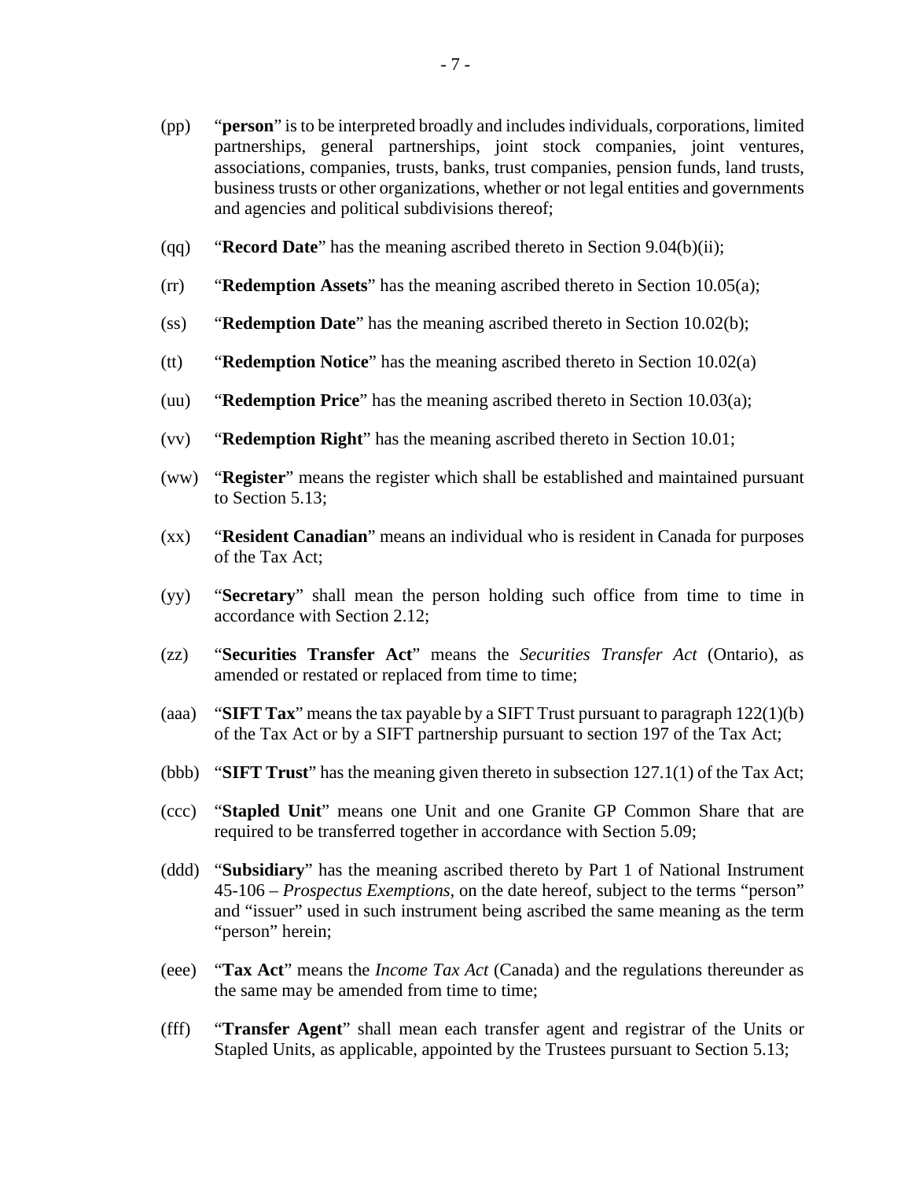(pp) "**person**" is to be interpreted broadly and includes individuals, corporations, limited partnerships, general partnerships, joint stock companies, joint ventures, associations, companies, trusts, banks, trust companies, pension funds, land trusts, business trusts or other organizations, whether or not legal entities and governments and agencies and political subdivisions thereof;

(qq) "**Record Date**" has the meaning ascribed thereto in Section 9.04(b)(ii);

(rr) "**Redemption Assets**" has the meaning ascribed thereto in Section 10.05(a);

(ss) "**Redemption Date**" has the meaning ascribed thereto in Section 10.02(b);

(tt) "**Redemption Notice**" has the meaning ascribed thereto in Section 10.02(a)

(uu) "**Redemption Price**" has the meaning ascribed thereto in Section 10.03(a);

(vv) "**Redemption Right**" has the meaning ascribed thereto in Section 10.01;

(ww) "**Register**" means the register which shall be established and maintained pursuant to Section 5.13;

(xx) "**Resident Canadian**" means an individual who is resident in Canada for purposes of the Tax Act;

(yy) "**Secretary**" shall mean the person holding such office from time to time in accordance with Section 2.12;

(zz) "**Securities Transfer Act**" means the *Securities Transfer Act* (Ontario), as amended or restated or replaced from time to time;

(aaa) "**SIFT Tax**" means the tax payable by a SIFT Trust pursuant to paragraph 122(1)(b) of the Tax Act or by a SIFT partnership pursuant to section 197 of the Tax Act;

(bbb) "**SIFT Trust**" has the meaning given thereto in subsection 127.1(1) of the Tax Act;

(ccc) "**Stapled Unit**" means one Unit and one Granite GP Common Share that are required to be transferred together in accordance with Section 5.09;

(ddd) "**Subsidiary**" has the meaning ascribed thereto by Part 1 of National Instrument 45-106 – *Prospectus Exemptions*, on the date hereof, subject to the terms "person" and "issuer" used in such instrument being ascribed the same meaning as the term "person" herein;

(eee) "**Tax Act**" means the *Income Tax Act* (Canada) and the regulations thereunder as the same may be amended from time to time;

(fff) "**Transfer Agent**" shall mean each transfer agent and registrar of the Units or Stapled Units, as applicable, appointed by the Trustees pursuant to Section 5.13;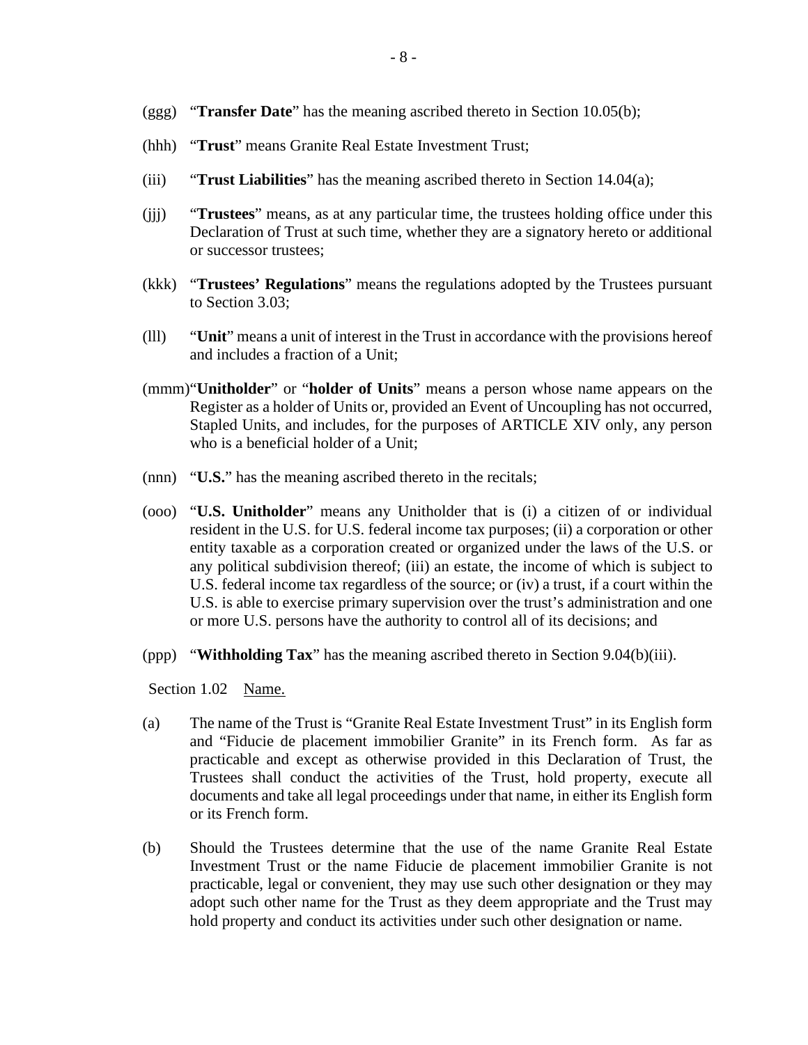(ggg) "**Transfer Date**" has the meaning ascribed thereto in Section 10.05(b);

(hhh) "**Trust**" means Granite Real Estate Investment Trust;

(iii) "**Trust Liabilities**" has the meaning ascribed thereto in Section 14.04(a);

(jjj) "**Trustees**" means, as at any particular time, the trustees holding office under this Declaration of Trust at such time, whether they are a signatory hereto or additional or successor trustees;

(kkk) "**Trustees' Regulations**" means the regulations adopted by the Trustees pursuant to Section 3.03;

(lll) "**Unit**" means a unit of interest in the Trust in accordance with the provisions hereof and includes a fraction of a Unit;

(mmm) "**Unitholder**" or "**holder of Units**" means a person whose name appears on the Register as a holder of Units or, provided an Event of Uncoupling has not occurred, Stapled Units, and includes, for the purposes of ARTICLE XIV only, any person who is a beneficial holder of a Unit;

(nnn) "**U.S.**" has the meaning ascribed thereto in the recitals;

(ooo) "**U.S. Unitholder**" means any Unitholder that is (i) a citizen of or individual resident in the U.S. for U.S. federal income tax purposes; (ii) a corporation or other entity taxable as a corporation created or organized under the laws of the U.S. or any political subdivision thereof; (iii) an estate, the income of which is subject to U.S. federal income tax regardless of the source; or (iv) a trust, if a court within the U.S. is able to exercise primary supervision over the trust's administration and one or more U.S. persons have the authority to control all of its decisions; and

(ppp) "**Withholding Tax**" has the meaning ascribed thereto in Section 9.04(b)(iii).

Section 1.02 Name.

(a) The name of the Trust is "Granite Real Estate Investment Trust" in its English form and "Fiducie de placement immobilier Granite" in its French form. As far as practicable and except as otherwise provided in this Declaration of Trust, the Trustees shall conduct the activities of the Trust, hold property, execute all documents and take all legal proceedings under that name, in either its English form or its French form.

(b) Should the Trustees determine that the use of the name Granite Real Estate Investment Trust or the name Fiducie de placement immobilier Granite is not practicable, legal or convenient, they may use such other designation or they may adopt such other name for the Trust as they deem appropriate and the Trust may hold property and conduct its activities under such other designation or name.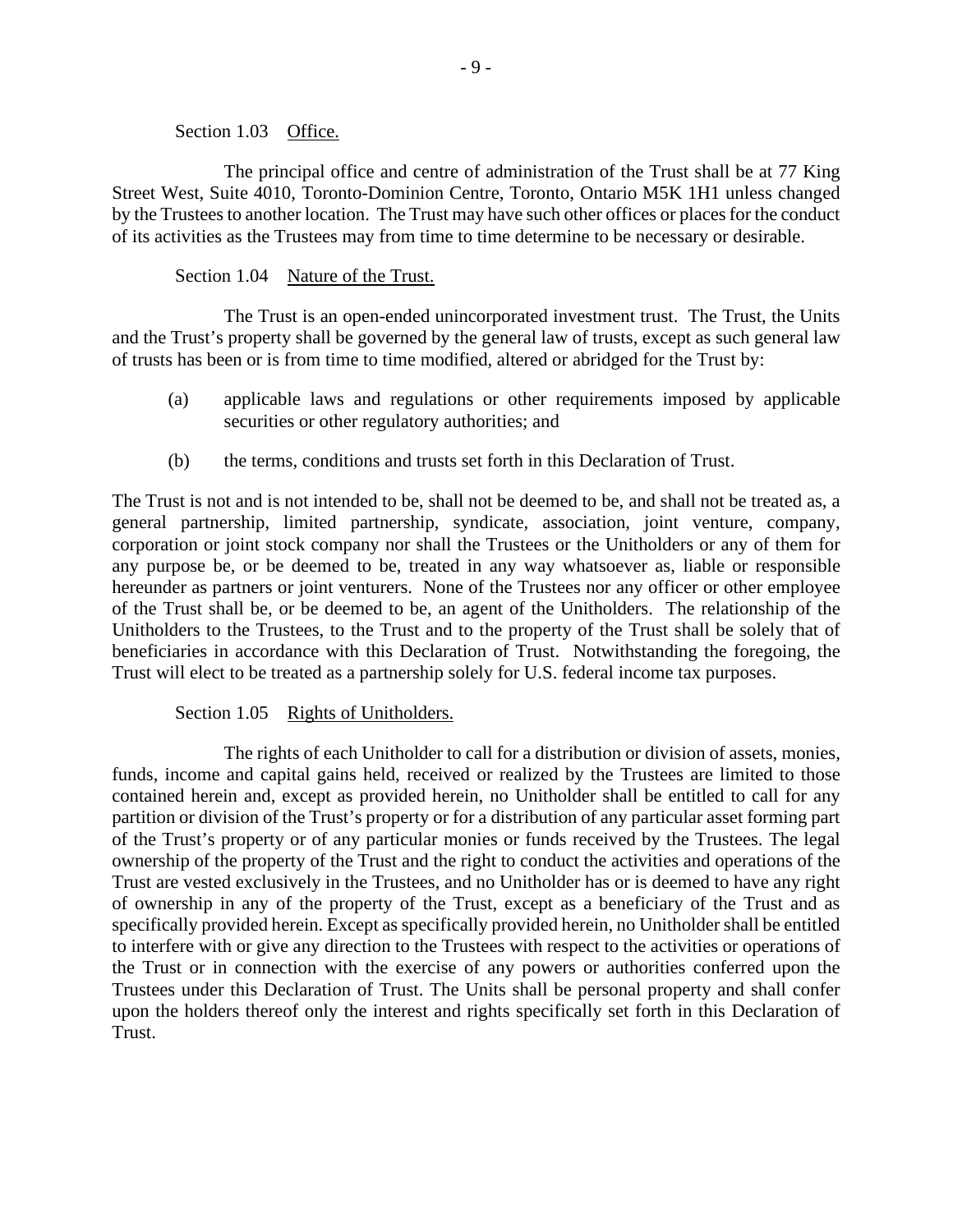Section 1.03 Office.

The principal office and centre of administration of the Trust shall be at 77 King Street West, Suite 4010, Toronto-Dominion Centre, Toronto, Ontario M5K 1H1 unless changed by the Trustees to another location. The Trust may have such other offices or places for the conduct of its activities as the Trustees may from time to time determine to be necessary or desirable.

Section 1.04 Nature of the Trust.

The Trust is an open-ended unincorporated investment trust. The Trust, the Units and the Trust's property shall be governed by the general law of trusts, except as such general law of trusts has been or is from time to time modified, altered or abridged for the Trust by:

(a) applicable laws and regulations or other requirements imposed by applicable securities or other regulatory authorities; and

(b) the terms, conditions and trusts set forth in this Declaration of Trust.

The Trust is not and is not intended to be, shall not be deemed to be, and shall not be treated as, a general partnership, limited partnership, syndicate, association, joint venture, company, corporation or joint stock company nor shall the Trustees or the Unitholders or any of them for any purpose be, or be deemed to be, treated in any way whatsoever as, liable or responsible hereunder as partners or joint venturers. None of the Trustees nor any officer or other employee of the Trust shall be, or be deemed to be, an agent of the Unitholders. The relationship of the Unitholders to the Trustees, to the Trust and to the property of the Trust shall be solely that of beneficiaries in accordance with this Declaration of Trust. Notwithstanding the foregoing, the Trust will elect to be treated as a partnership solely for U.S. federal income tax purposes.

Section 1.05 Rights of Unitholders.

The rights of each Unitholder to call for a distribution or division of assets, monies, funds, income and capital gains held, received or realized by the Trustees are limited to those contained herein and, except as provided herein, no Unitholder shall be entitled to call for any partition or division of the Trust's property or for a distribution of any particular asset forming part of the Trust's property or of any particular monies or funds received by the Trustees. The legal ownership of the property of the Trust and the right to conduct the activities and operations of the Trust are vested exclusively in the Trustees, and no Unitholder has or is deemed to have any right of ownership in any of the property of the Trust, except as a beneficiary of the Trust and as specifically provided herein. Except as specifically provided herein, no Unitholder shall be entitled to interfere with or give any direction to the Trustees with respect to the activities or operations of the Trust or in connection with the exercise of any powers or authorities conferred upon the Trustees under this Declaration of Trust. The Units shall be personal property and shall confer upon the holders thereof only the interest and rights specifically set forth in this Declaration of Trust.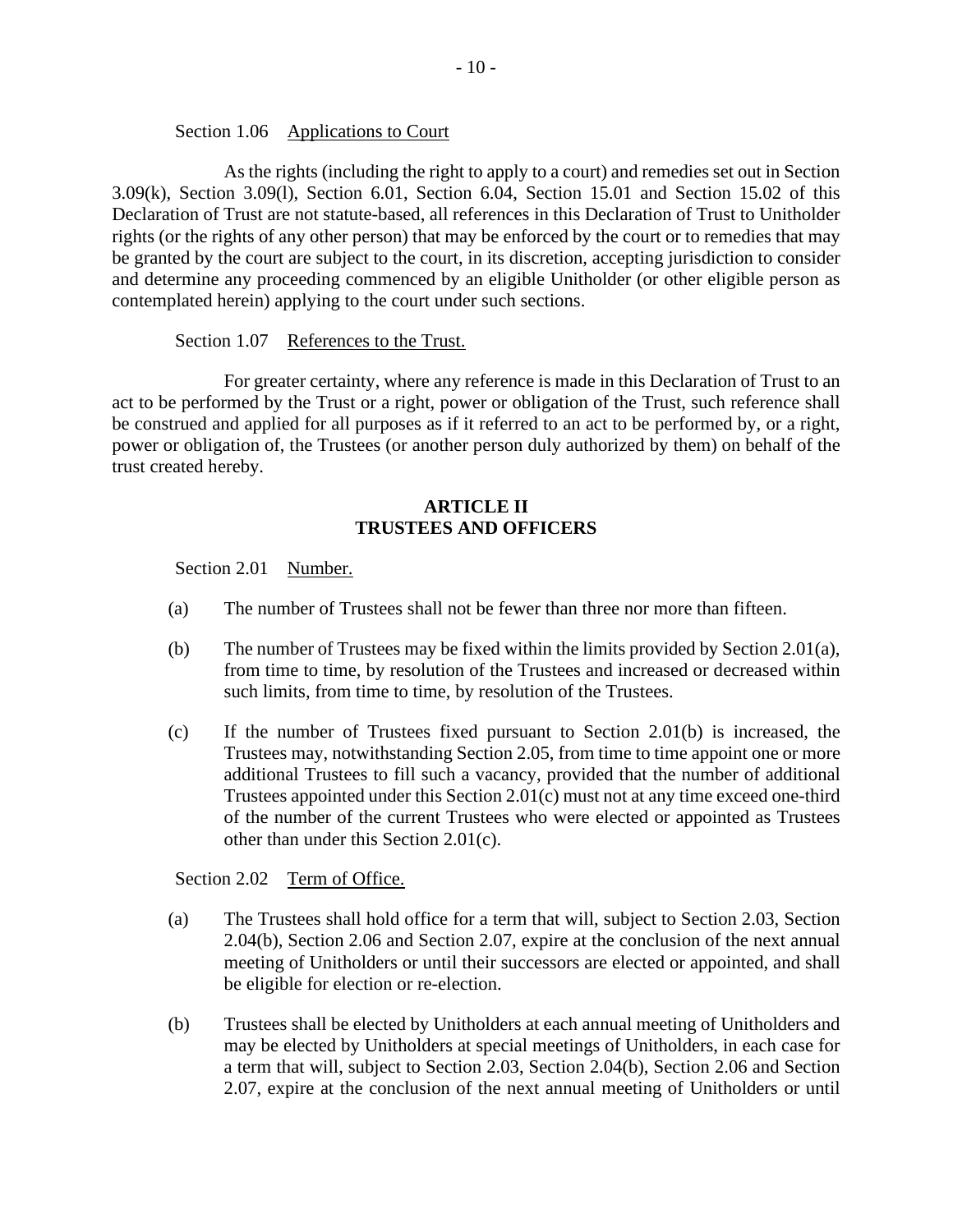Section 1.06 Applications to Court

As the rights (including the right to apply to a court) and remedies set out in Section 3.09(k), Section 3.09(l), Section 6.01, Section 6.04, Section 15.01 and Section 15.02 of this Declaration of Trust are not statute-based, all references in this Declaration of Trust to Unitholder rights (or the rights of any other person) that may be enforced by the court or to remedies that may be granted by the court are subject to the court, in its discretion, accepting jurisdiction to consider and determine any proceeding commenced by an eligible Unitholder (or other eligible person as contemplated herein) applying to the court under such sections.

Section 1.07 References to the Trust.

For greater certainty, where any reference is made in this Declaration of Trust to an act to be performed by the Trust or a right, power or obligation of the Trust, such reference shall be construed and applied for all purposes as if it referred to an act to be performed by, or a right, power or obligation of, the Trustees (or another person duly authorized by them) on behalf of the trust created hereby.

## ARTICLE II
## TRUSTEES AND OFFICERS

Section 2.01 Number.

(a) The number of Trustees shall not be fewer than three nor more than fifteen.

(b) The number of Trustees may be fixed within the limits provided by Section 2.01(a), from time to time, by resolution of the Trustees and increased or decreased within such limits, from time to time, by resolution of the Trustees.

(c) If the number of Trustees fixed pursuant to Section 2.01(b) is increased, the Trustees may, notwithstanding Section 2.05, from time to time appoint one or more additional Trustees to fill such a vacancy, provided that the number of additional Trustees appointed under this Section 2.01(c) must not at any time exceed one-third of the number of the current Trustees who were elected or appointed as Trustees other than under this Section 2.01(c).

Section 2.02 Term of Office.

(a) The Trustees shall hold office for a term that will, subject to Section 2.03, Section 2.04(b), Section 2.06 and Section 2.07, expire at the conclusion of the next annual meeting of Unitholders or until their successors are elected or appointed, and shall be eligible for election or re-election.

(b) Trustees shall be elected by Unitholders at each annual meeting of Unitholders and may be elected by Unitholders at special meetings of Unitholders, in each case for a term that will, subject to Section 2.03, Section 2.04(b), Section 2.06 and Section 2.07, expire at the conclusion of the next annual meeting of Unitholders or until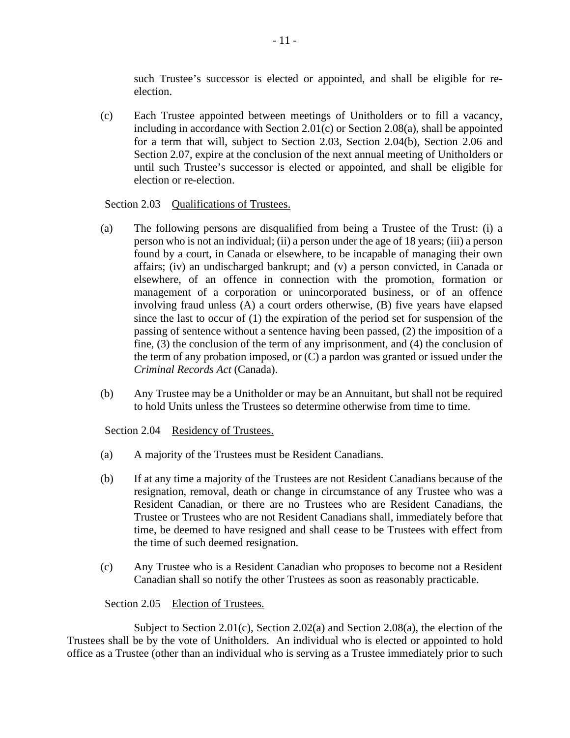such Trustee's successor is elected or appointed, and shall be eligible for re-election.

(c) Each Trustee appointed between meetings of Unitholders or to fill a vacancy, including in accordance with Section 2.01(c) or Section 2.08(a), shall be appointed for a term that will, subject to Section 2.03, Section 2.04(b), Section 2.06 and Section 2.07, expire at the conclusion of the next annual meeting of Unitholders or until such Trustee's successor is elected or appointed, and shall be eligible for election or re-election.

Section 2.03 Qualifications of Trustees.

(a) The following persons are disqualified from being a Trustee of the Trust: (i) a person who is not an individual; (ii) a person under the age of 18 years; (iii) a person found by a court, in Canada or elsewhere, to be incapable of managing their own affairs; (iv) an undischarged bankrupt; and (v) a person convicted, in Canada or elsewhere, of an offence in connection with the promotion, formation or management of a corporation or unincorporated business, or of an offence involving fraud unless (A) a court orders otherwise, (B) five years have elapsed since the last to occur of (1) the expiration of the period set for suspension of the passing of sentence without a sentence having been passed, (2) the imposition of a fine, (3) the conclusion of the term of any imprisonment, and (4) the conclusion of the term of any probation imposed, or (C) a pardon was granted or issued under the *Criminal Records Act* (Canada).

(b) Any Trustee may be a Unitholder or may be an Annuitant, but shall not be required to hold Units unless the Trustees so determine otherwise from time to time.

Section 2.04 Residency of Trustees.

(a) A majority of the Trustees must be Resident Canadians.

(b) If at any time a majority of the Trustees are not Resident Canadians because of the resignation, removal, death or change in circumstance of any Trustee who was a Resident Canadian, or there are no Trustees who are Resident Canadians, the Trustee or Trustees who are not Resident Canadians shall, immediately before that time, be deemed to have resigned and shall cease to be Trustees with effect from the time of such deemed resignation.

(c) Any Trustee who is a Resident Canadian who proposes to become not a Resident Canadian shall so notify the other Trustees as soon as reasonably practicable.

Section 2.05 Election of Trustees.

Subject to Section 2.01(c), Section 2.02(a) and Section 2.08(a), the election of the Trustees shall be by the vote of Unitholders. An individual who is elected or appointed to hold office as a Trustee (other than an individual who is serving as a Trustee immediately prior to such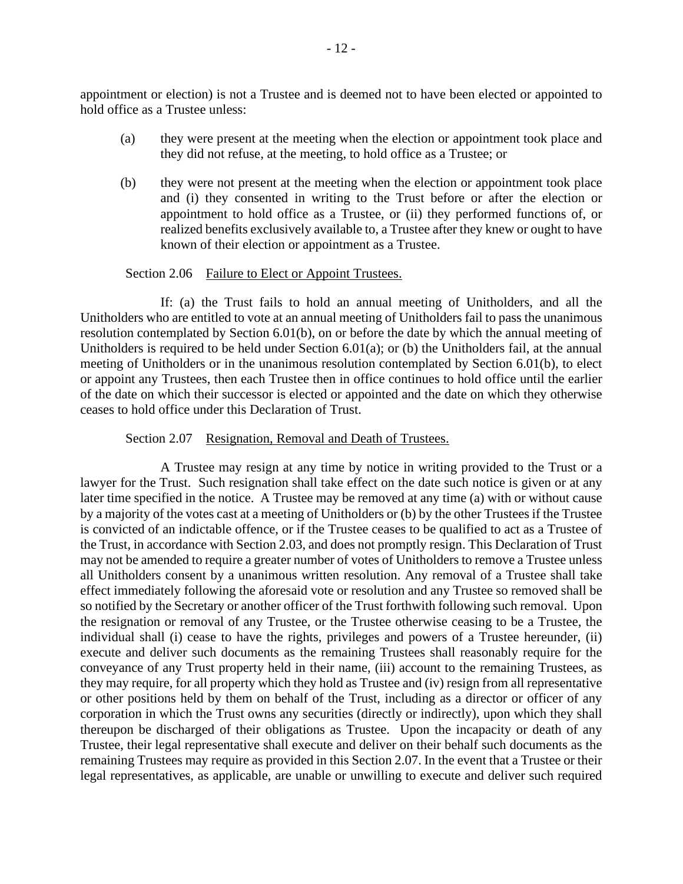appointment or election) is not a Trustee and is deemed not to have been elected or appointed to hold office as a Trustee unless:

(a) they were present at the meeting when the election or appointment took place and they did not refuse, at the meeting, to hold office as a Trustee; or

(b) they were not present at the meeting when the election or appointment took place and (i) they consented in writing to the Trust before or after the election or appointment to hold office as a Trustee, or (ii) they performed functions of, or realized benefits exclusively available to, a Trustee after they knew or ought to have known of their election or appointment as a Trustee.

### Section 2.06 Failure to Elect or Appoint Trustees.

If: (a) the Trust fails to hold an annual meeting of Unitholders, and all the Unitholders who are entitled to vote at an annual meeting of Unitholders fail to pass the unanimous resolution contemplated by Section 6.01(b), on or before the date by which the annual meeting of Unitholders is required to be held under Section 6.01(a); or (b) the Unitholders fail, at the annual meeting of Unitholders or in the unanimous resolution contemplated by Section 6.01(b), to elect or appoint any Trustees, then each Trustee then in office continues to hold office until the earlier of the date on which their successor is elected or appointed and the date on which they otherwise ceases to hold office under this Declaration of Trust.

### Section 2.07 Resignation, Removal and Death of Trustees.

A Trustee may resign at any time by notice in writing provided to the Trust or a lawyer for the Trust. Such resignation shall take effect on the date such notice is given or at any later time specified in the notice. A Trustee may be removed at any time (a) with or without cause by a majority of the votes cast at a meeting of Unitholders or (b) by the other Trustees if the Trustee is convicted of an indictable offence, or if the Trustee ceases to be qualified to act as a Trustee of the Trust, in accordance with Section 2.03, and does not promptly resign. This Declaration of Trust may not be amended to require a greater number of votes of Unitholders to remove a Trustee unless all Unitholders consent by a unanimous written resolution. Any removal of a Trustee shall take effect immediately following the aforesaid vote or resolution and any Trustee so removed shall be so notified by the Secretary or another officer of the Trust forthwith following such removal. Upon the resignation or removal of any Trustee, or the Trustee otherwise ceasing to be a Trustee, the individual shall (i) cease to have the rights, privileges and powers of a Trustee hereunder, (ii) execute and deliver such documents as the remaining Trustees shall reasonably require for the conveyance of any Trust property held in their name, (iii) account to the remaining Trustees, as they may require, for all property which they hold as Trustee and (iv) resign from all representative or other positions held by them on behalf of the Trust, including as a director or officer of any corporation in which the Trust owns any securities (directly or indirectly), upon which they shall thereupon be discharged of their obligations as Trustee. Upon the incapacity or death of any Trustee, their legal representative shall execute and deliver on their behalf such documents as the remaining Trustees may require as provided in this Section 2.07. In the event that a Trustee or their legal representatives, as applicable, are unable or unwilling to execute and deliver such required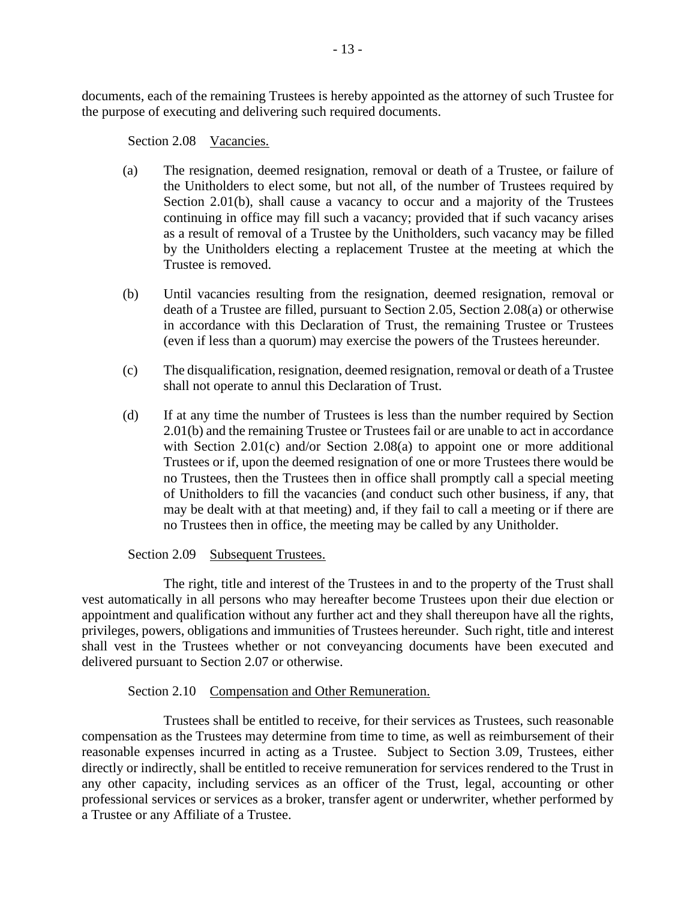documents, each of the remaining Trustees is hereby appointed as the attorney of such Trustee for the purpose of executing and delivering such required documents.

Section 2.08 Vacancies.

(a) The resignation, deemed resignation, removal or death of a Trustee, or failure of the Unitholders to elect some, but not all, of the number of Trustees required by Section 2.01(b), shall cause a vacancy to occur and a majority of the Trustees continuing in office may fill such a vacancy; provided that if such vacancy arises as a result of removal of a Trustee by the Unitholders, such vacancy may be filled by the Unitholders electing a replacement Trustee at the meeting at which the Trustee is removed.

(b) Until vacancies resulting from the resignation, deemed resignation, removal or death of a Trustee are filled, pursuant to Section 2.05, Section 2.08(a) or otherwise in accordance with this Declaration of Trust, the remaining Trustee or Trustees (even if less than a quorum) may exercise the powers of the Trustees hereunder.

(c) The disqualification, resignation, deemed resignation, removal or death of a Trustee shall not operate to annul this Declaration of Trust.

(d) If at any time the number of Trustees is less than the number required by Section 2.01(b) and the remaining Trustee or Trustees fail or are unable to act in accordance with Section 2.01(c) and/or Section 2.08(a) to appoint one or more additional Trustees or if, upon the deemed resignation of one or more Trustees there would be no Trustees, then the Trustees then in office shall promptly call a special meeting of Unitholders to fill the vacancies (and conduct such other business, if any, that may be dealt with at that meeting) and, if they fail to call a meeting or if there are no Trustees then in office, the meeting may be called by any Unitholder.

Section 2.09 Subsequent Trustees.

The right, title and interest of the Trustees in and to the property of the Trust shall vest automatically in all persons who may hereafter become Trustees upon their due election or appointment and qualification without any further act and they shall thereupon have all the rights, privileges, powers, obligations and immunities of Trustees hereunder. Such right, title and interest shall vest in the Trustees whether or not conveyancing documents have been executed and delivered pursuant to Section 2.07 or otherwise.

Section 2.10 Compensation and Other Remuneration.

Trustees shall be entitled to receive, for their services as Trustees, such reasonable compensation as the Trustees may determine from time to time, as well as reimbursement of their reasonable expenses incurred in acting as a Trustee. Subject to Section 3.09, Trustees, either directly or indirectly, shall be entitled to receive remuneration for services rendered to the Trust in any other capacity, including services as an officer of the Trust, legal, accounting or other professional services or services as a broker, transfer agent or underwriter, whether performed by a Trustee or any Affiliate of a Trustee.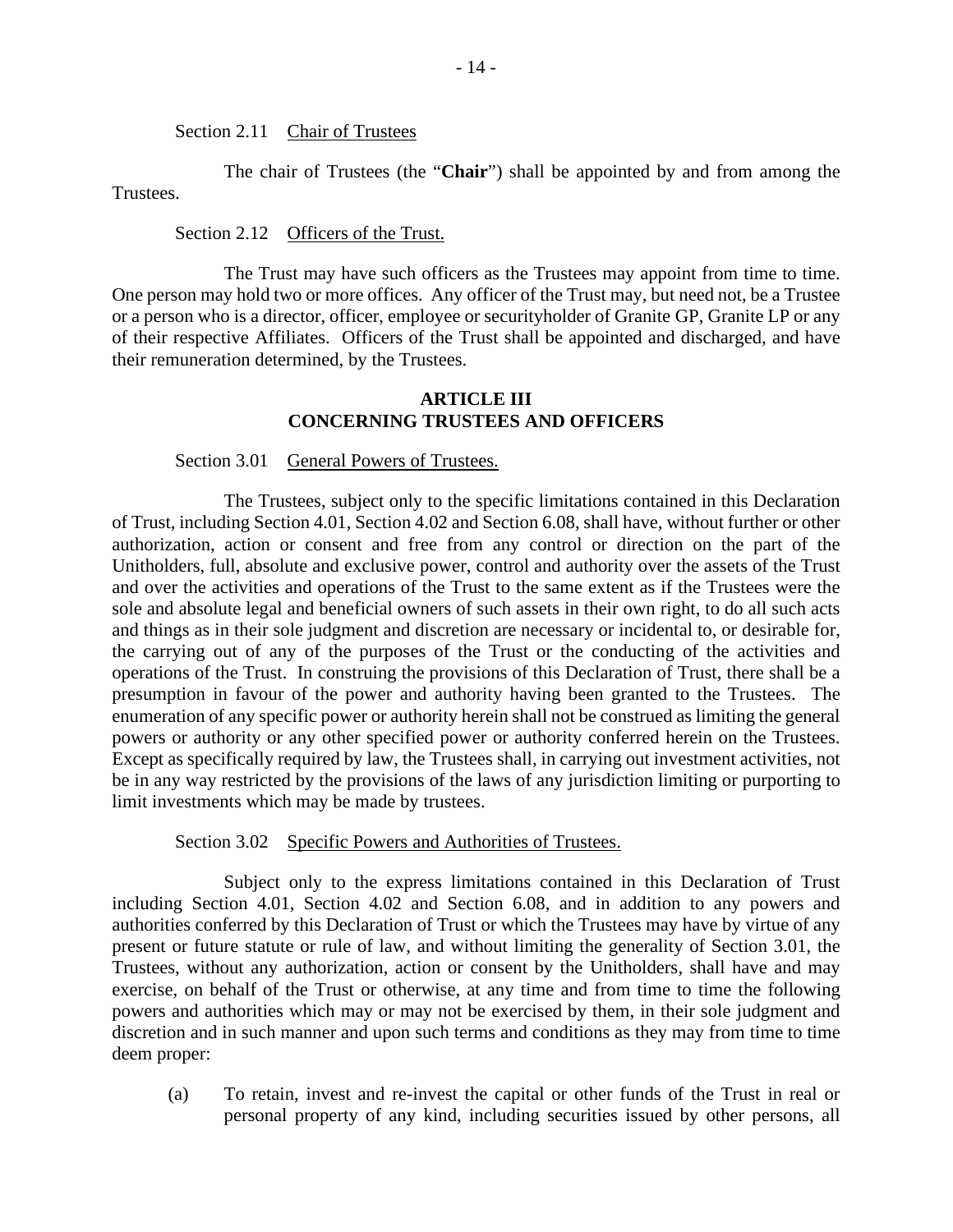Section 2.11 Chair of Trustees

The chair of Trustees (the "**Chair**") shall be appointed by and from among the Trustees.

Section 2.12 Officers of the Trust.

The Trust may have such officers as the Trustees may appoint from time to time. One person may hold two or more offices. Any officer of the Trust may, but need not, be a Trustee or a person who is a director, officer, employee or securityholder of Granite GP, Granite LP or any of their respective Affiliates. Officers of the Trust shall be appointed and discharged, and have their remuneration determined, by the Trustees.

## ARTICLE III
## CONCERNING TRUSTEES AND OFFICERS

Section 3.01 General Powers of Trustees.

The Trustees, subject only to the specific limitations contained in this Declaration of Trust, including Section 4.01, Section 4.02 and Section 6.08, shall have, without further or other authorization, action or consent and free from any control or direction on the part of the Unitholders, full, absolute and exclusive power, control and authority over the assets of the Trust and over the activities and operations of the Trust to the same extent as if the Trustees were the sole and absolute legal and beneficial owners of such assets in their own right, to do all such acts and things as in their sole judgment and discretion are necessary or incidental to, or desirable for, the carrying out of any of the purposes of the Trust or the conducting of the activities and operations of the Trust. In construing the provisions of this Declaration of Trust, there shall be a presumption in favour of the power and authority having been granted to the Trustees. The enumeration of any specific power or authority herein shall not be construed as limiting the general powers or authority or any other specified power or authority conferred herein on the Trustees. Except as specifically required by law, the Trustees shall, in carrying out investment activities, not be in any way restricted by the provisions of the laws of any jurisdiction limiting or purporting to limit investments which may be made by trustees.

Section 3.02 Specific Powers and Authorities of Trustees.

Subject only to the express limitations contained in this Declaration of Trust including Section 4.01, Section 4.02 and Section 6.08, and in addition to any powers and authorities conferred by this Declaration of Trust or which the Trustees may have by virtue of any present or future statute or rule of law, and without limiting the generality of Section 3.01, the Trustees, without any authorization, action or consent by the Unitholders, shall have and may exercise, on behalf of the Trust or otherwise, at any time and from time to time the following powers and authorities which may or may not be exercised by them, in their sole judgment and discretion and in such manner and upon such terms and conditions as they may from time to time deem proper:

(a) To retain, invest and re-invest the capital or other funds of the Trust in real or personal property of any kind, including securities issued by other persons, all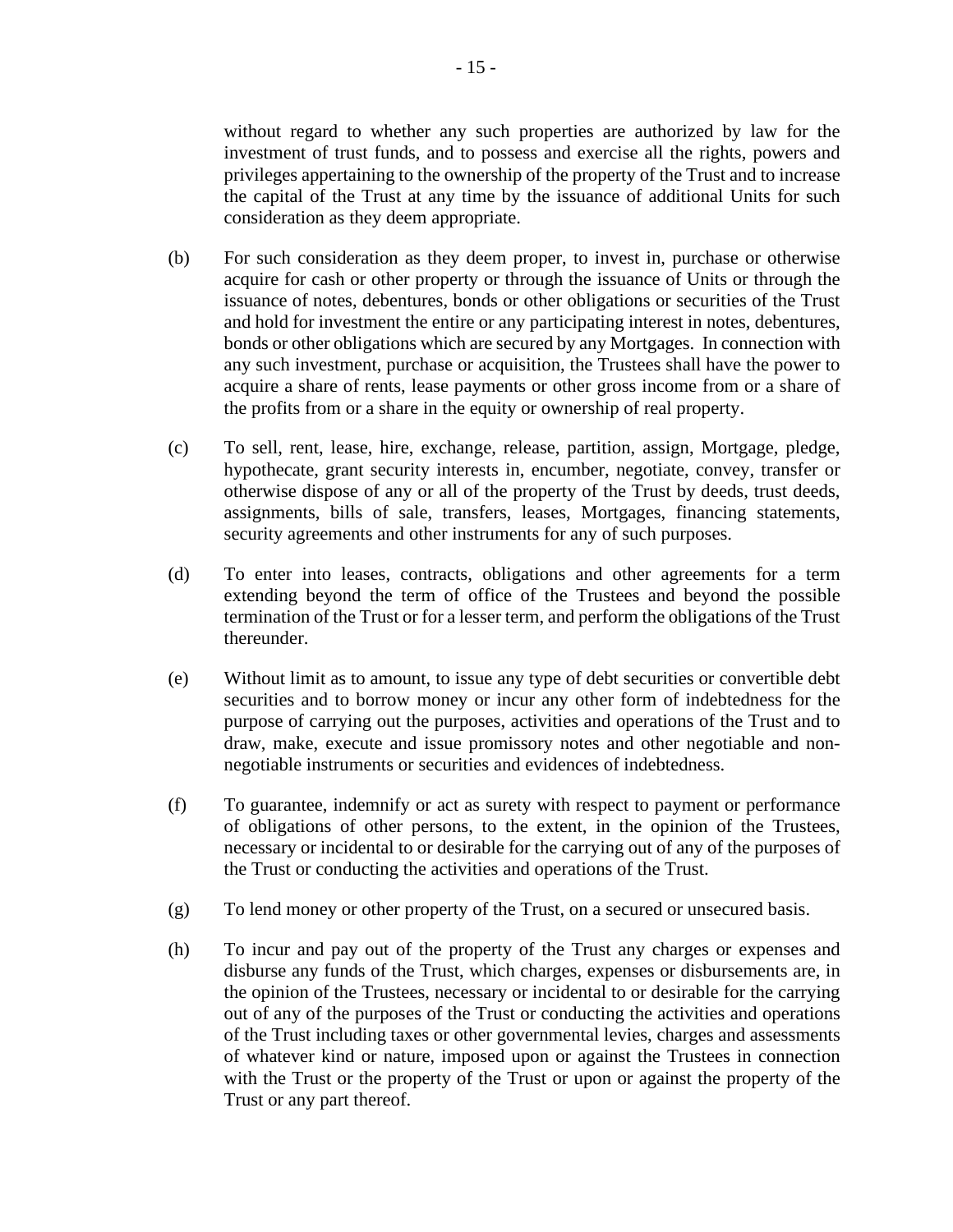without regard to whether any such properties are authorized by law for the investment of trust funds, and to possess and exercise all the rights, powers and privileges appertaining to the ownership of the property of the Trust and to increase the capital of the Trust at any time by the issuance of additional Units for such consideration as they deem appropriate.

(b) For such consideration as they deem proper, to invest in, purchase or otherwise acquire for cash or other property or through the issuance of Units or through the issuance of notes, debentures, bonds or other obligations or securities of the Trust and hold for investment the entire or any participating interest in notes, debentures, bonds or other obligations which are secured by any Mortgages. In connection with any such investment, purchase or acquisition, the Trustees shall have the power to acquire a share of rents, lease payments or other gross income from or a share of the profits from or a share in the equity or ownership of real property.

(c) To sell, rent, lease, hire, exchange, release, partition, assign, Mortgage, pledge, hypothecate, grant security interests in, encumber, negotiate, convey, transfer or otherwise dispose of any or all of the property of the Trust by deeds, trust deeds, assignments, bills of sale, transfers, leases, Mortgages, financing statements, security agreements and other instruments for any of such purposes.

(d) To enter into leases, contracts, obligations and other agreements for a term extending beyond the term of office of the Trustees and beyond the possible termination of the Trust or for a lesser term, and perform the obligations of the Trust thereunder.

(e) Without limit as to amount, to issue any type of debt securities or convertible debt securities and to borrow money or incur any other form of indebtedness for the purpose of carrying out the purposes, activities and operations of the Trust and to draw, make, execute and issue promissory notes and other negotiable and non-negotiable instruments or securities and evidences of indebtedness.

(f) To guarantee, indemnify or act as surety with respect to payment or performance of obligations of other persons, to the extent, in the opinion of the Trustees, necessary or incidental to or desirable for the carrying out of any of the purposes of the Trust or conducting the activities and operations of the Trust.

(g) To lend money or other property of the Trust, on a secured or unsecured basis.

(h) To incur and pay out of the property of the Trust any charges or expenses and disburse any funds of the Trust, which charges, expenses or disbursements are, in the opinion of the Trustees, necessary or incidental to or desirable for the carrying out of any of the purposes of the Trust or conducting the activities and operations of the Trust including taxes or other governmental levies, charges and assessments of whatever kind or nature, imposed upon or against the Trustees in connection with the Trust or the property of the Trust or upon or against the property of the Trust or any part thereof.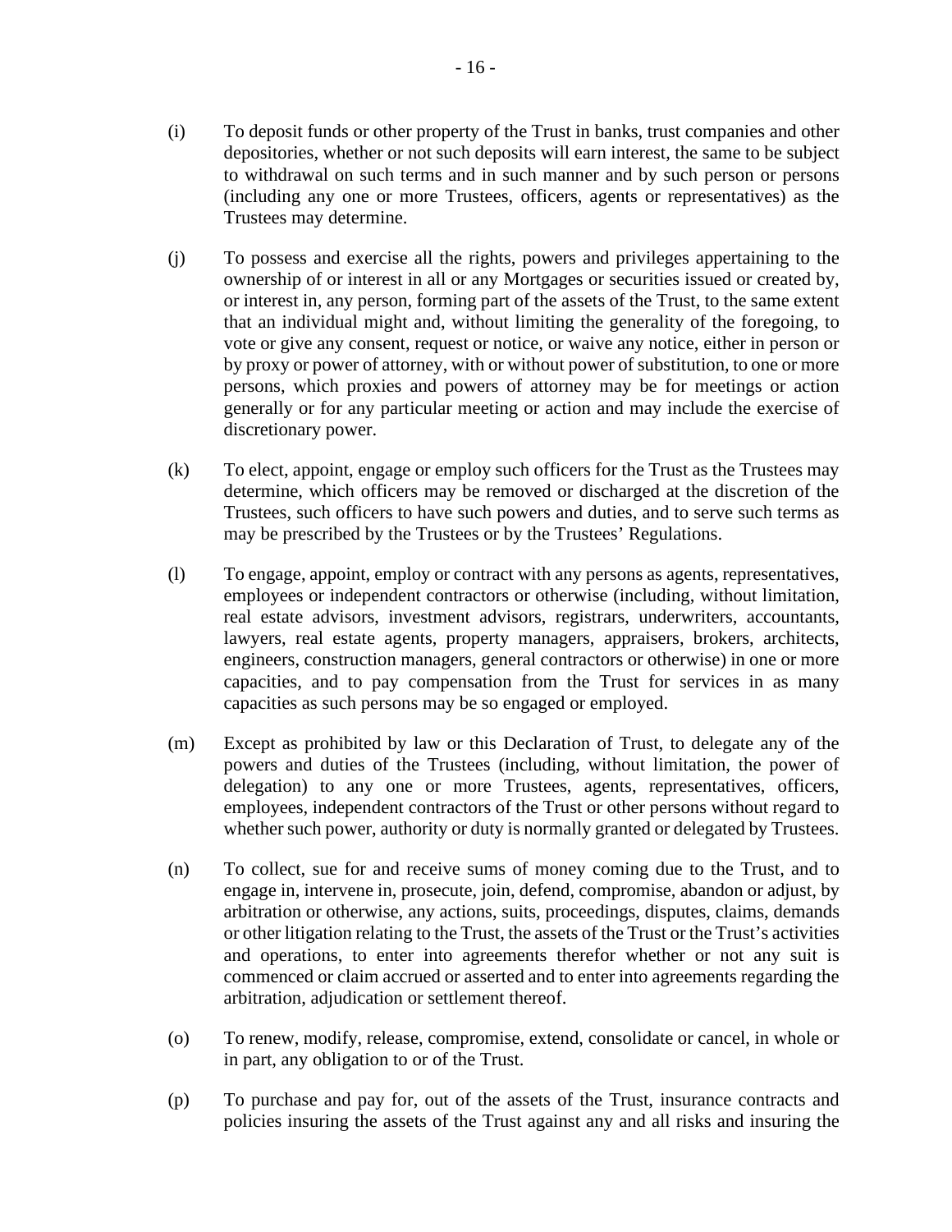(i) To deposit funds or other property of the Trust in banks, trust companies and other depositories, whether or not such deposits will earn interest, the same to be subject to withdrawal on such terms and in such manner and by such person or persons (including any one or more Trustees, officers, agents or representatives) as the Trustees may determine.

(j) To possess and exercise all the rights, powers and privileges appertaining to the ownership of or interest in all or any Mortgages or securities issued or created by, or interest in, any person, forming part of the assets of the Trust, to the same extent that an individual might and, without limiting the generality of the foregoing, to vote or give any consent, request or notice, or waive any notice, either in person or by proxy or power of attorney, with or without power of substitution, to one or more persons, which proxies and powers of attorney may be for meetings or action generally or for any particular meeting or action and may include the exercise of discretionary power.

(k) To elect, appoint, engage or employ such officers for the Trust as the Trustees may determine, which officers may be removed or discharged at the discretion of the Trustees, such officers to have such powers and duties, and to serve such terms as may be prescribed by the Trustees or by the Trustees' Regulations.

(l) To engage, appoint, employ or contract with any persons as agents, representatives, employees or independent contractors or otherwise (including, without limitation, real estate advisors, investment advisors, registrars, underwriters, accountants, lawyers, real estate agents, property managers, appraisers, brokers, architects, engineers, construction managers, general contractors or otherwise) in one or more capacities, and to pay compensation from the Trust for services in as many capacities as such persons may be so engaged or employed.

(m) Except as prohibited by law or this Declaration of Trust, to delegate any of the powers and duties of the Trustees (including, without limitation, the power of delegation) to any one or more Trustees, agents, representatives, officers, employees, independent contractors of the Trust or other persons without regard to whether such power, authority or duty is normally granted or delegated by Trustees.

(n) To collect, sue for and receive sums of money coming due to the Trust, and to engage in, intervene in, prosecute, join, defend, compromise, abandon or adjust, by arbitration or otherwise, any actions, suits, proceedings, disputes, claims, demands or other litigation relating to the Trust, the assets of the Trust or the Trust's activities and operations, to enter into agreements therefor whether or not any suit is commenced or claim accrued or asserted and to enter into agreements regarding the arbitration, adjudication or settlement thereof.

(o) To renew, modify, release, compromise, extend, consolidate or cancel, in whole or in part, any obligation to or of the Trust.

(p) To purchase and pay for, out of the assets of the Trust, insurance contracts and policies insuring the assets of the Trust against any and all risks and insuring the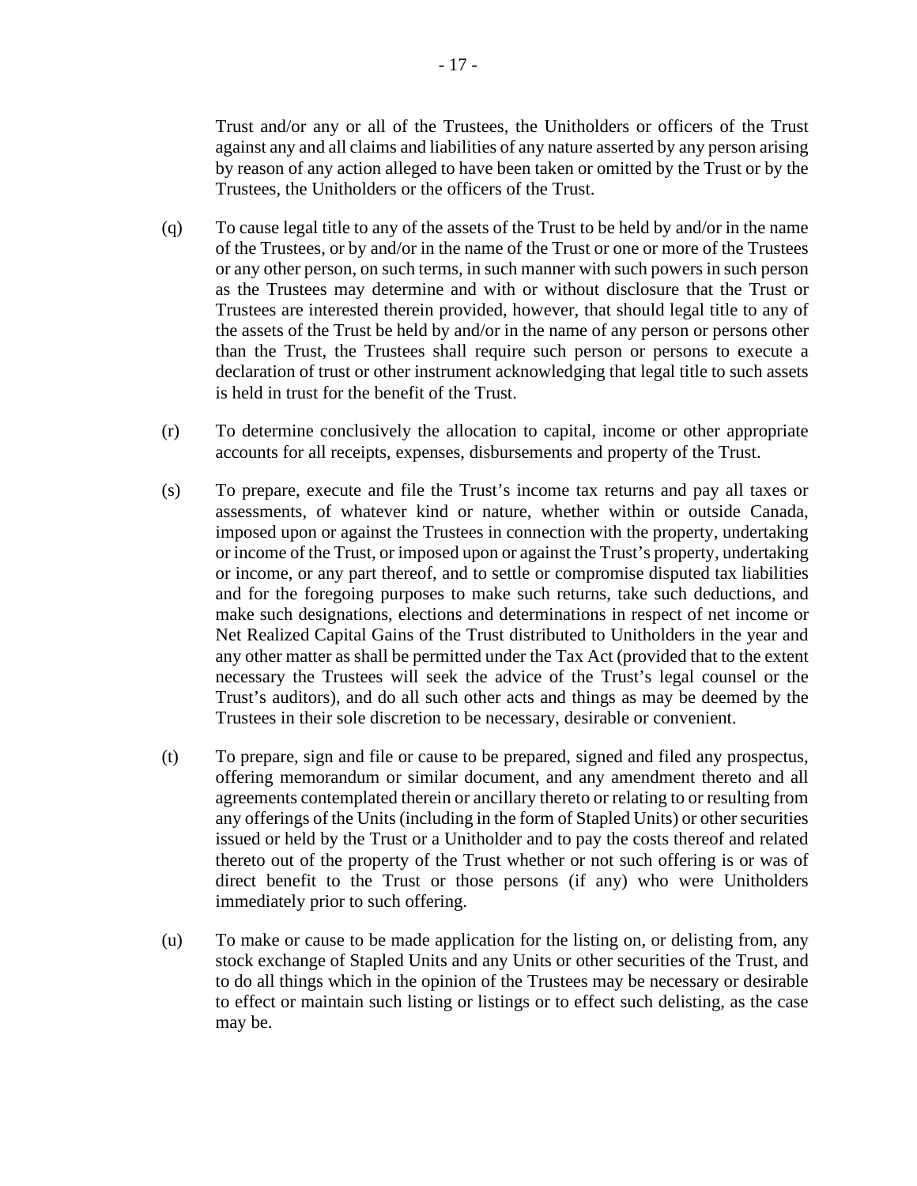Trust and/or any or all of the Trustees, the Unitholders or officers of the Trust against any and all claims and liabilities of any nature asserted by any person arising by reason of any action alleged to have been taken or omitted by the Trust or by the Trustees, the Unitholders or the officers of the Trust.

(q) To cause legal title to any of the assets of the Trust to be held by and/or in the name of the Trustees, or by and/or in the name of the Trust or one or more of the Trustees or any other person, on such terms, in such manner with such powers in such person as the Trustees may determine and with or without disclosure that the Trust or Trustees are interested therein provided, however, that should legal title to any of the assets of the Trust be held by and/or in the name of any person or persons other than the Trust, the Trustees shall require such person or persons to execute a declaration of trust or other instrument acknowledging that legal title to such assets is held in trust for the benefit of the Trust.

(r) To determine conclusively the allocation to capital, income or other appropriate accounts for all receipts, expenses, disbursements and property of the Trust.

(s) To prepare, execute and file the Trust's income tax returns and pay all taxes or assessments, of whatever kind or nature, whether within or outside Canada, imposed upon or against the Trustees in connection with the property, undertaking or income of the Trust, or imposed upon or against the Trust's property, undertaking or income, or any part thereof, and to settle or compromise disputed tax liabilities and for the foregoing purposes to make such returns, take such deductions, and make such designations, elections and determinations in respect of net income or Net Realized Capital Gains of the Trust distributed to Unitholders in the year and any other matter as shall be permitted under the Tax Act (provided that to the extent necessary the Trustees will seek the advice of the Trust's legal counsel or the Trust's auditors), and do all such other acts and things as may be deemed by the Trustees in their sole discretion to be necessary, desirable or convenient.

(t) To prepare, sign and file or cause to be prepared, signed and filed any prospectus, offering memorandum or similar document, and any amendment thereto and all agreements contemplated therein or ancillary thereto or relating to or resulting from any offerings of the Units (including in the form of Stapled Units) or other securities issued or held by the Trust or a Unitholder and to pay the costs thereof and related thereto out of the property of the Trust whether or not such offering is or was of direct benefit to the Trust or those persons (if any) who were Unitholders immediately prior to such offering.

(u) To make or cause to be made application for the listing on, or delisting from, any stock exchange of Stapled Units and any Units or other securities of the Trust, and to do all things which in the opinion of the Trustees may be necessary or desirable to effect or maintain such listing or listings or to effect such delisting, as the case may be.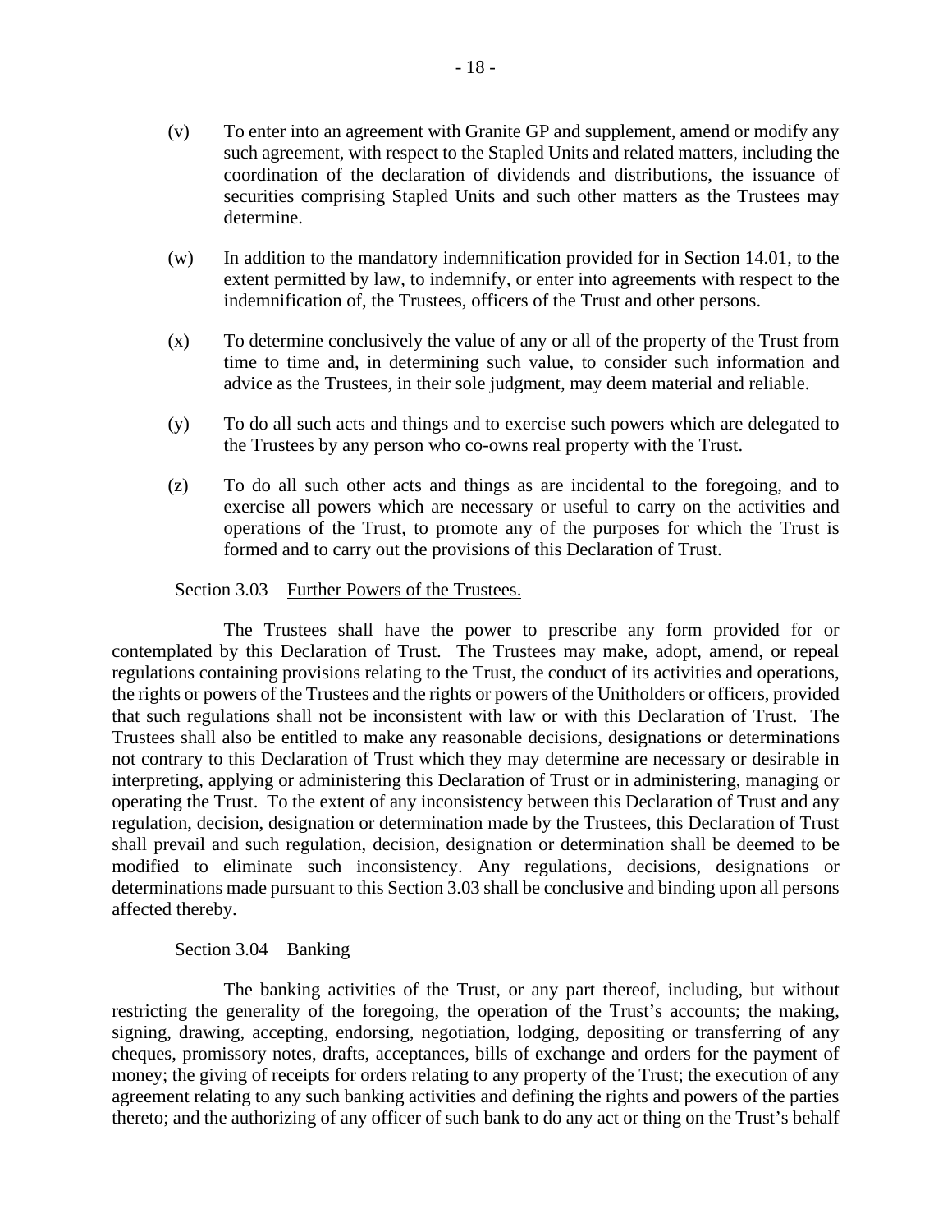(v) To enter into an agreement with Granite GP and supplement, amend or modify any such agreement, with respect to the Stapled Units and related matters, including the coordination of the declaration of dividends and distributions, the issuance of securities comprising Stapled Units and such other matters as the Trustees may determine.

(w) In addition to the mandatory indemnification provided for in Section 14.01, to the extent permitted by law, to indemnify, or enter into agreements with respect to the indemnification of, the Trustees, officers of the Trust and other persons.

(x) To determine conclusively the value of any or all of the property of the Trust from time to time and, in determining such value, to consider such information and advice as the Trustees, in their sole judgment, may deem material and reliable.

(y) To do all such acts and things and to exercise such powers which are delegated to the Trustees by any person who co-owns real property with the Trust.

(z) To do all such other acts and things as are incidental to the foregoing, and to exercise all powers which are necessary or useful to carry on the activities and operations of the Trust, to promote any of the purposes for which the Trust is formed and to carry out the provisions of this Declaration of Trust.

Section 3.03 Further Powers of the Trustees.

The Trustees shall have the power to prescribe any form provided for or contemplated by this Declaration of Trust. The Trustees may make, adopt, amend, or repeal regulations containing provisions relating to the Trust, the conduct of its activities and operations, the rights or powers of the Trustees and the rights or powers of the Unitholders or officers, provided that such regulations shall not be inconsistent with law or with this Declaration of Trust. The Trustees shall also be entitled to make any reasonable decisions, designations or determinations not contrary to this Declaration of Trust which they may determine are necessary or desirable in interpreting, applying or administering this Declaration of Trust or in administering, managing or operating the Trust. To the extent of any inconsistency between this Declaration of Trust and any regulation, decision, designation or determination made by the Trustees, this Declaration of Trust shall prevail and such regulation, decision, designation or determination shall be deemed to be modified to eliminate such inconsistency. Any regulations, decisions, designations or determinations made pursuant to this Section 3.03 shall be conclusive and binding upon all persons affected thereby.

Section 3.04 Banking

The banking activities of the Trust, or any part thereof, including, but without restricting the generality of the foregoing, the operation of the Trust's accounts; the making, signing, drawing, accepting, endorsing, negotiation, lodging, depositing or transferring of any cheques, promissory notes, drafts, acceptances, bills of exchange and orders for the payment of money; the giving of receipts for orders relating to any property of the Trust; the execution of any agreement relating to any such banking activities and defining the rights and powers of the parties thereto; and the authorizing of any officer of such bank to do any act or thing on the Trust's behalf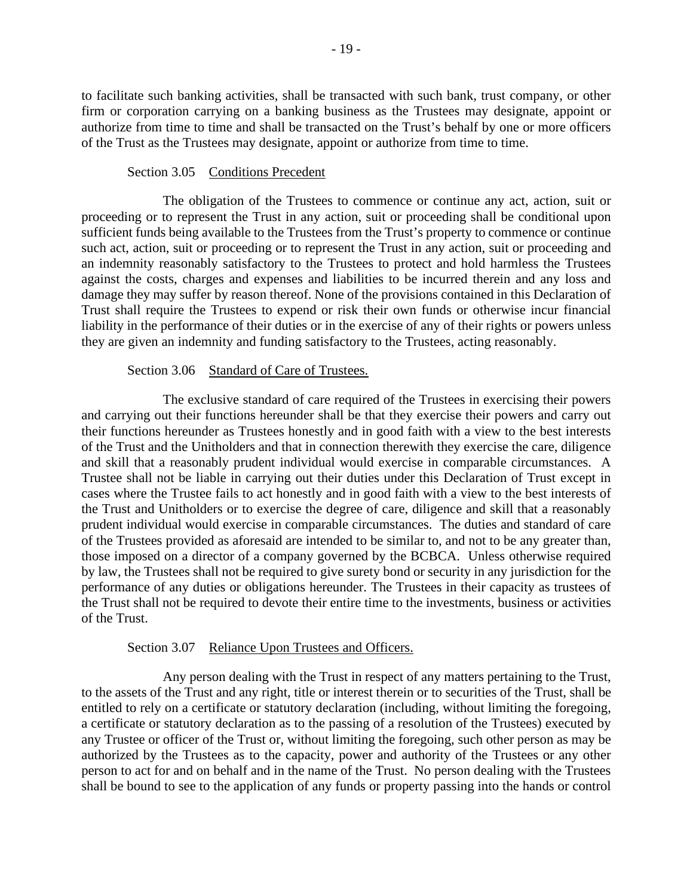to facilitate such banking activities, shall be transacted with such bank, trust company, or other firm or corporation carrying on a banking business as the Trustees may designate, appoint or authorize from time to time and shall be transacted on the Trust's behalf by one or more officers of the Trust as the Trustees may designate, appoint or authorize from time to time.

Section 3.05 Conditions Precedent

The obligation of the Trustees to commence or continue any act, action, suit or proceeding or to represent the Trust in any action, suit or proceeding shall be conditional upon sufficient funds being available to the Trustees from the Trust's property to commence or continue such act, action, suit or proceeding or to represent the Trust in any action, suit or proceeding and an indemnity reasonably satisfactory to the Trustees to protect and hold harmless the Trustees against the costs, charges and expenses and liabilities to be incurred therein and any loss and damage they may suffer by reason thereof. None of the provisions contained in this Declaration of Trust shall require the Trustees to expend or risk their own funds or otherwise incur financial liability in the performance of their duties or in the exercise of any of their rights or powers unless they are given an indemnity and funding satisfactory to the Trustees, acting reasonably.

Section 3.06 Standard of Care of Trustees.

The exclusive standard of care required of the Trustees in exercising their powers and carrying out their functions hereunder shall be that they exercise their powers and carry out their functions hereunder as Trustees honestly and in good faith with a view to the best interests of the Trust and the Unitholders and that in connection therewith they exercise the care, diligence and skill that a reasonably prudent individual would exercise in comparable circumstances. A Trustee shall not be liable in carrying out their duties under this Declaration of Trust except in cases where the Trustee fails to act honestly and in good faith with a view to the best interests of the Trust and Unitholders or to exercise the degree of care, diligence and skill that a reasonably prudent individual would exercise in comparable circumstances. The duties and standard of care of the Trustees provided as aforesaid are intended to be similar to, and not to be any greater than, those imposed on a director of a company governed by the BCBCA. Unless otherwise required by law, the Trustees shall not be required to give surety bond or security in any jurisdiction for the performance of any duties or obligations hereunder. The Trustees in their capacity as trustees of the Trust shall not be required to devote their entire time to the investments, business or activities of the Trust.

Section 3.07 Reliance Upon Trustees and Officers.

Any person dealing with the Trust in respect of any matters pertaining to the Trust, to the assets of the Trust and any right, title or interest therein or to securities of the Trust, shall be entitled to rely on a certificate or statutory declaration (including, without limiting the foregoing, a certificate or statutory declaration as to the passing of a resolution of the Trustees) executed by any Trustee or officer of the Trust or, without limiting the foregoing, such other person as may be authorized by the Trustees as to the capacity, power and authority of the Trustees or any other person to act for and on behalf and in the name of the Trust. No person dealing with the Trustees shall be bound to see to the application of any funds or property passing into the hands or control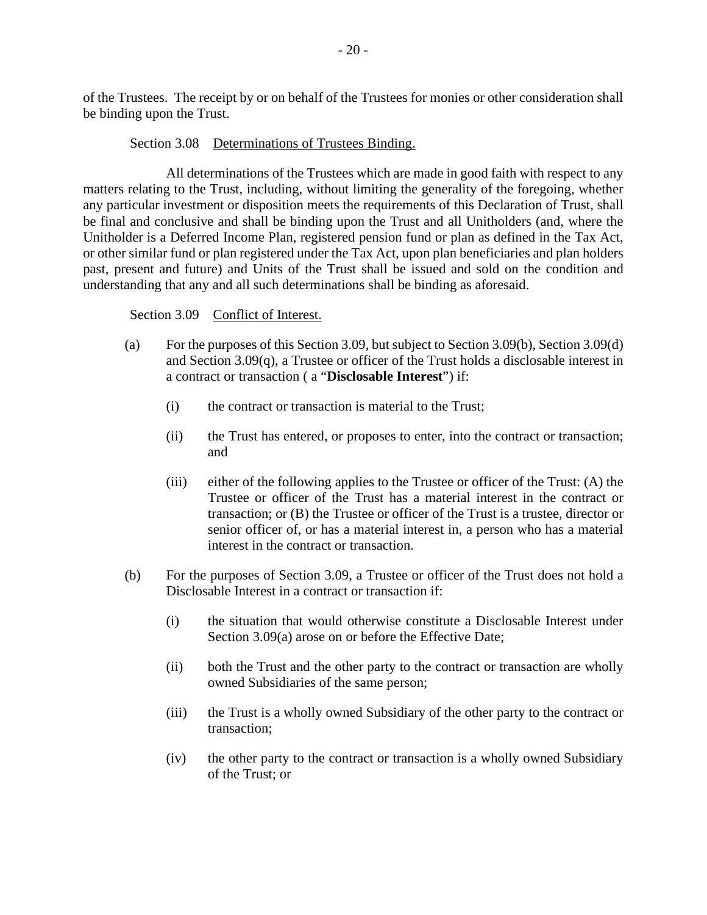of the Trustees. The receipt by or on behalf of the Trustees for monies or other consideration shall be binding upon the Trust.

Section 3.08 Determinations of Trustees Binding.

All determinations of the Trustees which are made in good faith with respect to any matters relating to the Trust, including, without limiting the generality of the foregoing, whether any particular investment or disposition meets the requirements of this Declaration of Trust, shall be final and conclusive and shall be binding upon the Trust and all Unitholders (and, where the Unitholder is a Deferred Income Plan, registered pension fund or plan as defined in the Tax Act, or other similar fund or plan registered under the Tax Act, upon plan beneficiaries and plan holders past, present and future) and Units of the Trust shall be issued and sold on the condition and understanding that any and all such determinations shall be binding as aforesaid.

Section 3.09 Conflict of Interest.

(a) For the purposes of this Section 3.09, but subject to Section 3.09(b), Section 3.09(d) and Section 3.09(q), a Trustee or officer of the Trust holds a disclosable interest in a contract or transaction ( a "**Disclosable Interest**") if:

  (i) the contract or transaction is material to the Trust;

  (ii) the Trust has entered, or proposes to enter, into the contract or transaction; and

  (iii) either of the following applies to the Trustee or officer of the Trust: (A) the Trustee or officer of the Trust has a material interest in the contract or transaction; or (B) the Trustee or officer of the Trust is a trustee, director or senior officer of, or has a material interest in, a person who has a material interest in the contract or transaction.

(b) For the purposes of Section 3.09, a Trustee or officer of the Trust does not hold a Disclosable Interest in a contract or transaction if:

  (i) the situation that would otherwise constitute a Disclosable Interest under Section 3.09(a) arose on or before the Effective Date;

  (ii) both the Trust and the other party to the contract or transaction are wholly owned Subsidiaries of the same person;

  (iii) the Trust is a wholly owned Subsidiary of the other party to the contract or transaction;

  (iv) the other party to the contract or transaction is a wholly owned Subsidiary of the Trust; or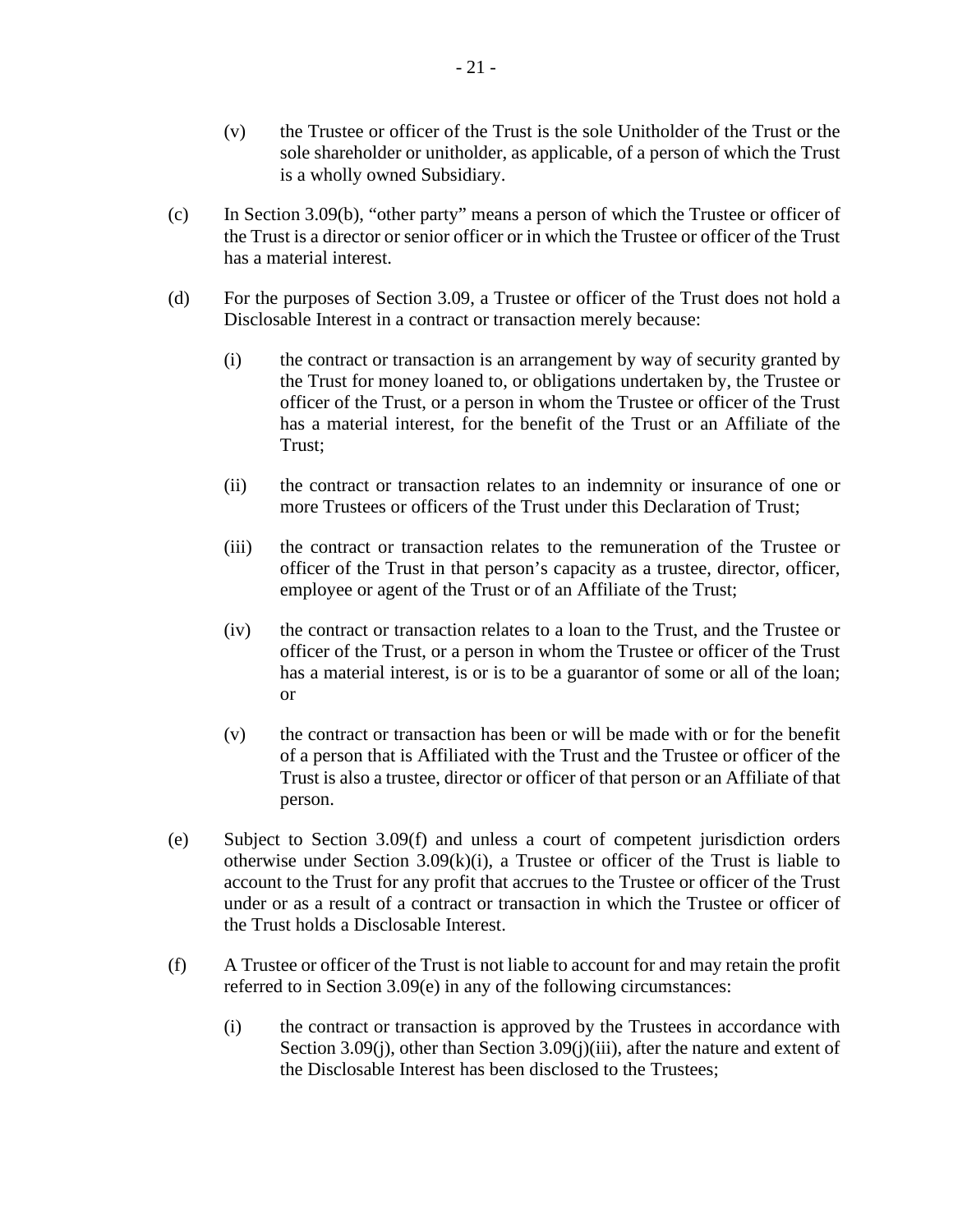(v) the Trustee or officer of the Trust is the sole Unitholder of the Trust or the sole shareholder or unitholder, as applicable, of a person of which the Trust is a wholly owned Subsidiary.

(c) In Section 3.09(b), "other party" means a person of which the Trustee or officer of the Trust is a director or senior officer or in which the Trustee or officer of the Trust has a material interest.

(d) For the purposes of Section 3.09, a Trustee or officer of the Trust does not hold a Disclosable Interest in a contract or transaction merely because:

(i) the contract or transaction is an arrangement by way of security granted by the Trust for money loaned to, or obligations undertaken by, the Trustee or officer of the Trust, or a person in whom the Trustee or officer of the Trust has a material interest, for the benefit of the Trust or an Affiliate of the Trust;

(ii) the contract or transaction relates to an indemnity or insurance of one or more Trustees or officers of the Trust under this Declaration of Trust;

(iii) the contract or transaction relates to the remuneration of the Trustee or officer of the Trust in that person's capacity as a trustee, director, officer, employee or agent of the Trust or of an Affiliate of the Trust;

(iv) the contract or transaction relates to a loan to the Trust, and the Trustee or officer of the Trust, or a person in whom the Trustee or officer of the Trust has a material interest, is or is to be a guarantor of some or all of the loan; or

(v) the contract or transaction has been or will be made with or for the benefit of a person that is Affiliated with the Trust and the Trustee or officer of the Trust is also a trustee, director or officer of that person or an Affiliate of that person.

(e) Subject to Section 3.09(f) and unless a court of competent jurisdiction orders otherwise under Section 3.09(k)(i), a Trustee or officer of the Trust is liable to account to the Trust for any profit that accrues to the Trustee or officer of the Trust under or as a result of a contract or transaction in which the Trustee or officer of the Trust holds a Disclosable Interest.

(f) A Trustee or officer of the Trust is not liable to account for and may retain the profit referred to in Section 3.09(e) in any of the following circumstances:

(i) the contract or transaction is approved by the Trustees in accordance with Section 3.09(j), other than Section 3.09(j)(iii), after the nature and extent of the Disclosable Interest has been disclosed to the Trustees;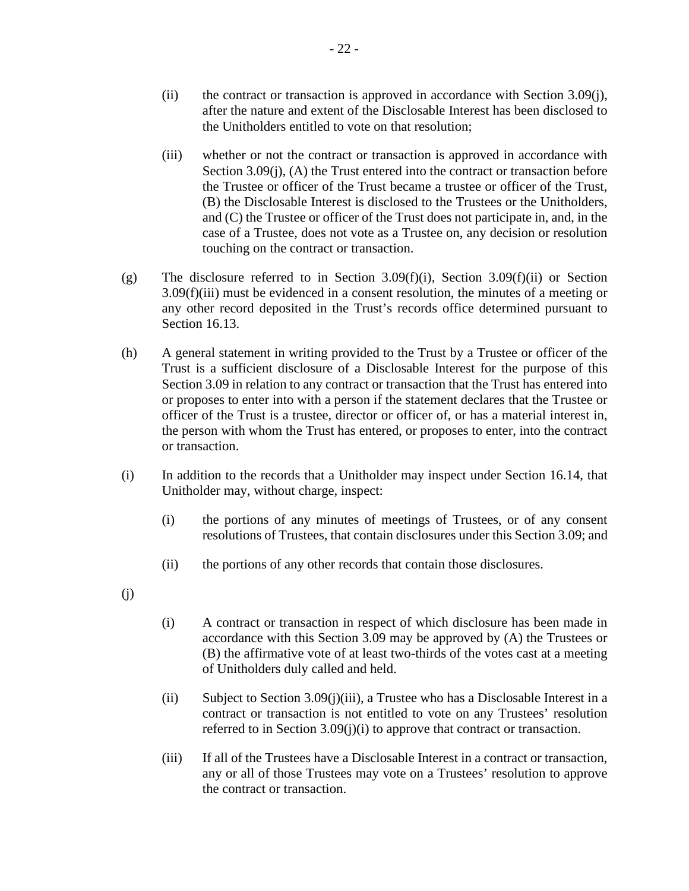(ii) the contract or transaction is approved in accordance with Section 3.09(j), after the nature and extent of the Disclosable Interest has been disclosed to the Unitholders entitled to vote on that resolution;

(iii) whether or not the contract or transaction is approved in accordance with Section 3.09(j), (A) the Trust entered into the contract or transaction before the Trustee or officer of the Trust became a trustee or officer of the Trust, (B) the Disclosable Interest is disclosed to the Trustees or the Unitholders, and (C) the Trustee or officer of the Trust does not participate in, and, in the case of a Trustee, does not vote as a Trustee on, any decision or resolution touching on the contract or transaction.

(g) The disclosure referred to in Section 3.09(f)(i), Section 3.09(f)(ii) or Section 3.09(f)(iii) must be evidenced in a consent resolution, the minutes of a meeting or any other record deposited in the Trust's records office determined pursuant to Section 16.13.

(h) A general statement in writing provided to the Trust by a Trustee or officer of the Trust is a sufficient disclosure of a Disclosable Interest for the purpose of this Section 3.09 in relation to any contract or transaction that the Trust has entered into or proposes to enter into with a person if the statement declares that the Trustee or officer of the Trust is a trustee, director or officer of, or has a material interest in, the person with whom the Trust has entered, or proposes to enter, into the contract or transaction.

(i) In addition to the records that a Unitholder may inspect under Section 16.14, that Unitholder may, without charge, inspect:

(i) the portions of any minutes of meetings of Trustees, or of any consent resolutions of Trustees, that contain disclosures under this Section 3.09; and

(ii) the portions of any other records that contain those disclosures.

(j)

(i) A contract or transaction in respect of which disclosure has been made in accordance with this Section 3.09 may be approved by (A) the Trustees or (B) the affirmative vote of at least two-thirds of the votes cast at a meeting of Unitholders duly called and held.

(ii) Subject to Section 3.09(j)(iii), a Trustee who has a Disclosable Interest in a contract or transaction is not entitled to vote on any Trustees' resolution referred to in Section 3.09(j)(i) to approve that contract or transaction.

(iii) If all of the Trustees have a Disclosable Interest in a contract or transaction, any or all of those Trustees may vote on a Trustees' resolution to approve the contract or transaction.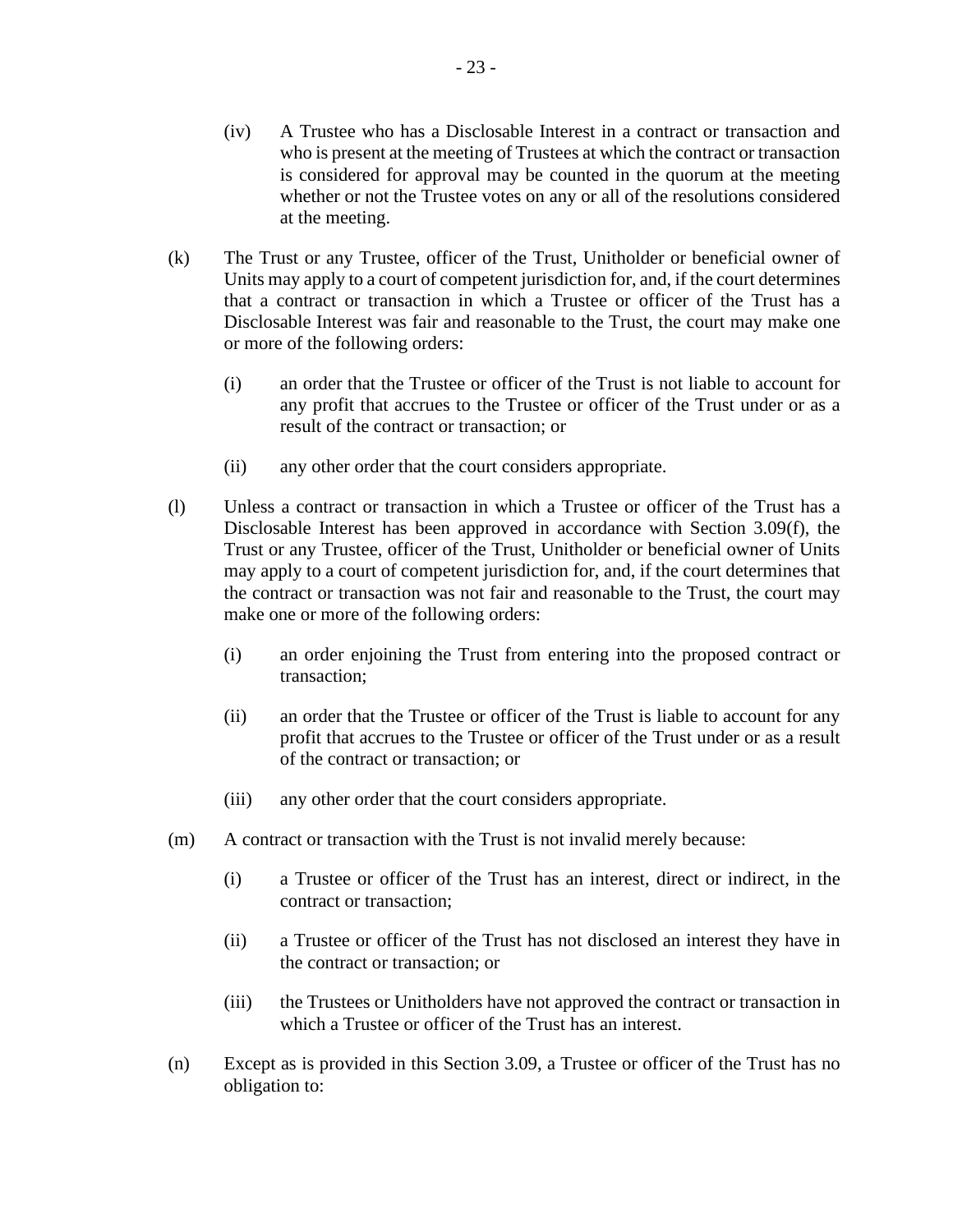(iv) A Trustee who has a Disclosable Interest in a contract or transaction and who is present at the meeting of Trustees at which the contract or transaction is considered for approval may be counted in the quorum at the meeting whether or not the Trustee votes on any or all of the resolutions considered at the meeting.

(k) The Trust or any Trustee, officer of the Trust, Unitholder or beneficial owner of Units may apply to a court of competent jurisdiction for, and, if the court determines that a contract or transaction in which a Trustee or officer of the Trust has a Disclosable Interest was fair and reasonable to the Trust, the court may make one or more of the following orders:

(i) an order that the Trustee or officer of the Trust is not liable to account for any profit that accrues to the Trustee or officer of the Trust under or as a result of the contract or transaction; or

(ii) any other order that the court considers appropriate.

(l) Unless a contract or transaction in which a Trustee or officer of the Trust has a Disclosable Interest has been approved in accordance with Section 3.09(f), the Trust or any Trustee, officer of the Trust, Unitholder or beneficial owner of Units may apply to a court of competent jurisdiction for, and, if the court determines that the contract or transaction was not fair and reasonable to the Trust, the court may make one or more of the following orders:

(i) an order enjoining the Trust from entering into the proposed contract or transaction;

(ii) an order that the Trustee or officer of the Trust is liable to account for any profit that accrues to the Trustee or officer of the Trust under or as a result of the contract or transaction; or

(iii) any other order that the court considers appropriate.

(m) A contract or transaction with the Trust is not invalid merely because:

(i) a Trustee or officer of the Trust has an interest, direct or indirect, in the contract or transaction;

(ii) a Trustee or officer of the Trust has not disclosed an interest they have in the contract or transaction; or

(iii) the Trustees or Unitholders have not approved the contract or transaction in which a Trustee or officer of the Trust has an interest.

(n) Except as is provided in this Section 3.09, a Trustee or officer of the Trust has no obligation to: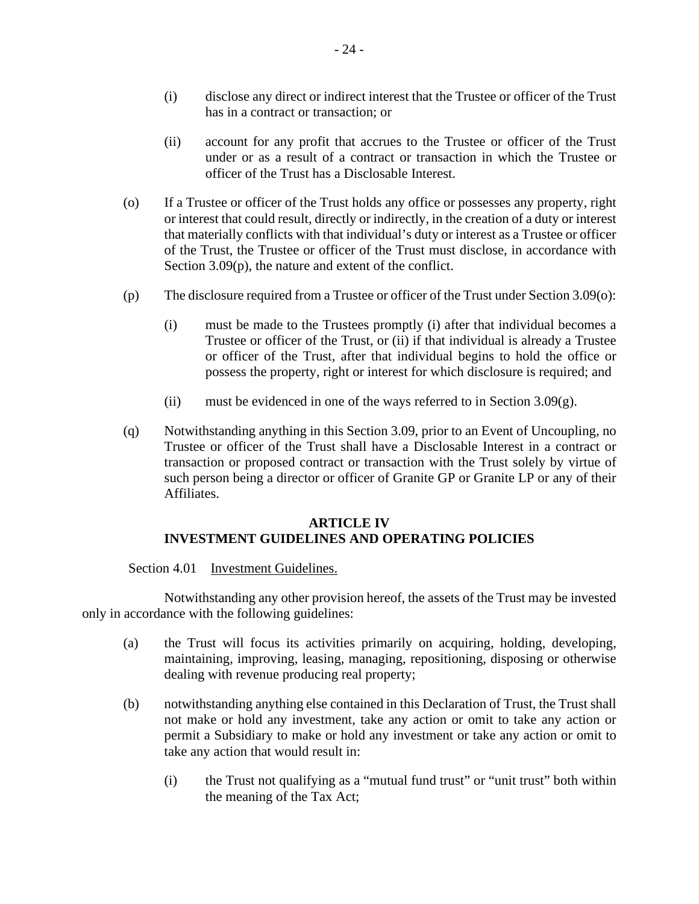(i) disclose any direct or indirect interest that the Trustee or officer of the Trust has in a contract or transaction; or

(ii) account for any profit that accrues to the Trustee or officer of the Trust under or as a result of a contract or transaction in which the Trustee or officer of the Trust has a Disclosable Interest.

(o) If a Trustee or officer of the Trust holds any office or possesses any property, right or interest that could result, directly or indirectly, in the creation of a duty or interest that materially conflicts with that individual's duty or interest as a Trustee or officer of the Trust, the Trustee or officer of the Trust must disclose, in accordance with Section 3.09(p), the nature and extent of the conflict.

(p) The disclosure required from a Trustee or officer of the Trust under Section 3.09(o):

(i) must be made to the Trustees promptly (i) after that individual becomes a Trustee or officer of the Trust, or (ii) if that individual is already a Trustee or officer of the Trust, after that individual begins to hold the office or possess the property, right or interest for which disclosure is required; and

(ii) must be evidenced in one of the ways referred to in Section 3.09(g).

(q) Notwithstanding anything in this Section 3.09, prior to an Event of Uncoupling, no Trustee or officer of the Trust shall have a Disclosable Interest in a contract or transaction or proposed contract or transaction with the Trust solely by virtue of such person being a director or officer of Granite GP or Granite LP or any of their Affiliates.

## ARTICLE IV
## INVESTMENT GUIDELINES AND OPERATING POLICIES

Section 4.01 Investment Guidelines.

Notwithstanding any other provision hereof, the assets of the Trust may be invested only in accordance with the following guidelines:

(a) the Trust will focus its activities primarily on acquiring, holding, developing, maintaining, improving, leasing, managing, repositioning, disposing or otherwise dealing with revenue producing real property;

(b) notwithstanding anything else contained in this Declaration of Trust, the Trust shall not make or hold any investment, take any action or omit to take any action or permit a Subsidiary to make or hold any investment or take any action or omit to take any action that would result in:

(i) the Trust not qualifying as a "mutual fund trust" or "unit trust" both within the meaning of the Tax Act;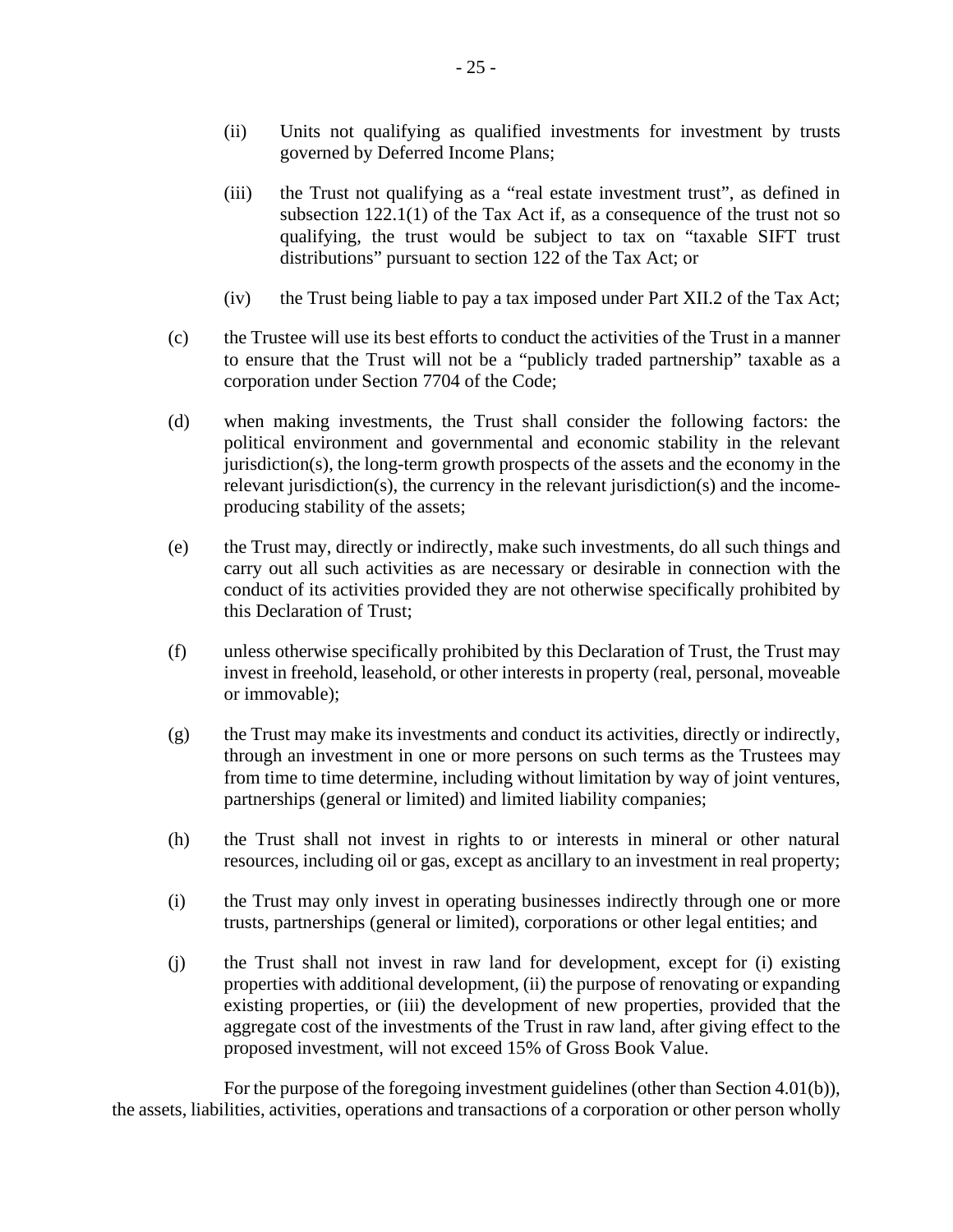(ii) Units not qualifying as qualified investments for investment by trusts governed by Deferred Income Plans;

(iii) the Trust not qualifying as a "real estate investment trust", as defined in subsection 122.1(1) of the Tax Act if, as a consequence of the trust not so qualifying, the trust would be subject to tax on "taxable SIFT trust distributions" pursuant to section 122 of the Tax Act; or

(iv) the Trust being liable to pay a tax imposed under Part XII.2 of the Tax Act;

(c) the Trustee will use its best efforts to conduct the activities of the Trust in a manner to ensure that the Trust will not be a "publicly traded partnership" taxable as a corporation under Section 7704 of the Code;

(d) when making investments, the Trust shall consider the following factors: the political environment and governmental and economic stability in the relevant jurisdiction(s), the long-term growth prospects of the assets and the economy in the relevant jurisdiction(s), the currency in the relevant jurisdiction(s) and the income-producing stability of the assets;

(e) the Trust may, directly or indirectly, make such investments, do all such things and carry out all such activities as are necessary or desirable in connection with the conduct of its activities provided they are not otherwise specifically prohibited by this Declaration of Trust;

(f) unless otherwise specifically prohibited by this Declaration of Trust, the Trust may invest in freehold, leasehold, or other interests in property (real, personal, moveable or immovable);

(g) the Trust may make its investments and conduct its activities, directly or indirectly, through an investment in one or more persons on such terms as the Trustees may from time to time determine, including without limitation by way of joint ventures, partnerships (general or limited) and limited liability companies;

(h) the Trust shall not invest in rights to or interests in mineral or other natural resources, including oil or gas, except as ancillary to an investment in real property;

(i) the Trust may only invest in operating businesses indirectly through one or more trusts, partnerships (general or limited), corporations or other legal entities; and

(j) the Trust shall not invest in raw land for development, except for (i) existing properties with additional development, (ii) the purpose of renovating or expanding existing properties, or (iii) the development of new properties, provided that the aggregate cost of the investments of the Trust in raw land, after giving effect to the proposed investment, will not exceed 15% of Gross Book Value.

For the purpose of the foregoing investment guidelines (other than Section 4.01(b)), the assets, liabilities, activities, operations and transactions of a corporation or other person wholly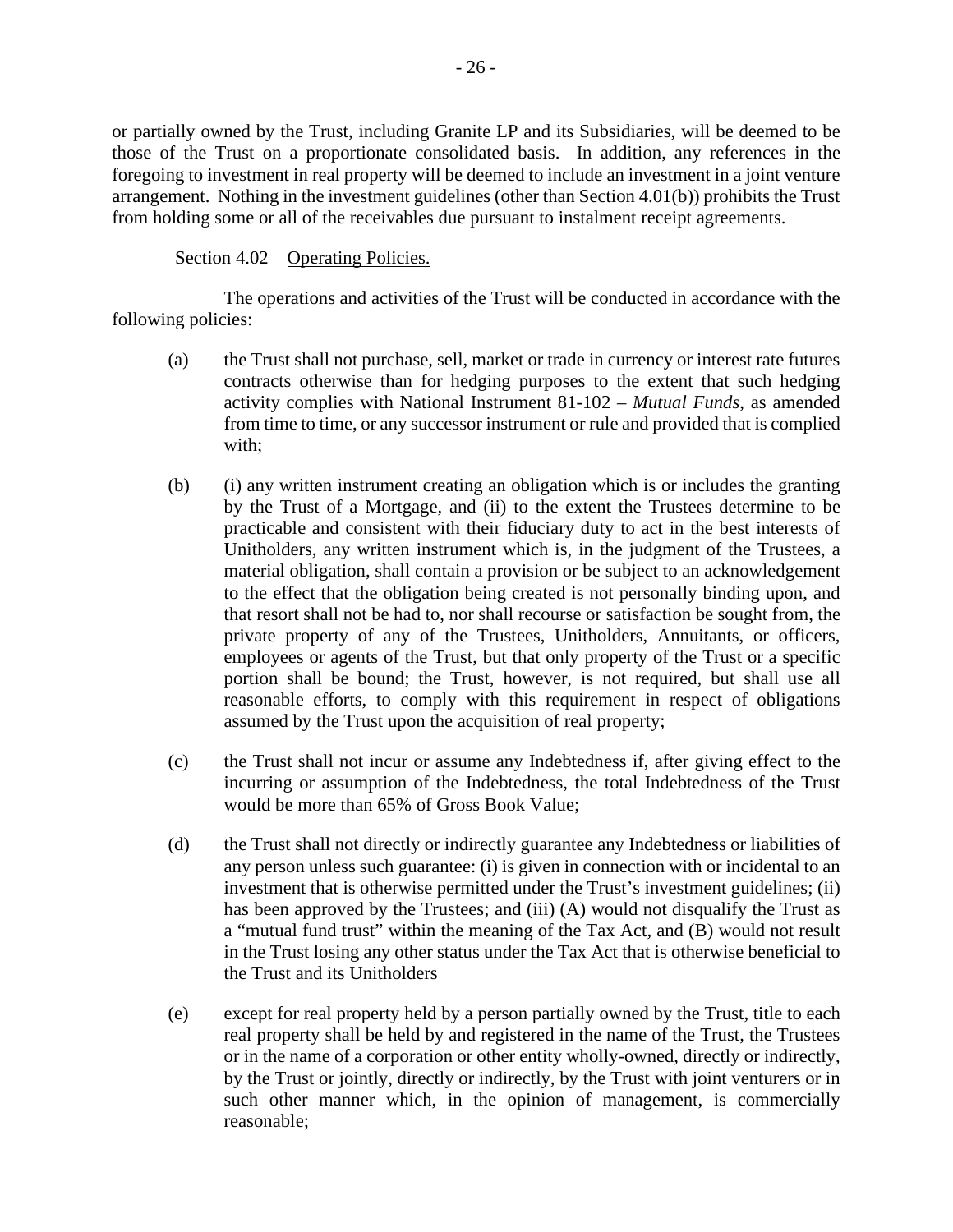or partially owned by the Trust, including Granite LP and its Subsidiaries, will be deemed to be those of the Trust on a proportionate consolidated basis. In addition, any references in the foregoing to investment in real property will be deemed to include an investment in a joint venture arrangement. Nothing in the investment guidelines (other than Section 4.01(b)) prohibits the Trust from holding some or all of the receivables due pursuant to instalment receipt agreements.

Section 4.02 Operating Policies.

The operations and activities of the Trust will be conducted in accordance with the following policies:

(a) the Trust shall not purchase, sell, market or trade in currency or interest rate futures contracts otherwise than for hedging purposes to the extent that such hedging activity complies with National Instrument 81-102 – *Mutual Funds*, as amended from time to time, or any successor instrument or rule and provided that is complied with;

(b) (i) any written instrument creating an obligation which is or includes the granting by the Trust of a Mortgage, and (ii) to the extent the Trustees determine to be practicable and consistent with their fiduciary duty to act in the best interests of Unitholders, any written instrument which is, in the judgment of the Trustees, a material obligation, shall contain a provision or be subject to an acknowledgement to the effect that the obligation being created is not personally binding upon, and that resort shall not be had to, nor shall recourse or satisfaction be sought from, the private property of any of the Trustees, Unitholders, Annuitants, or officers, employees or agents of the Trust, but that only property of the Trust or a specific portion shall be bound; the Trust, however, is not required, but shall use all reasonable efforts, to comply with this requirement in respect of obligations assumed by the Trust upon the acquisition of real property;

(c) the Trust shall not incur or assume any Indebtedness if, after giving effect to the incurring or assumption of the Indebtedness, the total Indebtedness of the Trust would be more than 65% of Gross Book Value;

(d) the Trust shall not directly or indirectly guarantee any Indebtedness or liabilities of any person unless such guarantee: (i) is given in connection with or incidental to an investment that is otherwise permitted under the Trust's investment guidelines; (ii) has been approved by the Trustees; and (iii) (A) would not disqualify the Trust as a "mutual fund trust" within the meaning of the Tax Act, and (B) would not result in the Trust losing any other status under the Tax Act that is otherwise beneficial to the Trust and its Unitholders

(e) except for real property held by a person partially owned by the Trust, title to each real property shall be held by and registered in the name of the Trust, the Trustees or in the name of a corporation or other entity wholly-owned, directly or indirectly, by the Trust or jointly, directly or indirectly, by the Trust with joint venturers or in such other manner which, in the opinion of management, is commercially reasonable;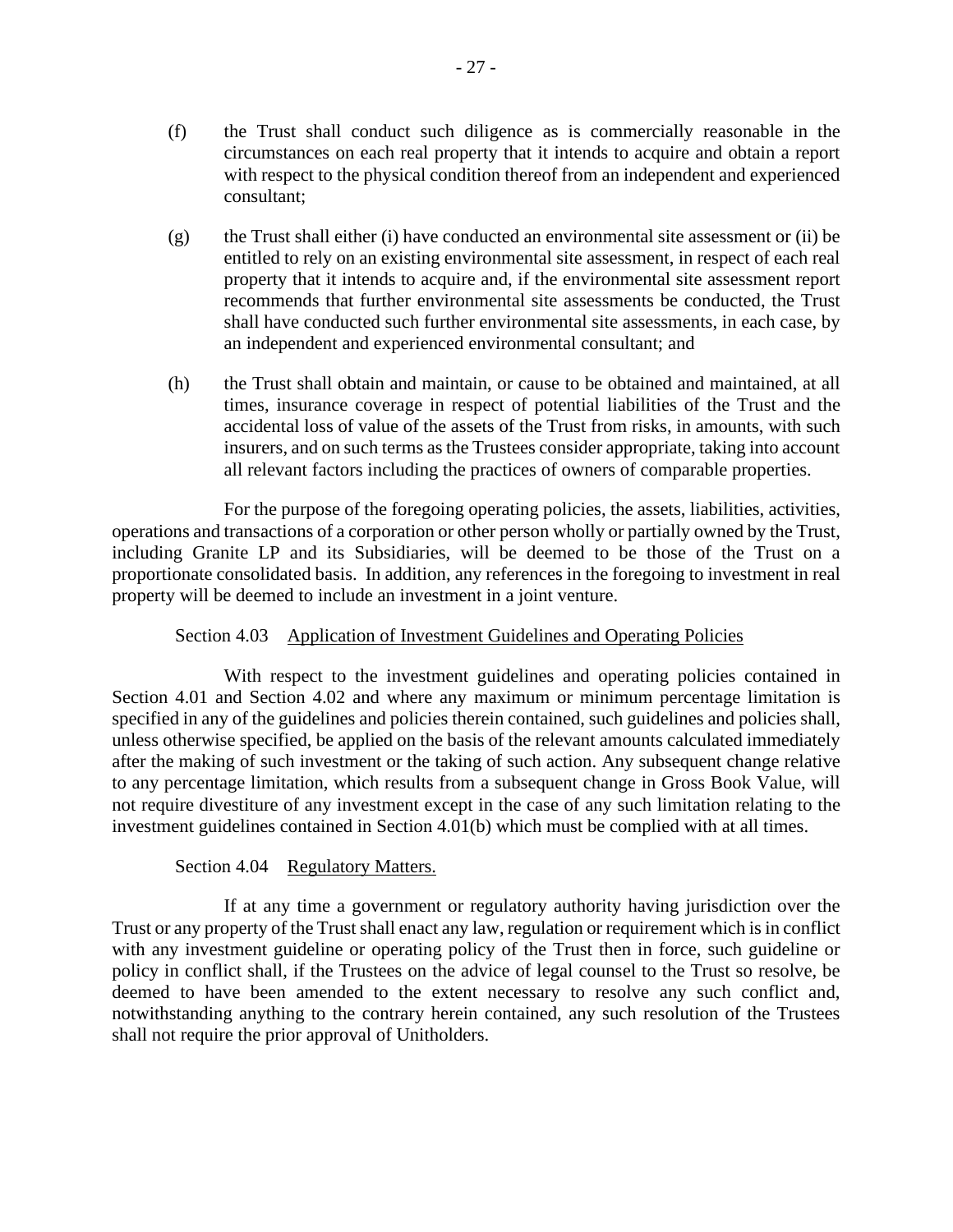(f) the Trust shall conduct such diligence as is commercially reasonable in the circumstances on each real property that it intends to acquire and obtain a report with respect to the physical condition thereof from an independent and experienced consultant;

(g) the Trust shall either (i) have conducted an environmental site assessment or (ii) be entitled to rely on an existing environmental site assessment, in respect of each real property that it intends to acquire and, if the environmental site assessment report recommends that further environmental site assessments be conducted, the Trust shall have conducted such further environmental site assessments, in each case, by an independent and experienced environmental consultant; and

(h) the Trust shall obtain and maintain, or cause to be obtained and maintained, at all times, insurance coverage in respect of potential liabilities of the Trust and the accidental loss of value of the assets of the Trust from risks, in amounts, with such insurers, and on such terms as the Trustees consider appropriate, taking into account all relevant factors including the practices of owners of comparable properties.

For the purpose of the foregoing operating policies, the assets, liabilities, activities, operations and transactions of a corporation or other person wholly or partially owned by the Trust, including Granite LP and its Subsidiaries, will be deemed to be those of the Trust on a proportionate consolidated basis. In addition, any references in the foregoing to investment in real property will be deemed to include an investment in a joint venture.

Section 4.03 Application of Investment Guidelines and Operating Policies

With respect to the investment guidelines and operating policies contained in Section 4.01 and Section 4.02 and where any maximum or minimum percentage limitation is specified in any of the guidelines and policies therein contained, such guidelines and policies shall, unless otherwise specified, be applied on the basis of the relevant amounts calculated immediately after the making of such investment or the taking of such action. Any subsequent change relative to any percentage limitation, which results from a subsequent change in Gross Book Value, will not require divestiture of any investment except in the case of any such limitation relating to the investment guidelines contained in Section 4.01(b) which must be complied with at all times.

Section 4.04 Regulatory Matters.

If at any time a government or regulatory authority having jurisdiction over the Trust or any property of the Trust shall enact any law, regulation or requirement which is in conflict with any investment guideline or operating policy of the Trust then in force, such guideline or policy in conflict shall, if the Trustees on the advice of legal counsel to the Trust so resolve, be deemed to have been amended to the extent necessary to resolve any such conflict and, notwithstanding anything to the contrary herein contained, any such resolution of the Trustees shall not require the prior approval of Unitholders.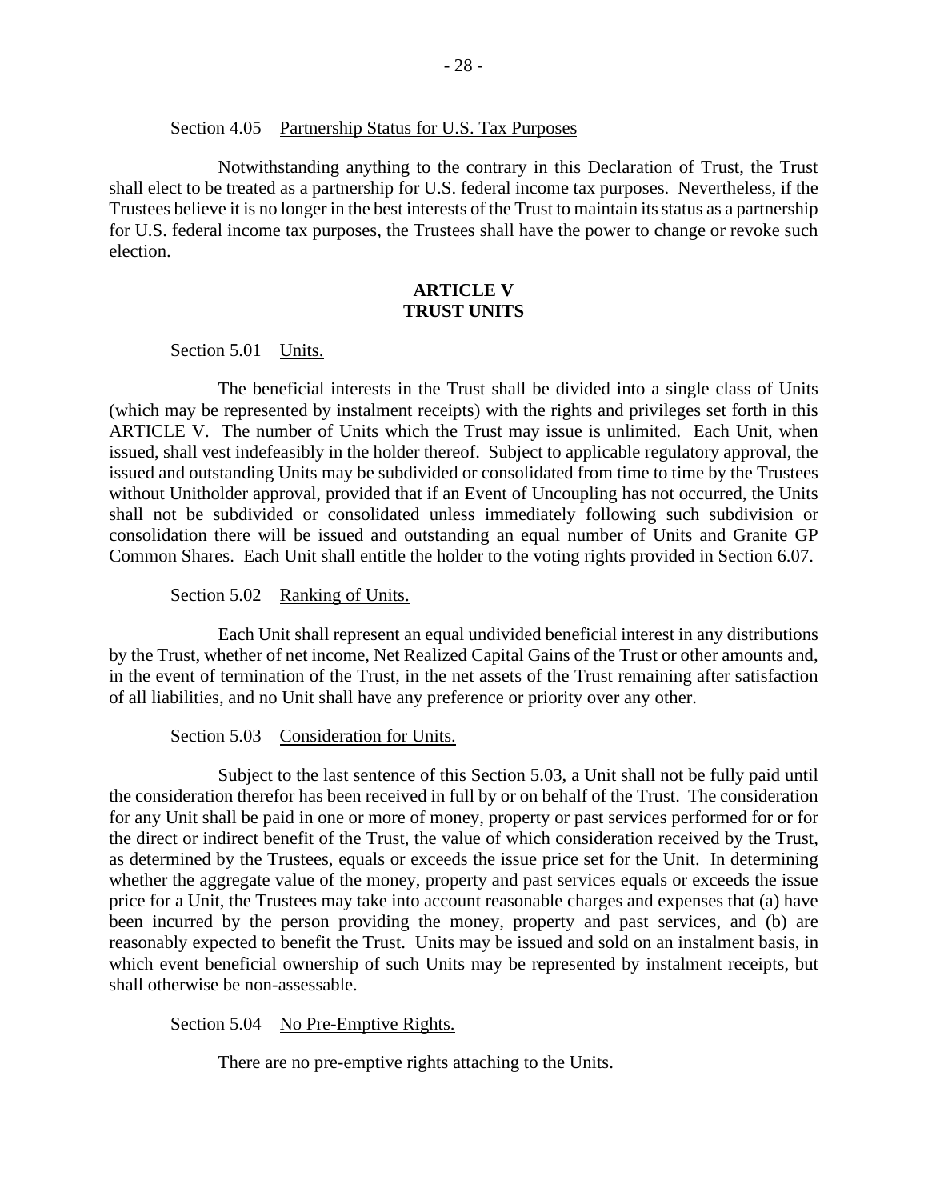Section 4.05 Partnership Status for U.S. Tax Purposes

Notwithstanding anything to the contrary in this Declaration of Trust, the Trust shall elect to be treated as a partnership for U.S. federal income tax purposes. Nevertheless, if the Trustees believe it is no longer in the best interests of the Trust to maintain its status as a partnership for U.S. federal income tax purposes, the Trustees shall have the power to change or revoke such election.

## ARTICLE V
## TRUST UNITS

Section 5.01 Units.

The beneficial interests in the Trust shall be divided into a single class of Units (which may be represented by instalment receipts) with the rights and privileges set forth in this ARTICLE V. The number of Units which the Trust may issue is unlimited. Each Unit, when issued, shall vest indefeasibly in the holder thereof. Subject to applicable regulatory approval, the issued and outstanding Units may be subdivided or consolidated from time to time by the Trustees without Unitholder approval, provided that if an Event of Uncoupling has not occurred, the Units shall not be subdivided or consolidated unless immediately following such subdivision or consolidation there will be issued and outstanding an equal number of Units and Granite GP Common Shares. Each Unit shall entitle the holder to the voting rights provided in Section 6.07.

Section 5.02 Ranking of Units.

Each Unit shall represent an equal undivided beneficial interest in any distributions by the Trust, whether of net income, Net Realized Capital Gains of the Trust or other amounts and, in the event of termination of the Trust, in the net assets of the Trust remaining after satisfaction of all liabilities, and no Unit shall have any preference or priority over any other.

Section 5.03 Consideration for Units.

Subject to the last sentence of this Section 5.03, a Unit shall not be fully paid until the consideration therefor has been received in full by or on behalf of the Trust. The consideration for any Unit shall be paid in one or more of money, property or past services performed for or for the direct or indirect benefit of the Trust, the value of which consideration received by the Trust, as determined by the Trustees, equals or exceeds the issue price set for the Unit. In determining whether the aggregate value of the money, property and past services equals or exceeds the issue price for a Unit, the Trustees may take into account reasonable charges and expenses that (a) have been incurred by the person providing the money, property and past services, and (b) are reasonably expected to benefit the Trust. Units may be issued and sold on an instalment basis, in which event beneficial ownership of such Units may be represented by instalment receipts, but shall otherwise be non-assessable.

Section 5.04 No Pre-Emptive Rights.

There are no pre-emptive rights attaching to the Units.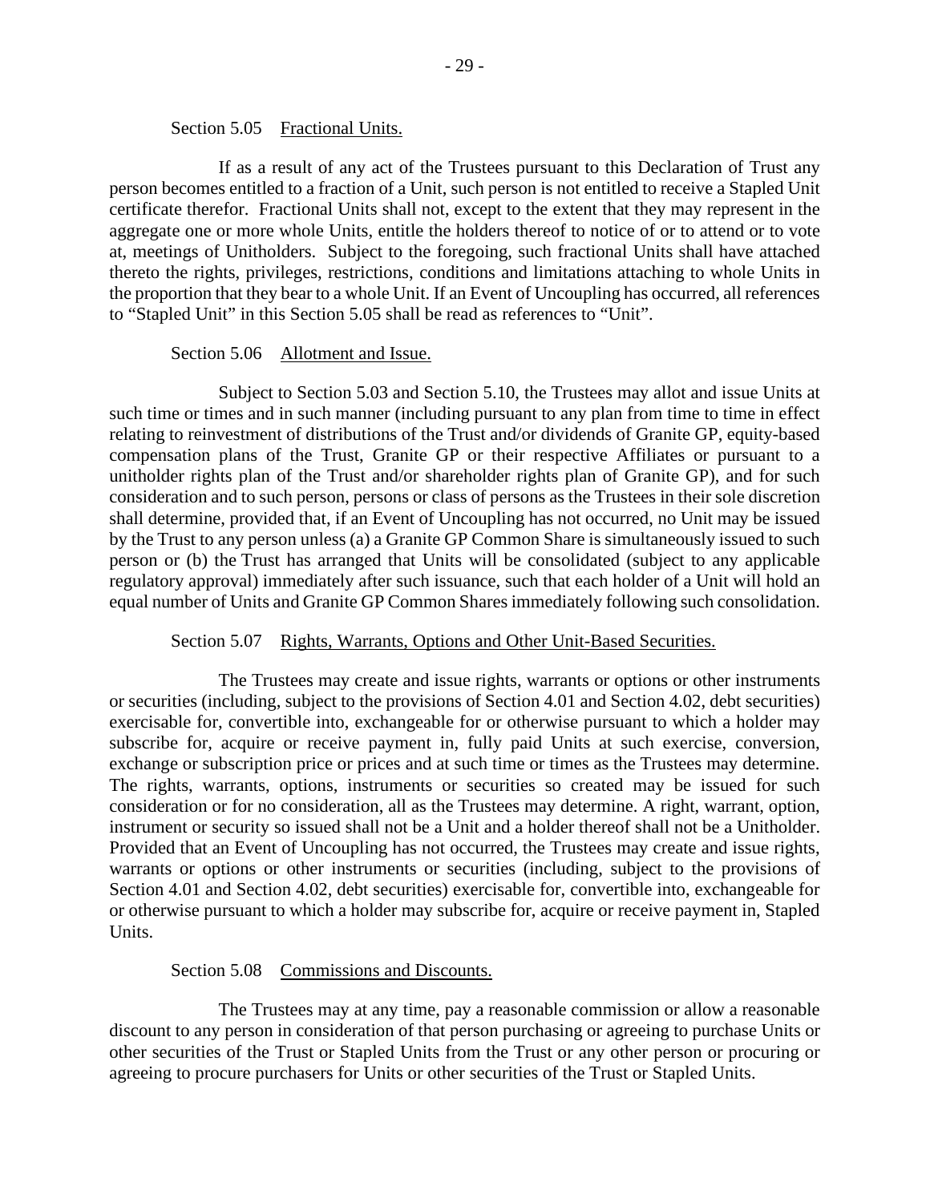### Section 5.05 Fractional Units.

If as a result of any act of the Trustees pursuant to this Declaration of Trust any person becomes entitled to a fraction of a Unit, such person is not entitled to receive a Stapled Unit certificate therefor. Fractional Units shall not, except to the extent that they may represent in the aggregate one or more whole Units, entitle the holders thereof to notice of or to attend or to vote at, meetings of Unitholders. Subject to the foregoing, such fractional Units shall have attached thereto the rights, privileges, restrictions, conditions and limitations attaching to whole Units in the proportion that they bear to a whole Unit. If an Event of Uncoupling has occurred, all references to "Stapled Unit" in this Section 5.05 shall be read as references to "Unit".

### Section 5.06 Allotment and Issue.

Subject to Section 5.03 and Section 5.10, the Trustees may allot and issue Units at such time or times and in such manner (including pursuant to any plan from time to time in effect relating to reinvestment of distributions of the Trust and/or dividends of Granite GP, equity-based compensation plans of the Trust, Granite GP or their respective Affiliates or pursuant to a unitholder rights plan of the Trust and/or shareholder rights plan of Granite GP), and for such consideration and to such person, persons or class of persons as the Trustees in their sole discretion shall determine, provided that, if an Event of Uncoupling has not occurred, no Unit may be issued by the Trust to any person unless (a) a Granite GP Common Share is simultaneously issued to such person or (b) the Trust has arranged that Units will be consolidated (subject to any applicable regulatory approval) immediately after such issuance, such that each holder of a Unit will hold an equal number of Units and Granite GP Common Shares immediately following such consolidation.

### Section 5.07 Rights, Warrants, Options and Other Unit-Based Securities.

The Trustees may create and issue rights, warrants or options or other instruments or securities (including, subject to the provisions of Section 4.01 and Section 4.02, debt securities) exercisable for, convertible into, exchangeable for or otherwise pursuant to which a holder may subscribe for, acquire or receive payment in, fully paid Units at such exercise, conversion, exchange or subscription price or prices and at such time or times as the Trustees may determine. The rights, warrants, options, instruments or securities so created may be issued for such consideration or for no consideration, all as the Trustees may determine. A right, warrant, option, instrument or security so issued shall not be a Unit and a holder thereof shall not be a Unitholder. Provided that an Event of Uncoupling has not occurred, the Trustees may create and issue rights, warrants or options or other instruments or securities (including, subject to the provisions of Section 4.01 and Section 4.02, debt securities) exercisable for, convertible into, exchangeable for or otherwise pursuant to which a holder may subscribe for, acquire or receive payment in, Stapled Units.

### Section 5.08 Commissions and Discounts.

The Trustees may at any time, pay a reasonable commission or allow a reasonable discount to any person in consideration of that person purchasing or agreeing to purchase Units or other securities of the Trust or Stapled Units from the Trust or any other person or procuring or agreeing to procure purchasers for Units or other securities of the Trust or Stapled Units.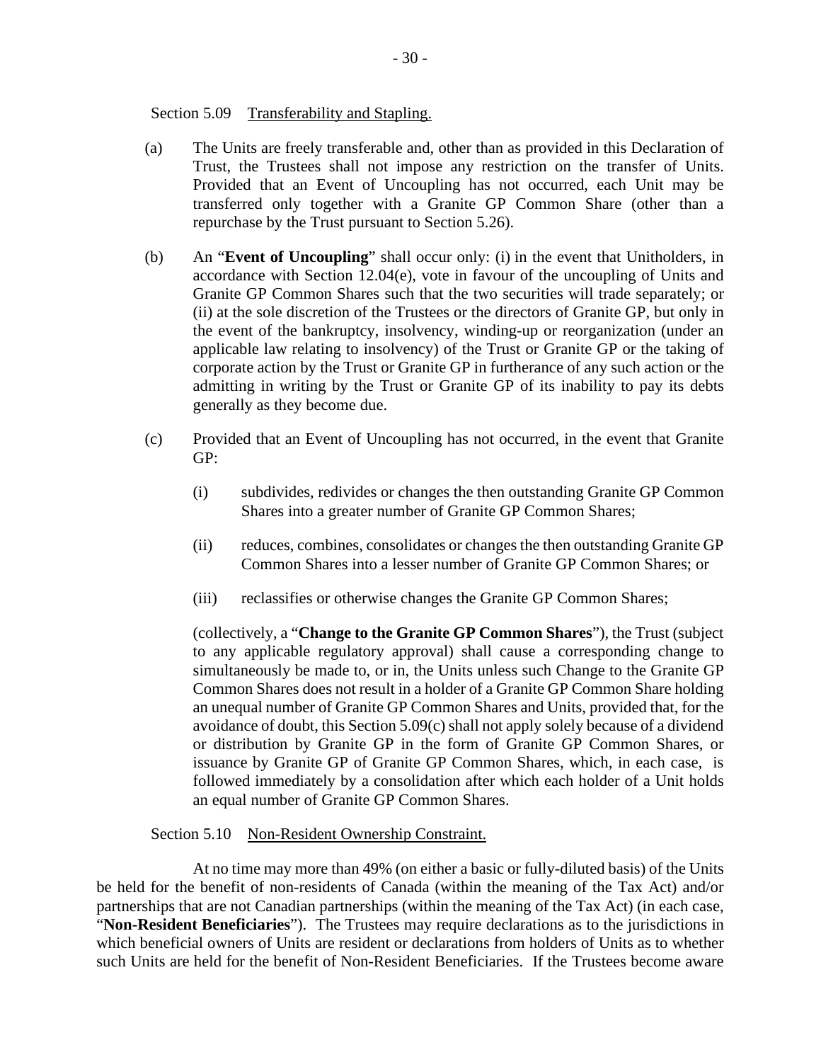Section 5.09 Transferability and Stapling.

(a) The Units are freely transferable and, other than as provided in this Declaration of Trust, the Trustees shall not impose any restriction on the transfer of Units. Provided that an Event of Uncoupling has not occurred, each Unit may be transferred only together with a Granite GP Common Share (other than a repurchase by the Trust pursuant to Section 5.26).

(b) An "**Event of Uncoupling**" shall occur only: (i) in the event that Unitholders, in accordance with Section 12.04(e), vote in favour of the uncoupling of Units and Granite GP Common Shares such that the two securities will trade separately; or (ii) at the sole discretion of the Trustees or the directors of Granite GP, but only in the event of the bankruptcy, insolvency, winding-up or reorganization (under an applicable law relating to insolvency) of the Trust or Granite GP or the taking of corporate action by the Trust or Granite GP in furtherance of any such action or the admitting in writing by the Trust or Granite GP of its inability to pay its debts generally as they become due.

(c) Provided that an Event of Uncoupling has not occurred, in the event that Granite GP:

(i) subdivides, redivides or changes the then outstanding Granite GP Common Shares into a greater number of Granite GP Common Shares;

(ii) reduces, combines, consolidates or changes the then outstanding Granite GP Common Shares into a lesser number of Granite GP Common Shares; or

(iii) reclassifies or otherwise changes the Granite GP Common Shares;

(collectively, a "**Change to the Granite GP Common Shares**"), the Trust (subject to any applicable regulatory approval) shall cause a corresponding change to simultaneously be made to, or in, the Units unless such Change to the Granite GP Common Shares does not result in a holder of a Granite GP Common Share holding an unequal number of Granite GP Common Shares and Units, provided that, for the avoidance of doubt, this Section 5.09(c) shall not apply solely because of a dividend or distribution by Granite GP in the form of Granite GP Common Shares, or issuance by Granite GP of Granite GP Common Shares, which, in each case, is followed immediately by a consolidation after which each holder of a Unit holds an equal number of Granite GP Common Shares.

Section 5.10 Non-Resident Ownership Constraint.

At no time may more than 49% (on either a basic or fully-diluted basis) of the Units be held for the benefit of non-residents of Canada (within the meaning of the Tax Act) and/or partnerships that are not Canadian partnerships (within the meaning of the Tax Act) (in each case, "**Non-Resident Beneficiaries**"). The Trustees may require declarations as to the jurisdictions in which beneficial owners of Units are resident or declarations from holders of Units as to whether such Units are held for the benefit of Non-Resident Beneficiaries. If the Trustees become aware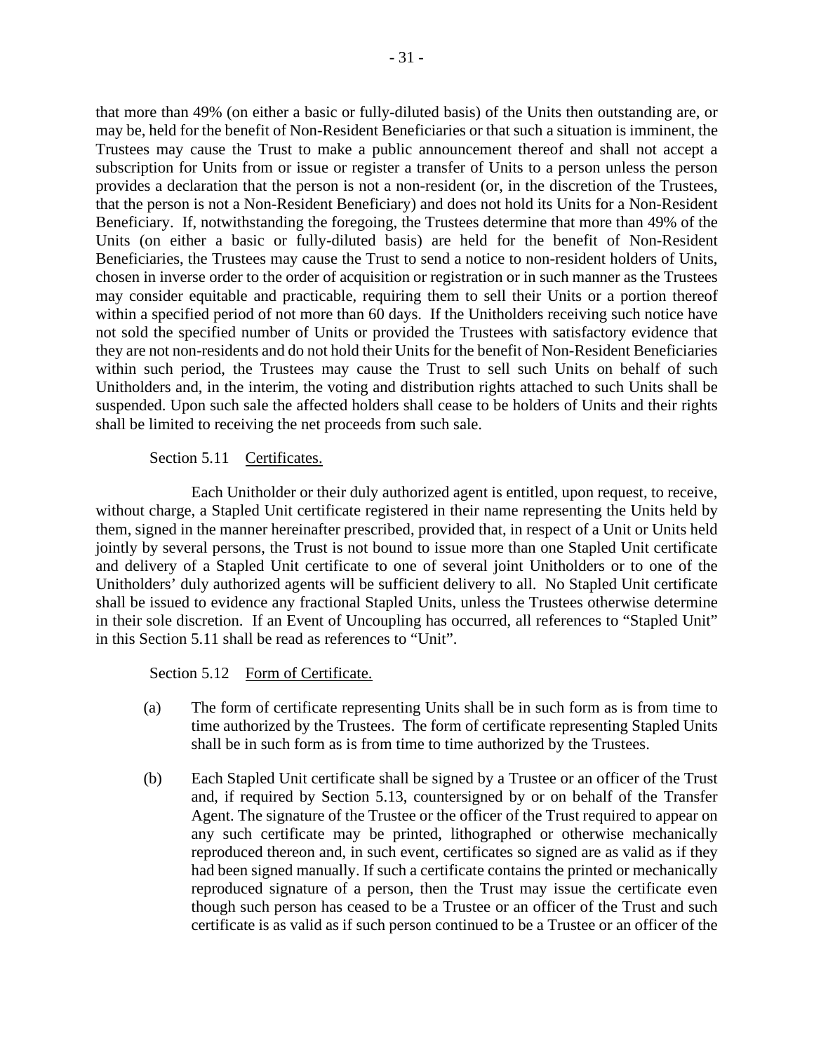that more than 49% (on either a basic or fully-diluted basis) of the Units then outstanding are, or may be, held for the benefit of Non-Resident Beneficiaries or that such a situation is imminent, the Trustees may cause the Trust to make a public announcement thereof and shall not accept a subscription for Units from or issue or register a transfer of Units to a person unless the person provides a declaration that the person is not a non-resident (or, in the discretion of the Trustees, that the person is not a Non-Resident Beneficiary) and does not hold its Units for a Non-Resident Beneficiary. If, notwithstanding the foregoing, the Trustees determine that more than 49% of the Units (on either a basic or fully-diluted basis) are held for the benefit of Non-Resident Beneficiaries, the Trustees may cause the Trust to send a notice to non-resident holders of Units, chosen in inverse order to the order of acquisition or registration or in such manner as the Trustees may consider equitable and practicable, requiring them to sell their Units or a portion thereof within a specified period of not more than 60 days. If the Unitholders receiving such notice have not sold the specified number of Units or provided the Trustees with satisfactory evidence that they are not non-residents and do not hold their Units for the benefit of Non-Resident Beneficiaries within such period, the Trustees may cause the Trust to sell such Units on behalf of such Unitholders and, in the interim, the voting and distribution rights attached to such Units shall be suspended. Upon such sale the affected holders shall cease to be holders of Units and their rights shall be limited to receiving the net proceeds from such sale.

Section 5.11 Certificates.

Each Unitholder or their duly authorized agent is entitled, upon request, to receive, without charge, a Stapled Unit certificate registered in their name representing the Units held by them, signed in the manner hereinafter prescribed, provided that, in respect of a Unit or Units held jointly by several persons, the Trust is not bound to issue more than one Stapled Unit certificate and delivery of a Stapled Unit certificate to one of several joint Unitholders or to one of the Unitholders' duly authorized agents will be sufficient delivery to all. No Stapled Unit certificate shall be issued to evidence any fractional Stapled Units, unless the Trustees otherwise determine in their sole discretion. If an Event of Uncoupling has occurred, all references to "Stapled Unit" in this Section 5.11 shall be read as references to "Unit".

Section 5.12 Form of Certificate.

(a) The form of certificate representing Units shall be in such form as is from time to time authorized by the Trustees. The form of certificate representing Stapled Units shall be in such form as is from time to time authorized by the Trustees.

(b) Each Stapled Unit certificate shall be signed by a Trustee or an officer of the Trust and, if required by Section 5.13, countersigned by or on behalf of the Transfer Agent. The signature of the Trustee or the officer of the Trust required to appear on any such certificate may be printed, lithographed or otherwise mechanically reproduced thereon and, in such event, certificates so signed are as valid as if they had been signed manually. If such a certificate contains the printed or mechanically reproduced signature of a person, then the Trust may issue the certificate even though such person has ceased to be a Trustee or an officer of the Trust and such certificate is as valid as if such person continued to be a Trustee or an officer of the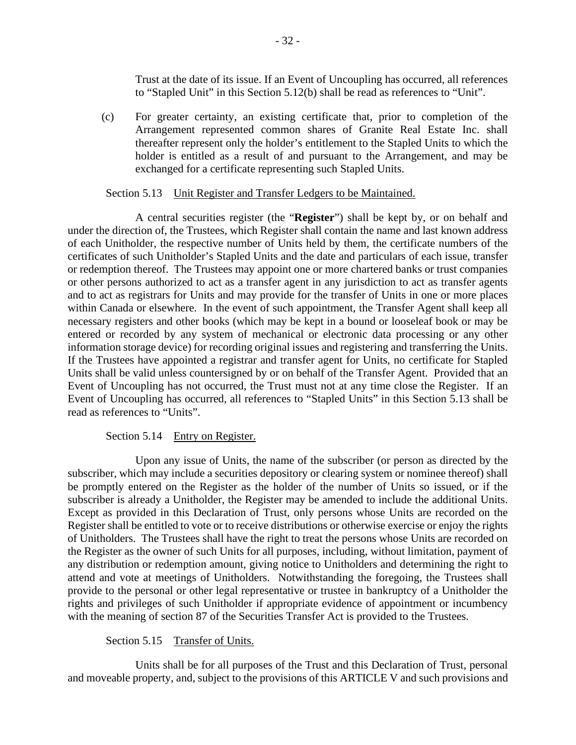Trust at the date of its issue. If an Event of Uncoupling has occurred, all references to "Stapled Unit" in this Section 5.12(b) shall be read as references to "Unit".

(c) For greater certainty, an existing certificate that, prior to completion of the Arrangement represented common shares of Granite Real Estate Inc. shall thereafter represent only the holder's entitlement to the Stapled Units to which the holder is entitled as a result of and pursuant to the Arrangement, and may be exchanged for a certificate representing such Stapled Units.

Section 5.13 Unit Register and Transfer Ledgers to be Maintained.

A central securities register (the "**Register**") shall be kept by, or on behalf and under the direction of, the Trustees, which Register shall contain the name and last known address of each Unitholder, the respective number of Units held by them, the certificate numbers of the certificates of such Unitholder's Stapled Units and the date and particulars of each issue, transfer or redemption thereof. The Trustees may appoint one or more chartered banks or trust companies or other persons authorized to act as a transfer agent in any jurisdiction to act as transfer agents and to act as registrars for Units and may provide for the transfer of Units in one or more places within Canada or elsewhere. In the event of such appointment, the Transfer Agent shall keep all necessary registers and other books (which may be kept in a bound or looseleaf book or may be entered or recorded by any system of mechanical or electronic data processing or any other information storage device) for recording original issues and registering and transferring the Units. If the Trustees have appointed a registrar and transfer agent for Units, no certificate for Stapled Units shall be valid unless countersigned by or on behalf of the Transfer Agent. Provided that an Event of Uncoupling has not occurred, the Trust must not at any time close the Register. If an Event of Uncoupling has occurred, all references to "Stapled Units" in this Section 5.13 shall be read as references to "Units".

Section 5.14 Entry on Register.

Upon any issue of Units, the name of the subscriber (or person as directed by the subscriber, which may include a securities depository or clearing system or nominee thereof) shall be promptly entered on the Register as the holder of the number of Units so issued, or if the subscriber is already a Unitholder, the Register may be amended to include the additional Units. Except as provided in this Declaration of Trust, only persons whose Units are recorded on the Register shall be entitled to vote or to receive distributions or otherwise exercise or enjoy the rights of Unitholders. The Trustees shall have the right to treat the persons whose Units are recorded on the Register as the owner of such Units for all purposes, including, without limitation, payment of any distribution or redemption amount, giving notice to Unitholders and determining the right to attend and vote at meetings of Unitholders. Notwithstanding the foregoing, the Trustees shall provide to the personal or other legal representative or trustee in bankruptcy of a Unitholder the rights and privileges of such Unitholder if appropriate evidence of appointment or incumbency with the meaning of section 87 of the Securities Transfer Act is provided to the Trustees.

Section 5.15 Transfer of Units.

Units shall be for all purposes of the Trust and this Declaration of Trust, personal and moveable property, and, subject to the provisions of this ARTICLE V and such provisions and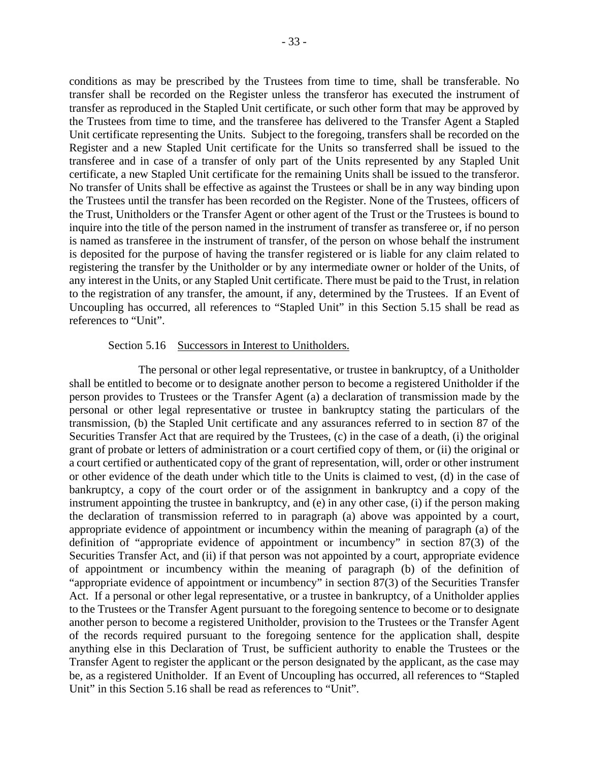conditions as may be prescribed by the Trustees from time to time, shall be transferable. No transfer shall be recorded on the Register unless the transferor has executed the instrument of transfer as reproduced in the Stapled Unit certificate, or such other form that may be approved by the Trustees from time to time, and the transferee has delivered to the Transfer Agent a Stapled Unit certificate representing the Units. Subject to the foregoing, transfers shall be recorded on the Register and a new Stapled Unit certificate for the Units so transferred shall be issued to the transferee and in case of a transfer of only part of the Units represented by any Stapled Unit certificate, a new Stapled Unit certificate for the remaining Units shall be issued to the transferor. No transfer of Units shall be effective as against the Trustees or shall be in any way binding upon the Trustees until the transfer has been recorded on the Register. None of the Trustees, officers of the Trust, Unitholders or the Transfer Agent or other agent of the Trust or the Trustees is bound to inquire into the title of the person named in the instrument of transfer as transferee or, if no person is named as transferee in the instrument of transfer, of the person on whose behalf the instrument is deposited for the purpose of having the transfer registered or is liable for any claim related to registering the transfer by the Unitholder or by any intermediate owner or holder of the Units, of any interest in the Units, or any Stapled Unit certificate. There must be paid to the Trust, in relation to the registration of any transfer, the amount, if any, determined by the Trustees. If an Event of Uncoupling has occurred, all references to "Stapled Unit" in this Section 5.15 shall be read as references to "Unit".

Section 5.16 Successors in Interest to Unitholders.

The personal or other legal representative, or trustee in bankruptcy, of a Unitholder shall be entitled to become or to designate another person to become a registered Unitholder if the person provides to Trustees or the Transfer Agent (a) a declaration of transmission made by the personal or other legal representative or trustee in bankruptcy stating the particulars of the transmission, (b) the Stapled Unit certificate and any assurances referred to in section 87 of the Securities Transfer Act that are required by the Trustees, (c) in the case of a death, (i) the original grant of probate or letters of administration or a court certified copy of them, or (ii) the original or a court certified or authenticated copy of the grant of representation, will, order or other instrument or other evidence of the death under which title to the Units is claimed to vest, (d) in the case of bankruptcy, a copy of the court order or of the assignment in bankruptcy and a copy of the instrument appointing the trustee in bankruptcy, and (e) in any other case, (i) if the person making the declaration of transmission referred to in paragraph (a) above was appointed by a court, appropriate evidence of appointment or incumbency within the meaning of paragraph (a) of the definition of "appropriate evidence of appointment or incumbency" in section 87(3) of the Securities Transfer Act, and (ii) if that person was not appointed by a court, appropriate evidence of appointment or incumbency within the meaning of paragraph (b) of the definition of "appropriate evidence of appointment or incumbency" in section 87(3) of the Securities Transfer Act. If a personal or other legal representative, or a trustee in bankruptcy, of a Unitholder applies to the Trustees or the Transfer Agent pursuant to the foregoing sentence to become or to designate another person to become a registered Unitholder, provision to the Trustees or the Transfer Agent of the records required pursuant to the foregoing sentence for the application shall, despite anything else in this Declaration of Trust, be sufficient authority to enable the Trustees or the Transfer Agent to register the applicant or the person designated by the applicant, as the case may be, as a registered Unitholder. If an Event of Uncoupling has occurred, all references to "Stapled Unit" in this Section 5.16 shall be read as references to "Unit".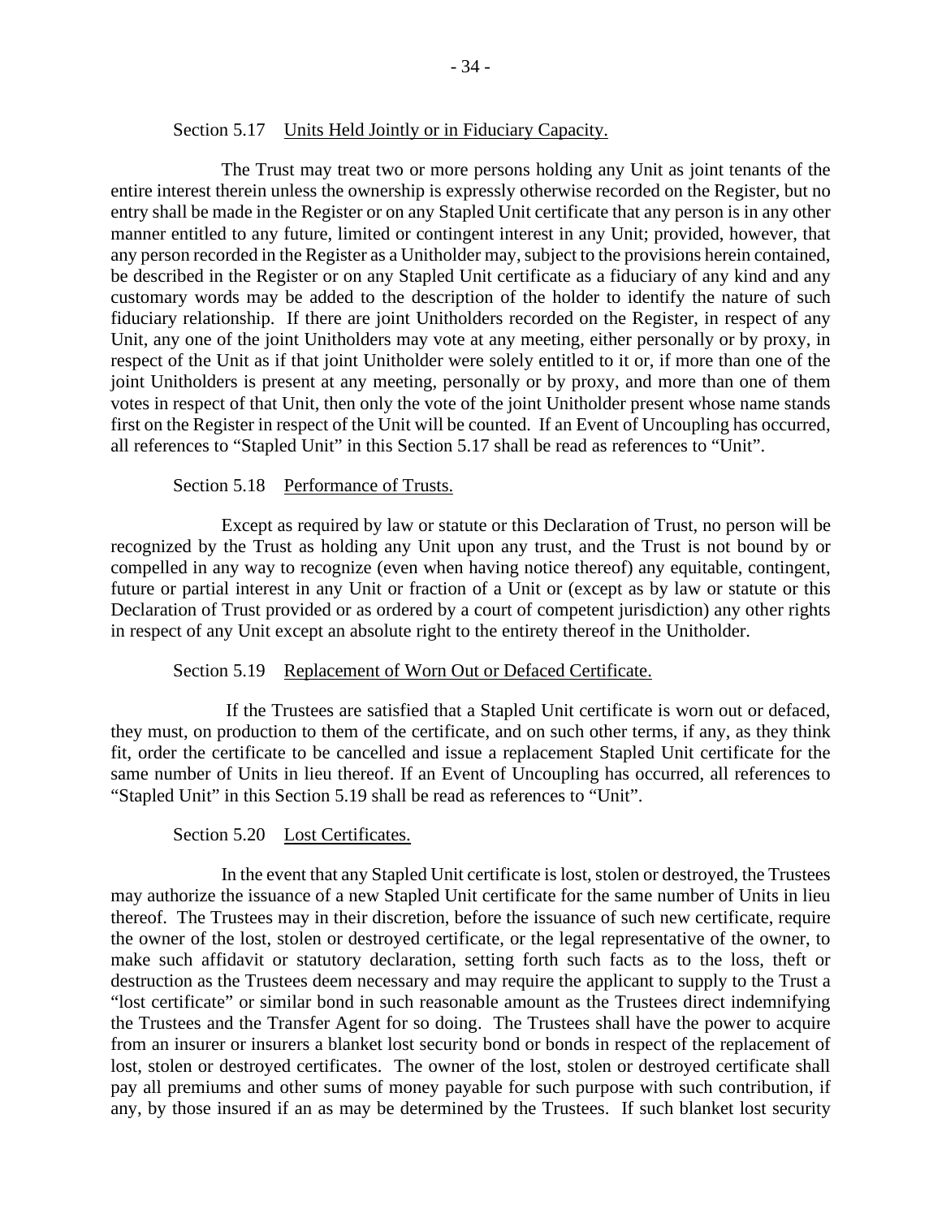Section 5.17 Units Held Jointly or in Fiduciary Capacity.

The Trust may treat two or more persons holding any Unit as joint tenants of the entire interest therein unless the ownership is expressly otherwise recorded on the Register, but no entry shall be made in the Register or on any Stapled Unit certificate that any person is in any other manner entitled to any future, limited or contingent interest in any Unit; provided, however, that any person recorded in the Register as a Unitholder may, subject to the provisions herein contained, be described in the Register or on any Stapled Unit certificate as a fiduciary of any kind and any customary words may be added to the description of the holder to identify the nature of such fiduciary relationship. If there are joint Unitholders recorded on the Register, in respect of any Unit, any one of the joint Unitholders may vote at any meeting, either personally or by proxy, in respect of the Unit as if that joint Unitholder were solely entitled to it or, if more than one of the joint Unitholders is present at any meeting, personally or by proxy, and more than one of them votes in respect of that Unit, then only the vote of the joint Unitholder present whose name stands first on the Register in respect of the Unit will be counted. If an Event of Uncoupling has occurred, all references to "Stapled Unit" in this Section 5.17 shall be read as references to "Unit".

Section 5.18 Performance of Trusts.

Except as required by law or statute or this Declaration of Trust, no person will be recognized by the Trust as holding any Unit upon any trust, and the Trust is not bound by or compelled in any way to recognize (even when having notice thereof) any equitable, contingent, future or partial interest in any Unit or fraction of a Unit or (except as by law or statute or this Declaration of Trust provided or as ordered by a court of competent jurisdiction) any other rights in respect of any Unit except an absolute right to the entirety thereof in the Unitholder.

Section 5.19 Replacement of Worn Out or Defaced Certificate.

If the Trustees are satisfied that a Stapled Unit certificate is worn out or defaced, they must, on production to them of the certificate, and on such other terms, if any, as they think fit, order the certificate to be cancelled and issue a replacement Stapled Unit certificate for the same number of Units in lieu thereof. If an Event of Uncoupling has occurred, all references to "Stapled Unit" in this Section 5.19 shall be read as references to "Unit".

Section 5.20 Lost Certificates.

In the event that any Stapled Unit certificate is lost, stolen or destroyed, the Trustees may authorize the issuance of a new Stapled Unit certificate for the same number of Units in lieu thereof. The Trustees may in their discretion, before the issuance of such new certificate, require the owner of the lost, stolen or destroyed certificate, or the legal representative of the owner, to make such affidavit or statutory declaration, setting forth such facts as to the loss, theft or destruction as the Trustees deem necessary and may require the applicant to supply to the Trust a "lost certificate" or similar bond in such reasonable amount as the Trustees direct indemnifying the Trustees and the Transfer Agent for so doing. The Trustees shall have the power to acquire from an insurer or insurers a blanket lost security bond or bonds in respect of the replacement of lost, stolen or destroyed certificates. The owner of the lost, stolen or destroyed certificate shall pay all premiums and other sums of money payable for such purpose with such contribution, if any, by those insured if an as may be determined by the Trustees. If such blanket lost security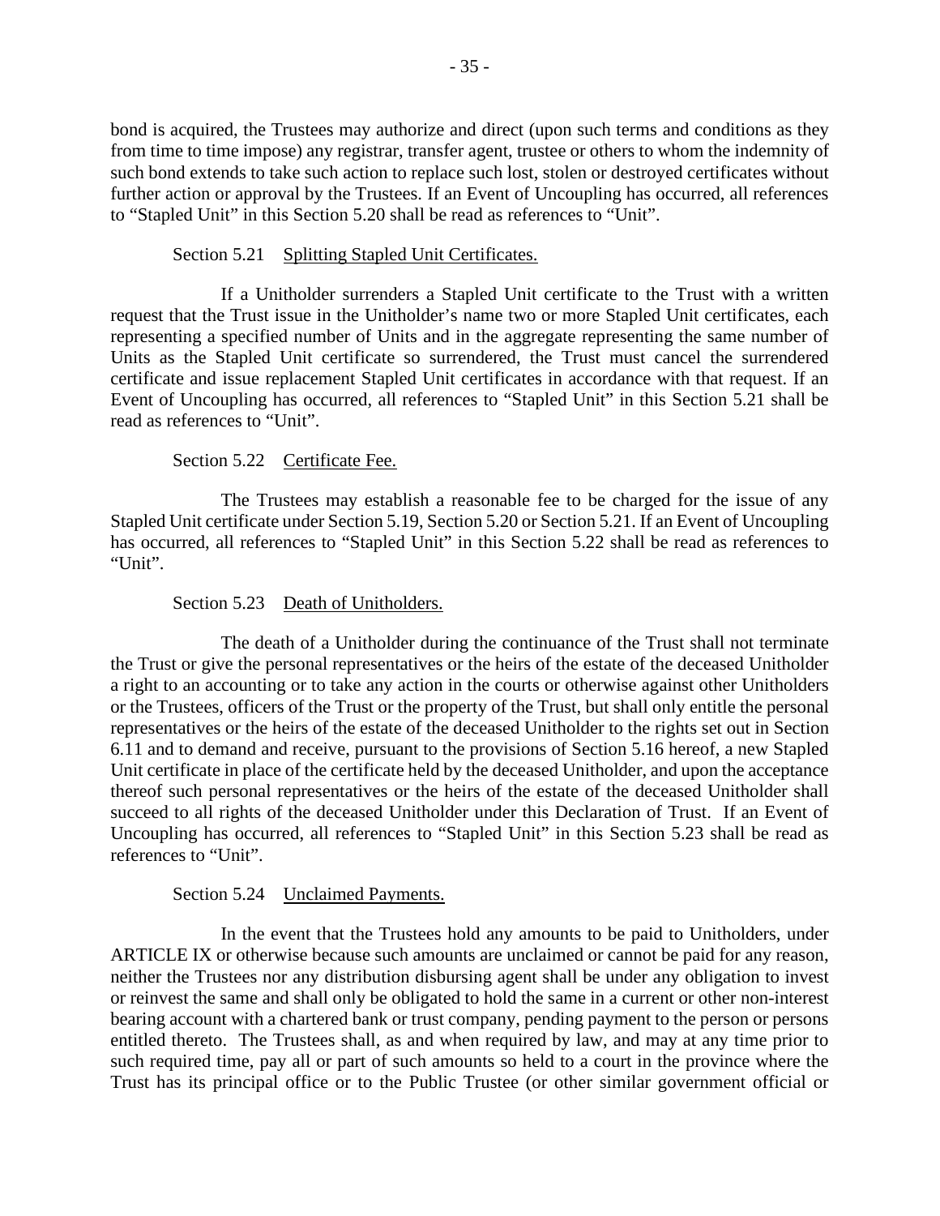bond is acquired, the Trustees may authorize and direct (upon such terms and conditions as they from time to time impose) any registrar, transfer agent, trustee or others to whom the indemnity of such bond extends to take such action to replace such lost, stolen or destroyed certificates without further action or approval by the Trustees. If an Event of Uncoupling has occurred, all references to "Stapled Unit" in this Section 5.20 shall be read as references to "Unit".

Section 5.21 Splitting Stapled Unit Certificates.

If a Unitholder surrenders a Stapled Unit certificate to the Trust with a written request that the Trust issue in the Unitholder's name two or more Stapled Unit certificates, each representing a specified number of Units and in the aggregate representing the same number of Units as the Stapled Unit certificate so surrendered, the Trust must cancel the surrendered certificate and issue replacement Stapled Unit certificates in accordance with that request. If an Event of Uncoupling has occurred, all references to "Stapled Unit" in this Section 5.21 shall be read as references to "Unit".

Section 5.22 Certificate Fee.

The Trustees may establish a reasonable fee to be charged for the issue of any Stapled Unit certificate under Section 5.19, Section 5.20 or Section 5.21. If an Event of Uncoupling has occurred, all references to "Stapled Unit" in this Section 5.22 shall be read as references to "Unit".

Section 5.23 Death of Unitholders.

The death of a Unitholder during the continuance of the Trust shall not terminate the Trust or give the personal representatives or the heirs of the estate of the deceased Unitholder a right to an accounting or to take any action in the courts or otherwise against other Unitholders or the Trustees, officers of the Trust or the property of the Trust, but shall only entitle the personal representatives or the heirs of the estate of the deceased Unitholder to the rights set out in Section 6.11 and to demand and receive, pursuant to the provisions of Section 5.16 hereof, a new Stapled Unit certificate in place of the certificate held by the deceased Unitholder, and upon the acceptance thereof such personal representatives or the heirs of the estate of the deceased Unitholder shall succeed to all rights of the deceased Unitholder under this Declaration of Trust. If an Event of Uncoupling has occurred, all references to "Stapled Unit" in this Section 5.23 shall be read as references to "Unit".

Section 5.24 Unclaimed Payments.

In the event that the Trustees hold any amounts to be paid to Unitholders, under ARTICLE IX or otherwise because such amounts are unclaimed or cannot be paid for any reason, neither the Trustees nor any distribution disbursing agent shall be under any obligation to invest or reinvest the same and shall only be obligated to hold the same in a current or other non-interest bearing account with a chartered bank or trust company, pending payment to the person or persons entitled thereto. The Trustees shall, as and when required by law, and may at any time prior to such required time, pay all or part of such amounts so held to a court in the province where the Trust has its principal office or to the Public Trustee (or other similar government official or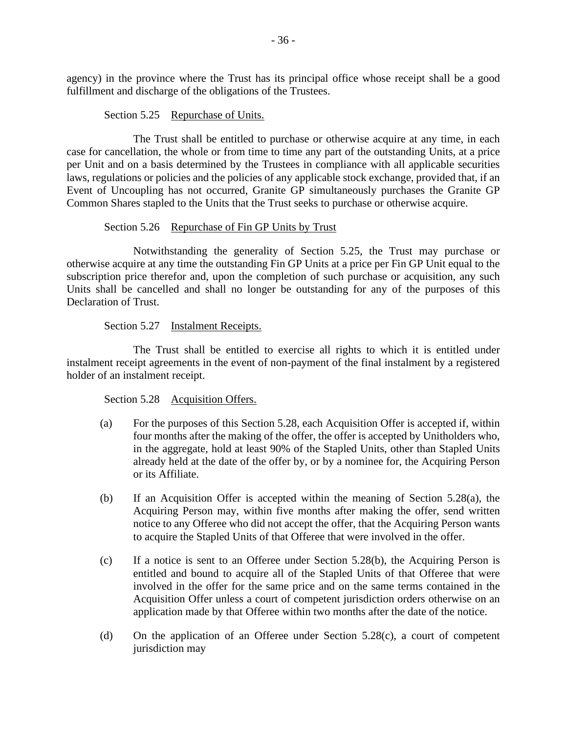agency) in the province where the Trust has its principal office whose receipt shall be a good fulfillment and discharge of the obligations of the Trustees.

Section 5.25 Repurchase of Units.

The Trust shall be entitled to purchase or otherwise acquire at any time, in each case for cancellation, the whole or from time to time any part of the outstanding Units, at a price per Unit and on a basis determined by the Trustees in compliance with all applicable securities laws, regulations or policies and the policies of any applicable stock exchange, provided that, if an Event of Uncoupling has not occurred, Granite GP simultaneously purchases the Granite GP Common Shares stapled to the Units that the Trust seeks to purchase or otherwise acquire.

Section 5.26 Repurchase of Fin GP Units by Trust

Notwithstanding the generality of Section 5.25, the Trust may purchase or otherwise acquire at any time the outstanding Fin GP Units at a price per Fin GP Unit equal to the subscription price therefor and, upon the completion of such purchase or acquisition, any such Units shall be cancelled and shall no longer be outstanding for any of the purposes of this Declaration of Trust.

Section 5.27 Instalment Receipts.

The Trust shall be entitled to exercise all rights to which it is entitled under instalment receipt agreements in the event of non-payment of the final instalment by a registered holder of an instalment receipt.

Section 5.28 Acquisition Offers.

(a) For the purposes of this Section 5.28, each Acquisition Offer is accepted if, within four months after the making of the offer, the offer is accepted by Unitholders who, in the aggregate, hold at least 90% of the Stapled Units, other than Stapled Units already held at the date of the offer by, or by a nominee for, the Acquiring Person or its Affiliate.

(b) If an Acquisition Offer is accepted within the meaning of Section 5.28(a), the Acquiring Person may, within five months after making the offer, send written notice to any Offeree who did not accept the offer, that the Acquiring Person wants to acquire the Stapled Units of that Offeree that were involved in the offer.

(c) If a notice is sent to an Offeree under Section 5.28(b), the Acquiring Person is entitled and bound to acquire all of the Stapled Units of that Offeree that were involved in the offer for the same price and on the same terms contained in the Acquisition Offer unless a court of competent jurisdiction orders otherwise on an application made by that Offeree within two months after the date of the notice.

(d) On the application of an Offeree under Section 5.28(c), a court of competent jurisdiction may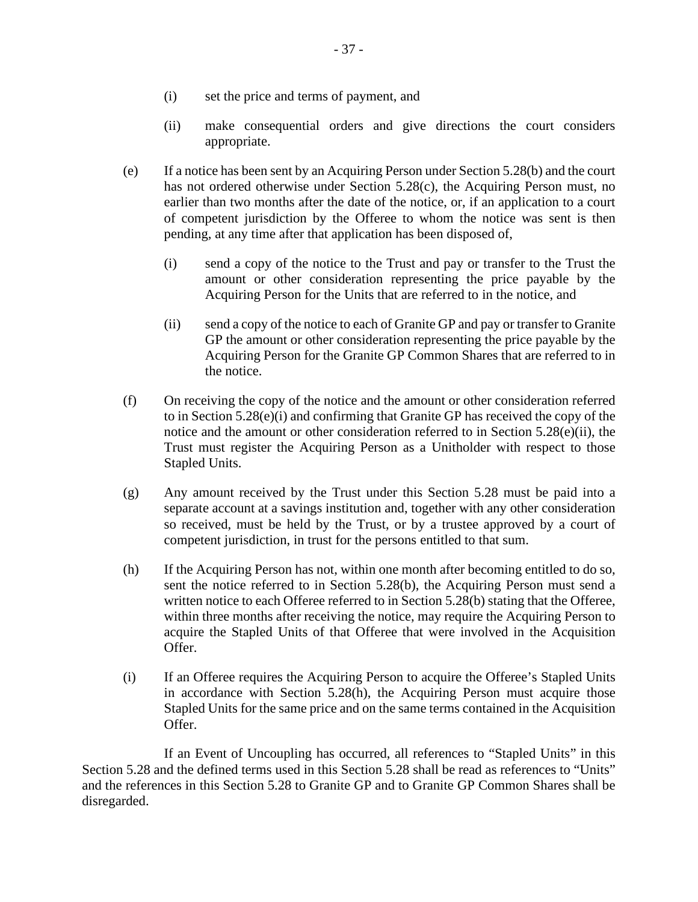(i) set the price and terms of payment, and

(ii) make consequential orders and give directions the court considers appropriate.

(e) If a notice has been sent by an Acquiring Person under Section 5.28(b) and the court has not ordered otherwise under Section 5.28(c), the Acquiring Person must, no earlier than two months after the date of the notice, or, if an application to a court of competent jurisdiction by the Offeree to whom the notice was sent is then pending, at any time after that application has been disposed of,

(i) send a copy of the notice to the Trust and pay or transfer to the Trust the amount or other consideration representing the price payable by the Acquiring Person for the Units that are referred to in the notice, and

(ii) send a copy of the notice to each of Granite GP and pay or transfer to Granite GP the amount or other consideration representing the price payable by the Acquiring Person for the Granite GP Common Shares that are referred to in the notice.

(f) On receiving the copy of the notice and the amount or other consideration referred to in Section 5.28(e)(i) and confirming that Granite GP has received the copy of the notice and the amount or other consideration referred to in Section 5.28(e)(ii), the Trust must register the Acquiring Person as a Unitholder with respect to those Stapled Units.

(g) Any amount received by the Trust under this Section 5.28 must be paid into a separate account at a savings institution and, together with any other consideration so received, must be held by the Trust, or by a trustee approved by a court of competent jurisdiction, in trust for the persons entitled to that sum.

(h) If the Acquiring Person has not, within one month after becoming entitled to do so, sent the notice referred to in Section 5.28(b), the Acquiring Person must send a written notice to each Offeree referred to in Section 5.28(b) stating that the Offeree, within three months after receiving the notice, may require the Acquiring Person to acquire the Stapled Units of that Offeree that were involved in the Acquisition Offer.

(i) If an Offeree requires the Acquiring Person to acquire the Offeree's Stapled Units in accordance with Section 5.28(h), the Acquiring Person must acquire those Stapled Units for the same price and on the same terms contained in the Acquisition Offer.

If an Event of Uncoupling has occurred, all references to "Stapled Units" in this Section 5.28 and the defined terms used in this Section 5.28 shall be read as references to "Units" and the references in this Section 5.28 to Granite GP and to Granite GP Common Shares shall be disregarded.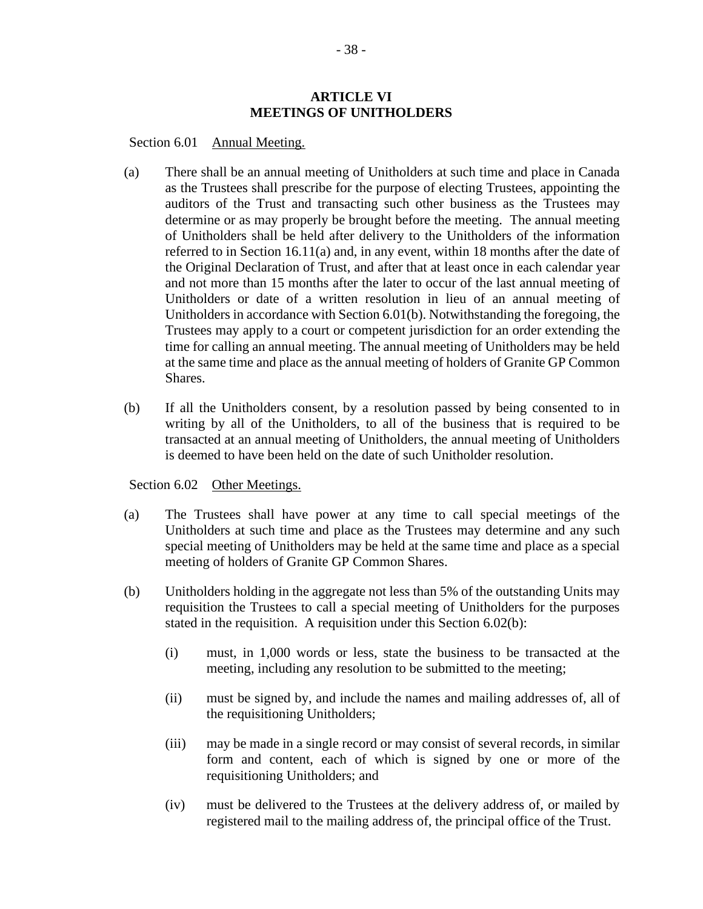# ARTICLE VI
# MEETINGS OF UNITHOLDERS

Section 6.01 Annual Meeting.

(a) There shall be an annual meeting of Unitholders at such time and place in Canada as the Trustees shall prescribe for the purpose of electing Trustees, appointing the auditors of the Trust and transacting such other business as the Trustees may determine or as may properly be brought before the meeting. The annual meeting of Unitholders shall be held after delivery to the Unitholders of the information referred to in Section 16.11(a) and, in any event, within 18 months after the date of the Original Declaration of Trust, and after that at least once in each calendar year and not more than 15 months after the later to occur of the last annual meeting of Unitholders or date of a written resolution in lieu of an annual meeting of Unitholders in accordance with Section 6.01(b). Notwithstanding the foregoing, the Trustees may apply to a court or competent jurisdiction for an order extending the time for calling an annual meeting. The annual meeting of Unitholders may be held at the same time and place as the annual meeting of holders of Granite GP Common Shares.

(b) If all the Unitholders consent, by a resolution passed by being consented to in writing by all of the Unitholders, to all of the business that is required to be transacted at an annual meeting of Unitholders, the annual meeting of Unitholders is deemed to have been held on the date of such Unitholder resolution.

Section 6.02 Other Meetings.

(a) The Trustees shall have power at any time to call special meetings of the Unitholders at such time and place as the Trustees may determine and any such special meeting of Unitholders may be held at the same time and place as a special meeting of holders of Granite GP Common Shares.

(b) Unitholders holding in the aggregate not less than 5% of the outstanding Units may requisition the Trustees to call a special meeting of Unitholders for the purposes stated in the requisition. A requisition under this Section 6.02(b):

   (i) must, in 1,000 words or less, state the business to be transacted at the meeting, including any resolution to be submitted to the meeting;

   (ii) must be signed by, and include the names and mailing addresses of, all of the requisitioning Unitholders;

   (iii) may be made in a single record or may consist of several records, in similar form and content, each of which is signed by one or more of the requisitioning Unitholders; and

   (iv) must be delivered to the Trustees at the delivery address of, or mailed by registered mail to the mailing address of, the principal office of the Trust.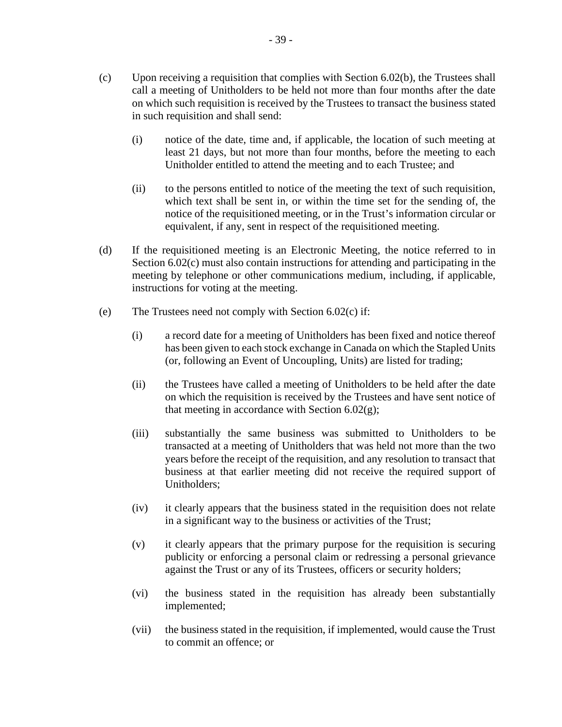(c) Upon receiving a requisition that complies with Section 6.02(b), the Trustees shall call a meeting of Unitholders to be held not more than four months after the date on which such requisition is received by the Trustees to transact the business stated in such requisition and shall send:

(i) notice of the date, time and, if applicable, the location of such meeting at least 21 days, but not more than four months, before the meeting to each Unitholder entitled to attend the meeting and to each Trustee; and

(ii) to the persons entitled to notice of the meeting the text of such requisition, which text shall be sent in, or within the time set for the sending of, the notice of the requisitioned meeting, or in the Trust's information circular or equivalent, if any, sent in respect of the requisitioned meeting.

(d) If the requisitioned meeting is an Electronic Meeting, the notice referred to in Section 6.02(c) must also contain instructions for attending and participating in the meeting by telephone or other communications medium, including, if applicable, instructions for voting at the meeting.

(e) The Trustees need not comply with Section 6.02(c) if:

(i) a record date for a meeting of Unitholders has been fixed and notice thereof has been given to each stock exchange in Canada on which the Stapled Units (or, following an Event of Uncoupling, Units) are listed for trading;

(ii) the Trustees have called a meeting of Unitholders to be held after the date on which the requisition is received by the Trustees and have sent notice of that meeting in accordance with Section 6.02(g);

(iii) substantially the same business was submitted to Unitholders to be transacted at a meeting of Unitholders that was held not more than the two years before the receipt of the requisition, and any resolution to transact that business at that earlier meeting did not receive the required support of Unitholders;

(iv) it clearly appears that the business stated in the requisition does not relate in a significant way to the business or activities of the Trust;

(v) it clearly appears that the primary purpose for the requisition is securing publicity or enforcing a personal claim or redressing a personal grievance against the Trust or any of its Trustees, officers or security holders;

(vi) the business stated in the requisition has already been substantially implemented;

(vii) the business stated in the requisition, if implemented, would cause the Trust to commit an offence; or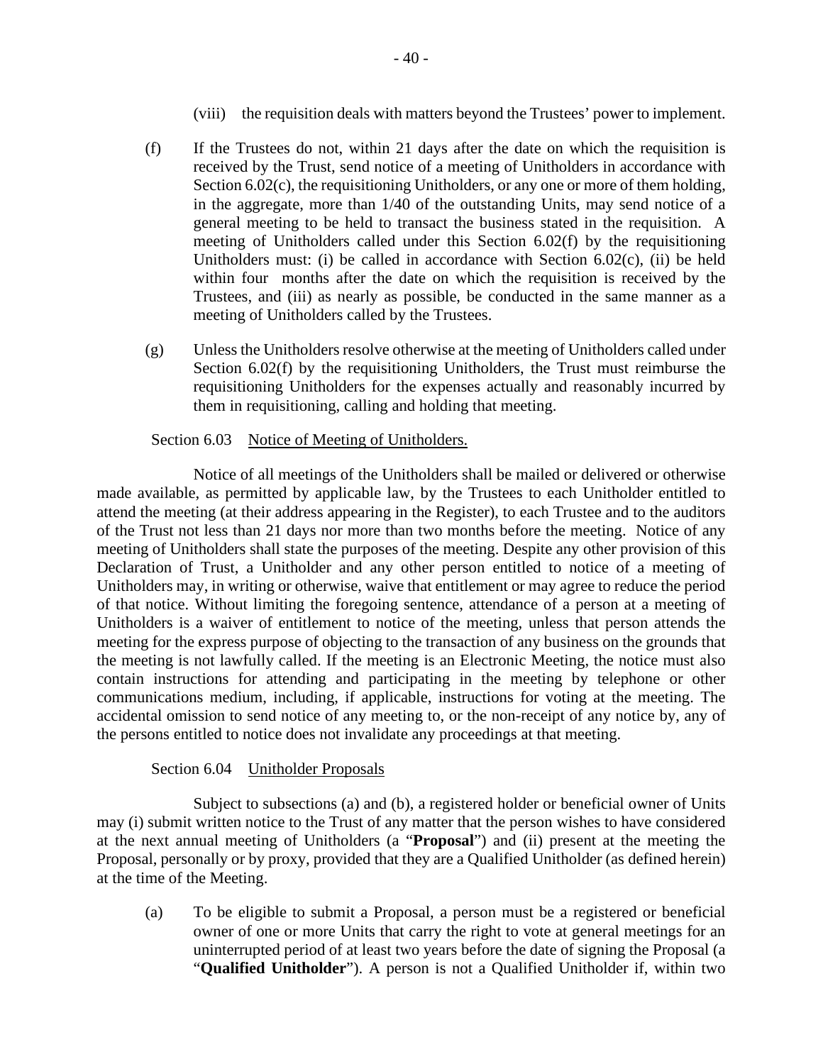(viii) the requisition deals with matters beyond the Trustees' power to implement.

(f) If the Trustees do not, within 21 days after the date on which the requisition is received by the Trust, send notice of a meeting of Unitholders in accordance with Section 6.02(c), the requisitioning Unitholders, or any one or more of them holding, in the aggregate, more than 1/40 of the outstanding Units, may send notice of a general meeting to be held to transact the business stated in the requisition. A meeting of Unitholders called under this Section 6.02(f) by the requisitioning Unitholders must: (i) be called in accordance with Section 6.02(c), (ii) be held within four months after the date on which the requisition is received by the Trustees, and (iii) as nearly as possible, be conducted in the same manner as a meeting of Unitholders called by the Trustees.

(g) Unless the Unitholders resolve otherwise at the meeting of Unitholders called under Section 6.02(f) by the requisitioning Unitholders, the Trust must reimburse the requisitioning Unitholders for the expenses actually and reasonably incurred by them in requisitioning, calling and holding that meeting.

Section 6.03 Notice of Meeting of Unitholders.

Notice of all meetings of the Unitholders shall be mailed or delivered or otherwise made available, as permitted by applicable law, by the Trustees to each Unitholder entitled to attend the meeting (at their address appearing in the Register), to each Trustee and to the auditors of the Trust not less than 21 days nor more than two months before the meeting. Notice of any meeting of Unitholders shall state the purposes of the meeting. Despite any other provision of this Declaration of Trust, a Unitholder and any other person entitled to notice of a meeting of Unitholders may, in writing or otherwise, waive that entitlement or may agree to reduce the period of that notice. Without limiting the foregoing sentence, attendance of a person at a meeting of Unitholders is a waiver of entitlement to notice of the meeting, unless that person attends the meeting for the express purpose of objecting to the transaction of any business on the grounds that the meeting is not lawfully called. If the meeting is an Electronic Meeting, the notice must also contain instructions for attending and participating in the meeting by telephone or other communications medium, including, if applicable, instructions for voting at the meeting. The accidental omission to send notice of any meeting to, or the non-receipt of any notice by, any of the persons entitled to notice does not invalidate any proceedings at that meeting.

Section 6.04 Unitholder Proposals

Subject to subsections (a) and (b), a registered holder or beneficial owner of Units may (i) submit written notice to the Trust of any matter that the person wishes to have considered at the next annual meeting of Unitholders (a "**Proposal**") and (ii) present at the meeting the Proposal, personally or by proxy, provided that they are a Qualified Unitholder (as defined herein) at the time of the Meeting.

(a) To be eligible to submit a Proposal, a person must be a registered or beneficial owner of one or more Units that carry the right to vote at general meetings for an uninterrupted period of at least two years before the date of signing the Proposal (a "**Qualified Unitholder**"). A person is not a Qualified Unitholder if, within two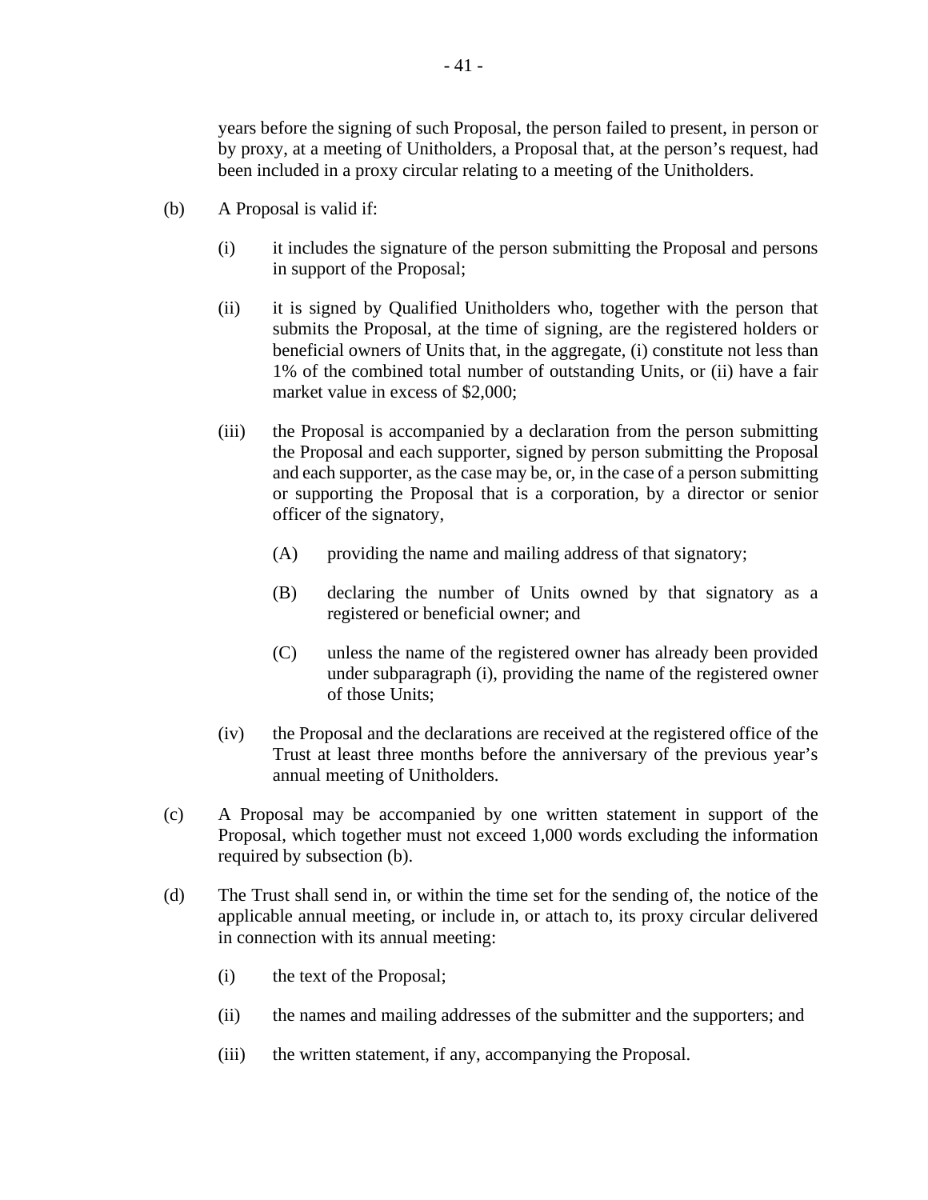years before the signing of such Proposal, the person failed to present, in person or by proxy, at a meeting of Unitholders, a Proposal that, at the person's request, had been included in a proxy circular relating to a meeting of the Unitholders.

(b) A Proposal is valid if:

(i) it includes the signature of the person submitting the Proposal and persons in support of the Proposal;

(ii) it is signed by Qualified Unitholders who, together with the person that submits the Proposal, at the time of signing, are the registered holders or beneficial owners of Units that, in the aggregate, (i) constitute not less than 1% of the combined total number of outstanding Units, or (ii) have a fair market value in excess of $2,000;

(iii) the Proposal is accompanied by a declaration from the person submitting the Proposal and each supporter, signed by person submitting the Proposal and each supporter, as the case may be, or, in the case of a person submitting or supporting the Proposal that is a corporation, by a director or senior officer of the signatory,

(A) providing the name and mailing address of that signatory;

(B) declaring the number of Units owned by that signatory as a registered or beneficial owner; and

(C) unless the name of the registered owner has already been provided under subparagraph (i), providing the name of the registered owner of those Units;

(iv) the Proposal and the declarations are received at the registered office of the Trust at least three months before the anniversary of the previous year's annual meeting of Unitholders.

(c) A Proposal may be accompanied by one written statement in support of the Proposal, which together must not exceed 1,000 words excluding the information required by subsection (b).

(d) The Trust shall send in, or within the time set for the sending of, the notice of the applicable annual meeting, or include in, or attach to, its proxy circular delivered in connection with its annual meeting:

(i) the text of the Proposal;

(ii) the names and mailing addresses of the submitter and the supporters; and

(iii) the written statement, if any, accompanying the Proposal.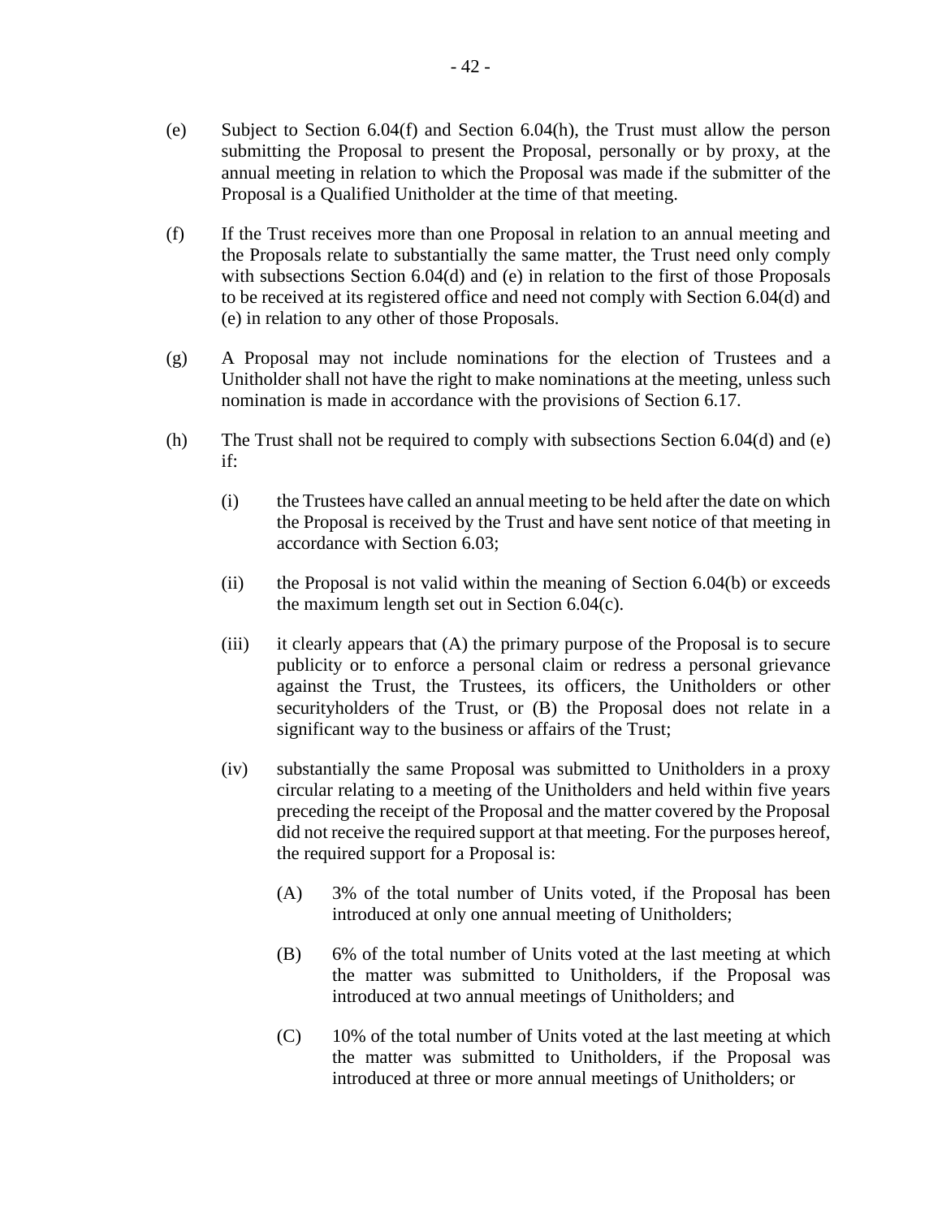(e) Subject to Section 6.04(f) and Section 6.04(h), the Trust must allow the person submitting the Proposal to present the Proposal, personally or by proxy, at the annual meeting in relation to which the Proposal was made if the submitter of the Proposal is a Qualified Unitholder at the time of that meeting.

(f) If the Trust receives more than one Proposal in relation to an annual meeting and the Proposals relate to substantially the same matter, the Trust need only comply with subsections Section 6.04(d) and (e) in relation to the first of those Proposals to be received at its registered office and need not comply with Section 6.04(d) and (e) in relation to any other of those Proposals.

(g) A Proposal may not include nominations for the election of Trustees and a Unitholder shall not have the right to make nominations at the meeting, unless such nomination is made in accordance with the provisions of Section 6.17.

(h) The Trust shall not be required to comply with subsections Section 6.04(d) and (e) if:

   (i) the Trustees have called an annual meeting to be held after the date on which the Proposal is received by the Trust and have sent notice of that meeting in accordance with Section 6.03;

   (ii) the Proposal is not valid within the meaning of Section 6.04(b) or exceeds the maximum length set out in Section 6.04(c).

   (iii) it clearly appears that (A) the primary purpose of the Proposal is to secure publicity or to enforce a personal claim or redress a personal grievance against the Trust, the Trustees, its officers, the Unitholders or other securityholders of the Trust, or (B) the Proposal does not relate in a significant way to the business or affairs of the Trust;

   (iv) substantially the same Proposal was submitted to Unitholders in a proxy circular relating to a meeting of the Unitholders and held within five years preceding the receipt of the Proposal and the matter covered by the Proposal did not receive the required support at that meeting. For the purposes hereof, the required support for a Proposal is:

      (A) 3% of the total number of Units voted, if the Proposal has been introduced at only one annual meeting of Unitholders;

      (B) 6% of the total number of Units voted at the last meeting at which the matter was submitted to Unitholders, if the Proposal was introduced at two annual meetings of Unitholders; and

      (C) 10% of the total number of Units voted at the last meeting at which the matter was submitted to Unitholders, if the Proposal was introduced at three or more annual meetings of Unitholders; or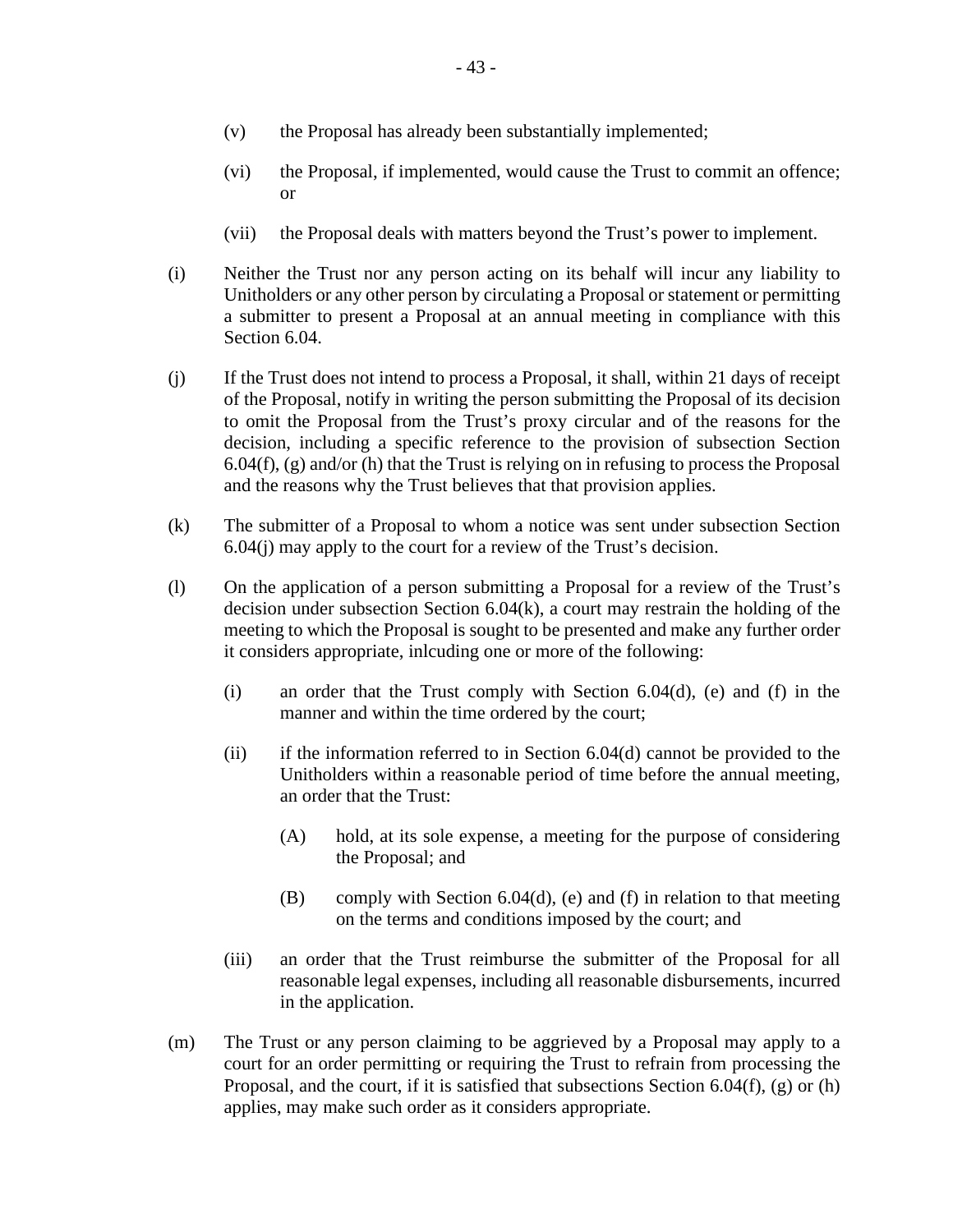(v) the Proposal has already been substantially implemented;

(vi) the Proposal, if implemented, would cause the Trust to commit an offence; or

(vii) the Proposal deals with matters beyond the Trust's power to implement.

(i) Neither the Trust nor any person acting on its behalf will incur any liability to Unitholders or any other person by circulating a Proposal or statement or permitting a submitter to present a Proposal at an annual meeting in compliance with this Section 6.04.

(j) If the Trust does not intend to process a Proposal, it shall, within 21 days of receipt of the Proposal, notify in writing the person submitting the Proposal of its decision to omit the Proposal from the Trust's proxy circular and of the reasons for the decision, including a specific reference to the provision of subsection Section 6.04(f), (g) and/or (h) that the Trust is relying on in refusing to process the Proposal and the reasons why the Trust believes that that provision applies.

(k) The submitter of a Proposal to whom a notice was sent under subsection Section 6.04(j) may apply to the court for a review of the Trust's decision.

(l) On the application of a person submitting a Proposal for a review of the Trust's decision under subsection Section 6.04(k), a court may restrain the holding of the meeting to which the Proposal is sought to be presented and make any further order it considers appropriate, inlcuding one or more of the following:

(i) an order that the Trust comply with Section 6.04(d), (e) and (f) in the manner and within the time ordered by the court;

(ii) if the information referred to in Section 6.04(d) cannot be provided to the Unitholders within a reasonable period of time before the annual meeting, an order that the Trust:

(A) hold, at its sole expense, a meeting for the purpose of considering the Proposal; and

(B) comply with Section 6.04(d), (e) and (f) in relation to that meeting on the terms and conditions imposed by the court; and

(iii) an order that the Trust reimburse the submitter of the Proposal for all reasonable legal expenses, including all reasonable disbursements, incurred in the application.

(m) The Trust or any person claiming to be aggrieved by a Proposal may apply to a court for an order permitting or requiring the Trust to refrain from processing the Proposal, and the court, if it is satisfied that subsections Section 6.04(f), (g) or (h) applies, may make such order as it considers appropriate.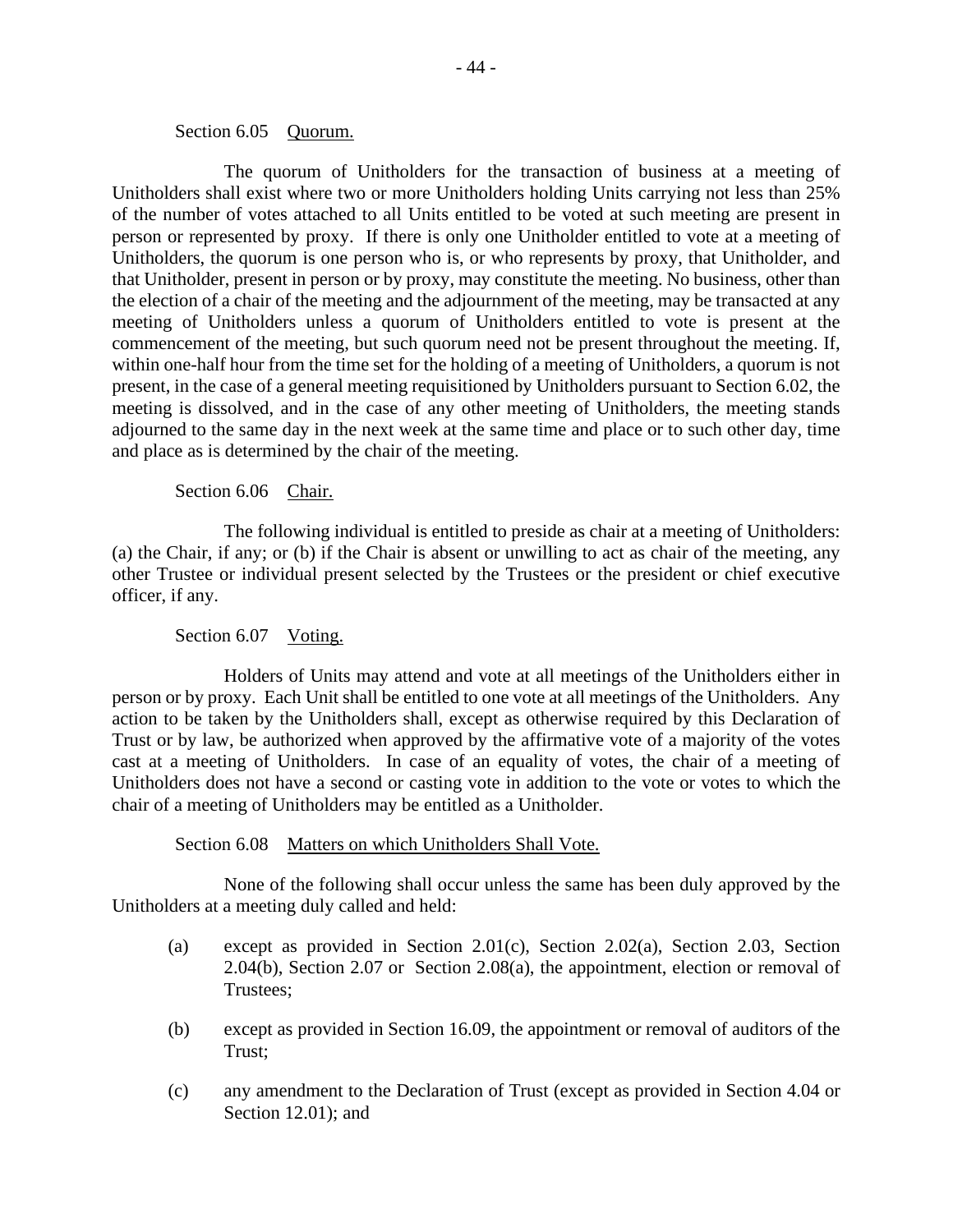Section 6.05 Quorum.

The quorum of Unitholders for the transaction of business at a meeting of Unitholders shall exist where two or more Unitholders holding Units carrying not less than 25% of the number of votes attached to all Units entitled to be voted at such meeting are present in person or represented by proxy. If there is only one Unitholder entitled to vote at a meeting of Unitholders, the quorum is one person who is, or who represents by proxy, that Unitholder, and that Unitholder, present in person or by proxy, may constitute the meeting. No business, other than the election of a chair of the meeting and the adjournment of the meeting, may be transacted at any meeting of Unitholders unless a quorum of Unitholders entitled to vote is present at the commencement of the meeting, but such quorum need not be present throughout the meeting. If, within one-half hour from the time set for the holding of a meeting of Unitholders, a quorum is not present, in the case of a general meeting requisitioned by Unitholders pursuant to Section 6.02, the meeting is dissolved, and in the case of any other meeting of Unitholders, the meeting stands adjourned to the same day in the next week at the same time and place or to such other day, time and place as is determined by the chair of the meeting.

Section 6.06 Chair.

The following individual is entitled to preside as chair at a meeting of Unitholders: (a) the Chair, if any; or (b) if the Chair is absent or unwilling to act as chair of the meeting, any other Trustee or individual present selected by the Trustees or the president or chief executive officer, if any.

Section 6.07 Voting.

Holders of Units may attend and vote at all meetings of the Unitholders either in person or by proxy. Each Unit shall be entitled to one vote at all meetings of the Unitholders. Any action to be taken by the Unitholders shall, except as otherwise required by this Declaration of Trust or by law, be authorized when approved by the affirmative vote of a majority of the votes cast at a meeting of Unitholders. In case of an equality of votes, the chair of a meeting of Unitholders does not have a second or casting vote in addition to the vote or votes to which the chair of a meeting of Unitholders may be entitled as a Unitholder.

Section 6.08 Matters on which Unitholders Shall Vote.

None of the following shall occur unless the same has been duly approved by the Unitholders at a meeting duly called and held:

(a) except as provided in Section 2.01(c), Section 2.02(a), Section 2.03, Section 2.04(b), Section 2.07 or Section 2.08(a), the appointment, election or removal of Trustees;

(b) except as provided in Section 16.09, the appointment or removal of auditors of the Trust;

(c) any amendment to the Declaration of Trust (except as provided in Section 4.04 or Section 12.01); and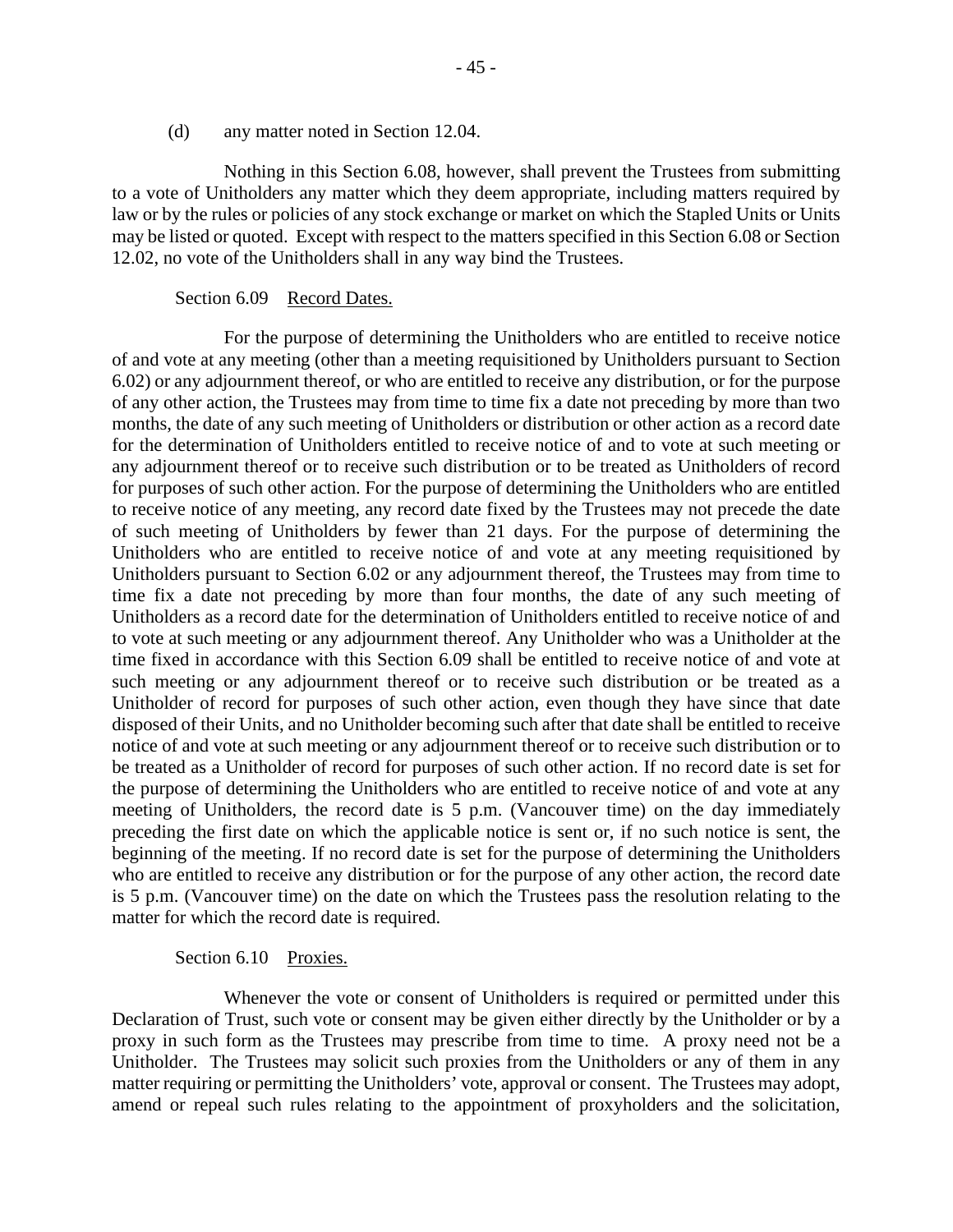(d) any matter noted in Section 12.04.

Nothing in this Section 6.08, however, shall prevent the Trustees from submitting to a vote of Unitholders any matter which they deem appropriate, including matters required by law or by the rules or policies of any stock exchange or market on which the Stapled Units or Units may be listed or quoted. Except with respect to the matters specified in this Section 6.08 or Section 12.02, no vote of the Unitholders shall in any way bind the Trustees.

### Section 6.09 Record Dates.

For the purpose of determining the Unitholders who are entitled to receive notice of and vote at any meeting (other than a meeting requisitioned by Unitholders pursuant to Section 6.02) or any adjournment thereof, or who are entitled to receive any distribution, or for the purpose of any other action, the Trustees may from time to time fix a date not preceding by more than two months, the date of any such meeting of Unitholders or distribution or other action as a record date for the determination of Unitholders entitled to receive notice of and to vote at such meeting or any adjournment thereof or to receive such distribution or to be treated as Unitholders of record for purposes of such other action. For the purpose of determining the Unitholders who are entitled to receive notice of any meeting, any record date fixed by the Trustees may not precede the date of such meeting of Unitholders by fewer than 21 days. For the purpose of determining the Unitholders who are entitled to receive notice of and vote at any meeting requisitioned by Unitholders pursuant to Section 6.02 or any adjournment thereof, the Trustees may from time to time fix a date not preceding by more than four months, the date of any such meeting of Unitholders as a record date for the determination of Unitholders entitled to receive notice of and to vote at such meeting or any adjournment thereof. Any Unitholder who was a Unitholder at the time fixed in accordance with this Section 6.09 shall be entitled to receive notice of and vote at such meeting or any adjournment thereof or to receive such distribution or be treated as a Unitholder of record for purposes of such other action, even though they have since that date disposed of their Units, and no Unitholder becoming such after that date shall be entitled to receive notice of and vote at such meeting or any adjournment thereof or to receive such distribution or to be treated as a Unitholder of record for purposes of such other action. If no record date is set for the purpose of determining the Unitholders who are entitled to receive notice of and vote at any meeting of Unitholders, the record date is 5 p.m. (Vancouver time) on the day immediately preceding the first date on which the applicable notice is sent or, if no such notice is sent, the beginning of the meeting. If no record date is set for the purpose of determining the Unitholders who are entitled to receive any distribution or for the purpose of any other action, the record date is 5 p.m. (Vancouver time) on the date on which the Trustees pass the resolution relating to the matter for which the record date is required.

### Section 6.10 Proxies.

Whenever the vote or consent of Unitholders is required or permitted under this Declaration of Trust, such vote or consent may be given either directly by the Unitholder or by a proxy in such form as the Trustees may prescribe from time to time. A proxy need not be a Unitholder. The Trustees may solicit such proxies from the Unitholders or any of them in any matter requiring or permitting the Unitholders' vote, approval or consent. The Trustees may adopt, amend or repeal such rules relating to the appointment of proxyholders and the solicitation,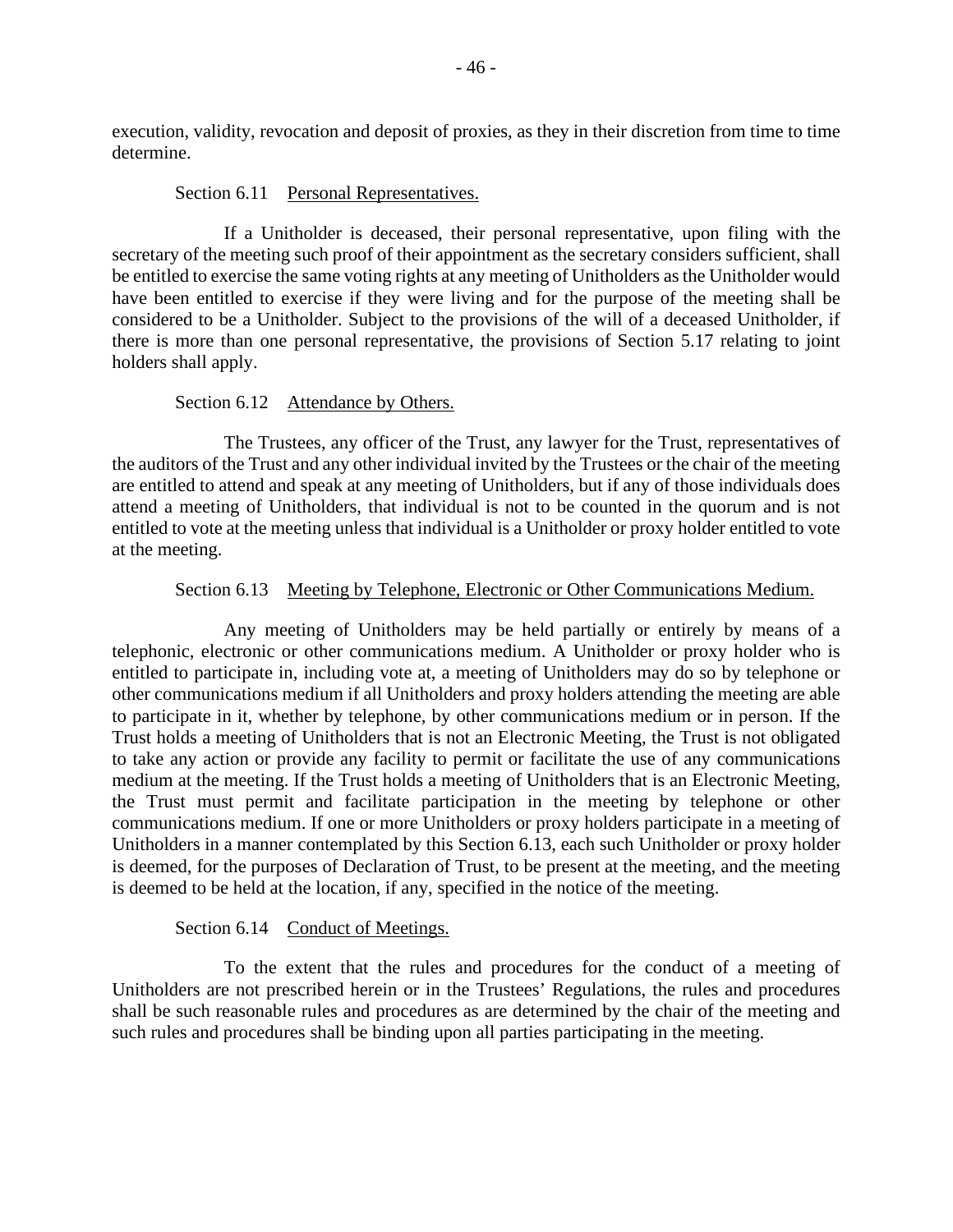execution, validity, revocation and deposit of proxies, as they in their discretion from time to time determine.

Section 6.11 Personal Representatives.

If a Unitholder is deceased, their personal representative, upon filing with the secretary of the meeting such proof of their appointment as the secretary considers sufficient, shall be entitled to exercise the same voting rights at any meeting of Unitholders as the Unitholder would have been entitled to exercise if they were living and for the purpose of the meeting shall be considered to be a Unitholder. Subject to the provisions of the will of a deceased Unitholder, if there is more than one personal representative, the provisions of Section 5.17 relating to joint holders shall apply.

Section 6.12 Attendance by Others.

The Trustees, any officer of the Trust, any lawyer for the Trust, representatives of the auditors of the Trust and any other individual invited by the Trustees or the chair of the meeting are entitled to attend and speak at any meeting of Unitholders, but if any of those individuals does attend a meeting of Unitholders, that individual is not to be counted in the quorum and is not entitled to vote at the meeting unless that individual is a Unitholder or proxy holder entitled to vote at the meeting.

Section 6.13 Meeting by Telephone, Electronic or Other Communications Medium.

Any meeting of Unitholders may be held partially or entirely by means of a telephonic, electronic or other communications medium. A Unitholder or proxy holder who is entitled to participate in, including vote at, a meeting of Unitholders may do so by telephone or other communications medium if all Unitholders and proxy holders attending the meeting are able to participate in it, whether by telephone, by other communications medium or in person. If the Trust holds a meeting of Unitholders that is not an Electronic Meeting, the Trust is not obligated to take any action or provide any facility to permit or facilitate the use of any communications medium at the meeting. If the Trust holds a meeting of Unitholders that is an Electronic Meeting, the Trust must permit and facilitate participation in the meeting by telephone or other communications medium. If one or more Unitholders or proxy holders participate in a meeting of Unitholders in a manner contemplated by this Section 6.13, each such Unitholder or proxy holder is deemed, for the purposes of Declaration of Trust, to be present at the meeting, and the meeting is deemed to be held at the location, if any, specified in the notice of the meeting.

Section 6.14 Conduct of Meetings.

To the extent that the rules and procedures for the conduct of a meeting of Unitholders are not prescribed herein or in the Trustees' Regulations, the rules and procedures shall be such reasonable rules and procedures as are determined by the chair of the meeting and such rules and procedures shall be binding upon all parties participating in the meeting.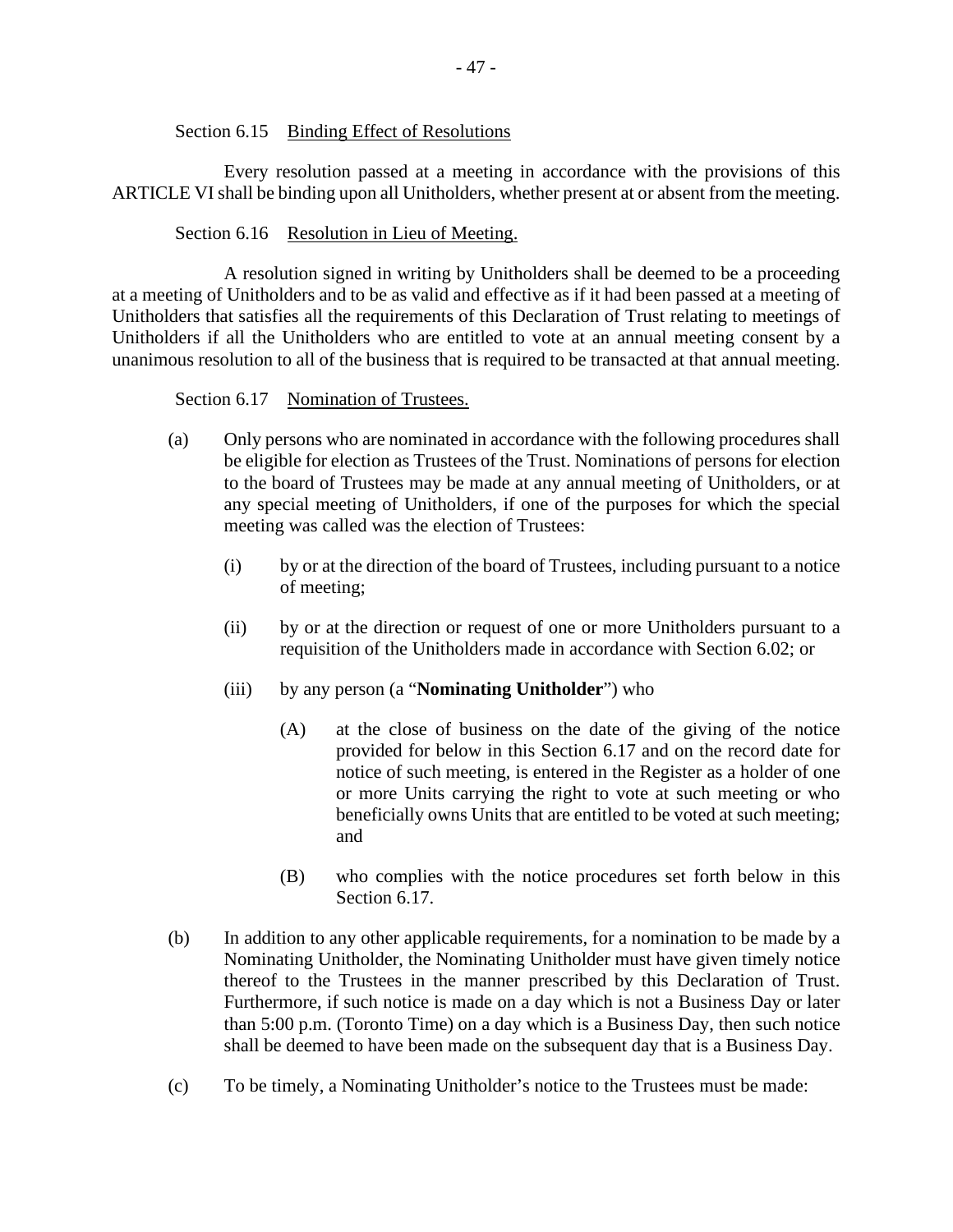Section 6.15 Binding Effect of Resolutions

Every resolution passed at a meeting in accordance with the provisions of this ARTICLE VI shall be binding upon all Unitholders, whether present at or absent from the meeting.

Section 6.16 Resolution in Lieu of Meeting.

A resolution signed in writing by Unitholders shall be deemed to be a proceeding at a meeting of Unitholders and to be as valid and effective as if it had been passed at a meeting of Unitholders that satisfies all the requirements of this Declaration of Trust relating to meetings of Unitholders if all the Unitholders who are entitled to vote at an annual meeting consent by a unanimous resolution to all of the business that is required to be transacted at that annual meeting.

Section 6.17 Nomination of Trustees.

(a) Only persons who are nominated in accordance with the following procedures shall be eligible for election as Trustees of the Trust. Nominations of persons for election to the board of Trustees may be made at any annual meeting of Unitholders, or at any special meeting of Unitholders, if one of the purposes for which the special meeting was called was the election of Trustees:

(i) by or at the direction of the board of Trustees, including pursuant to a notice of meeting;

(ii) by or at the direction or request of one or more Unitholders pursuant to a requisition of the Unitholders made in accordance with Section 6.02; or

(iii) by any person (a "**Nominating Unitholder**") who

(A) at the close of business on the date of the giving of the notice provided for below in this Section 6.17 and on the record date for notice of such meeting, is entered in the Register as a holder of one or more Units carrying the right to vote at such meeting or who beneficially owns Units that are entitled to be voted at such meeting; and

(B) who complies with the notice procedures set forth below in this Section 6.17.

(b) In addition to any other applicable requirements, for a nomination to be made by a Nominating Unitholder, the Nominating Unitholder must have given timely notice thereof to the Trustees in the manner prescribed by this Declaration of Trust. Furthermore, if such notice is made on a day which is not a Business Day or later than 5:00 p.m. (Toronto Time) on a day which is a Business Day, then such notice shall be deemed to have been made on the subsequent day that is a Business Day.

(c) To be timely, a Nominating Unitholder's notice to the Trustees must be made: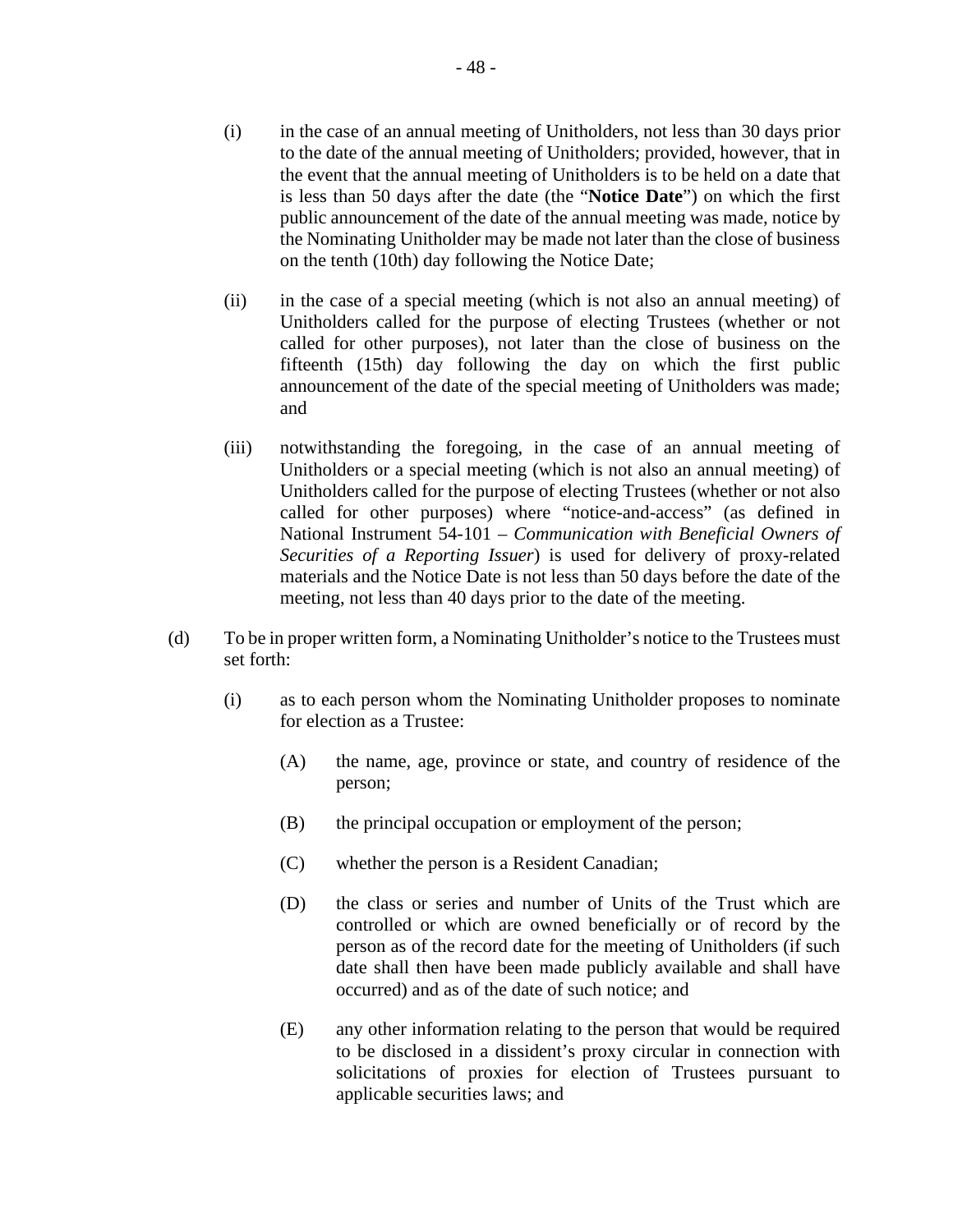(i) in the case of an annual meeting of Unitholders, not less than 30 days prior to the date of the annual meeting of Unitholders; provided, however, that in the event that the annual meeting of Unitholders is to be held on a date that is less than 50 days after the date (the "**Notice Date**") on which the first public announcement of the date of the annual meeting was made, notice by the Nominating Unitholder may be made not later than the close of business on the tenth (10th) day following the Notice Date;

(ii) in the case of a special meeting (which is not also an annual meeting) of Unitholders called for the purpose of electing Trustees (whether or not called for other purposes), not later than the close of business on the fifteenth (15th) day following the day on which the first public announcement of the date of the special meeting of Unitholders was made; and

(iii) notwithstanding the foregoing, in the case of an annual meeting of Unitholders or a special meeting (which is not also an annual meeting) of Unitholders called for the purpose of electing Trustees (whether or not also called for other purposes) where "notice-and-access" (as defined in National Instrument 54-101 – *Communication with Beneficial Owners of Securities of a Reporting Issuer*) is used for delivery of proxy-related materials and the Notice Date is not less than 50 days before the date of the meeting, not less than 40 days prior to the date of the meeting.

(d) To be in proper written form, a Nominating Unitholder's notice to the Trustees must set forth:

(i) as to each person whom the Nominating Unitholder proposes to nominate for election as a Trustee:

(A) the name, age, province or state, and country of residence of the person;

(B) the principal occupation or employment of the person;

(C) whether the person is a Resident Canadian;

(D) the class or series and number of Units of the Trust which are controlled or which are owned beneficially or of record by the person as of the record date for the meeting of Unitholders (if such date shall then have been made publicly available and shall have occurred) and as of the date of such notice; and

(E) any other information relating to the person that would be required to be disclosed in a dissident's proxy circular in connection with solicitations of proxies for election of Trustees pursuant to applicable securities laws; and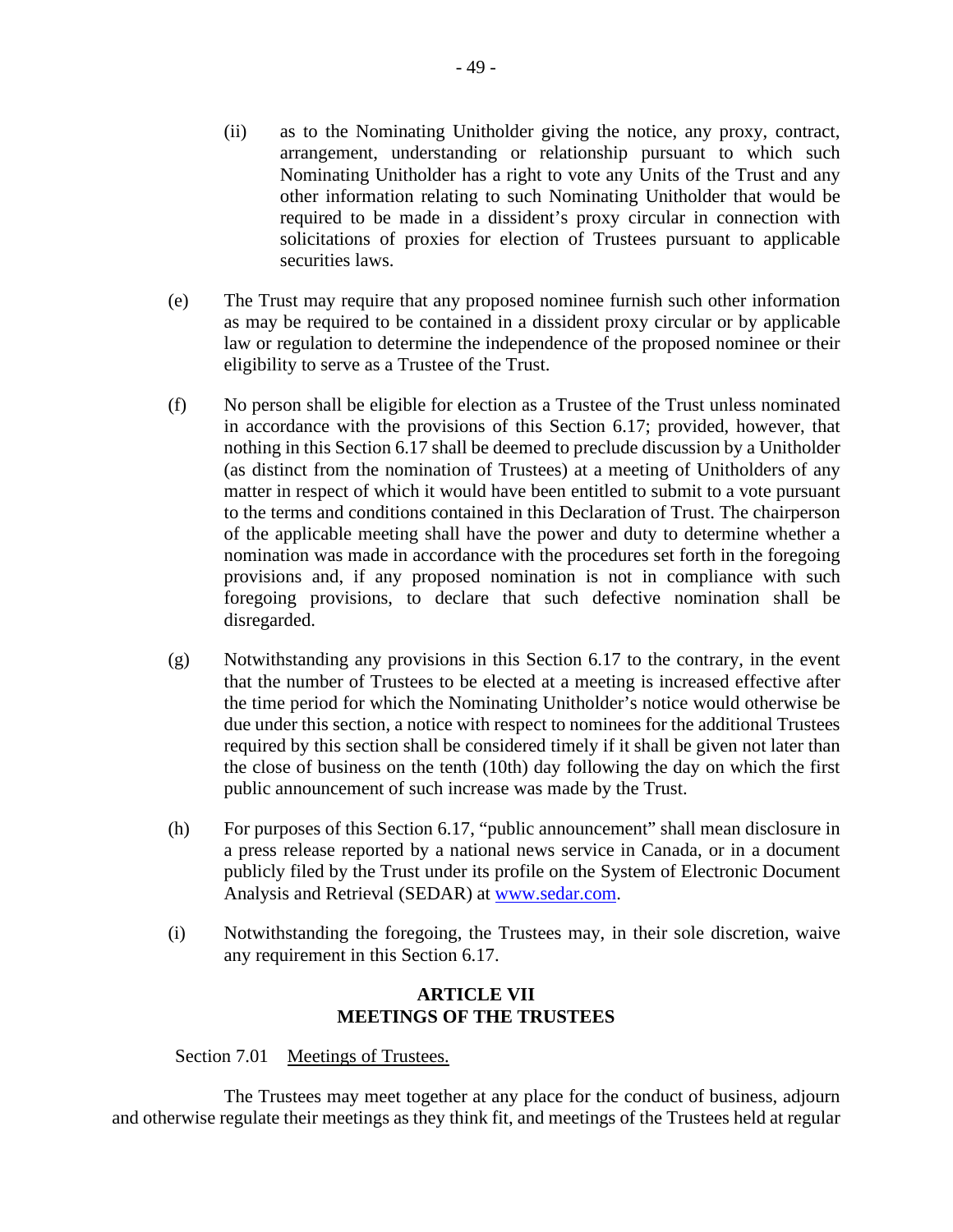(ii) as to the Nominating Unitholder giving the notice, any proxy, contract, arrangement, understanding or relationship pursuant to which such Nominating Unitholder has a right to vote any Units of the Trust and any other information relating to such Nominating Unitholder that would be required to be made in a dissident's proxy circular in connection with solicitations of proxies for election of Trustees pursuant to applicable securities laws.

(e) The Trust may require that any proposed nominee furnish such other information as may be required to be contained in a dissident proxy circular or by applicable law or regulation to determine the independence of the proposed nominee or their eligibility to serve as a Trustee of the Trust.

(f) No person shall be eligible for election as a Trustee of the Trust unless nominated in accordance with the provisions of this Section 6.17; provided, however, that nothing in this Section 6.17 shall be deemed to preclude discussion by a Unitholder (as distinct from the nomination of Trustees) at a meeting of Unitholders of any matter in respect of which it would have been entitled to submit to a vote pursuant to the terms and conditions contained in this Declaration of Trust. The chairperson of the applicable meeting shall have the power and duty to determine whether a nomination was made in accordance with the procedures set forth in the foregoing provisions and, if any proposed nomination is not in compliance with such foregoing provisions, to declare that such defective nomination shall be disregarded.

(g) Notwithstanding any provisions in this Section 6.17 to the contrary, in the event that the number of Trustees to be elected at a meeting is increased effective after the time period for which the Nominating Unitholder's notice would otherwise be due under this section, a notice with respect to nominees for the additional Trustees required by this section shall be considered timely if it shall be given not later than the close of business on the tenth (10th) day following the day on which the first public announcement of such increase was made by the Trust.

(h) For purposes of this Section 6.17, "public announcement" shall mean disclosure in a press release reported by a national news service in Canada, or in a document publicly filed by the Trust under its profile on the System of Electronic Document Analysis and Retrieval (SEDAR) at [www.sedar.com](http://www.sedar.com).

(i) Notwithstanding the foregoing, the Trustees may, in their sole discretion, waive any requirement in this Section 6.17.

## ARTICLE VII
## MEETINGS OF THE TRUSTEES

Section 7.01 Meetings of Trustees.

The Trustees may meet together at any place for the conduct of business, adjourn and otherwise regulate their meetings as they think fit, and meetings of the Trustees held at regular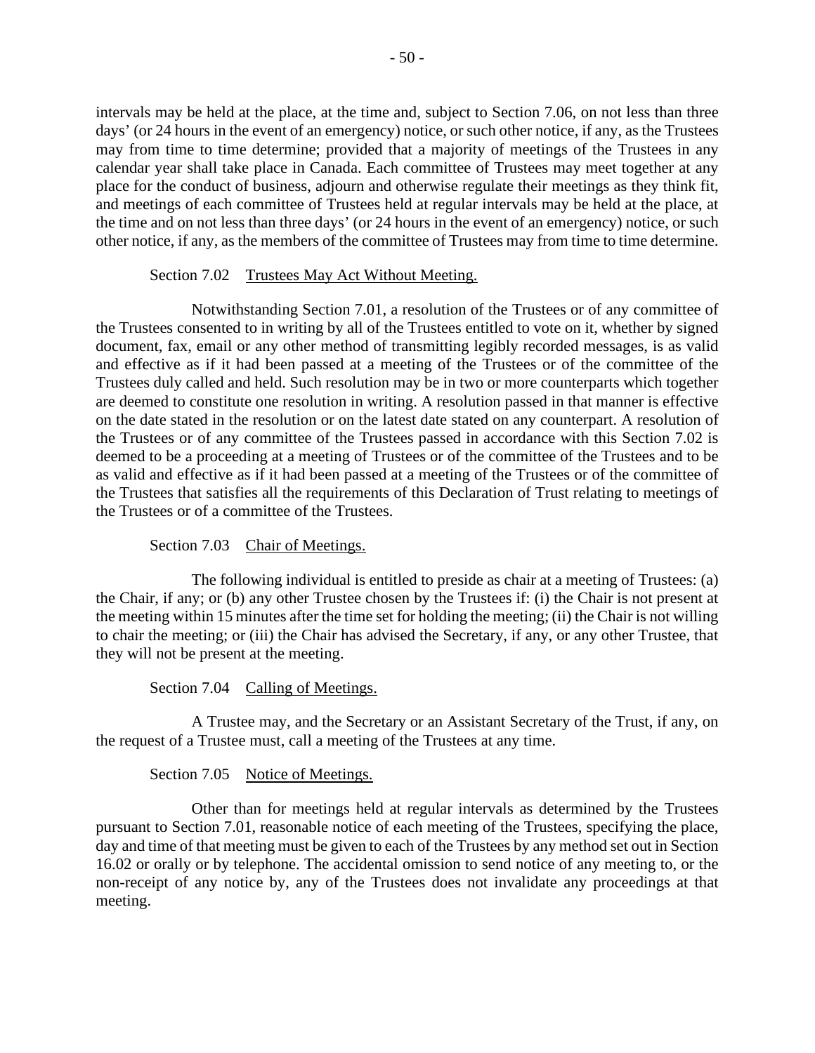intervals may be held at the place, at the time and, subject to Section 7.06, on not less than three days' (or 24 hours in the event of an emergency) notice, or such other notice, if any, as the Trustees may from time to time determine; provided that a majority of meetings of the Trustees in any calendar year shall take place in Canada. Each committee of Trustees may meet together at any place for the conduct of business, adjourn and otherwise regulate their meetings as they think fit, and meetings of each committee of Trustees held at regular intervals may be held at the place, at the time and on not less than three days' (or 24 hours in the event of an emergency) notice, or such other notice, if any, as the members of the committee of Trustees may from time to time determine.

#### Section 7.02 Trustees May Act Without Meeting.

Notwithstanding Section 7.01, a resolution of the Trustees or of any committee of the Trustees consented to in writing by all of the Trustees entitled to vote on it, whether by signed document, fax, email or any other method of transmitting legibly recorded messages, is as valid and effective as if it had been passed at a meeting of the Trustees or of the committee of the Trustees duly called and held. Such resolution may be in two or more counterparts which together are deemed to constitute one resolution in writing. A resolution passed in that manner is effective on the date stated in the resolution or on the latest date stated on any counterpart. A resolution of the Trustees or of any committee of the Trustees passed in accordance with this Section 7.02 is deemed to be a proceeding at a meeting of Trustees or of the committee of the Trustees and to be as valid and effective as if it had been passed at a meeting of the Trustees or of the committee of the Trustees that satisfies all the requirements of this Declaration of Trust relating to meetings of the Trustees or of a committee of the Trustees.

#### Section 7.03 Chair of Meetings.

The following individual is entitled to preside as chair at a meeting of Trustees: (a) the Chair, if any; or (b) any other Trustee chosen by the Trustees if: (i) the Chair is not present at the meeting within 15 minutes after the time set for holding the meeting; (ii) the Chair is not willing to chair the meeting; or (iii) the Chair has advised the Secretary, if any, or any other Trustee, that they will not be present at the meeting.

#### Section 7.04 Calling of Meetings.

A Trustee may, and the Secretary or an Assistant Secretary of the Trust, if any, on the request of a Trustee must, call a meeting of the Trustees at any time.

#### Section 7.05 Notice of Meetings.

Other than for meetings held at regular intervals as determined by the Trustees pursuant to Section 7.01, reasonable notice of each meeting of the Trustees, specifying the place, day and time of that meeting must be given to each of the Trustees by any method set out in Section 16.02 or orally or by telephone. The accidental omission to send notice of any meeting to, or the non-receipt of any notice by, any of the Trustees does not invalidate any proceedings at that meeting.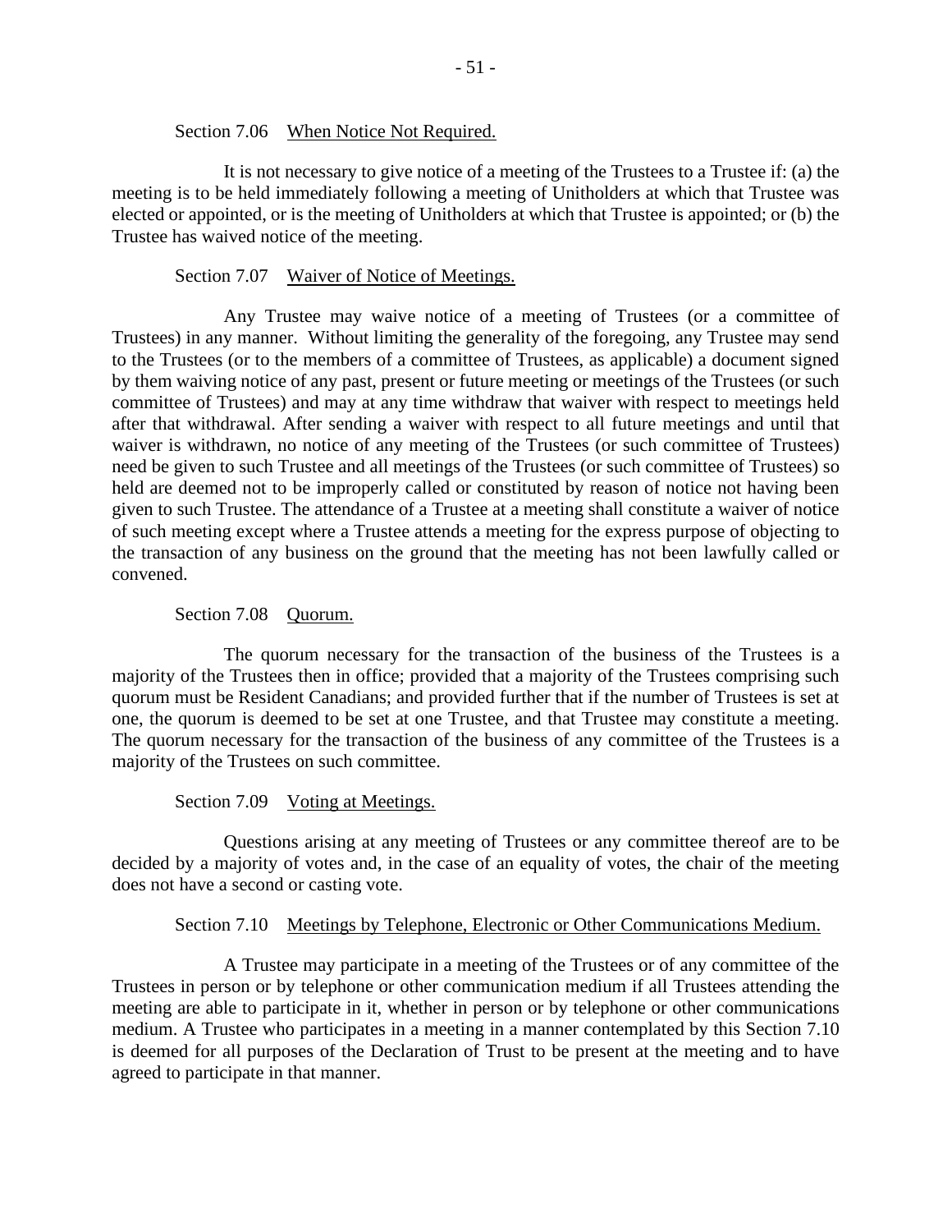Section 7.06 When Notice Not Required.

It is not necessary to give notice of a meeting of the Trustees to a Trustee if: (a) the meeting is to be held immediately following a meeting of Unitholders at which that Trustee was elected or appointed, or is the meeting of Unitholders at which that Trustee is appointed; or (b) the Trustee has waived notice of the meeting.

Section 7.07 Waiver of Notice of Meetings.

Any Trustee may waive notice of a meeting of Trustees (or a committee of Trustees) in any manner. Without limiting the generality of the foregoing, any Trustee may send to the Trustees (or to the members of a committee of Trustees, as applicable) a document signed by them waiving notice of any past, present or future meeting or meetings of the Trustees (or such committee of Trustees) and may at any time withdraw that waiver with respect to meetings held after that withdrawal. After sending a waiver with respect to all future meetings and until that waiver is withdrawn, no notice of any meeting of the Trustees (or such committee of Trustees) need be given to such Trustee and all meetings of the Trustees (or such committee of Trustees) so held are deemed not to be improperly called or constituted by reason of notice not having been given to such Trustee. The attendance of a Trustee at a meeting shall constitute a waiver of notice of such meeting except where a Trustee attends a meeting for the express purpose of objecting to the transaction of any business on the ground that the meeting has not been lawfully called or convened.

Section 7.08 Quorum.

The quorum necessary for the transaction of the business of the Trustees is a majority of the Trustees then in office; provided that a majority of the Trustees comprising such quorum must be Resident Canadians; and provided further that if the number of Trustees is set at one, the quorum is deemed to be set at one Trustee, and that Trustee may constitute a meeting. The quorum necessary for the transaction of the business of any committee of the Trustees is a majority of the Trustees on such committee.

Section 7.09 Voting at Meetings.

Questions arising at any meeting of Trustees or any committee thereof are to be decided by a majority of votes and, in the case of an equality of votes, the chair of the meeting does not have a second or casting vote.

Section 7.10 Meetings by Telephone, Electronic or Other Communications Medium.

A Trustee may participate in a meeting of the Trustees or of any committee of the Trustees in person or by telephone or other communication medium if all Trustees attending the meeting are able to participate in it, whether in person or by telephone or other communications medium. A Trustee who participates in a meeting in a manner contemplated by this Section 7.10 is deemed for all purposes of the Declaration of Trust to be present at the meeting and to have agreed to participate in that manner.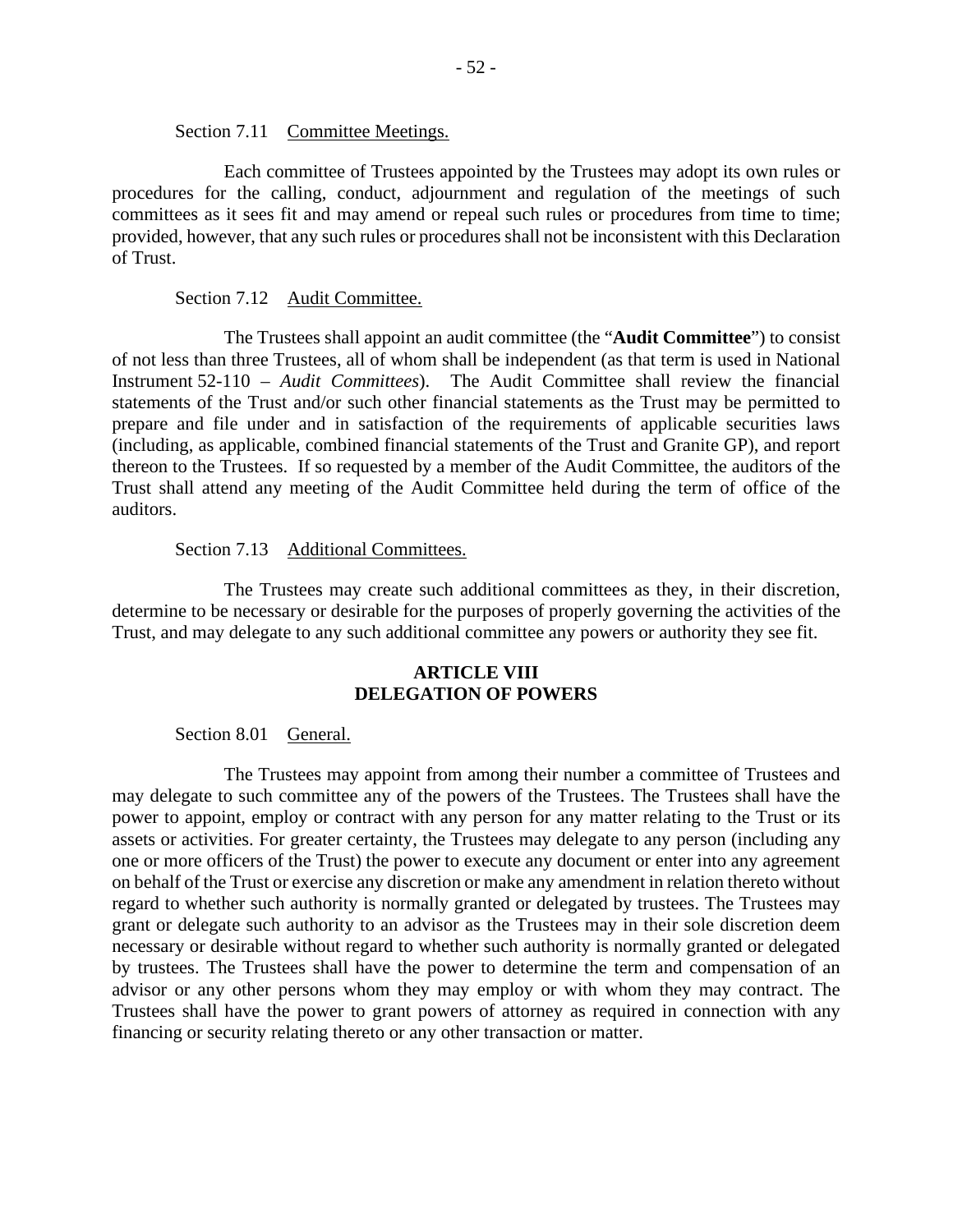Section 7.11 Committee Meetings.

Each committee of Trustees appointed by the Trustees may adopt its own rules or procedures for the calling, conduct, adjournment and regulation of the meetings of such committees as it sees fit and may amend or repeal such rules or procedures from time to time; provided, however, that any such rules or procedures shall not be inconsistent with this Declaration of Trust.

Section 7.12 Audit Committee.

The Trustees shall appoint an audit committee (the "**Audit Committee**") to consist of not less than three Trustees, all of whom shall be independent (as that term is used in National Instrument 52-110 – *Audit Committees*). The Audit Committee shall review the financial statements of the Trust and/or such other financial statements as the Trust may be permitted to prepare and file under and in satisfaction of the requirements of applicable securities laws (including, as applicable, combined financial statements of the Trust and Granite GP), and report thereon to the Trustees. If so requested by a member of the Audit Committee, the auditors of the Trust shall attend any meeting of the Audit Committee held during the term of office of the auditors.

Section 7.13 Additional Committees.

The Trustees may create such additional committees as they, in their discretion, determine to be necessary or desirable for the purposes of properly governing the activities of the Trust, and may delegate to any such additional committee any powers or authority they see fit.

## ARTICLE VIII
## DELEGATION OF POWERS

Section 8.01 General.

The Trustees may appoint from among their number a committee of Trustees and may delegate to such committee any of the powers of the Trustees. The Trustees shall have the power to appoint, employ or contract with any person for any matter relating to the Trust or its assets or activities. For greater certainty, the Trustees may delegate to any person (including any one or more officers of the Trust) the power to execute any document or enter into any agreement on behalf of the Trust or exercise any discretion or make any amendment in relation thereto without regard to whether such authority is normally granted or delegated by trustees. The Trustees may grant or delegate such authority to an advisor as the Trustees may in their sole discretion deem necessary or desirable without regard to whether such authority is normally granted or delegated by trustees. The Trustees shall have the power to determine the term and compensation of an advisor or any other persons whom they may employ or with whom they may contract. The Trustees shall have the power to grant powers of attorney as required in connection with any financing or security relating thereto or any other transaction or matter.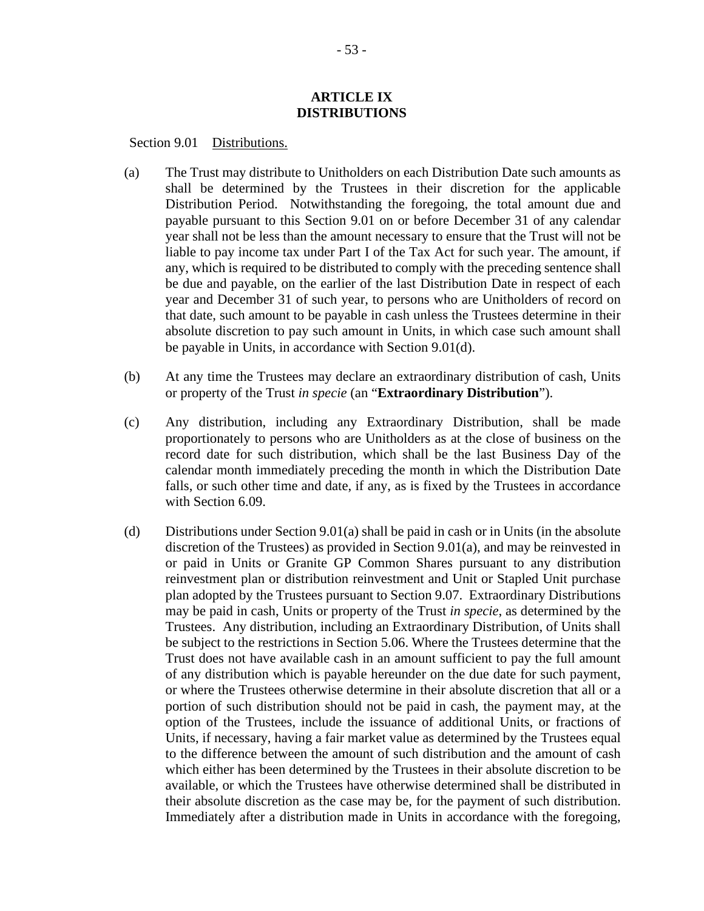## ARTICLE IX
## DISTRIBUTIONS

Section 9.01 Distributions.

(a) The Trust may distribute to Unitholders on each Distribution Date such amounts as shall be determined by the Trustees in their discretion for the applicable Distribution Period. Notwithstanding the foregoing, the total amount due and payable pursuant to this Section 9.01 on or before December 31 of any calendar year shall not be less than the amount necessary to ensure that the Trust will not be liable to pay income tax under Part I of the Tax Act for such year. The amount, if any, which is required to be distributed to comply with the preceding sentence shall be due and payable, on the earlier of the last Distribution Date in respect of each year and December 31 of such year, to persons who are Unitholders of record on that date, such amount to be payable in cash unless the Trustees determine in their absolute discretion to pay such amount in Units, in which case such amount shall be payable in Units, in accordance with Section 9.01(d).

(b) At any time the Trustees may declare an extraordinary distribution of cash, Units or property of the Trust *in specie* (an "**Extraordinary Distribution**").

(c) Any distribution, including any Extraordinary Distribution, shall be made proportionately to persons who are Unitholders as at the close of business on the record date for such distribution, which shall be the last Business Day of the calendar month immediately preceding the month in which the Distribution Date falls, or such other time and date, if any, as is fixed by the Trustees in accordance with Section 6.09.

(d) Distributions under Section 9.01(a) shall be paid in cash or in Units (in the absolute discretion of the Trustees) as provided in Section 9.01(a), and may be reinvested in or paid in Units or Granite GP Common Shares pursuant to any distribution reinvestment plan or distribution reinvestment and Unit or Stapled Unit purchase plan adopted by the Trustees pursuant to Section 9.07. Extraordinary Distributions may be paid in cash, Units or property of the Trust *in specie*, as determined by the Trustees. Any distribution, including an Extraordinary Distribution, of Units shall be subject to the restrictions in Section 5.06. Where the Trustees determine that the Trust does not have available cash in an amount sufficient to pay the full amount of any distribution which is payable hereunder on the due date for such payment, or where the Trustees otherwise determine in their absolute discretion that all or a portion of such distribution should not be paid in cash, the payment may, at the option of the Trustees, include the issuance of additional Units, or fractions of Units, if necessary, having a fair market value as determined by the Trustees equal to the difference between the amount of such distribution and the amount of cash which either has been determined by the Trustees in their absolute discretion to be available, or which the Trustees have otherwise determined shall be distributed in their absolute discretion as the case may be, for the payment of such distribution. Immediately after a distribution made in Units in accordance with the foregoing,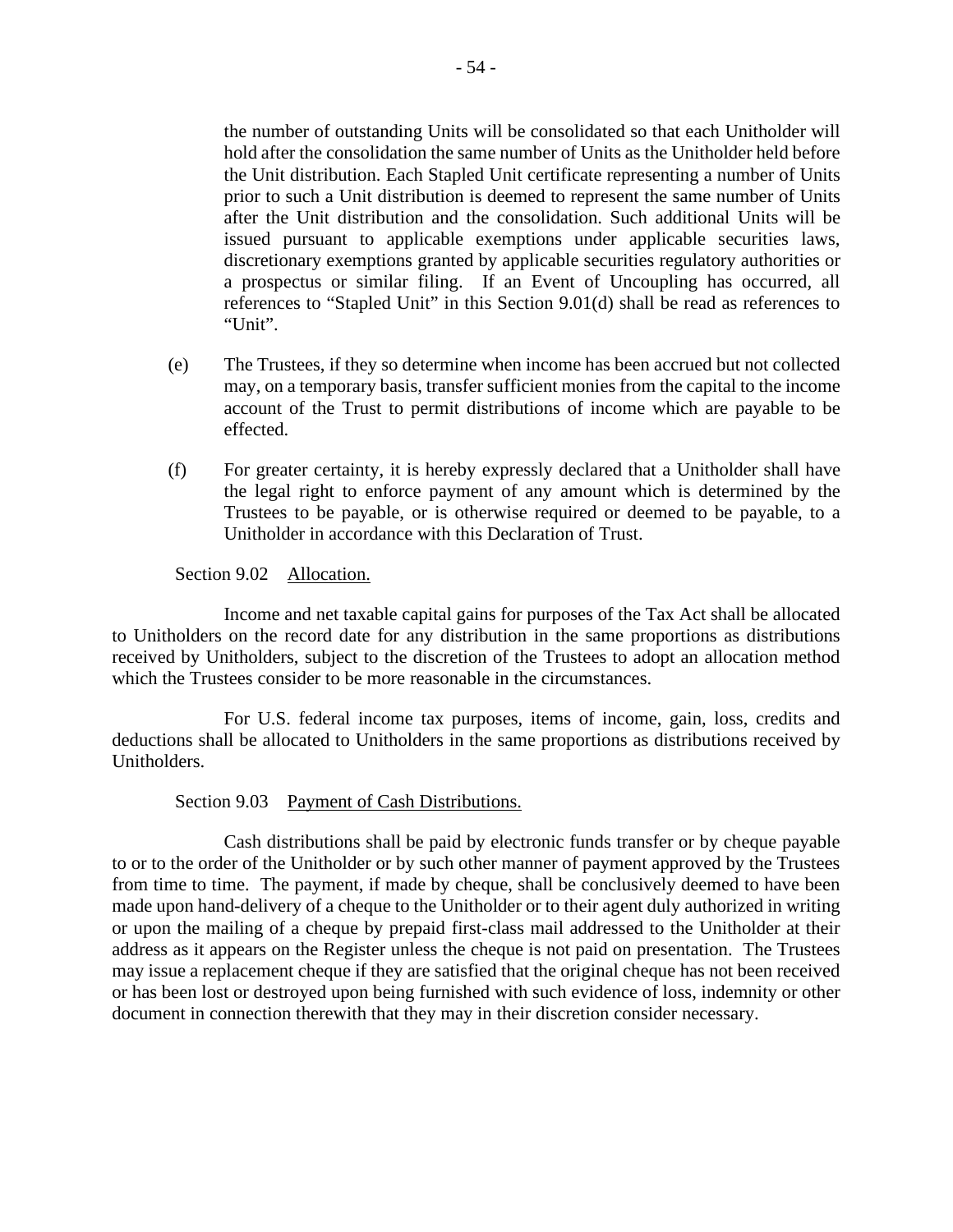the number of outstanding Units will be consolidated so that each Unitholder will hold after the consolidation the same number of Units as the Unitholder held before the Unit distribution. Each Stapled Unit certificate representing a number of Units prior to such a Unit distribution is deemed to represent the same number of Units after the Unit distribution and the consolidation. Such additional Units will be issued pursuant to applicable exemptions under applicable securities laws, discretionary exemptions granted by applicable securities regulatory authorities or a prospectus or similar filing. If an Event of Uncoupling has occurred, all references to "Stapled Unit" in this Section 9.01(d) shall be read as references to "Unit".

(e) The Trustees, if they so determine when income has been accrued but not collected may, on a temporary basis, transfer sufficient monies from the capital to the income account of the Trust to permit distributions of income which are payable to be effected.

(f) For greater certainty, it is hereby expressly declared that a Unitholder shall have the legal right to enforce payment of any amount which is determined by the Trustees to be payable, or is otherwise required or deemed to be payable, to a Unitholder in accordance with this Declaration of Trust.

Section 9.02 Allocation.

Income and net taxable capital gains for purposes of the Tax Act shall be allocated to Unitholders on the record date for any distribution in the same proportions as distributions received by Unitholders, subject to the discretion of the Trustees to adopt an allocation method which the Trustees consider to be more reasonable in the circumstances.

For U.S. federal income tax purposes, items of income, gain, loss, credits and deductions shall be allocated to Unitholders in the same proportions as distributions received by Unitholders.

Section 9.03 Payment of Cash Distributions.

Cash distributions shall be paid by electronic funds transfer or by cheque payable to or to the order of the Unitholder or by such other manner of payment approved by the Trustees from time to time. The payment, if made by cheque, shall be conclusively deemed to have been made upon hand-delivery of a cheque to the Unitholder or to their agent duly authorized in writing or upon the mailing of a cheque by prepaid first-class mail addressed to the Unitholder at their address as it appears on the Register unless the cheque is not paid on presentation. The Trustees may issue a replacement cheque if they are satisfied that the original cheque has not been received or has been lost or destroyed upon being furnished with such evidence of loss, indemnity or other document in connection therewith that they may in their discretion consider necessary.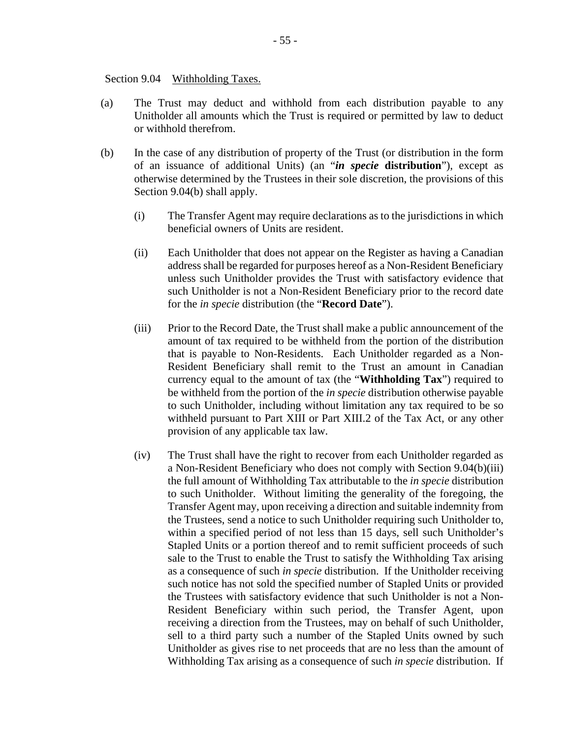Section 9.04 Withholding Taxes.

(a) The Trust may deduct and withhold from each distribution payable to any Unitholder all amounts which the Trust is required or permitted by law to deduct or withhold therefrom.

(b) In the case of any distribution of property of the Trust (or distribution in the form of an issuance of additional Units) (an "***in specie*** **distribution**"), except as otherwise determined by the Trustees in their sole discretion, the provisions of this Section 9.04(b) shall apply.

(i) The Transfer Agent may require declarations as to the jurisdictions in which beneficial owners of Units are resident.

(ii) Each Unitholder that does not appear on the Register as having a Canadian address shall be regarded for purposes hereof as a Non-Resident Beneficiary unless such Unitholder provides the Trust with satisfactory evidence that such Unitholder is not a Non-Resident Beneficiary prior to the record date for the *in specie* distribution (the "**Record Date**").

(iii) Prior to the Record Date, the Trust shall make a public announcement of the amount of tax required to be withheld from the portion of the distribution that is payable to Non-Residents. Each Unitholder regarded as a Non-Resident Beneficiary shall remit to the Trust an amount in Canadian currency equal to the amount of tax (the "**Withholding Tax**") required to be withheld from the portion of the *in specie* distribution otherwise payable to such Unitholder, including without limitation any tax required to be so withheld pursuant to Part XIII or Part XIII.2 of the Tax Act, or any other provision of any applicable tax law.

(iv) The Trust shall have the right to recover from each Unitholder regarded as a Non-Resident Beneficiary who does not comply with Section 9.04(b)(iii) the full amount of Withholding Tax attributable to the *in specie* distribution to such Unitholder. Without limiting the generality of the foregoing, the Transfer Agent may, upon receiving a direction and suitable indemnity from the Trustees, send a notice to such Unitholder requiring such Unitholder to, within a specified period of not less than 15 days, sell such Unitholder's Stapled Units or a portion thereof and to remit sufficient proceeds of such sale to the Trust to enable the Trust to satisfy the Withholding Tax arising as a consequence of such *in specie* distribution. If the Unitholder receiving such notice has not sold the specified number of Stapled Units or provided the Trustees with satisfactory evidence that such Unitholder is not a Non-Resident Beneficiary within such period, the Transfer Agent, upon receiving a direction from the Trustees, may on behalf of such Unitholder, sell to a third party such a number of the Stapled Units owned by such Unitholder as gives rise to net proceeds that are no less than the amount of Withholding Tax arising as a consequence of such *in specie* distribution. If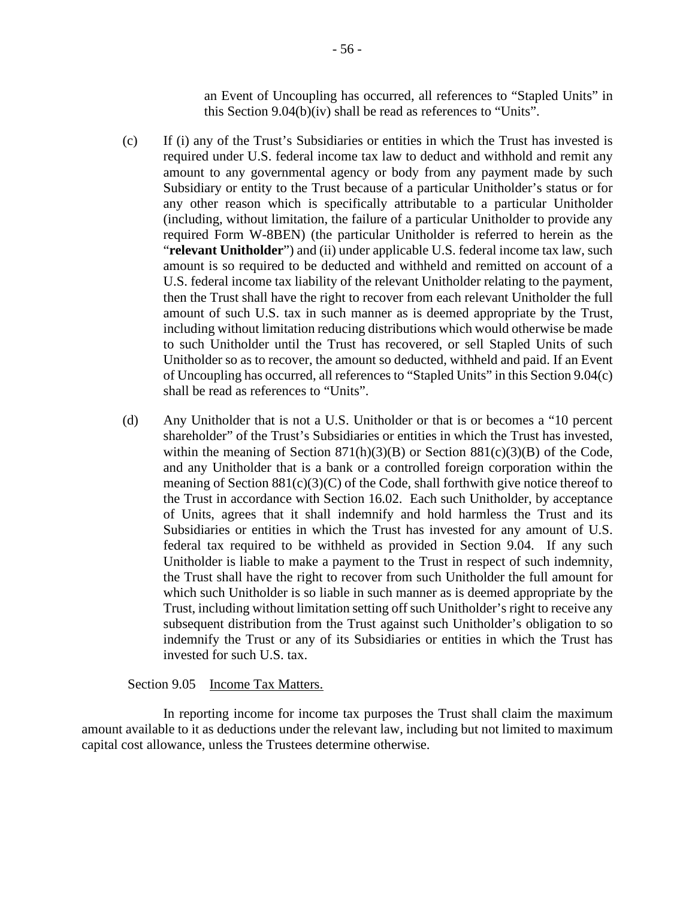an Event of Uncoupling has occurred, all references to "Stapled Units" in this Section 9.04(b)(iv) shall be read as references to "Units".

(c) If (i) any of the Trust's Subsidiaries or entities in which the Trust has invested is required under U.S. federal income tax law to deduct and withhold and remit any amount to any governmental agency or body from any payment made by such Subsidiary or entity to the Trust because of a particular Unitholder's status or for any other reason which is specifically attributable to a particular Unitholder (including, without limitation, the failure of a particular Unitholder to provide any required Form W-8BEN) (the particular Unitholder is referred to herein as the "**relevant Unitholder**") and (ii) under applicable U.S. federal income tax law, such amount is so required to be deducted and withheld and remitted on account of a U.S. federal income tax liability of the relevant Unitholder relating to the payment, then the Trust shall have the right to recover from each relevant Unitholder the full amount of such U.S. tax in such manner as is deemed appropriate by the Trust, including without limitation reducing distributions which would otherwise be made to such Unitholder until the Trust has recovered, or sell Stapled Units of such Unitholder so as to recover, the amount so deducted, withheld and paid. If an Event of Uncoupling has occurred, all references to "Stapled Units" in this Section 9.04(c) shall be read as references to "Units".

(d) Any Unitholder that is not a U.S. Unitholder or that is or becomes a "10 percent shareholder" of the Trust's Subsidiaries or entities in which the Trust has invested, within the meaning of Section 871(h)(3)(B) or Section 881(c)(3)(B) of the Code, and any Unitholder that is a bank or a controlled foreign corporation within the meaning of Section 881(c)(3)(C) of the Code, shall forthwith give notice thereof to the Trust in accordance with Section 16.02. Each such Unitholder, by acceptance of Units, agrees that it shall indemnify and hold harmless the Trust and its Subsidiaries or entities in which the Trust has invested for any amount of U.S. federal tax required to be withheld as provided in Section 9.04. If any such Unitholder is liable to make a payment to the Trust in respect of such indemnity, the Trust shall have the right to recover from such Unitholder the full amount for which such Unitholder is so liable in such manner as is deemed appropriate by the Trust, including without limitation setting off such Unitholder's right to receive any subsequent distribution from the Trust against such Unitholder's obligation to so indemnify the Trust or any of its Subsidiaries or entities in which the Trust has invested for such U.S. tax.

Section 9.05 Income Tax Matters.

In reporting income for income tax purposes the Trust shall claim the maximum amount available to it as deductions under the relevant law, including but not limited to maximum capital cost allowance, unless the Trustees determine otherwise.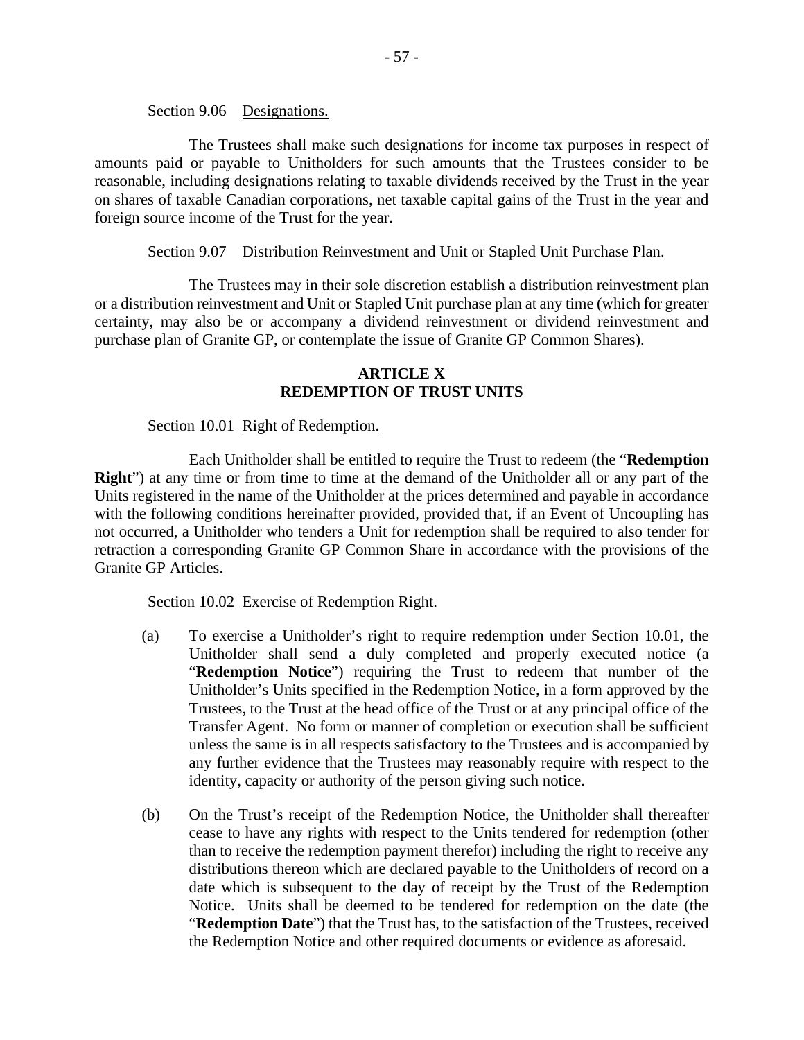Section 9.06 Designations.

The Trustees shall make such designations for income tax purposes in respect of amounts paid or payable to Unitholders for such amounts that the Trustees consider to be reasonable, including designations relating to taxable dividends received by the Trust in the year on shares of taxable Canadian corporations, net taxable capital gains of the Trust in the year and foreign source income of the Trust for the year.

Section 9.07 Distribution Reinvestment and Unit or Stapled Unit Purchase Plan.

The Trustees may in their sole discretion establish a distribution reinvestment plan or a distribution reinvestment and Unit or Stapled Unit purchase plan at any time (which for greater certainty, may also be or accompany a dividend reinvestment or dividend reinvestment and purchase plan of Granite GP, or contemplate the issue of Granite GP Common Shares).

## ARTICLE X
## REDEMPTION OF TRUST UNITS

Section 10.01 Right of Redemption.

Each Unitholder shall be entitled to require the Trust to redeem (the "**Redemption Right**") at any time or from time to time at the demand of the Unitholder all or any part of the Units registered in the name of the Unitholder at the prices determined and payable in accordance with the following conditions hereinafter provided, provided that, if an Event of Uncoupling has not occurred, a Unitholder who tenders a Unit for redemption shall be required to also tender for retraction a corresponding Granite GP Common Share in accordance with the provisions of the Granite GP Articles.

Section 10.02 Exercise of Redemption Right.

(a) To exercise a Unitholder's right to require redemption under Section 10.01, the Unitholder shall send a duly completed and properly executed notice (a "**Redemption Notice**") requiring the Trust to redeem that number of the Unitholder's Units specified in the Redemption Notice, in a form approved by the Trustees, to the Trust at the head office of the Trust or at any principal office of the Transfer Agent. No form or manner of completion or execution shall be sufficient unless the same is in all respects satisfactory to the Trustees and is accompanied by any further evidence that the Trustees may reasonably require with respect to the identity, capacity or authority of the person giving such notice.

(b) On the Trust's receipt of the Redemption Notice, the Unitholder shall thereafter cease to have any rights with respect to the Units tendered for redemption (other than to receive the redemption payment therefor) including the right to receive any distributions thereon which are declared payable to the Unitholders of record on a date which is subsequent to the day of receipt by the Trust of the Redemption Notice. Units shall be deemed to be tendered for redemption on the date (the "**Redemption Date**") that the Trust has, to the satisfaction of the Trustees, received the Redemption Notice and other required documents or evidence as aforesaid.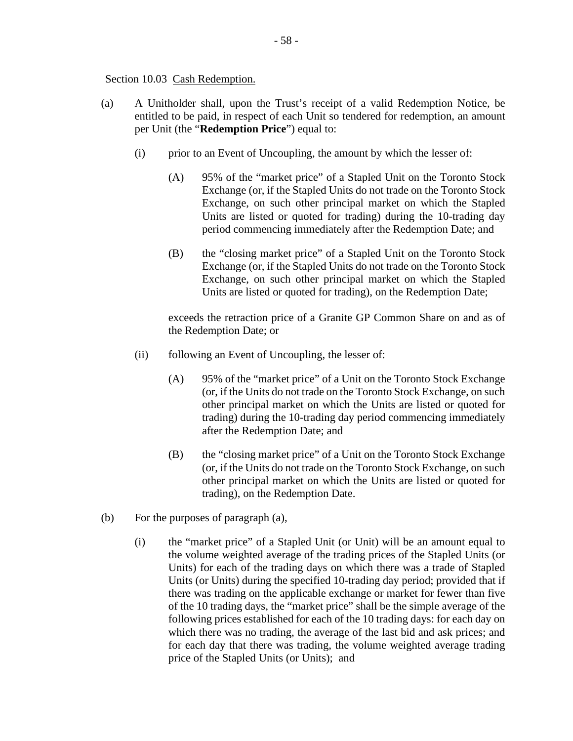Section 10.03 Cash Redemption.

(a) A Unitholder shall, upon the Trust's receipt of a valid Redemption Notice, be entitled to be paid, in respect of each Unit so tendered for redemption, an amount per Unit (the "**Redemption Price**") equal to:

(i) prior to an Event of Uncoupling, the amount by which the lesser of:

(A) 95% of the "market price" of a Stapled Unit on the Toronto Stock Exchange (or, if the Stapled Units do not trade on the Toronto Stock Exchange, on such other principal market on which the Stapled Units are listed or quoted for trading) during the 10-trading day period commencing immediately after the Redemption Date; and

(B) the "closing market price" of a Stapled Unit on the Toronto Stock Exchange (or, if the Stapled Units do not trade on the Toronto Stock Exchange, on such other principal market on which the Stapled Units are listed or quoted for trading), on the Redemption Date;

exceeds the retraction price of a Granite GP Common Share on and as of the Redemption Date; or

(ii) following an Event of Uncoupling, the lesser of:

(A) 95% of the "market price" of a Unit on the Toronto Stock Exchange (or, if the Units do not trade on the Toronto Stock Exchange, on such other principal market on which the Units are listed or quoted for trading) during the 10-trading day period commencing immediately after the Redemption Date; and

(B) the "closing market price" of a Unit on the Toronto Stock Exchange (or, if the Units do not trade on the Toronto Stock Exchange, on such other principal market on which the Units are listed or quoted for trading), on the Redemption Date.

(b) For the purposes of paragraph (a),

(i) the "market price" of a Stapled Unit (or Unit) will be an amount equal to the volume weighted average of the trading prices of the Stapled Units (or Units) for each of the trading days on which there was a trade of Stapled Units (or Units) during the specified 10-trading day period; provided that if there was trading on the applicable exchange or market for fewer than five of the 10 trading days, the "market price" shall be the simple average of the following prices established for each of the 10 trading days: for each day on which there was no trading, the average of the last bid and ask prices; and for each day that there was trading, the volume weighted average trading price of the Stapled Units (or Units); and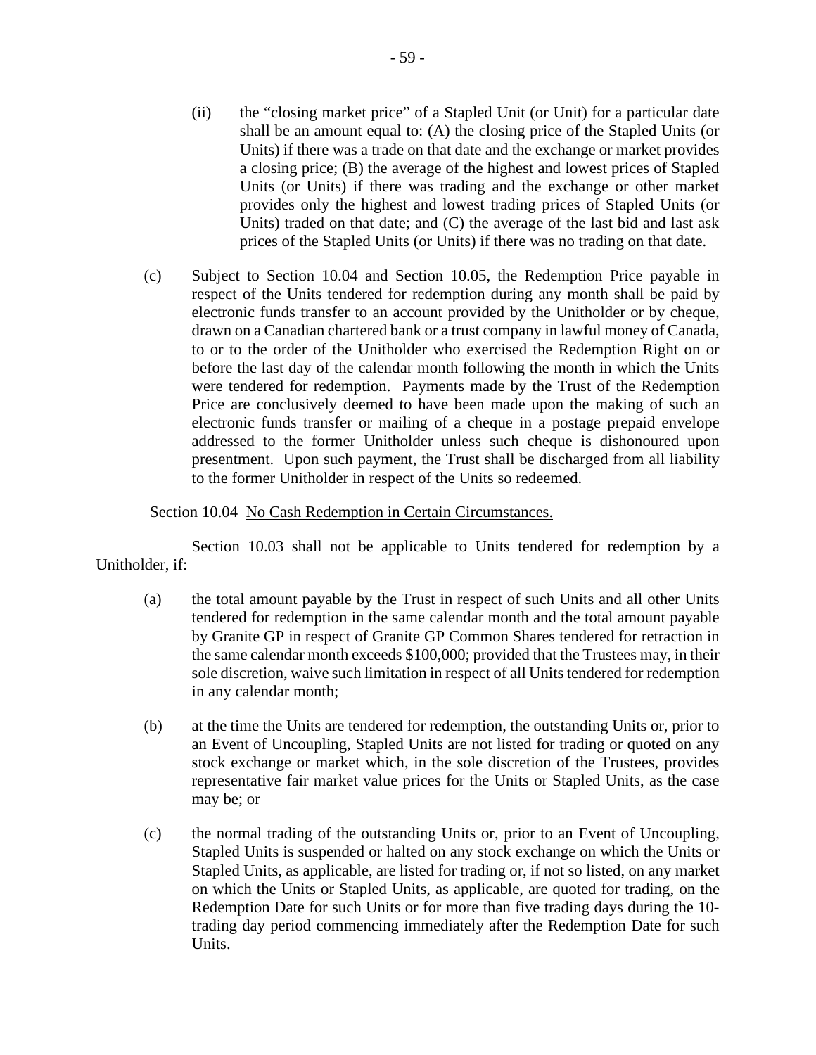(ii) the "closing market price" of a Stapled Unit (or Unit) for a particular date shall be an amount equal to: (A) the closing price of the Stapled Units (or Units) if there was a trade on that date and the exchange or market provides a closing price; (B) the average of the highest and lowest prices of Stapled Units (or Units) if there was trading and the exchange or other market provides only the highest and lowest trading prices of Stapled Units (or Units) traded on that date; and (C) the average of the last bid and last ask prices of the Stapled Units (or Units) if there was no trading on that date.

(c) Subject to Section 10.04 and Section 10.05, the Redemption Price payable in respect of the Units tendered for redemption during any month shall be paid by electronic funds transfer to an account provided by the Unitholder or by cheque, drawn on a Canadian chartered bank or a trust company in lawful money of Canada, to or to the order of the Unitholder who exercised the Redemption Right on or before the last day of the calendar month following the month in which the Units were tendered for redemption. Payments made by the Trust of the Redemption Price are conclusively deemed to have been made upon the making of such an electronic funds transfer or mailing of a cheque in a postage prepaid envelope addressed to the former Unitholder unless such cheque is dishonoured upon presentment. Upon such payment, the Trust shall be discharged from all liability to the former Unitholder in respect of the Units so redeemed.

Section 10.04 No Cash Redemption in Certain Circumstances.

Section 10.03 shall not be applicable to Units tendered for redemption by a Unitholder, if:

(a) the total amount payable by the Trust in respect of such Units and all other Units tendered for redemption in the same calendar month and the total amount payable by Granite GP in respect of Granite GP Common Shares tendered for retraction in the same calendar month exceeds $100,000; provided that the Trustees may, in their sole discretion, waive such limitation in respect of all Units tendered for redemption in any calendar month;

(b) at the time the Units are tendered for redemption, the outstanding Units or, prior to an Event of Uncoupling, Stapled Units are not listed for trading or quoted on any stock exchange or market which, in the sole discretion of the Trustees, provides representative fair market value prices for the Units or Stapled Units, as the case may be; or

(c) the normal trading of the outstanding Units or, prior to an Event of Uncoupling, Stapled Units is suspended or halted on any stock exchange on which the Units or Stapled Units, as applicable, are listed for trading or, if not so listed, on any market on which the Units or Stapled Units, as applicable, are quoted for trading, on the Redemption Date for such Units or for more than five trading days during the 10-trading day period commencing immediately after the Redemption Date for such Units.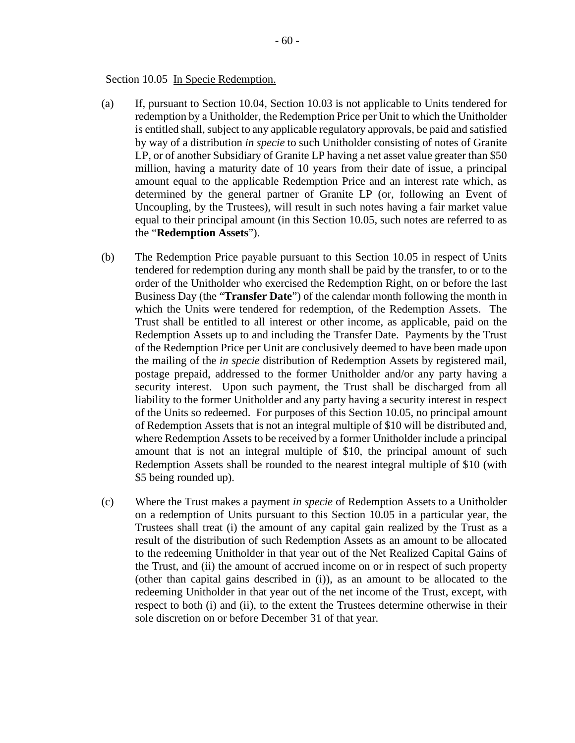Section 10.05 In Specie Redemption.

(a) If, pursuant to Section 10.04, Section 10.03 is not applicable to Units tendered for redemption by a Unitholder, the Redemption Price per Unit to which the Unitholder is entitled shall, subject to any applicable regulatory approvals, be paid and satisfied by way of a distribution *in specie* to such Unitholder consisting of notes of Granite LP, or of another Subsidiary of Granite LP having a net asset value greater than $50 million, having a maturity date of 10 years from their date of issue, a principal amount equal to the applicable Redemption Price and an interest rate which, as determined by the general partner of Granite LP (or, following an Event of Uncoupling, by the Trustees), will result in such notes having a fair market value equal to their principal amount (in this Section 10.05, such notes are referred to as the "**Redemption Assets**").

(b) The Redemption Price payable pursuant to this Section 10.05 in respect of Units tendered for redemption during any month shall be paid by the transfer, to or to the order of the Unitholder who exercised the Redemption Right, on or before the last Business Day (the "**Transfer Date**") of the calendar month following the month in which the Units were tendered for redemption, of the Redemption Assets. The Trust shall be entitled to all interest or other income, as applicable, paid on the Redemption Assets up to and including the Transfer Date. Payments by the Trust of the Redemption Price per Unit are conclusively deemed to have been made upon the mailing of the *in specie* distribution of Redemption Assets by registered mail, postage prepaid, addressed to the former Unitholder and/or any party having a security interest. Upon such payment, the Trust shall be discharged from all liability to the former Unitholder and any party having a security interest in respect of the Units so redeemed. For purposes of this Section 10.05, no principal amount of Redemption Assets that is not an integral multiple of $10 will be distributed and, where Redemption Assets to be received by a former Unitholder include a principal amount that is not an integral multiple of $10, the principal amount of such Redemption Assets shall be rounded to the nearest integral multiple of $10 (with $5 being rounded up).

(c) Where the Trust makes a payment *in specie* of Redemption Assets to a Unitholder on a redemption of Units pursuant to this Section 10.05 in a particular year, the Trustees shall treat (i) the amount of any capital gain realized by the Trust as a result of the distribution of such Redemption Assets as an amount to be allocated to the redeeming Unitholder in that year out of the Net Realized Capital Gains of the Trust, and (ii) the amount of accrued income on or in respect of such property (other than capital gains described in (i)), as an amount to be allocated to the redeeming Unitholder in that year out of the net income of the Trust, except, with respect to both (i) and (ii), to the extent the Trustees determine otherwise in their sole discretion on or before December 31 of that year.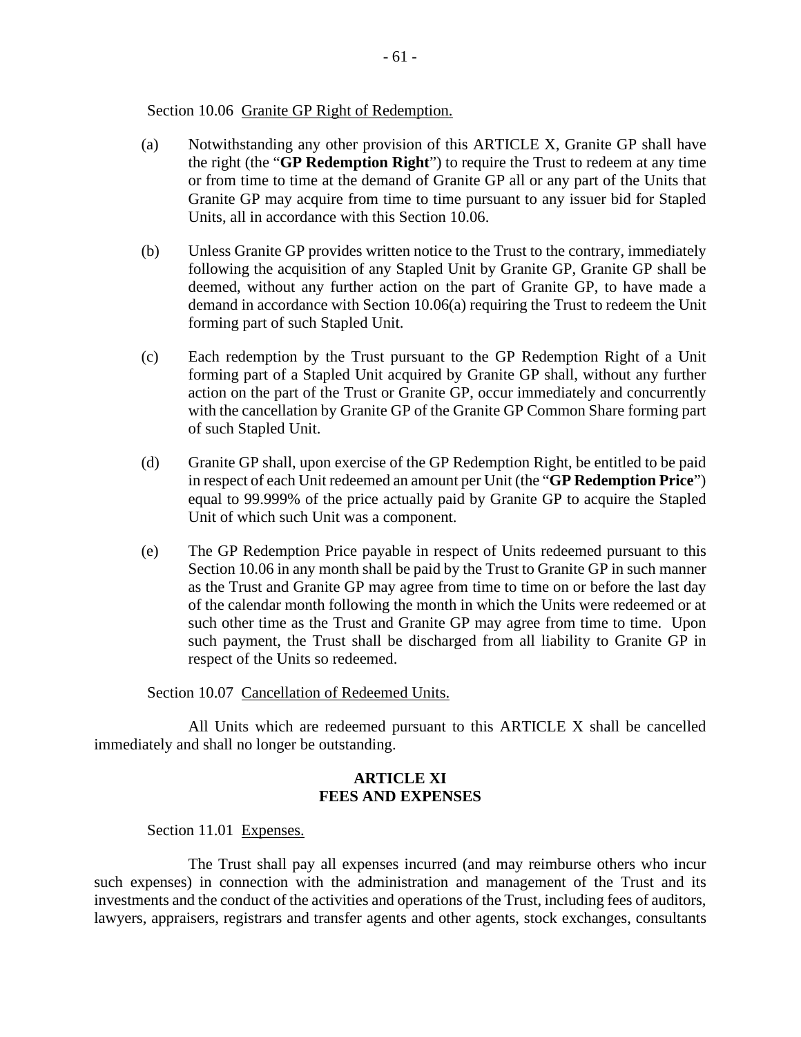Section 10.06 Granite GP Right of Redemption.

(a) Notwithstanding any other provision of this ARTICLE X, Granite GP shall have the right (the "**GP Redemption Right**") to require the Trust to redeem at any time or from time to time at the demand of Granite GP all or any part of the Units that Granite GP may acquire from time to time pursuant to any issuer bid for Stapled Units, all in accordance with this Section 10.06.

(b) Unless Granite GP provides written notice to the Trust to the contrary, immediately following the acquisition of any Stapled Unit by Granite GP, Granite GP shall be deemed, without any further action on the part of Granite GP, to have made a demand in accordance with Section 10.06(a) requiring the Trust to redeem the Unit forming part of such Stapled Unit.

(c) Each redemption by the Trust pursuant to the GP Redemption Right of a Unit forming part of a Stapled Unit acquired by Granite GP shall, without any further action on the part of the Trust or Granite GP, occur immediately and concurrently with the cancellation by Granite GP of the Granite GP Common Share forming part of such Stapled Unit.

(d) Granite GP shall, upon exercise of the GP Redemption Right, be entitled to be paid in respect of each Unit redeemed an amount per Unit (the "**GP Redemption Price**") equal to 99.999% of the price actually paid by Granite GP to acquire the Stapled Unit of which such Unit was a component.

(e) The GP Redemption Price payable in respect of Units redeemed pursuant to this Section 10.06 in any month shall be paid by the Trust to Granite GP in such manner as the Trust and Granite GP may agree from time to time on or before the last day of the calendar month following the month in which the Units were redeemed or at such other time as the Trust and Granite GP may agree from time to time. Upon such payment, the Trust shall be discharged from all liability to Granite GP in respect of the Units so redeemed.

Section 10.07 Cancellation of Redeemed Units.

All Units which are redeemed pursuant to this ARTICLE X shall be cancelled immediately and shall no longer be outstanding.

## ARTICLE XI
## FEES AND EXPENSES

Section 11.01 Expenses.

The Trust shall pay all expenses incurred (and may reimburse others who incur such expenses) in connection with the administration and management of the Trust and its investments and the conduct of the activities and operations of the Trust, including fees of auditors, lawyers, appraisers, registrars and transfer agents and other agents, stock exchanges, consultants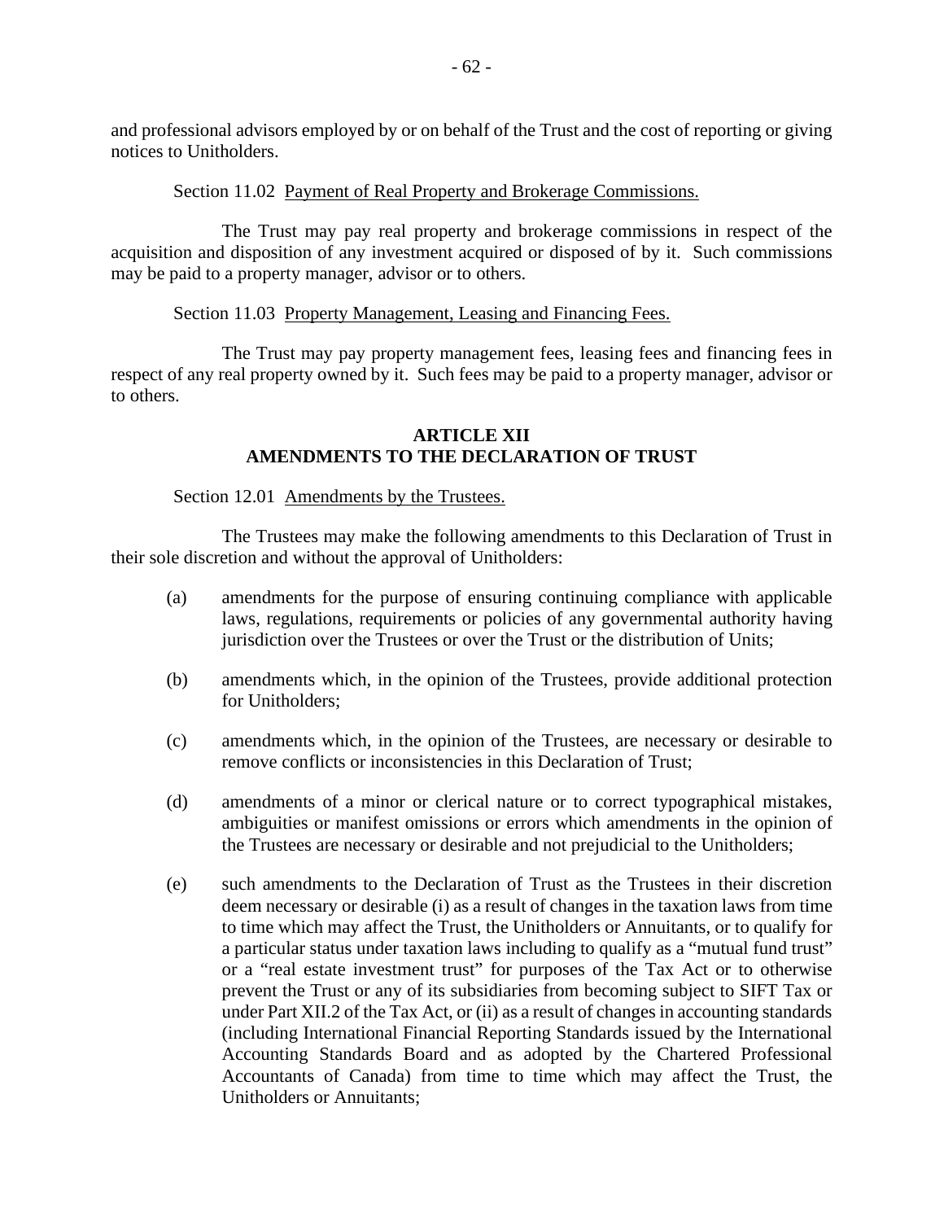and professional advisors employed by or on behalf of the Trust and the cost of reporting or giving notices to Unitholders.

Section 11.02 Payment of Real Property and Brokerage Commissions.

The Trust may pay real property and brokerage commissions in respect of the acquisition and disposition of any investment acquired or disposed of by it. Such commissions may be paid to a property manager, advisor or to others.

Section 11.03 Property Management, Leasing and Financing Fees.

The Trust may pay property management fees, leasing fees and financing fees in respect of any real property owned by it. Such fees may be paid to a property manager, advisor or to others.

## ARTICLE XII
## AMENDMENTS TO THE DECLARATION OF TRUST

Section 12.01 Amendments by the Trustees.

The Trustees may make the following amendments to this Declaration of Trust in their sole discretion and without the approval of Unitholders:

(a) amendments for the purpose of ensuring continuing compliance with applicable laws, regulations, requirements or policies of any governmental authority having jurisdiction over the Trustees or over the Trust or the distribution of Units;

(b) amendments which, in the opinion of the Trustees, provide additional protection for Unitholders;

(c) amendments which, in the opinion of the Trustees, are necessary or desirable to remove conflicts or inconsistencies in this Declaration of Trust;

(d) amendments of a minor or clerical nature or to correct typographical mistakes, ambiguities or manifest omissions or errors which amendments in the opinion of the Trustees are necessary or desirable and not prejudicial to the Unitholders;

(e) such amendments to the Declaration of Trust as the Trustees in their discretion deem necessary or desirable (i) as a result of changes in the taxation laws from time to time which may affect the Trust, the Unitholders or Annuitants, or to qualify for a particular status under taxation laws including to qualify as a "mutual fund trust" or a "real estate investment trust" for purposes of the Tax Act or to otherwise prevent the Trust or any of its subsidiaries from becoming subject to SIFT Tax or under Part XII.2 of the Tax Act, or (ii) as a result of changes in accounting standards (including International Financial Reporting Standards issued by the International Accounting Standards Board and as adopted by the Chartered Professional Accountants of Canada) from time to time which may affect the Trust, the Unitholders or Annuitants;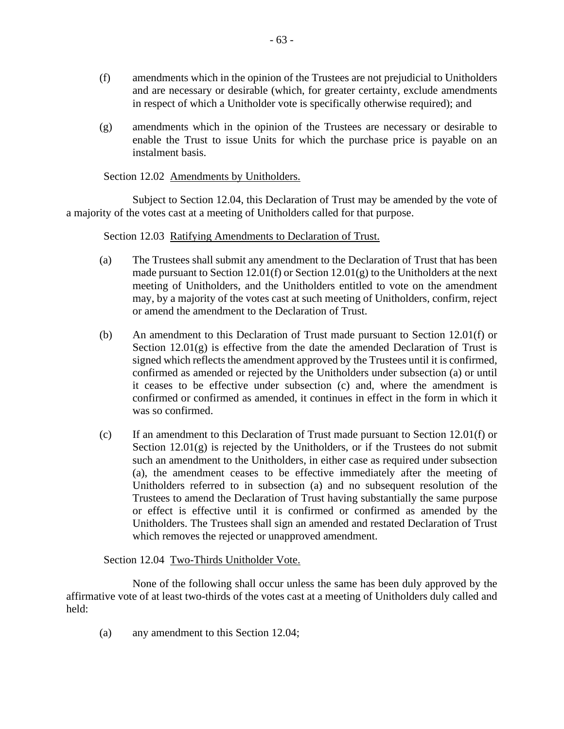(f) amendments which in the opinion of the Trustees are not prejudicial to Unitholders and are necessary or desirable (which, for greater certainty, exclude amendments in respect of which a Unitholder vote is specifically otherwise required); and

(g) amendments which in the opinion of the Trustees are necessary or desirable to enable the Trust to issue Units for which the purchase price is payable on an instalment basis.

Section 12.02 Amendments by Unitholders.

Subject to Section 12.04, this Declaration of Trust may be amended by the vote of a majority of the votes cast at a meeting of Unitholders called for that purpose.

Section 12.03 Ratifying Amendments to Declaration of Trust.

(a) The Trustees shall submit any amendment to the Declaration of Trust that has been made pursuant to Section 12.01(f) or Section 12.01(g) to the Unitholders at the next meeting of Unitholders, and the Unitholders entitled to vote on the amendment may, by a majority of the votes cast at such meeting of Unitholders, confirm, reject or amend the amendment to the Declaration of Trust.

(b) An amendment to this Declaration of Trust made pursuant to Section 12.01(f) or Section 12.01(g) is effective from the date the amended Declaration of Trust is signed which reflects the amendment approved by the Trustees until it is confirmed, confirmed as amended or rejected by the Unitholders under subsection (a) or until it ceases to be effective under subsection (c) and, where the amendment is confirmed or confirmed as amended, it continues in effect in the form in which it was so confirmed.

(c) If an amendment to this Declaration of Trust made pursuant to Section 12.01(f) or Section 12.01(g) is rejected by the Unitholders, or if the Trustees do not submit such an amendment to the Unitholders, in either case as required under subsection (a), the amendment ceases to be effective immediately after the meeting of Unitholders referred to in subsection (a) and no subsequent resolution of the Trustees to amend the Declaration of Trust having substantially the same purpose or effect is effective until it is confirmed or confirmed as amended by the Unitholders. The Trustees shall sign an amended and restated Declaration of Trust which removes the rejected or unapproved amendment.

Section 12.04 Two-Thirds Unitholder Vote.

None of the following shall occur unless the same has been duly approved by the affirmative vote of at least two-thirds of the votes cast at a meeting of Unitholders duly called and held:

(a) any amendment to this Section 12.04;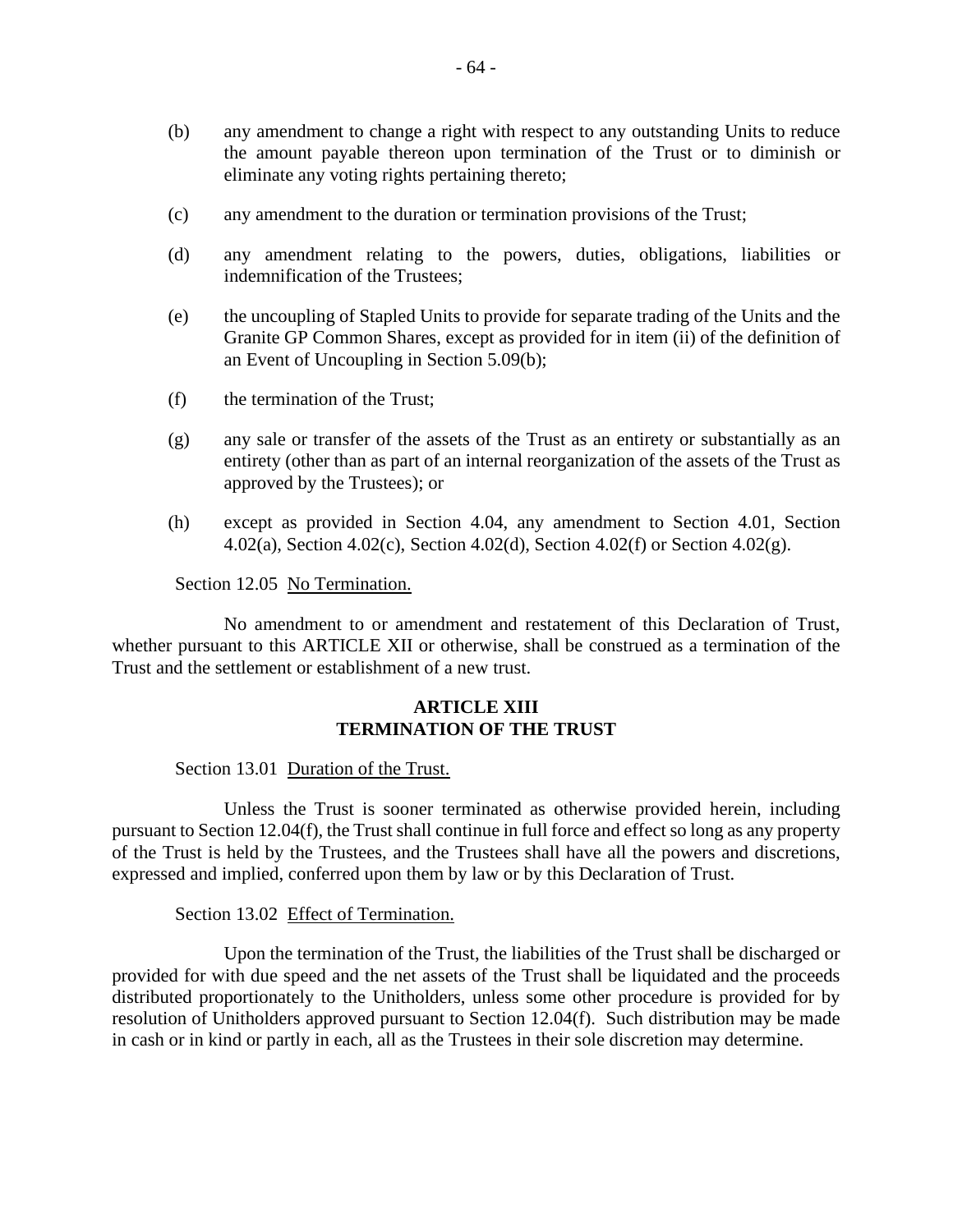(b) any amendment to change a right with respect to any outstanding Units to reduce the amount payable thereon upon termination of the Trust or to diminish or eliminate any voting rights pertaining thereto;

(c) any amendment to the duration or termination provisions of the Trust;

(d) any amendment relating to the powers, duties, obligations, liabilities or indemnification of the Trustees;

(e) the uncoupling of Stapled Units to provide for separate trading of the Units and the Granite GP Common Shares, except as provided for in item (ii) of the definition of an Event of Uncoupling in Section 5.09(b);

(f) the termination of the Trust;

(g) any sale or transfer of the assets of the Trust as an entirety or substantially as an entirety (other than as part of an internal reorganization of the assets of the Trust as approved by the Trustees); or

(h) except as provided in Section 4.04, any amendment to Section 4.01, Section 4.02(a), Section 4.02(c), Section 4.02(d), Section 4.02(f) or Section 4.02(g).

Section 12.05 No Termination.

No amendment to or amendment and restatement of this Declaration of Trust, whether pursuant to this ARTICLE XII or otherwise, shall be construed as a termination of the Trust and the settlement or establishment of a new trust.

## ARTICLE XIII
## TERMINATION OF THE TRUST

Section 13.01 Duration of the Trust.

Unless the Trust is sooner terminated as otherwise provided herein, including pursuant to Section 12.04(f), the Trust shall continue in full force and effect so long as any property of the Trust is held by the Trustees, and the Trustees shall have all the powers and discretions, expressed and implied, conferred upon them by law or by this Declaration of Trust.

Section 13.02 Effect of Termination.

Upon the termination of the Trust, the liabilities of the Trust shall be discharged or provided for with due speed and the net assets of the Trust shall be liquidated and the proceeds distributed proportionately to the Unitholders, unless some other procedure is provided for by resolution of Unitholders approved pursuant to Section 12.04(f). Such distribution may be made in cash or in kind or partly in each, all as the Trustees in their sole discretion may determine.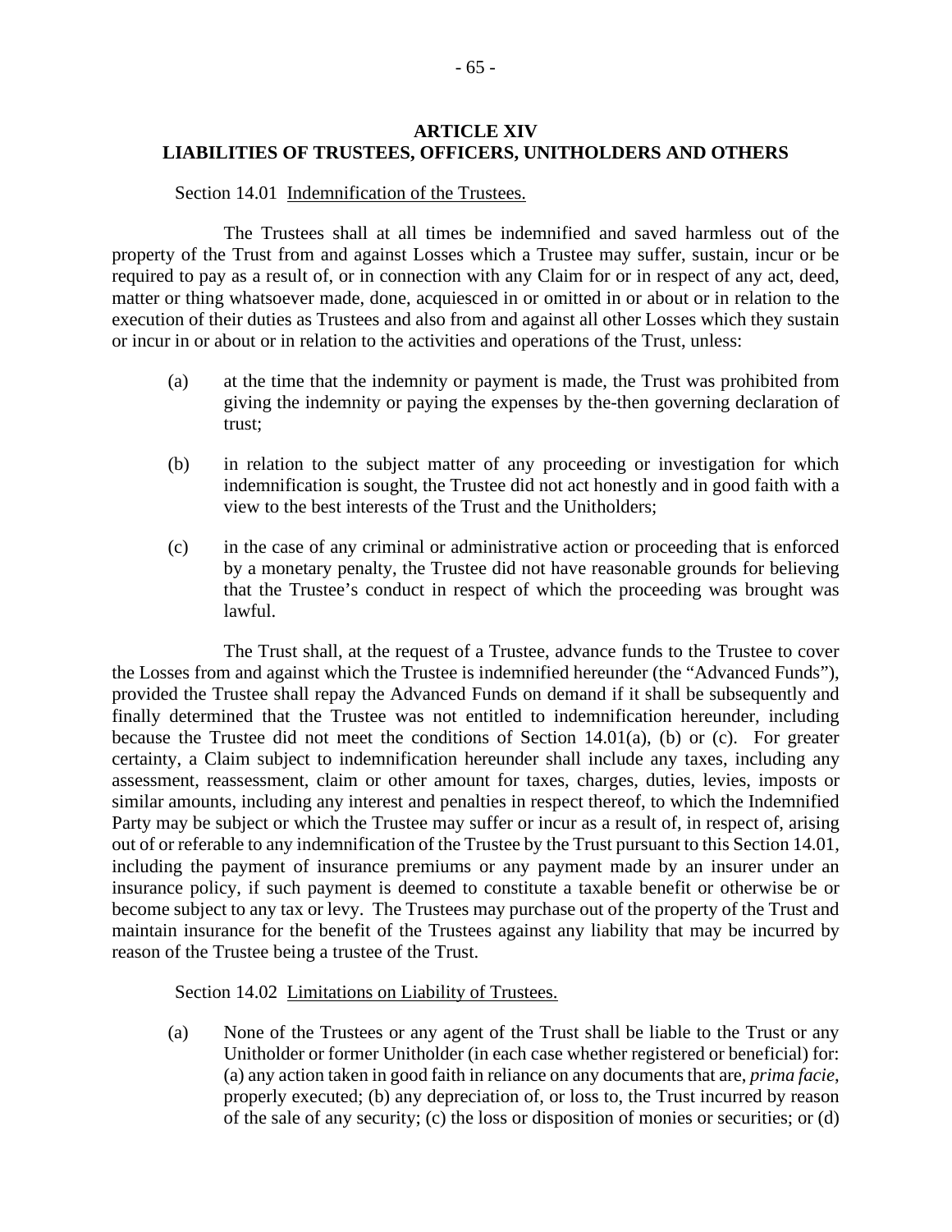## ARTICLE XIV
## LIABILITIES OF TRUSTEES, OFFICERS, UNITHOLDERS AND OTHERS

Section 14.01 Indemnification of the Trustees.

The Trustees shall at all times be indemnified and saved harmless out of the property of the Trust from and against Losses which a Trustee may suffer, sustain, incur or be required to pay as a result of, or in connection with any Claim for or in respect of any act, deed, matter or thing whatsoever made, done, acquiesced in or omitted in or about or in relation to the execution of their duties as Trustees and also from and against all other Losses which they sustain or incur in or about or in relation to the activities and operations of the Trust, unless:

(a) at the time that the indemnity or payment is made, the Trust was prohibited from giving the indemnity or paying the expenses by the-then governing declaration of trust;

(b) in relation to the subject matter of any proceeding or investigation for which indemnification is sought, the Trustee did not act honestly and in good faith with a view to the best interests of the Trust and the Unitholders;

(c) in the case of any criminal or administrative action or proceeding that is enforced by a monetary penalty, the Trustee did not have reasonable grounds for believing that the Trustee's conduct in respect of which the proceeding was brought was lawful.

The Trust shall, at the request of a Trustee, advance funds to the Trustee to cover the Losses from and against which the Trustee is indemnified hereunder (the "Advanced Funds"), provided the Trustee shall repay the Advanced Funds on demand if it shall be subsequently and finally determined that the Trustee was not entitled to indemnification hereunder, including because the Trustee did not meet the conditions of Section 14.01(a), (b) or (c). For greater certainty, a Claim subject to indemnification hereunder shall include any taxes, including any assessment, reassessment, claim or other amount for taxes, charges, duties, levies, imposts or similar amounts, including any interest and penalties in respect thereof, to which the Indemnified Party may be subject or which the Trustee may suffer or incur as a result of, in respect of, arising out of or referable to any indemnification of the Trustee by the Trust pursuant to this Section 14.01, including the payment of insurance premiums or any payment made by an insurer under an insurance policy, if such payment is deemed to constitute a taxable benefit or otherwise be or become subject to any tax or levy. The Trustees may purchase out of the property of the Trust and maintain insurance for the benefit of the Trustees against any liability that may be incurred by reason of the Trustee being a trustee of the Trust.

Section 14.02 Limitations on Liability of Trustees.

(a) None of the Trustees or any agent of the Trust shall be liable to the Trust or any Unitholder or former Unitholder (in each case whether registered or beneficial) for: (a) any action taken in good faith in reliance on any documents that are, *prima facie*, properly executed; (b) any depreciation of, or loss to, the Trust incurred by reason of the sale of any security; (c) the loss or disposition of monies or securities; or (d)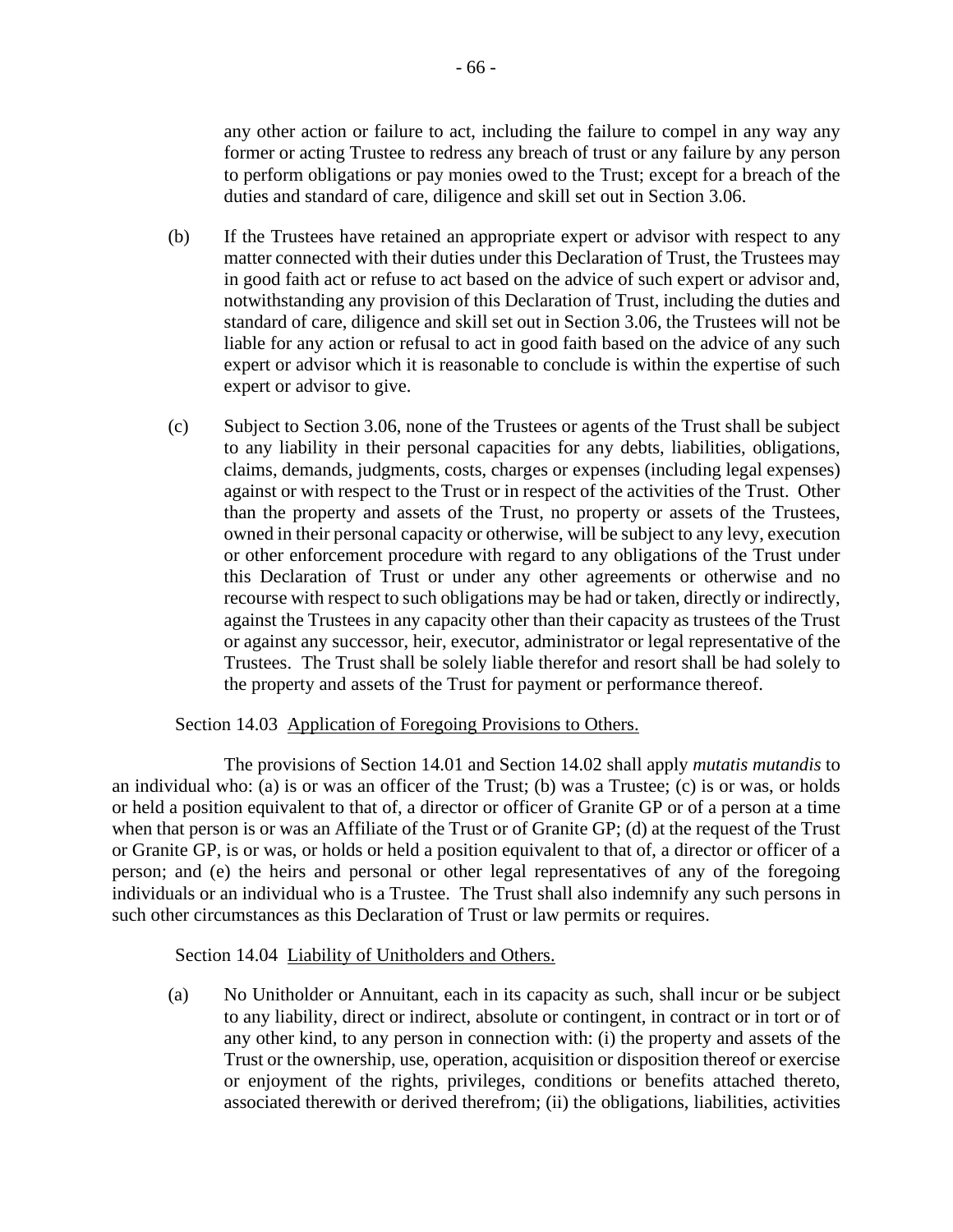any other action or failure to act, including the failure to compel in any way any former or acting Trustee to redress any breach of trust or any failure by any person to perform obligations or pay monies owed to the Trust; except for a breach of the duties and standard of care, diligence and skill set out in Section 3.06.

(b) If the Trustees have retained an appropriate expert or advisor with respect to any matter connected with their duties under this Declaration of Trust, the Trustees may in good faith act or refuse to act based on the advice of such expert or advisor and, notwithstanding any provision of this Declaration of Trust, including the duties and standard of care, diligence and skill set out in Section 3.06, the Trustees will not be liable for any action or refusal to act in good faith based on the advice of any such expert or advisor which it is reasonable to conclude is within the expertise of such expert or advisor to give.

(c) Subject to Section 3.06, none of the Trustees or agents of the Trust shall be subject to any liability in their personal capacities for any debts, liabilities, obligations, claims, demands, judgments, costs, charges or expenses (including legal expenses) against or with respect to the Trust or in respect of the activities of the Trust. Other than the property and assets of the Trust, no property or assets of the Trustees, owned in their personal capacity or otherwise, will be subject to any levy, execution or other enforcement procedure with regard to any obligations of the Trust under this Declaration of Trust or under any other agreements or otherwise and no recourse with respect to such obligations may be had or taken, directly or indirectly, against the Trustees in any capacity other than their capacity as trustees of the Trust or against any successor, heir, executor, administrator or legal representative of the Trustees. The Trust shall be solely liable therefor and resort shall be had solely to the property and assets of the Trust for payment or performance thereof.

Section 14.03 Application of Foregoing Provisions to Others.

The provisions of Section 14.01 and Section 14.02 shall apply *mutatis mutandis* to an individual who: (a) is or was an officer of the Trust; (b) was a Trustee; (c) is or was, or holds or held a position equivalent to that of, a director or officer of Granite GP or of a person at a time when that person is or was an Affiliate of the Trust or of Granite GP; (d) at the request of the Trust or Granite GP, is or was, or holds or held a position equivalent to that of, a director or officer of a person; and (e) the heirs and personal or other legal representatives of any of the foregoing individuals or an individual who is a Trustee. The Trust shall also indemnify any such persons in such other circumstances as this Declaration of Trust or law permits or requires.

Section 14.04 Liability of Unitholders and Others.

(a) No Unitholder or Annuitant, each in its capacity as such, shall incur or be subject to any liability, direct or indirect, absolute or contingent, in contract or in tort or of any other kind, to any person in connection with: (i) the property and assets of the Trust or the ownership, use, operation, acquisition or disposition thereof or exercise or enjoyment of the rights, privileges, conditions or benefits attached thereto, associated therewith or derived therefrom; (ii) the obligations, liabilities, activities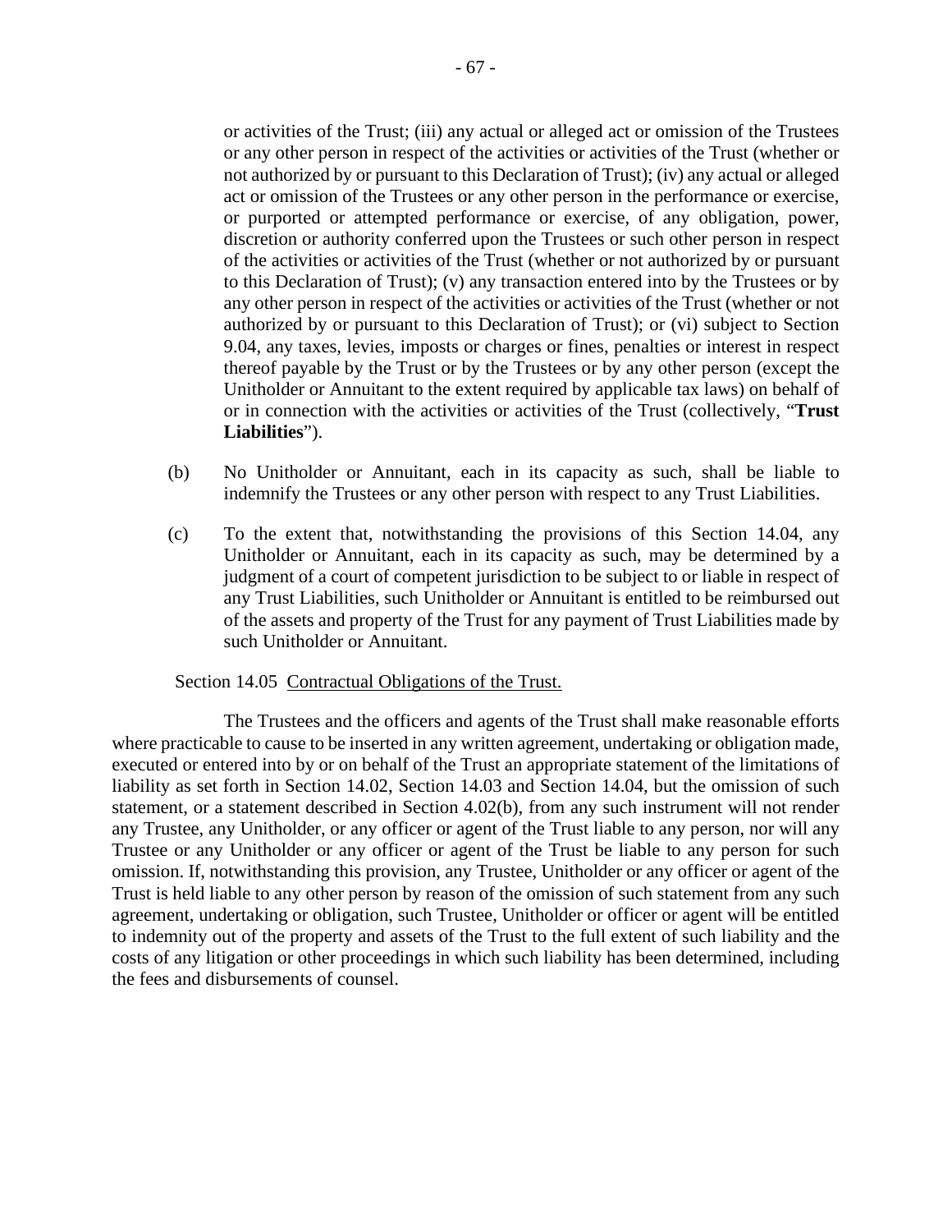or activities of the Trust; (iii) any actual or alleged act or omission of the Trustees or any other person in respect of the activities or activities of the Trust (whether or not authorized by or pursuant to this Declaration of Trust); (iv) any actual or alleged act or omission of the Trustees or any other person in the performance or exercise, or purported or attempted performance or exercise, of any obligation, power, discretion or authority conferred upon the Trustees or such other person in respect of the activities or activities of the Trust (whether or not authorized by or pursuant to this Declaration of Trust); (v) any transaction entered into by the Trustees or by any other person in respect of the activities or activities of the Trust (whether or not authorized by or pursuant to this Declaration of Trust); or (vi) subject to Section 9.04, any taxes, levies, imposts or charges or fines, penalties or interest in respect thereof payable by the Trust or by the Trustees or by any other person (except the Unitholder or Annuitant to the extent required by applicable tax laws) on behalf of or in connection with the activities or activities of the Trust (collectively, "**Trust Liabilities**").

(b) No Unitholder or Annuitant, each in its capacity as such, shall be liable to indemnify the Trustees or any other person with respect to any Trust Liabilities.

(c) To the extent that, notwithstanding the provisions of this Section 14.04, any Unitholder or Annuitant, each in its capacity as such, may be determined by a judgment of a court of competent jurisdiction to be subject to or liable in respect of any Trust Liabilities, such Unitholder or Annuitant is entitled to be reimbursed out of the assets and property of the Trust for any payment of Trust Liabilities made by such Unitholder or Annuitant.

Section 14.05 Contractual Obligations of the Trust.

The Trustees and the officers and agents of the Trust shall make reasonable efforts where practicable to cause to be inserted in any written agreement, undertaking or obligation made, executed or entered into by or on behalf of the Trust an appropriate statement of the limitations of liability as set forth in Section 14.02, Section 14.03 and Section 14.04, but the omission of such statement, or a statement described in Section 4.02(b), from any such instrument will not render any Trustee, any Unitholder, or any officer or agent of the Trust liable to any person, nor will any Trustee or any Unitholder or any officer or agent of the Trust be liable to any person for such omission. If, notwithstanding this provision, any Trustee, Unitholder or any officer or agent of the Trust is held liable to any other person by reason of the omission of such statement from any such agreement, undertaking or obligation, such Trustee, Unitholder or officer or agent will be entitled to indemnity out of the property and assets of the Trust to the full extent of such liability and the costs of any litigation or other proceedings in which such liability has been determined, including the fees and disbursements of counsel.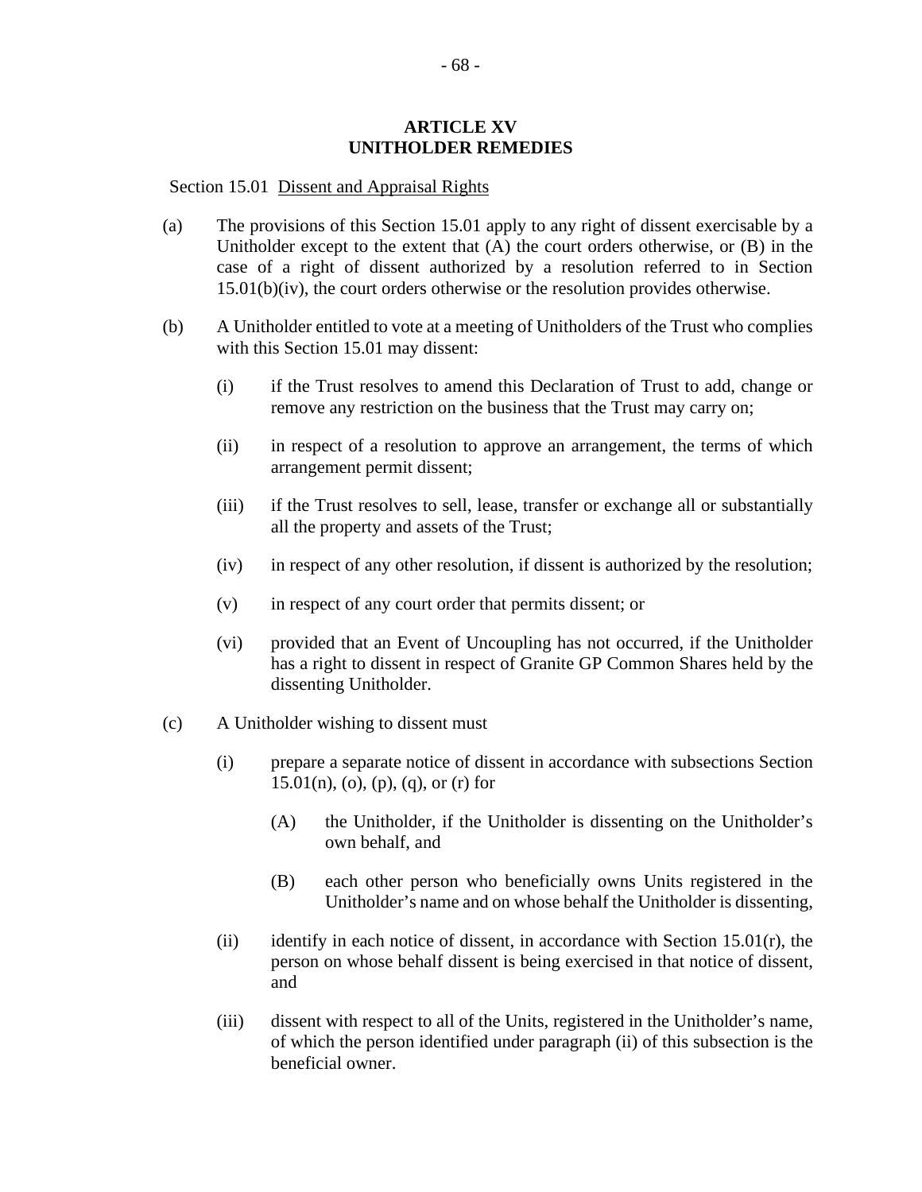# ARTICLE XV
# UNITHOLDER REMEDIES

Section 15.01 Dissent and Appraisal Rights

(a) The provisions of this Section 15.01 apply to any right of dissent exercisable by a Unitholder except to the extent that (A) the court orders otherwise, or (B) in the case of a right of dissent authorized by a resolution referred to in Section 15.01(b)(iv), the court orders otherwise or the resolution provides otherwise.

(b) A Unitholder entitled to vote at a meeting of Unitholders of the Trust who complies with this Section 15.01 may dissent:

   (i) if the Trust resolves to amend this Declaration of Trust to add, change or remove any restriction on the business that the Trust may carry on;

   (ii) in respect of a resolution to approve an arrangement, the terms of which arrangement permit dissent;

   (iii) if the Trust resolves to sell, lease, transfer or exchange all or substantially all the property and assets of the Trust;

   (iv) in respect of any other resolution, if dissent is authorized by the resolution;

   (v) in respect of any court order that permits dissent; or

   (vi) provided that an Event of Uncoupling has not occurred, if the Unitholder has a right to dissent in respect of Granite GP Common Shares held by the dissenting Unitholder.

(c) A Unitholder wishing to dissent must

   (i) prepare a separate notice of dissent in accordance with subsections Section 15.01(n), (o), (p), (q), or (r) for

      (A) the Unitholder, if the Unitholder is dissenting on the Unitholder's own behalf, and

      (B) each other person who beneficially owns Units registered in the Unitholder's name and on whose behalf the Unitholder is dissenting,

   (ii) identify in each notice of dissent, in accordance with Section 15.01(r), the person on whose behalf dissent is being exercised in that notice of dissent, and

   (iii) dissent with respect to all of the Units, registered in the Unitholder's name, of which the person identified under paragraph (ii) of this subsection is the beneficial owner.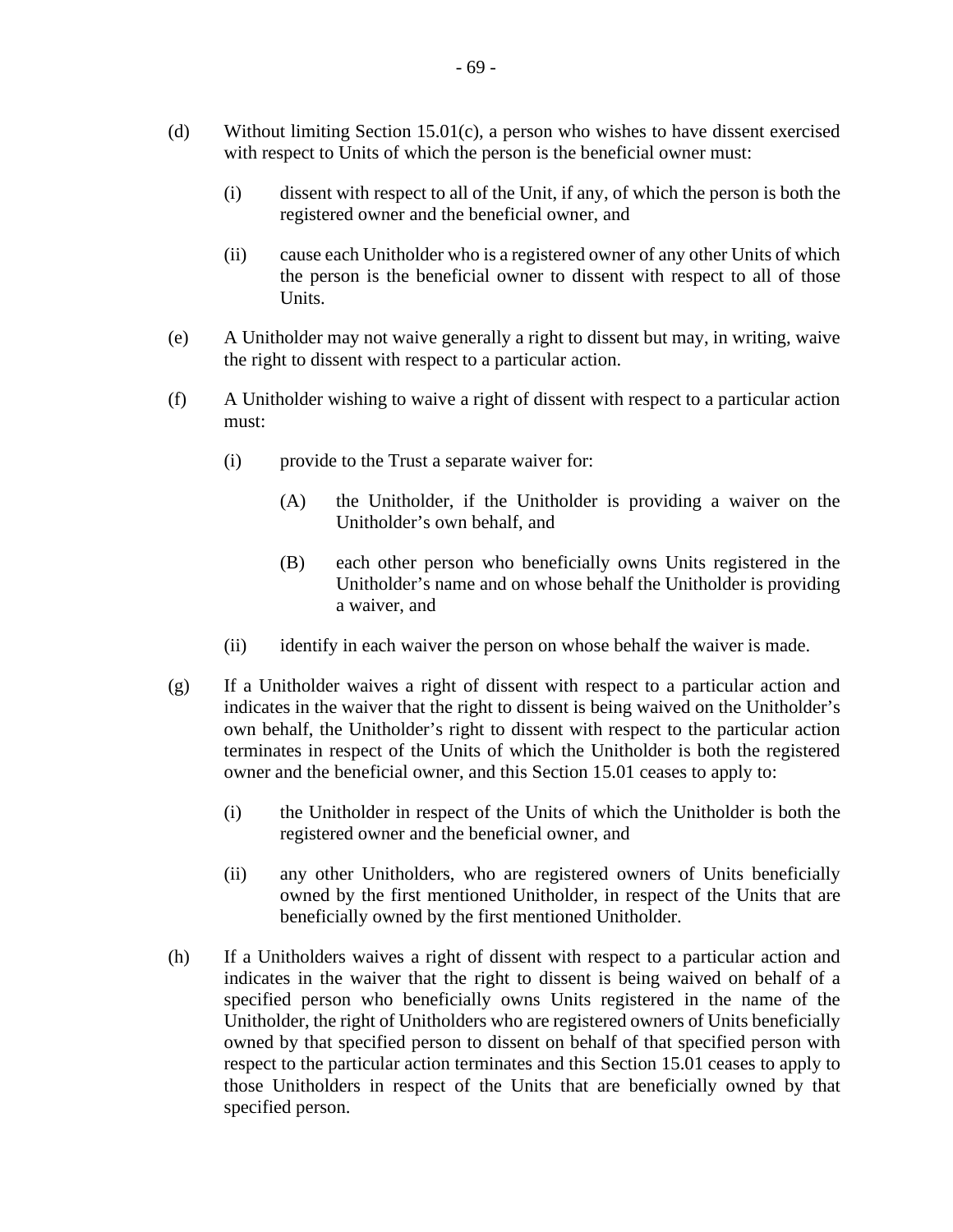(d) Without limiting Section 15.01(c), a person who wishes to have dissent exercised with respect to Units of which the person is the beneficial owner must:

  (i) dissent with respect to all of the Unit, if any, of which the person is both the registered owner and the beneficial owner, and

  (ii) cause each Unitholder who is a registered owner of any other Units of which the person is the beneficial owner to dissent with respect to all of those Units.

(e) A Unitholder may not waive generally a right to dissent but may, in writing, waive the right to dissent with respect to a particular action.

(f) A Unitholder wishing to waive a right of dissent with respect to a particular action must:

  (i) provide to the Trust a separate waiver for:

    (A) the Unitholder, if the Unitholder is providing a waiver on the Unitholder's own behalf, and

    (B) each other person who beneficially owns Units registered in the Unitholder's name and on whose behalf the Unitholder is providing a waiver, and

  (ii) identify in each waiver the person on whose behalf the waiver is made.

(g) If a Unitholder waives a right of dissent with respect to a particular action and indicates in the waiver that the right to dissent is being waived on the Unitholder's own behalf, the Unitholder's right to dissent with respect to the particular action terminates in respect of the Units of which the Unitholder is both the registered owner and the beneficial owner, and this Section 15.01 ceases to apply to:

  (i) the Unitholder in respect of the Units of which the Unitholder is both the registered owner and the beneficial owner, and

  (ii) any other Unitholders, who are registered owners of Units beneficially owned by the first mentioned Unitholder, in respect of the Units that are beneficially owned by the first mentioned Unitholder.

(h) If a Unitholders waives a right of dissent with respect to a particular action and indicates in the waiver that the right to dissent is being waived on behalf of a specified person who beneficially owns Units registered in the name of the Unitholder, the right of Unitholders who are registered owners of Units beneficially owned by that specified person to dissent on behalf of that specified person with respect to the particular action terminates and this Section 15.01 ceases to apply to those Unitholders in respect of the Units that are beneficially owned by that specified person.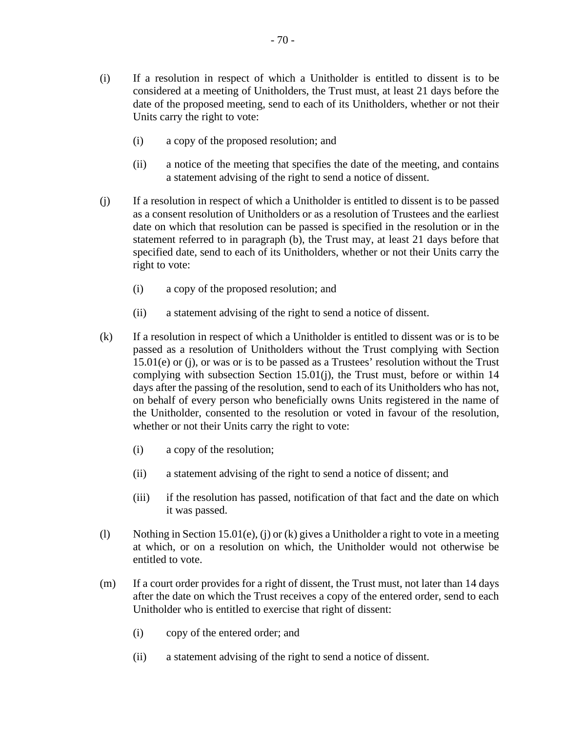(i) If a resolution in respect of which a Unitholder is entitled to dissent is to be considered at a meeting of Unitholders, the Trust must, at least 21 days before the date of the proposed meeting, send to each of its Unitholders, whether or not their Units carry the right to vote:

  (i) a copy of the proposed resolution; and

  (ii) a notice of the meeting that specifies the date of the meeting, and contains a statement advising of the right to send a notice of dissent.

(j) If a resolution in respect of which a Unitholder is entitled to dissent is to be passed as a consent resolution of Unitholders or as a resolution of Trustees and the earliest date on which that resolution can be passed is specified in the resolution or in the statement referred to in paragraph (b), the Trust may, at least 21 days before that specified date, send to each of its Unitholders, whether or not their Units carry the right to vote:

  (i) a copy of the proposed resolution; and

  (ii) a statement advising of the right to send a notice of dissent.

(k) If a resolution in respect of which a Unitholder is entitled to dissent was or is to be passed as a resolution of Unitholders without the Trust complying with Section 15.01(e) or (j), or was or is to be passed as a Trustees' resolution without the Trust complying with subsection Section 15.01(j), the Trust must, before or within 14 days after the passing of the resolution, send to each of its Unitholders who has not, on behalf of every person who beneficially owns Units registered in the name of the Unitholder, consented to the resolution or voted in favour of the resolution, whether or not their Units carry the right to vote:

  (i) a copy of the resolution;

  (ii) a statement advising of the right to send a notice of dissent; and

  (iii) if the resolution has passed, notification of that fact and the date on which it was passed.

(l) Nothing in Section 15.01(e), (j) or (k) gives a Unitholder a right to vote in a meeting at which, or on a resolution on which, the Unitholder would not otherwise be entitled to vote.

(m) If a court order provides for a right of dissent, the Trust must, not later than 14 days after the date on which the Trust receives a copy of the entered order, send to each Unitholder who is entitled to exercise that right of dissent:

  (i) copy of the entered order; and

  (ii) a statement advising of the right to send a notice of dissent.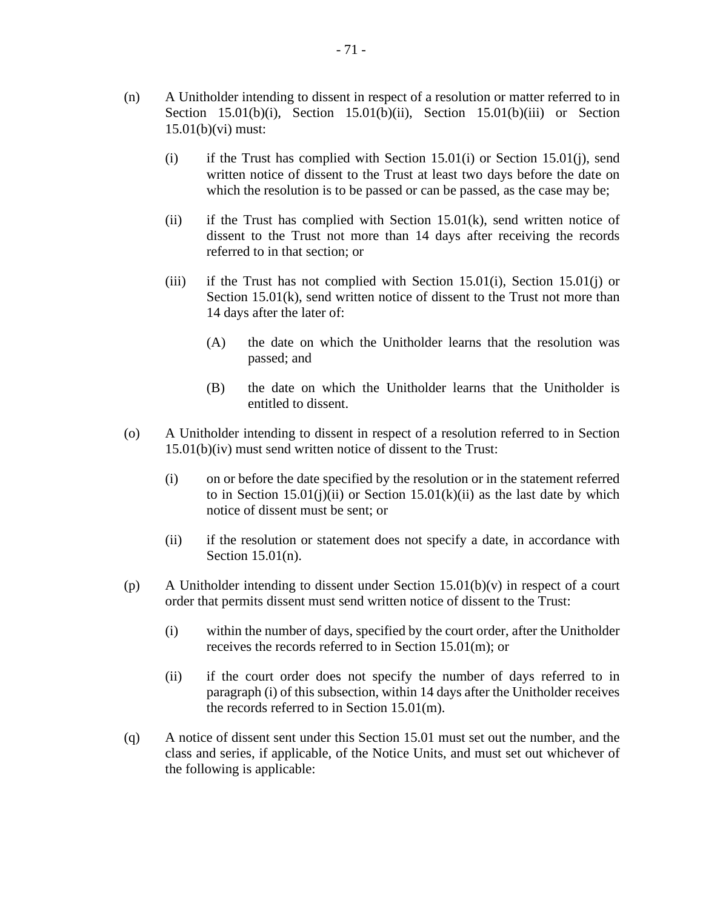(n) A Unitholder intending to dissent in respect of a resolution or matter referred to in Section 15.01(b)(i), Section 15.01(b)(ii), Section 15.01(b)(iii) or Section 15.01(b)(vi) must:

   (i) if the Trust has complied with Section 15.01(i) or Section 15.01(j), send written notice of dissent to the Trust at least two days before the date on which the resolution is to be passed or can be passed, as the case may be;

   (ii) if the Trust has complied with Section 15.01(k), send written notice of dissent to the Trust not more than 14 days after receiving the records referred to in that section; or

   (iii) if the Trust has not complied with Section 15.01(i), Section 15.01(j) or Section 15.01(k), send written notice of dissent to the Trust not more than 14 days after the later of:

      (A) the date on which the Unitholder learns that the resolution was passed; and

      (B) the date on which the Unitholder learns that the Unitholder is entitled to dissent.

(o) A Unitholder intending to dissent in respect of a resolution referred to in Section 15.01(b)(iv) must send written notice of dissent to the Trust:

   (i) on or before the date specified by the resolution or in the statement referred to in Section 15.01(j)(ii) or Section 15.01(k)(ii) as the last date by which notice of dissent must be sent; or

   (ii) if the resolution or statement does not specify a date, in accordance with Section 15.01(n).

(p) A Unitholder intending to dissent under Section 15.01(b)(v) in respect of a court order that permits dissent must send written notice of dissent to the Trust:

   (i) within the number of days, specified by the court order, after the Unitholder receives the records referred to in Section 15.01(m); or

   (ii) if the court order does not specify the number of days referred to in paragraph (i) of this subsection, within 14 days after the Unitholder receives the records referred to in Section 15.01(m).

(q) A notice of dissent sent under this Section 15.01 must set out the number, and the class and series, if applicable, of the Notice Units, and must set out whichever of the following is applicable: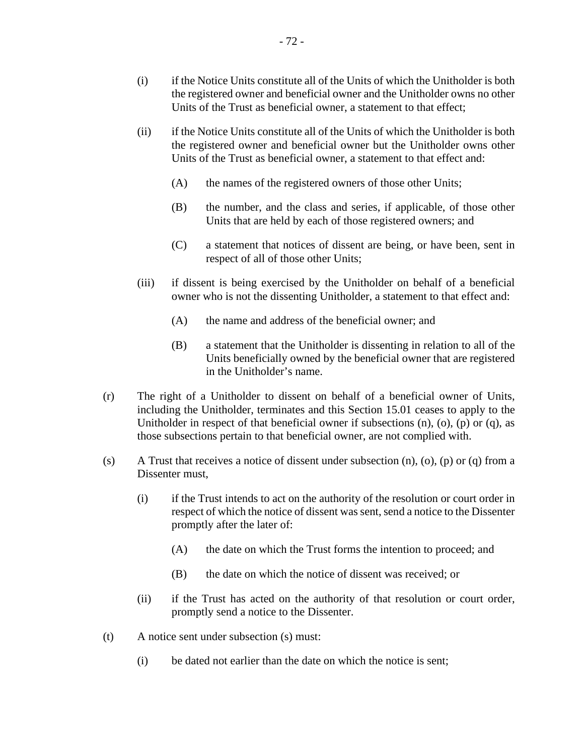(i) if the Notice Units constitute all of the Units of which the Unitholder is both the registered owner and beneficial owner and the Unitholder owns no other Units of the Trust as beneficial owner, a statement to that effect;

(ii) if the Notice Units constitute all of the Units of which the Unitholder is both the registered owner and beneficial owner but the Unitholder owns other Units of the Trust as beneficial owner, a statement to that effect and:

(A) the names of the registered owners of those other Units;

(B) the number, and the class and series, if applicable, of those other Units that are held by each of those registered owners; and

(C) a statement that notices of dissent are being, or have been, sent in respect of all of those other Units;

(iii) if dissent is being exercised by the Unitholder on behalf of a beneficial owner who is not the dissenting Unitholder, a statement to that effect and:

(A) the name and address of the beneficial owner; and

(B) a statement that the Unitholder is dissenting in relation to all of the Units beneficially owned by the beneficial owner that are registered in the Unitholder's name.

(r) The right of a Unitholder to dissent on behalf of a beneficial owner of Units, including the Unitholder, terminates and this Section 15.01 ceases to apply to the Unitholder in respect of that beneficial owner if subsections (n), (o), (p) or (q), as those subsections pertain to that beneficial owner, are not complied with.

(s) A Trust that receives a notice of dissent under subsection (n), (o), (p) or (q) from a Dissenter must,

(i) if the Trust intends to act on the authority of the resolution or court order in respect of which the notice of dissent was sent, send a notice to the Dissenter promptly after the later of:

(A) the date on which the Trust forms the intention to proceed; and

(B) the date on which the notice of dissent was received; or

(ii) if the Trust has acted on the authority of that resolution or court order, promptly send a notice to the Dissenter.

(t) A notice sent under subsection (s) must:

(i) be dated not earlier than the date on which the notice is sent;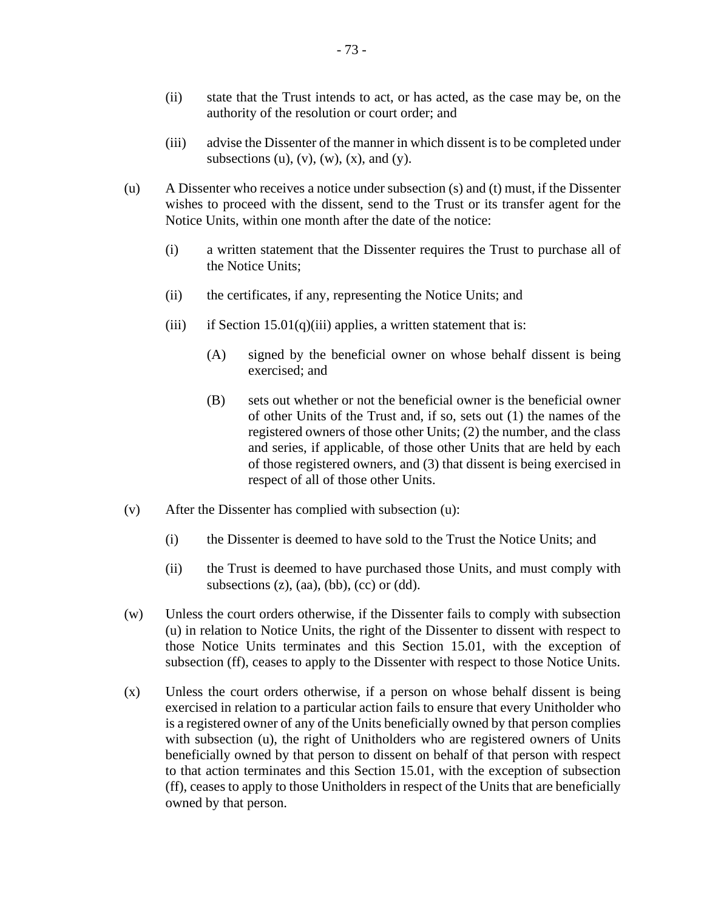(ii) state that the Trust intends to act, or has acted, as the case may be, on the authority of the resolution or court order; and

(iii) advise the Dissenter of the manner in which dissent is to be completed under subsections (u), (v), (w), (x), and (y).

(u) A Dissenter who receives a notice under subsection (s) and (t) must, if the Dissenter wishes to proceed with the dissent, send to the Trust or its transfer agent for the Notice Units, within one month after the date of the notice:

(i) a written statement that the Dissenter requires the Trust to purchase all of the Notice Units;

(ii) the certificates, if any, representing the Notice Units; and

(iii) if Section 15.01(q)(iii) applies, a written statement that is:

(A) signed by the beneficial owner on whose behalf dissent is being exercised; and

(B) sets out whether or not the beneficial owner is the beneficial owner of other Units of the Trust and, if so, sets out (1) the names of the registered owners of those other Units; (2) the number, and the class and series, if applicable, of those other Units that are held by each of those registered owners, and (3) that dissent is being exercised in respect of all of those other Units.

(v) After the Dissenter has complied with subsection (u):

(i) the Dissenter is deemed to have sold to the Trust the Notice Units; and

(ii) the Trust is deemed to have purchased those Units, and must comply with subsections (z), (aa), (bb), (cc) or (dd).

(w) Unless the court orders otherwise, if the Dissenter fails to comply with subsection (u) in relation to Notice Units, the right of the Dissenter to dissent with respect to those Notice Units terminates and this Section 15.01, with the exception of subsection (ff), ceases to apply to the Dissenter with respect to those Notice Units.

(x) Unless the court orders otherwise, if a person on whose behalf dissent is being exercised in relation to a particular action fails to ensure that every Unitholder who is a registered owner of any of the Units beneficially owned by that person complies with subsection (u), the right of Unitholders who are registered owners of Units beneficially owned by that person to dissent on behalf of that person with respect to that action terminates and this Section 15.01, with the exception of subsection (ff), ceases to apply to those Unitholders in respect of the Units that are beneficially owned by that person.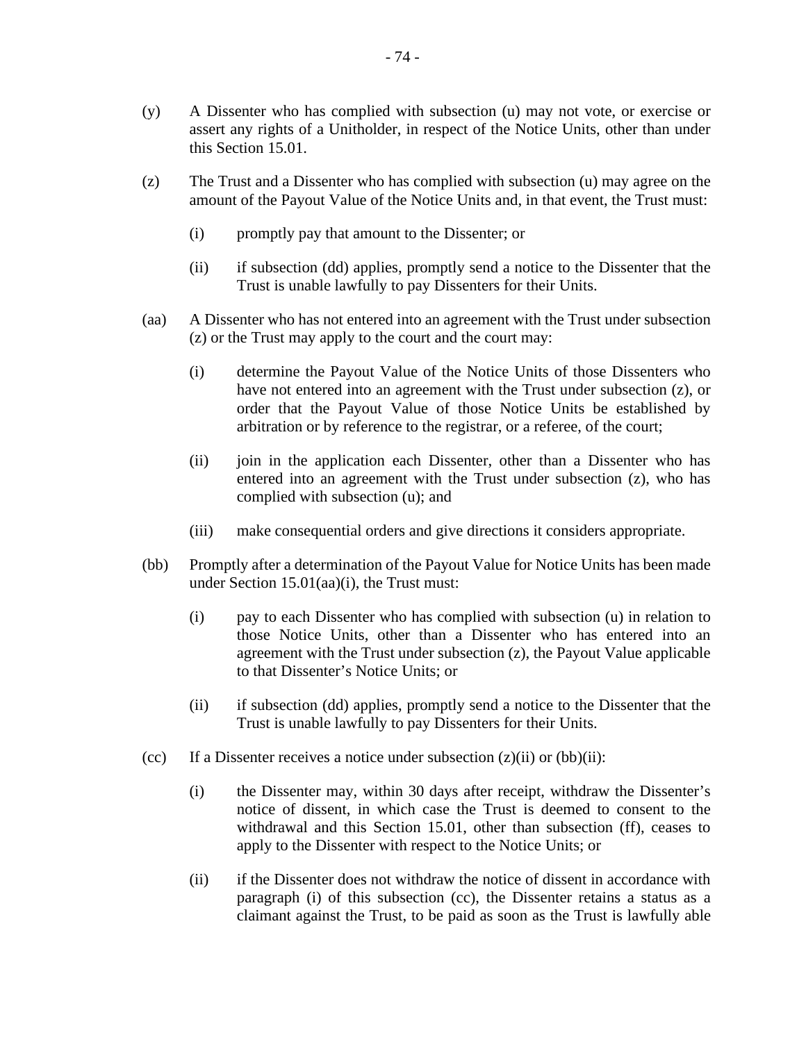(y) A Dissenter who has complied with subsection (u) may not vote, or exercise or assert any rights of a Unitholder, in respect of the Notice Units, other than under this Section 15.01.

(z) The Trust and a Dissenter who has complied with subsection (u) may agree on the amount of the Payout Value of the Notice Units and, in that event, the Trust must:

- (i) promptly pay that amount to the Dissenter; or
- (ii) if subsection (dd) applies, promptly send a notice to the Dissenter that the Trust is unable lawfully to pay Dissenters for their Units.

(aa) A Dissenter who has not entered into an agreement with the Trust under subsection (z) or the Trust may apply to the court and the court may:

- (i) determine the Payout Value of the Notice Units of those Dissenters who have not entered into an agreement with the Trust under subsection (z), or order that the Payout Value of those Notice Units be established by arbitration or by reference to the registrar, or a referee, of the court;
- (ii) join in the application each Dissenter, other than a Dissenter who has entered into an agreement with the Trust under subsection (z), who has complied with subsection (u); and
- (iii) make consequential orders and give directions it considers appropriate.

(bb) Promptly after a determination of the Payout Value for Notice Units has been made under Section 15.01(aa)(i), the Trust must:

- (i) pay to each Dissenter who has complied with subsection (u) in relation to those Notice Units, other than a Dissenter who has entered into an agreement with the Trust under subsection (z), the Payout Value applicable to that Dissenter's Notice Units; or
- (ii) if subsection (dd) applies, promptly send a notice to the Dissenter that the Trust is unable lawfully to pay Dissenters for their Units.

(cc) If a Dissenter receives a notice under subsection (z)(ii) or (bb)(ii):

- (i) the Dissenter may, within 30 days after receipt, withdraw the Dissenter's notice of dissent, in which case the Trust is deemed to consent to the withdrawal and this Section 15.01, other than subsection (ff), ceases to apply to the Dissenter with respect to the Notice Units; or
- (ii) if the Dissenter does not withdraw the notice of dissent in accordance with paragraph (i) of this subsection (cc), the Dissenter retains a status as a claimant against the Trust, to be paid as soon as the Trust is lawfully able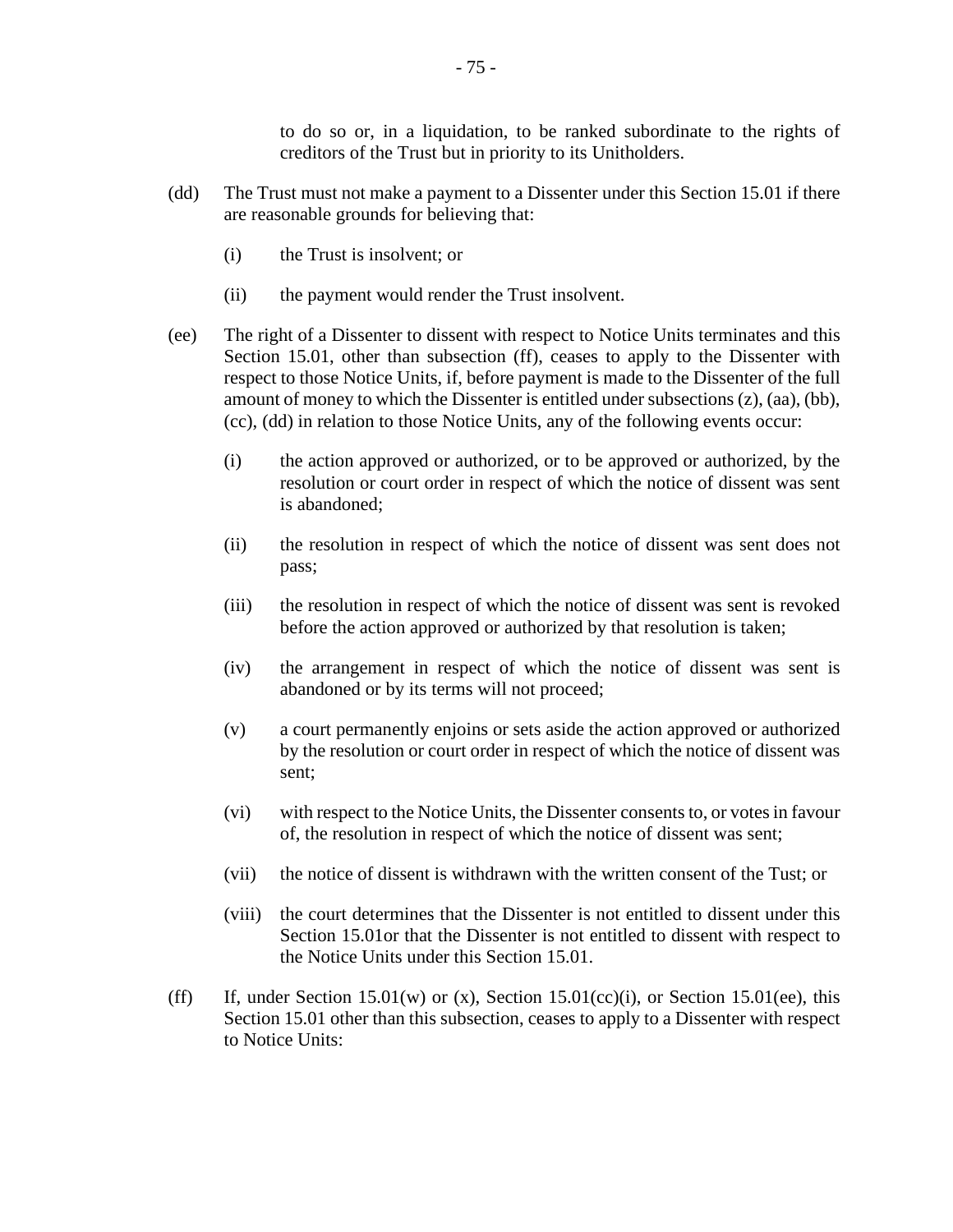to do so or, in a liquidation, to be ranked subordinate to the rights of creditors of the Trust but in priority to its Unitholders.

(dd) The Trust must not make a payment to a Dissenter under this Section 15.01 if there are reasonable grounds for believing that:

(i) the Trust is insolvent; or

(ii) the payment would render the Trust insolvent.

(ee) The right of a Dissenter to dissent with respect to Notice Units terminates and this Section 15.01, other than subsection (ff), ceases to apply to the Dissenter with respect to those Notice Units, if, before payment is made to the Dissenter of the full amount of money to which the Dissenter is entitled under subsections (z), (aa), (bb), (cc), (dd) in relation to those Notice Units, any of the following events occur:

(i) the action approved or authorized, or to be approved or authorized, by the resolution or court order in respect of which the notice of dissent was sent is abandoned;

(ii) the resolution in respect of which the notice of dissent was sent does not pass;

(iii) the resolution in respect of which the notice of dissent was sent is revoked before the action approved or authorized by that resolution is taken;

(iv) the arrangement in respect of which the notice of dissent was sent is abandoned or by its terms will not proceed;

(v) a court permanently enjoins or sets aside the action approved or authorized by the resolution or court order in respect of which the notice of dissent was sent;

(vi) with respect to the Notice Units, the Dissenter consents to, or votes in favour of, the resolution in respect of which the notice of dissent was sent;

(vii) the notice of dissent is withdrawn with the written consent of the Tust; or

(viii) the court determines that the Dissenter is not entitled to dissent under this Section 15.01or that the Dissenter is not entitled to dissent with respect to the Notice Units under this Section 15.01.

(ff) If, under Section 15.01(w) or (x), Section 15.01(cc)(i), or Section 15.01(ee), this Section 15.01 other than this subsection, ceases to apply to a Dissenter with respect to Notice Units: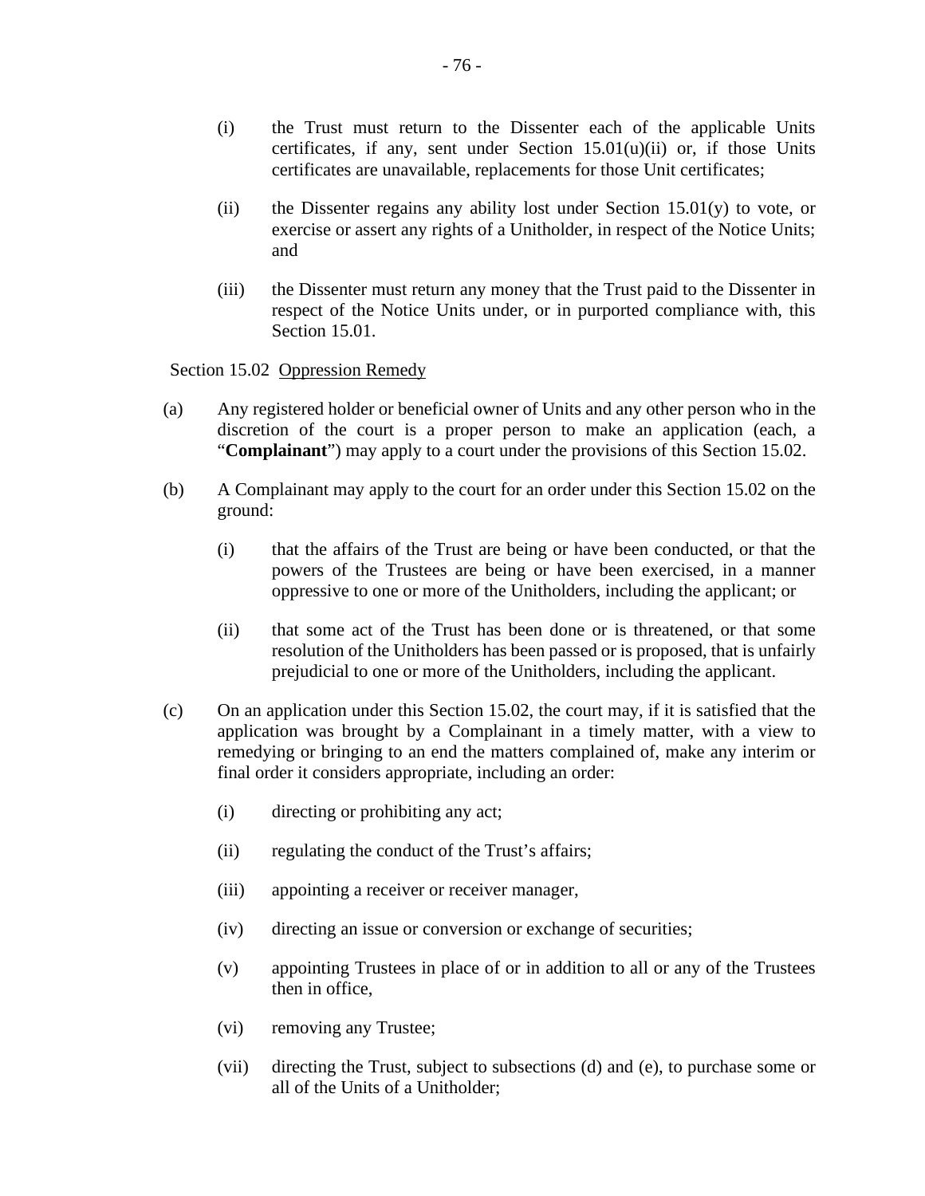(i) the Trust must return to the Dissenter each of the applicable Units certificates, if any, sent under Section 15.01(u)(ii) or, if those Units certificates are unavailable, replacements for those Unit certificates;

(ii) the Dissenter regains any ability lost under Section 15.01(y) to vote, or exercise or assert any rights of a Unitholder, in respect of the Notice Units; and

(iii) the Dissenter must return any money that the Trust paid to the Dissenter in respect of the Notice Units under, or in purported compliance with, this Section 15.01.

Section 15.02 Oppression Remedy

(a) Any registered holder or beneficial owner of Units and any other person who in the discretion of the court is a proper person to make an application (each, a "**Complainant**") may apply to a court under the provisions of this Section 15.02.

(b) A Complainant may apply to the court for an order under this Section 15.02 on the ground:

(i) that the affairs of the Trust are being or have been conducted, or that the powers of the Trustees are being or have been exercised, in a manner oppressive to one or more of the Unitholders, including the applicant; or

(ii) that some act of the Trust has been done or is threatened, or that some resolution of the Unitholders has been passed or is proposed, that is unfairly prejudicial to one or more of the Unitholders, including the applicant.

(c) On an application under this Section 15.02, the court may, if it is satisfied that the application was brought by a Complainant in a timely matter, with a view to remedying or bringing to an end the matters complained of, make any interim or final order it considers appropriate, including an order:

(i) directing or prohibiting any act;

(ii) regulating the conduct of the Trust's affairs;

(iii) appointing a receiver or receiver manager,

(iv) directing an issue or conversion or exchange of securities;

(v) appointing Trustees in place of or in addition to all or any of the Trustees then in office,

(vi) removing any Trustee;

(vii) directing the Trust, subject to subsections (d) and (e), to purchase some or all of the Units of a Unitholder;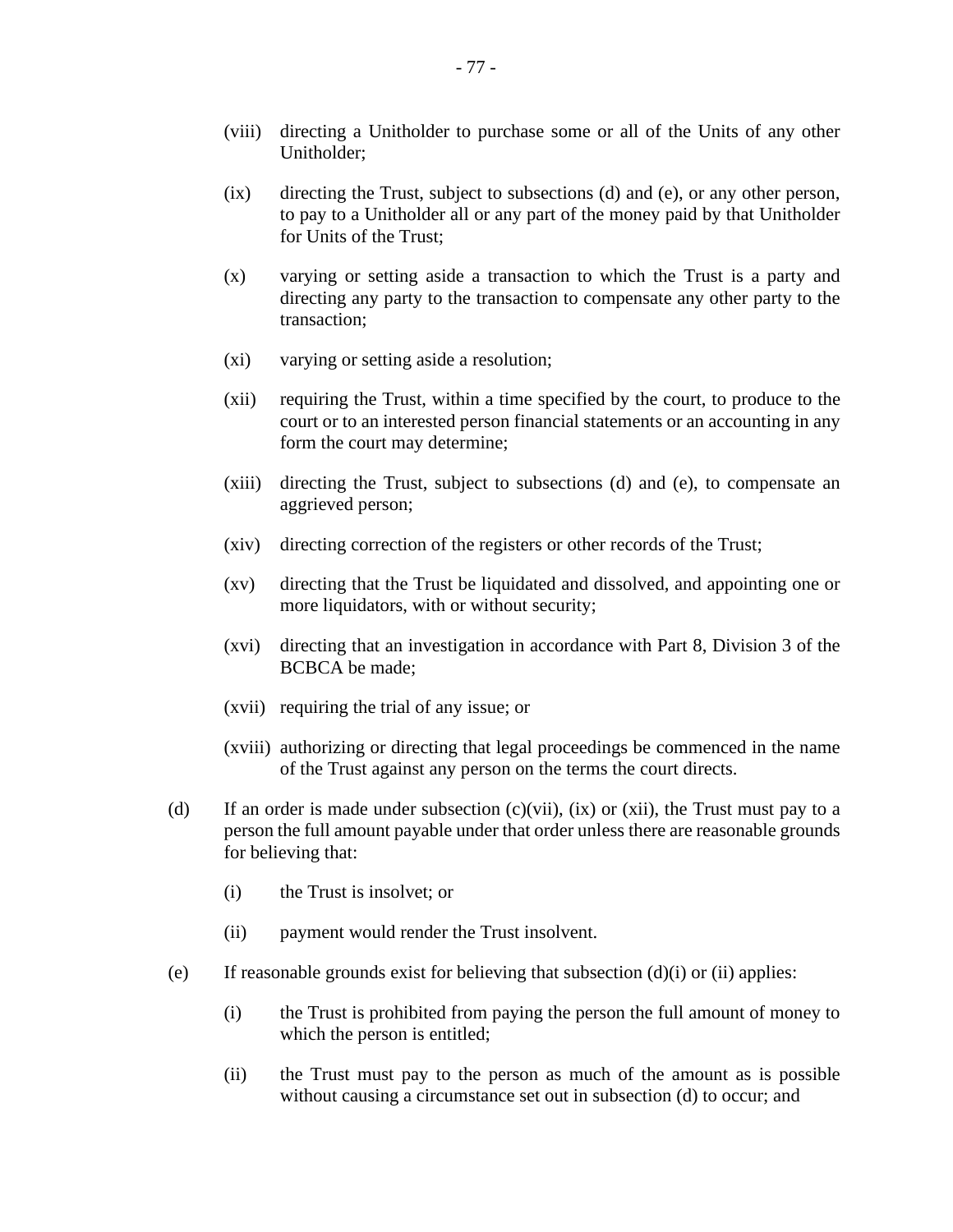(viii) directing a Unitholder to purchase some or all of the Units of any other Unitholder;

(ix) directing the Trust, subject to subsections (d) and (e), or any other person, to pay to a Unitholder all or any part of the money paid by that Unitholder for Units of the Trust;

(x) varying or setting aside a transaction to which the Trust is a party and directing any party to the transaction to compensate any other party to the transaction;

(xi) varying or setting aside a resolution;

(xii) requiring the Trust, within a time specified by the court, to produce to the court or to an interested person financial statements or an accounting in any form the court may determine;

(xiii) directing the Trust, subject to subsections (d) and (e), to compensate an aggrieved person;

(xiv) directing correction of the registers or other records of the Trust;

(xv) directing that the Trust be liquidated and dissolved, and appointing one or more liquidators, with or without security;

(xvi) directing that an investigation in accordance with Part 8, Division 3 of the BCBCA be made;

(xvii) requiring the trial of any issue; or

(xviii) authorizing or directing that legal proceedings be commenced in the name of the Trust against any person on the terms the court directs.

(d) If an order is made under subsection (c)(vii), (ix) or (xii), the Trust must pay to a person the full amount payable under that order unless there are reasonable grounds for believing that:

(i) the Trust is insolvet; or

(ii) payment would render the Trust insolvent.

(e) If reasonable grounds exist for believing that subsection (d)(i) or (ii) applies:

(i) the Trust is prohibited from paying the person the full amount of money to which the person is entitled;

(ii) the Trust must pay to the person as much of the amount as is possible without causing a circumstance set out in subsection (d) to occur; and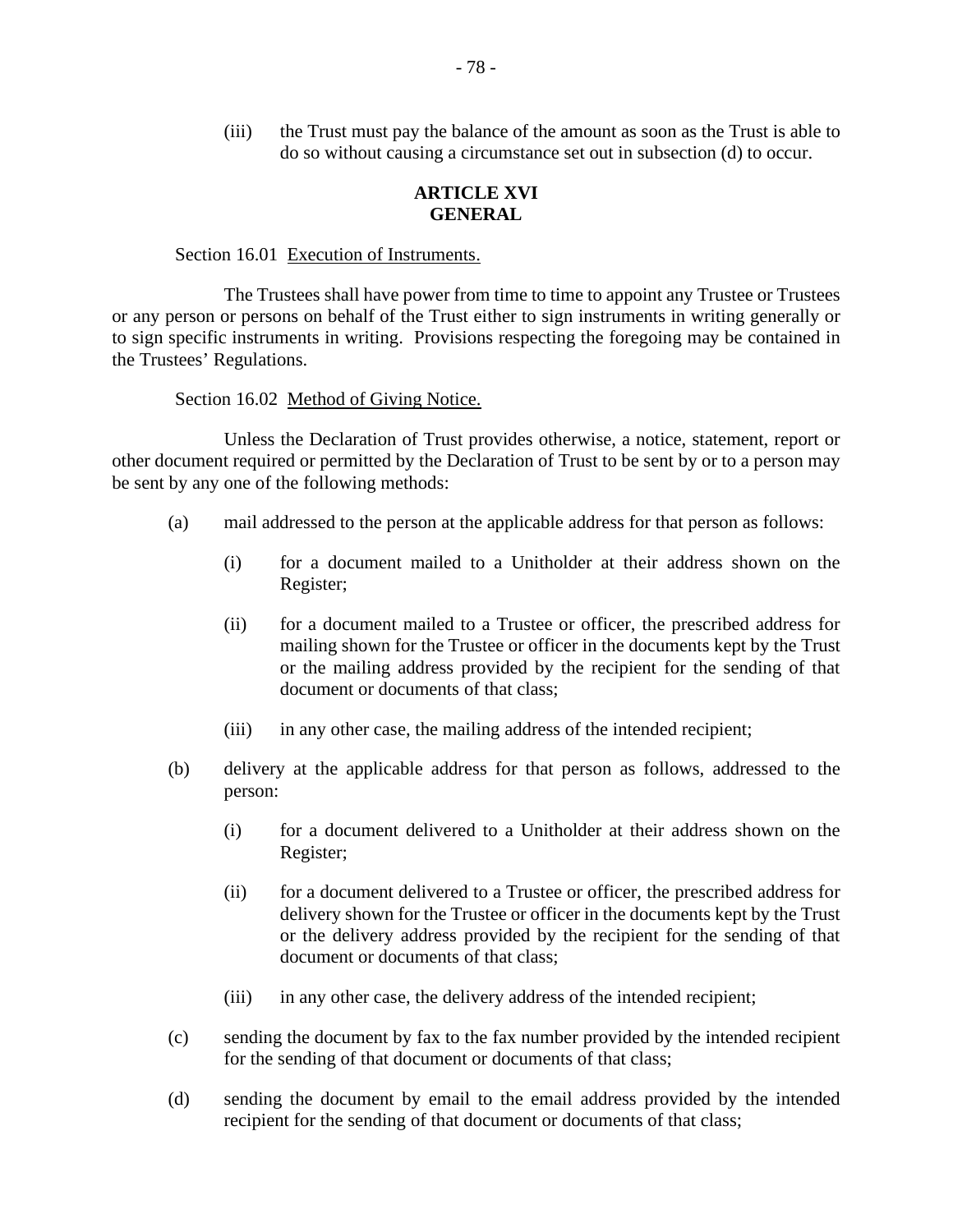(iii) the Trust must pay the balance of the amount as soon as the Trust is able to do so without causing a circumstance set out in subsection (d) to occur.

## ARTICLE XVI
## GENERAL

Section 16.01 Execution of Instruments.

The Trustees shall have power from time to time to appoint any Trustee or Trustees or any person or persons on behalf of the Trust either to sign instruments in writing generally or to sign specific instruments in writing. Provisions respecting the foregoing may be contained in the Trustees' Regulations.

Section 16.02 Method of Giving Notice.

Unless the Declaration of Trust provides otherwise, a notice, statement, report or other document required or permitted by the Declaration of Trust to be sent by or to a person may be sent by any one of the following methods:

(a) mail addressed to the person at the applicable address for that person as follows:

   (i) for a document mailed to a Unitholder at their address shown on the Register;

   (ii) for a document mailed to a Trustee or officer, the prescribed address for mailing shown for the Trustee or officer in the documents kept by the Trust or the mailing address provided by the recipient for the sending of that document or documents of that class;

   (iii) in any other case, the mailing address of the intended recipient;

(b) delivery at the applicable address for that person as follows, addressed to the person:

   (i) for a document delivered to a Unitholder at their address shown on the Register;

   (ii) for a document delivered to a Trustee or officer, the prescribed address for delivery shown for the Trustee or officer in the documents kept by the Trust or the delivery address provided by the recipient for the sending of that document or documents of that class;

   (iii) in any other case, the delivery address of the intended recipient;

(c) sending the document by fax to the fax number provided by the intended recipient for the sending of that document or documents of that class;

(d) sending the document by email to the email address provided by the intended recipient for the sending of that document or documents of that class;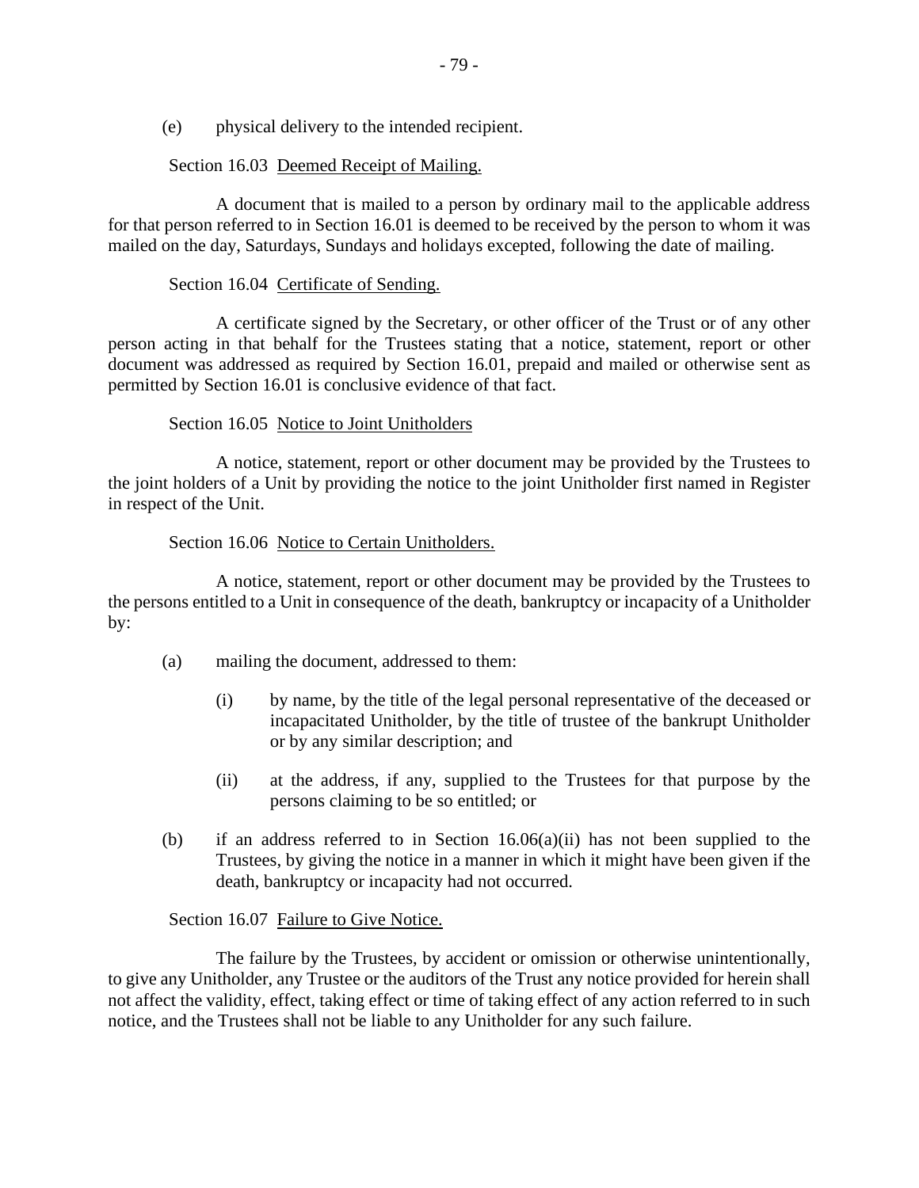(e) physical delivery to the intended recipient.

Section 16.03 Deemed Receipt of Mailing.

A document that is mailed to a person by ordinary mail to the applicable address for that person referred to in Section 16.01 is deemed to be received by the person to whom it was mailed on the day, Saturdays, Sundays and holidays excepted, following the date of mailing.

Section 16.04 Certificate of Sending.

A certificate signed by the Secretary, or other officer of the Trust or of any other person acting in that behalf for the Trustees stating that a notice, statement, report or other document was addressed as required by Section 16.01, prepaid and mailed or otherwise sent as permitted by Section 16.01 is conclusive evidence of that fact.

Section 16.05 Notice to Joint Unitholders

A notice, statement, report or other document may be provided by the Trustees to the joint holders of a Unit by providing the notice to the joint Unitholder first named in Register in respect of the Unit.

Section 16.06 Notice to Certain Unitholders.

A notice, statement, report or other document may be provided by the Trustees to the persons entitled to a Unit in consequence of the death, bankruptcy or incapacity of a Unitholder by:

(a) mailing the document, addressed to them:

  (i) by name, by the title of the legal personal representative of the deceased or incapacitated Unitholder, by the title of trustee of the bankrupt Unitholder or by any similar description; and

  (ii) at the address, if any, supplied to the Trustees for that purpose by the persons claiming to be so entitled; or

(b) if an address referred to in Section 16.06(a)(ii) has not been supplied to the Trustees, by giving the notice in a manner in which it might have been given if the death, bankruptcy or incapacity had not occurred.

Section 16.07 Failure to Give Notice.

The failure by the Trustees, by accident or omission or otherwise unintentionally, to give any Unitholder, any Trustee or the auditors of the Trust any notice provided for herein shall not affect the validity, effect, taking effect or time of taking effect of any action referred to in such notice, and the Trustees shall not be liable to any Unitholder for any such failure.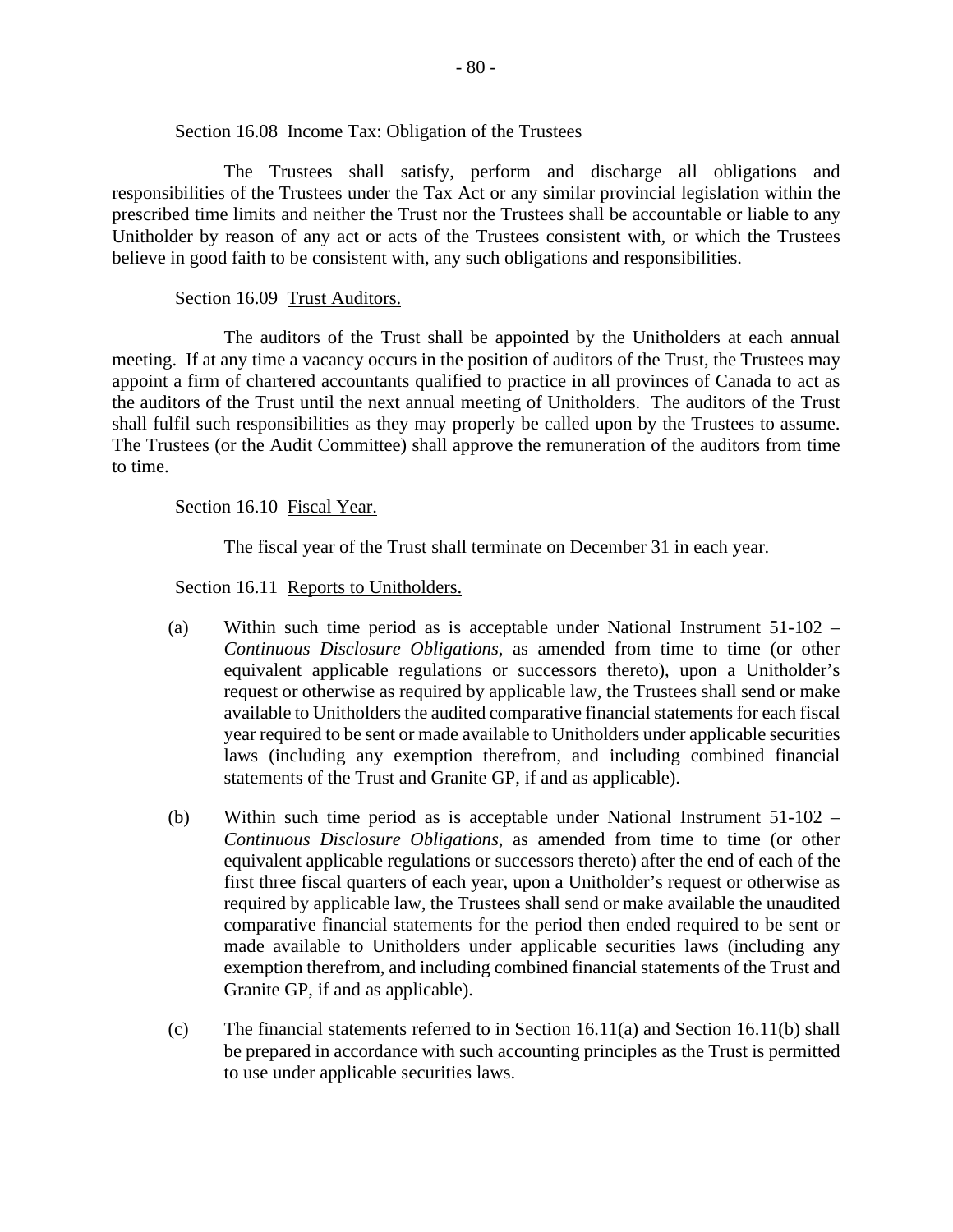Section 16.08 Income Tax: Obligation of the Trustees

The Trustees shall satisfy, perform and discharge all obligations and responsibilities of the Trustees under the Tax Act or any similar provincial legislation within the prescribed time limits and neither the Trust nor the Trustees shall be accountable or liable to any Unitholder by reason of any act or acts of the Trustees consistent with, or which the Trustees believe in good faith to be consistent with, any such obligations and responsibilities.

Section 16.09 Trust Auditors.

The auditors of the Trust shall be appointed by the Unitholders at each annual meeting. If at any time a vacancy occurs in the position of auditors of the Trust, the Trustees may appoint a firm of chartered accountants qualified to practice in all provinces of Canada to act as the auditors of the Trust until the next annual meeting of Unitholders. The auditors of the Trust shall fulfil such responsibilities as they may properly be called upon by the Trustees to assume. The Trustees (or the Audit Committee) shall approve the remuneration of the auditors from time to time.

Section 16.10 Fiscal Year.

The fiscal year of the Trust shall terminate on December 31 in each year.

Section 16.11 Reports to Unitholders.

(a) Within such time period as is acceptable under National Instrument 51-102 – *Continuous Disclosure Obligations*, as amended from time to time (or other equivalent applicable regulations or successors thereto), upon a Unitholder's request or otherwise as required by applicable law, the Trustees shall send or make available to Unitholders the audited comparative financial statements for each fiscal year required to be sent or made available to Unitholders under applicable securities laws (including any exemption therefrom, and including combined financial statements of the Trust and Granite GP, if and as applicable).

(b) Within such time period as is acceptable under National Instrument 51-102 – *Continuous Disclosure Obligations*, as amended from time to time (or other equivalent applicable regulations or successors thereto) after the end of each of the first three fiscal quarters of each year, upon a Unitholder's request or otherwise as required by applicable law, the Trustees shall send or make available the unaudited comparative financial statements for the period then ended required to be sent or made available to Unitholders under applicable securities laws (including any exemption therefrom, and including combined financial statements of the Trust and Granite GP, if and as applicable).

(c) The financial statements referred to in Section 16.11(a) and Section 16.11(b) shall be prepared in accordance with such accounting principles as the Trust is permitted to use under applicable securities laws.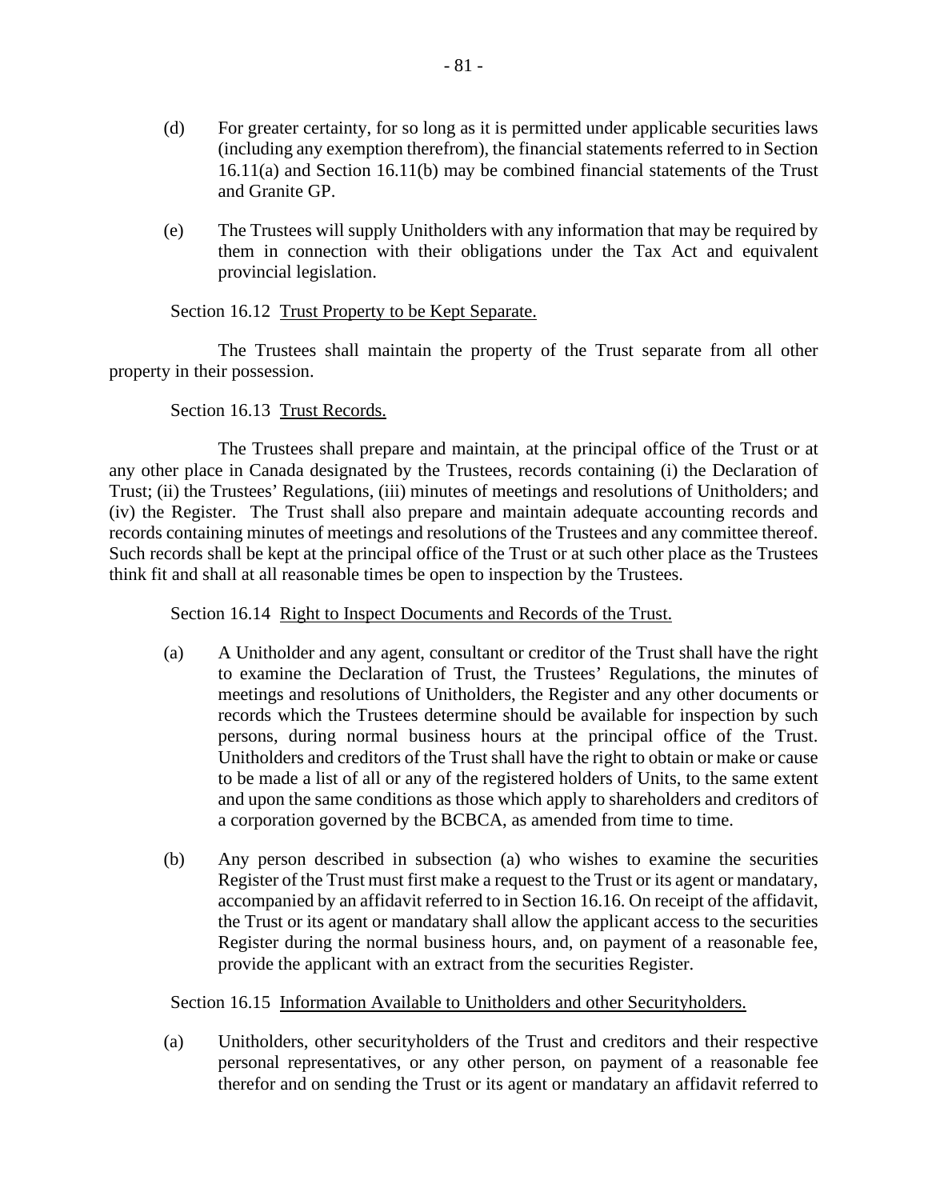(d) For greater certainty, for so long as it is permitted under applicable securities laws (including any exemption therefrom), the financial statements referred to in Section 16.11(a) and Section 16.11(b) may be combined financial statements of the Trust and Granite GP.

(e) The Trustees will supply Unitholders with any information that may be required by them in connection with their obligations under the Tax Act and equivalent provincial legislation.

Section 16.12 Trust Property to be Kept Separate.

The Trustees shall maintain the property of the Trust separate from all other property in their possession.

Section 16.13 Trust Records.

The Trustees shall prepare and maintain, at the principal office of the Trust or at any other place in Canada designated by the Trustees, records containing (i) the Declaration of Trust; (ii) the Trustees' Regulations, (iii) minutes of meetings and resolutions of Unitholders; and (iv) the Register. The Trust shall also prepare and maintain adequate accounting records and records containing minutes of meetings and resolutions of the Trustees and any committee thereof. Such records shall be kept at the principal office of the Trust or at such other place as the Trustees think fit and shall at all reasonable times be open to inspection by the Trustees.

Section 16.14 Right to Inspect Documents and Records of the Trust.

(a) A Unitholder and any agent, consultant or creditor of the Trust shall have the right to examine the Declaration of Trust, the Trustees' Regulations, the minutes of meetings and resolutions of Unitholders, the Register and any other documents or records which the Trustees determine should be available for inspection by such persons, during normal business hours at the principal office of the Trust. Unitholders and creditors of the Trust shall have the right to obtain or make or cause to be made a list of all or any of the registered holders of Units, to the same extent and upon the same conditions as those which apply to shareholders and creditors of a corporation governed by the BCBCA, as amended from time to time.

(b) Any person described in subsection (a) who wishes to examine the securities Register of the Trust must first make a request to the Trust or its agent or mandatary, accompanied by an affidavit referred to in Section 16.16. On receipt of the affidavit, the Trust or its agent or mandatary shall allow the applicant access to the securities Register during the normal business hours, and, on payment of a reasonable fee, provide the applicant with an extract from the securities Register.

Section 16.15 Information Available to Unitholders and other Securityholders.

(a) Unitholders, other securityholders of the Trust and creditors and their respective personal representatives, or any other person, on payment of a reasonable fee therefor and on sending the Trust or its agent or mandatary an affidavit referred to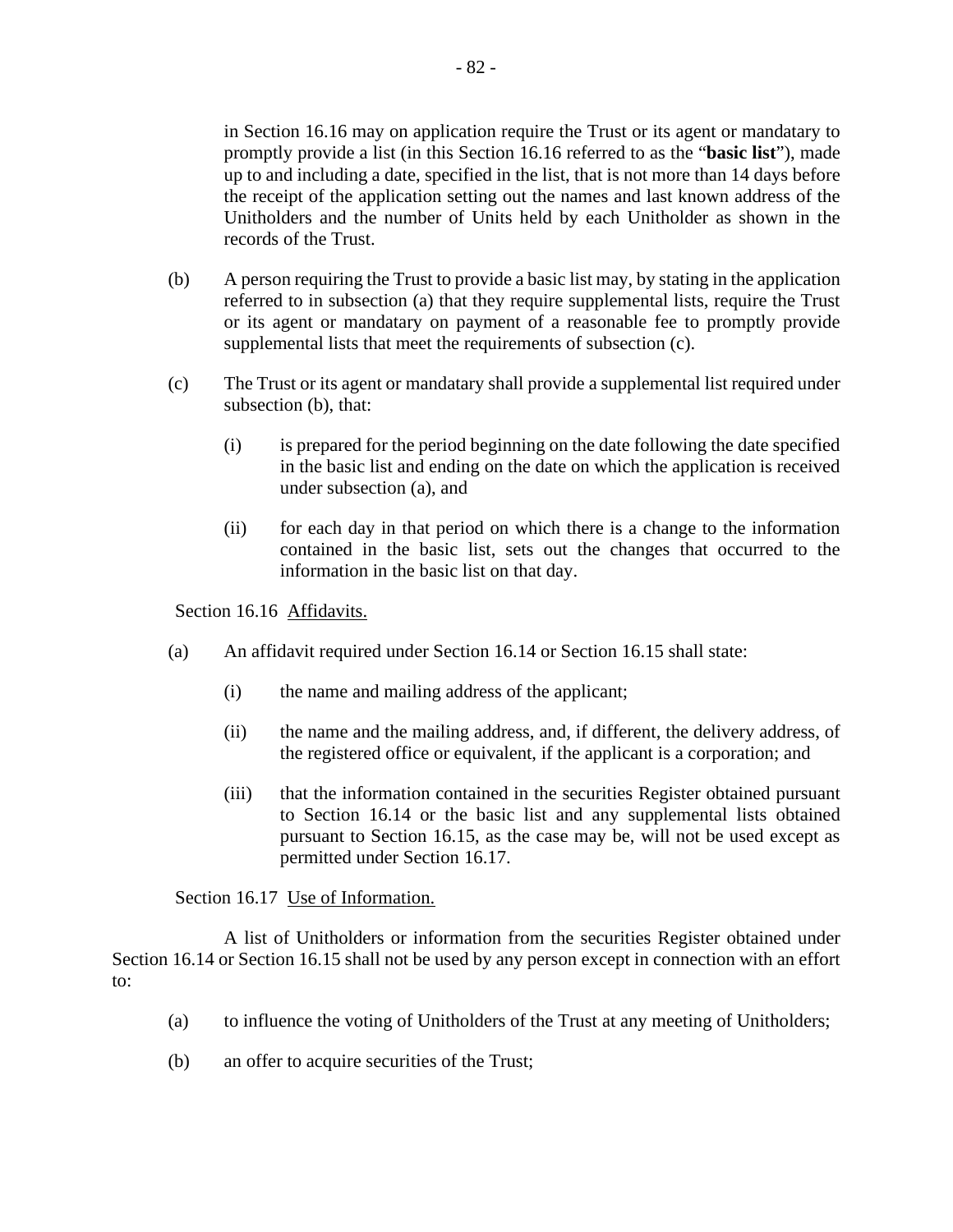in Section 16.16 may on application require the Trust or its agent or mandatary to promptly provide a list (in this Section 16.16 referred to as the "**basic list**"), made up to and including a date, specified in the list, that is not more than 14 days before the receipt of the application setting out the names and last known address of the Unitholders and the number of Units held by each Unitholder as shown in the records of the Trust.

(b) A person requiring the Trust to provide a basic list may, by stating in the application referred to in subsection (a) that they require supplemental lists, require the Trust or its agent or mandatary on payment of a reasonable fee to promptly provide supplemental lists that meet the requirements of subsection (c).

(c) The Trust or its agent or mandatary shall provide a supplemental list required under subsection (b), that:

(i) is prepared for the period beginning on the date following the date specified in the basic list and ending on the date on which the application is received under subsection (a), and

(ii) for each day in that period on which there is a change to the information contained in the basic list, sets out the changes that occurred to the information in the basic list on that day.

Section 16.16 Affidavits.

(a) An affidavit required under Section 16.14 or Section 16.15 shall state:

(i) the name and mailing address of the applicant;

(ii) the name and the mailing address, and, if different, the delivery address, of the registered office or equivalent, if the applicant is a corporation; and

(iii) that the information contained in the securities Register obtained pursuant to Section 16.14 or the basic list and any supplemental lists obtained pursuant to Section 16.15, as the case may be, will not be used except as permitted under Section 16.17.

Section 16.17 Use of Information.

A list of Unitholders or information from the securities Register obtained under Section 16.14 or Section 16.15 shall not be used by any person except in connection with an effort to:

(a) to influence the voting of Unitholders of the Trust at any meeting of Unitholders;

(b) an offer to acquire securities of the Trust;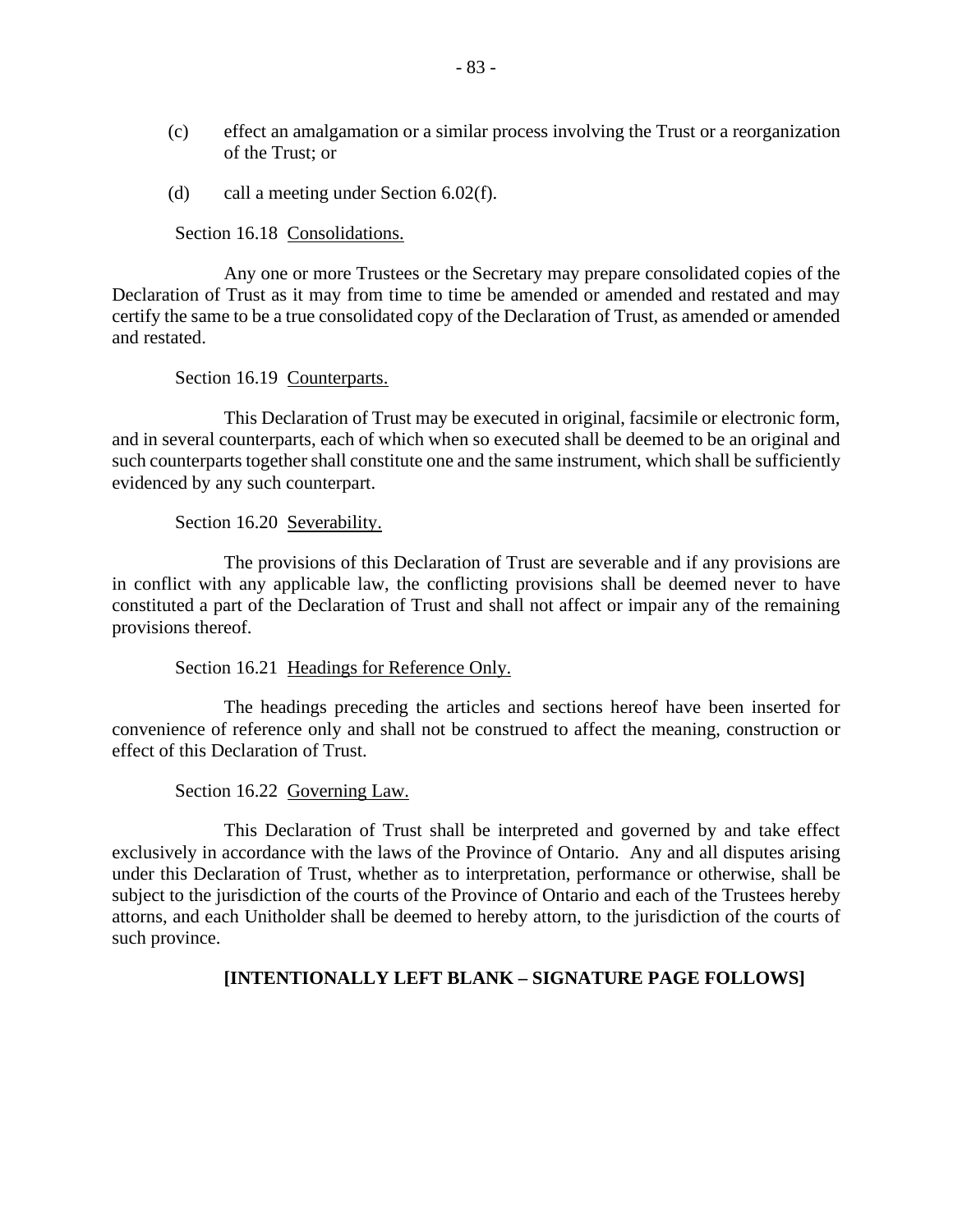(c) effect an amalgamation or a similar process involving the Trust or a reorganization of the Trust; or

(d) call a meeting under Section 6.02(f).

Section 16.18 Consolidations.

Any one or more Trustees or the Secretary may prepare consolidated copies of the Declaration of Trust as it may from time to time be amended or amended and restated and may certify the same to be a true consolidated copy of the Declaration of Trust, as amended or amended and restated.

Section 16.19 Counterparts.

This Declaration of Trust may be executed in original, facsimile or electronic form, and in several counterparts, each of which when so executed shall be deemed to be an original and such counterparts together shall constitute one and the same instrument, which shall be sufficiently evidenced by any such counterpart.

Section 16.20 Severability.

The provisions of this Declaration of Trust are severable and if any provisions are in conflict with any applicable law, the conflicting provisions shall be deemed never to have constituted a part of the Declaration of Trust and shall not affect or impair any of the remaining provisions thereof.

Section 16.21 Headings for Reference Only.

The headings preceding the articles and sections hereof have been inserted for convenience of reference only and shall not be construed to affect the meaning, construction or effect of this Declaration of Trust.

Section 16.22 Governing Law.

This Declaration of Trust shall be interpreted and governed by and take effect exclusively in accordance with the laws of the Province of Ontario. Any and all disputes arising under this Declaration of Trust, whether as to interpretation, performance or otherwise, shall be subject to the jurisdiction of the courts of the Province of Ontario and each of the Trustees hereby attorns, and each Unitholder shall be deemed to hereby attorn, to the jurisdiction of the courts of such province.

**[INTENTIONALLY LEFT BLANK – SIGNATURE PAGE FOLLOWS]**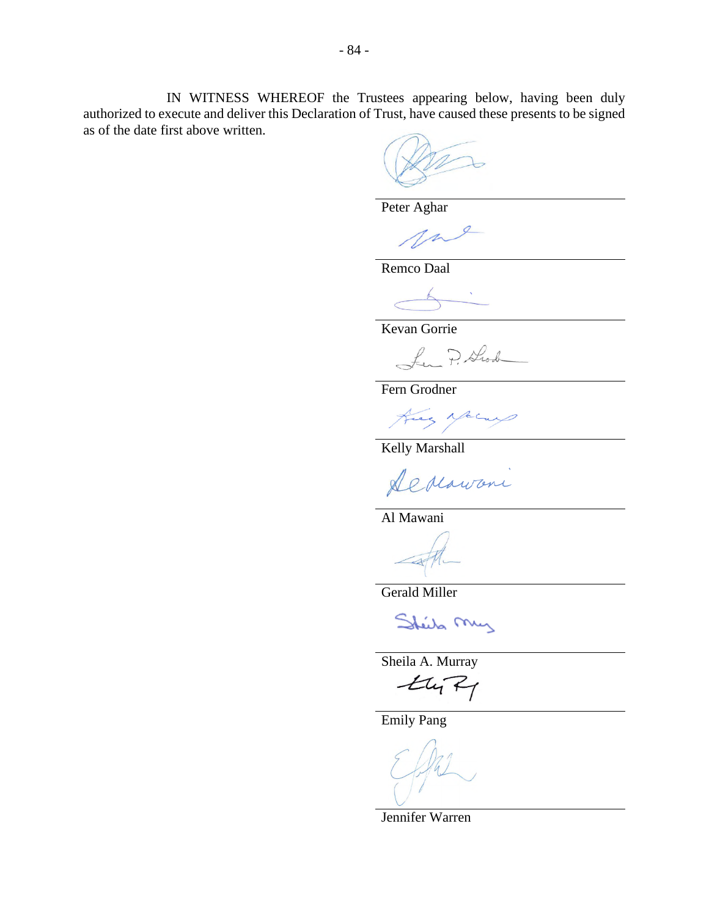IN WITNESS WHEREOF the Trustees appearing below, having been duly authorized to execute and deliver this Declaration of Trust, have caused these presents to be signed as of the date first above written.

Peter Aghar

Remco Daal

Kevan Gorrie

Fern Grodner

Kelly Marshall

Al Mawani

Gerald Miller

Sheila A. Murray

Emily Pang

Jennifer Warren